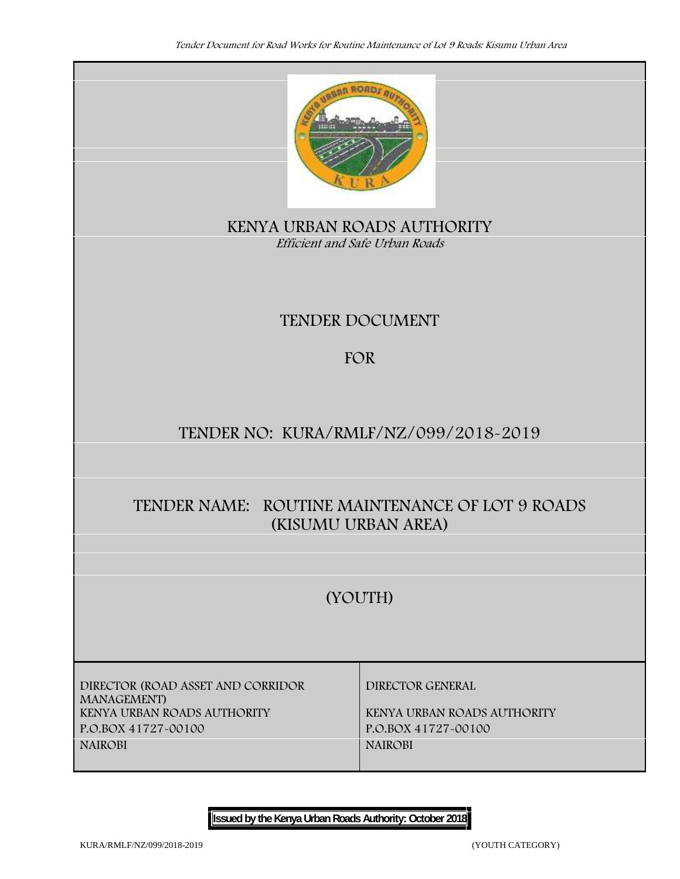# KENYA URBAN ROADS AUTHORITY

*Efficient and Safe Urban Roads*

## TENDER DOCUMENT

## FOR

## TENDER NO: KURA/RMLF/NZ/099/2018-2019

## TENDER NAME: ROUTINE MAINTENANCE OF LOT 9 ROADS (KISUMU URBAN AREA)

## (YOUTH)

| DIRECTOR (ROAD ASSET AND CORRIDOR MANAGEMENT)<br>KENYA URBAN ROADS AUTHORITY<br>P.O.BOX 41727-00100<br>NAIROBI | DIRECTOR GENERAL<br>KENYA URBAN ROADS AUTHORITY<br>P.O.BOX 41727-00100<br>NAIROBI |
|---|---|

**Issued by the Kenya Urban Roads Authority: October 2018**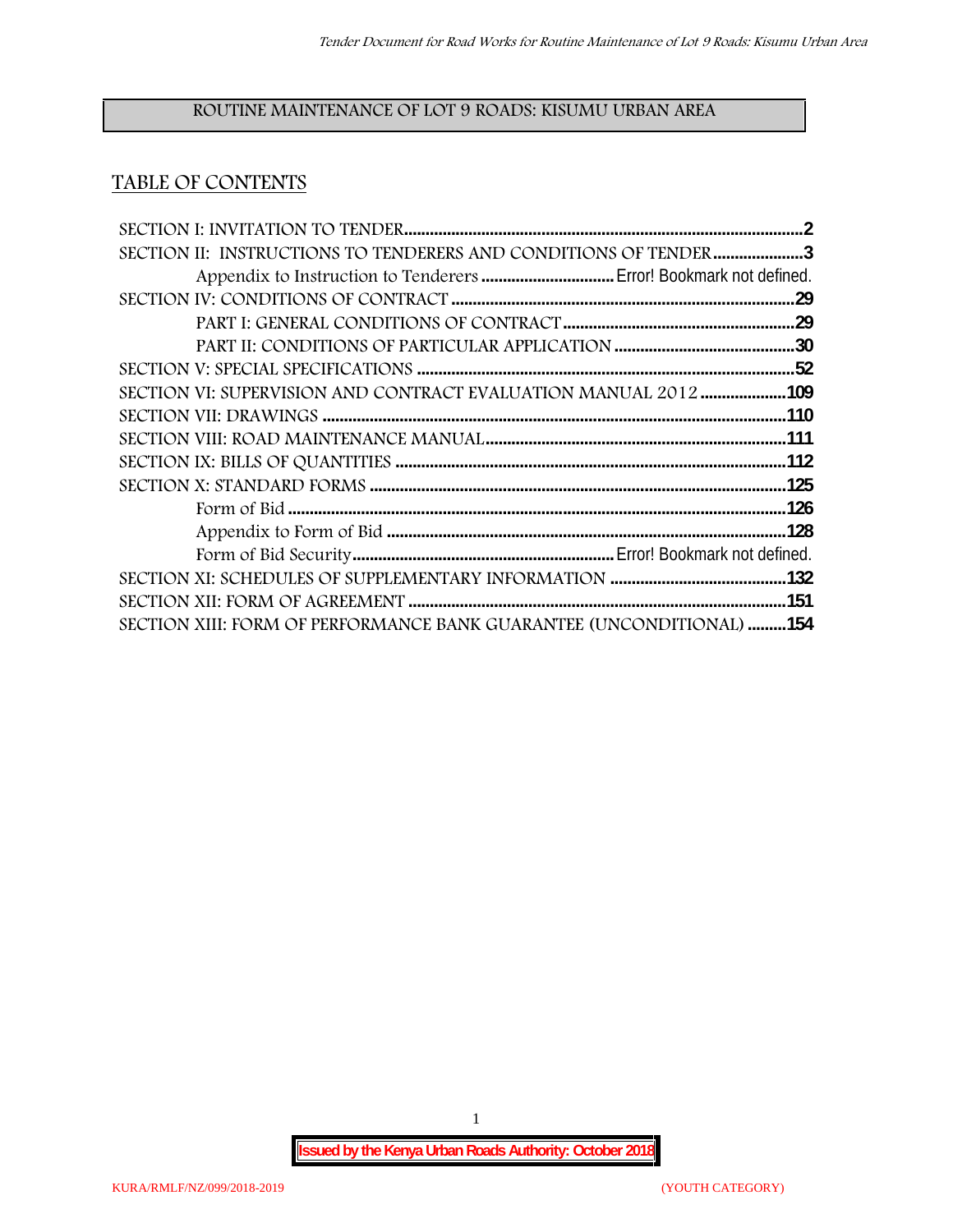# ROUTINE MAINTENANCE OF LOT 9 ROADS: KISUMU URBAN AREA

## TABLE OF CONTENTS

SECTION I: INVITATION TO TENDER.....2

SECTION II: INSTRUCTIONS TO TENDERERS AND CONDITIONS OF TENDER.....3

- Appendix to Instruction to Tenderers .....Error! Bookmark not defined.

SECTION IV: CONDITIONS OF CONTRACT.....29

- PART I: GENERAL CONDITIONS OF CONTRACT.....29
- PART II: CONDITIONS OF PARTICULAR APPLICATION.....30

SECTION V: SPECIAL SPECIFICATIONS.....52

SECTION VI: SUPERVISION AND CONTRACT EVALUATION MANUAL 2012.....109

SECTION VII: DRAWINGS.....110

SECTION VIII: ROAD MAINTENANCE MANUAL.....111

SECTION IX: BILLS OF QUANTITIES.....112

SECTION X: STANDARD FORMS.....125

- Form of Bid.....126
- Appendix to Form of Bid.....128
- Form of Bid Security.....Error! Bookmark not defined.

SECTION XI: SCHEDULES OF SUPPLEMENTARY INFORMATION.....132

SECTION XII: FORM OF AGREEMENT.....151

SECTION XIII: FORM OF PERFORMANCE BANK GUARANTEE (UNCONDITIONAL).....154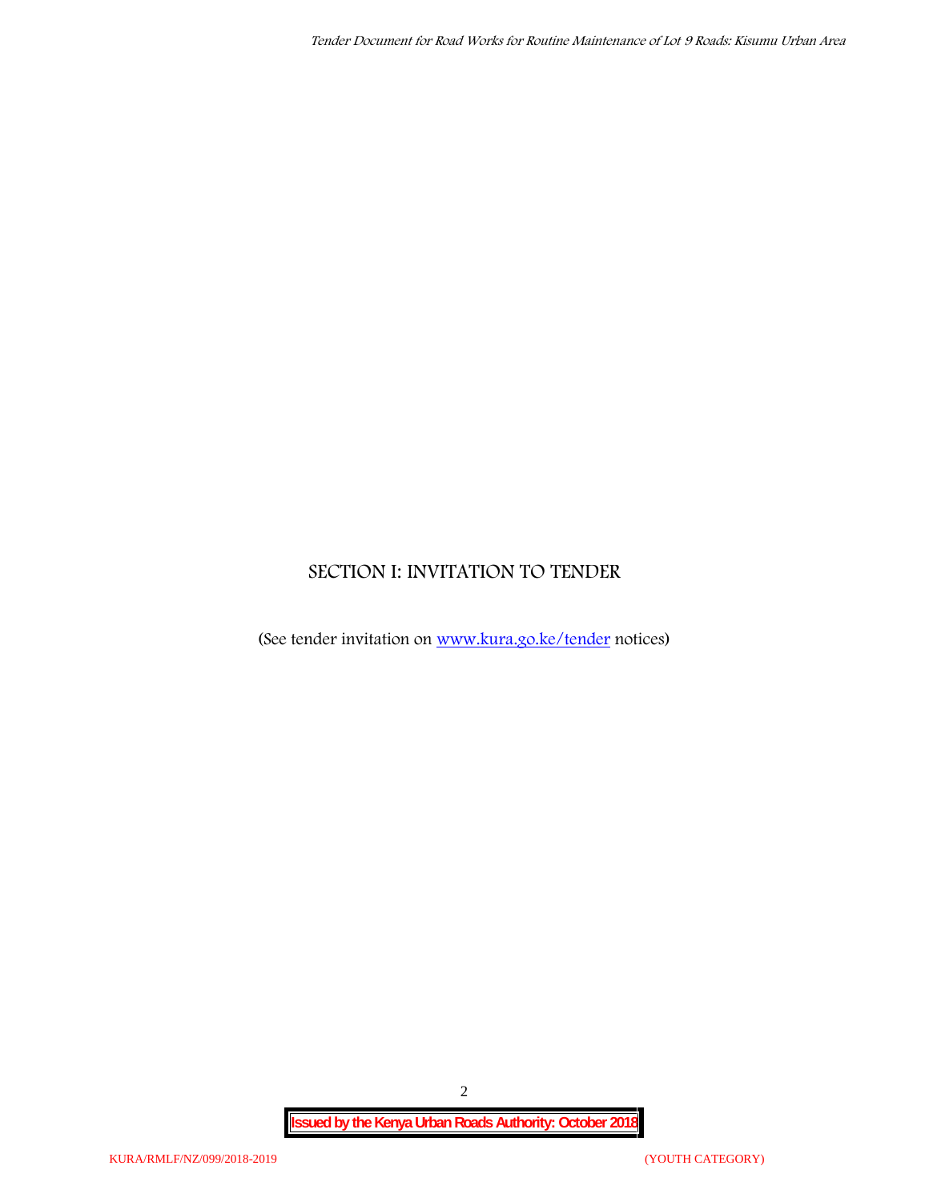# SECTION I: INVITATION TO TENDER

(See tender invitation on [www.kura.go.ke/tender](www.kura.go.ke/tender) notices)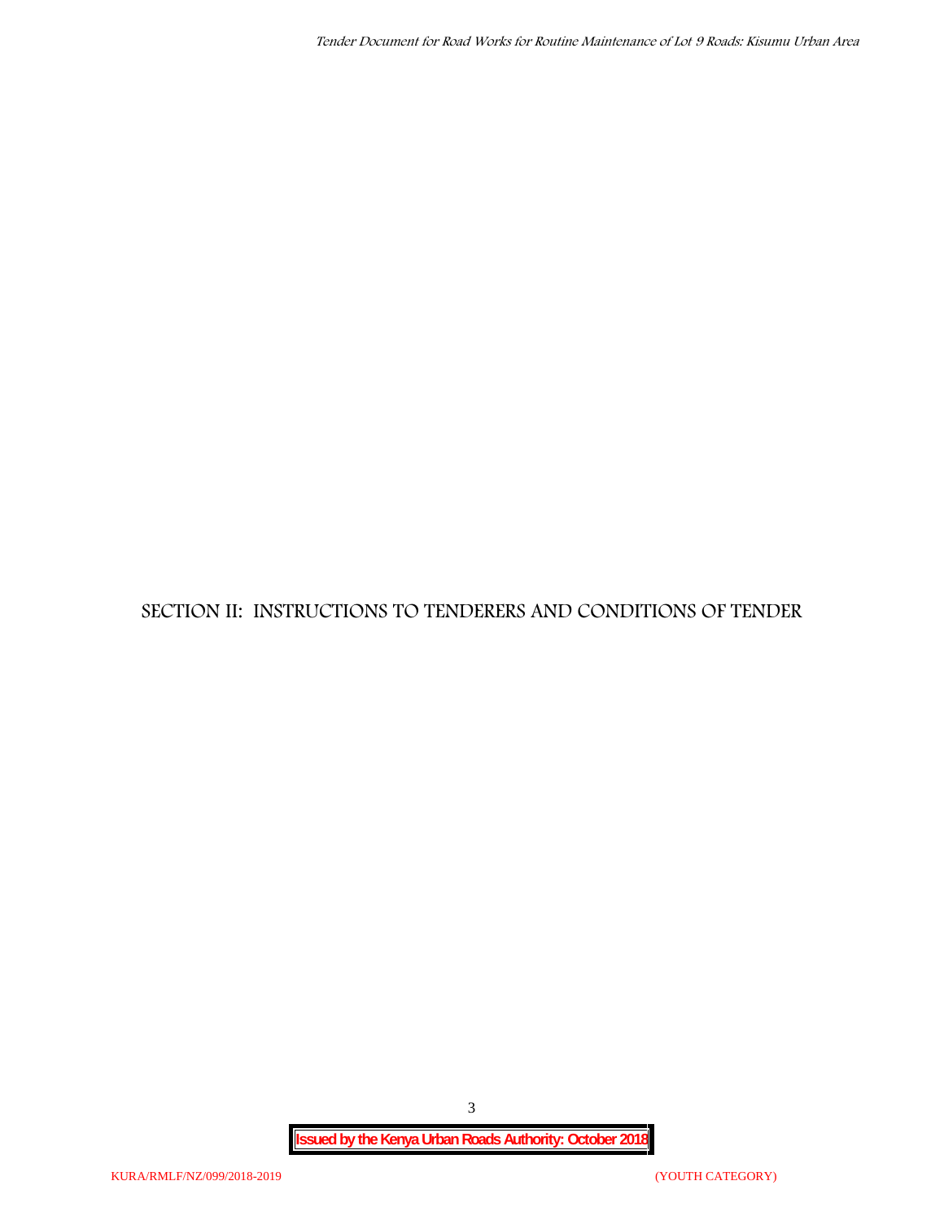# SECTION II: INSTRUCTIONS TO TENDERERS AND CONDITIONS OF TENDER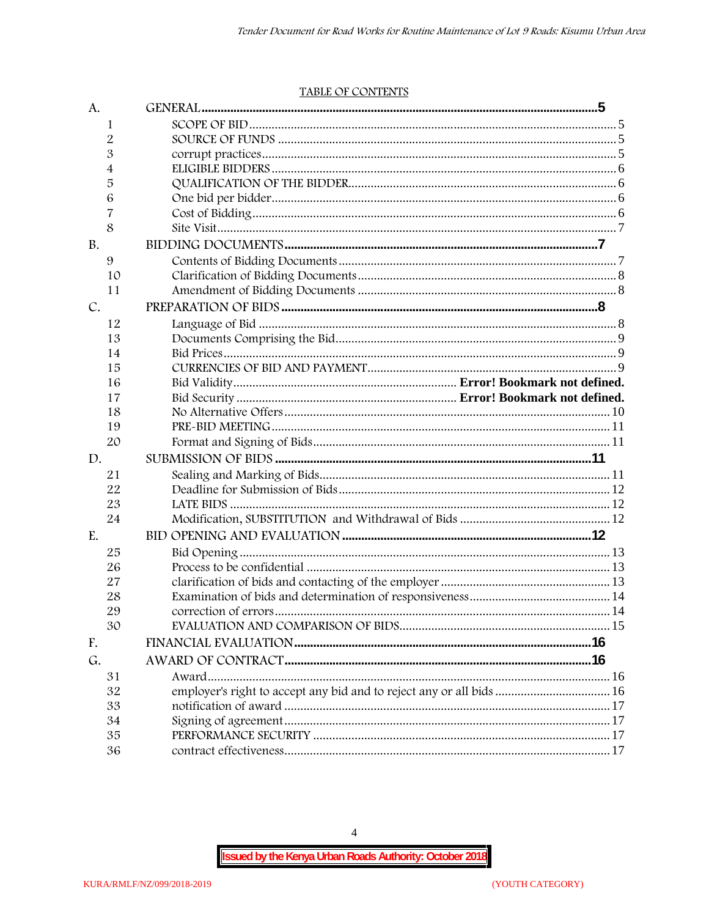TABLE OF CONTENTS

| | | |
|---|---|---|
| A. | **GENERAL** | **5** |
| 1 | SCOPE OF BID | 5 |
| 2 | SOURCE OF FUNDS | 5 |
| 3 | corrupt practices | 5 |
| 4 | ELIGIBLE BIDDERS | 6 |
| 5 | QUALIFICATION OF THE BIDDER | 6 |
| 6 | One bid per bidder | 6 |
| 7 | Cost of Bidding | 6 |
| 8 | Site Visit | 7 |
| B. | **BIDDING DOCUMENTS** | **7** |
| 9 | Contents of Bidding Documents | 7 |
| 10 | Clarification of Bidding Documents | 8 |
| 11 | Amendment of Bidding Documents | 8 |
| C. | **PREPARATION OF BIDS** | **8** |
| 12 | Language of Bid | 8 |
| 13 | Documents Comprising the Bid | 9 |
| 14 | Bid Prices | 9 |
| 15 | CURRENCIES OF BID AND PAYMENT | 9 |
| 16 | Bid Validity | **Error! Bookmark not defined.** |
| 17 | Bid Security | **Error! Bookmark not defined.** |
| 18 | No Alternative Offers | 10 |
| 19 | PRE-BID MEETING | 11 |
| 20 | Format and Signing of Bids | 11 |
| D. | **SUBMISSION OF BIDS** | **11** |
| 21 | Sealing and Marking of Bids | 11 |
| 22 | Deadline for Submission of Bids | 12 |
| 23 | LATE BIDS | 12 |
| 24 | Modification, SUBSTITUTION and Withdrawal of Bids | 12 |
| E. | **BID OPENING AND EVALUATION** | **12** |
| 25 | Bid Opening | 13 |
| 26 | Process to be confidential | 13 |
| 27 | clarification of bids and contacting of the employer | 13 |
| 28 | Examination of bids and determination of responsiveness | 14 |
| 29 | correction of errors | 14 |
| 30 | EVALUATION AND COMPARISON OF BIDS | 15 |
| F. | **FINANCIAL EVALUATION** | **16** |
| G. | **AWARD OF CONTRACT** | **16** |
| 31 | Award | 16 |
| 32 | employer's right to accept any bid and to reject any or all bids | 16 |
| 33 | notification of award | 17 |
| 34 | Signing of agreement | 17 |
| 35 | PERFORMANCE SECURITY | 17 |
| 36 | contract effectiveness | 17 |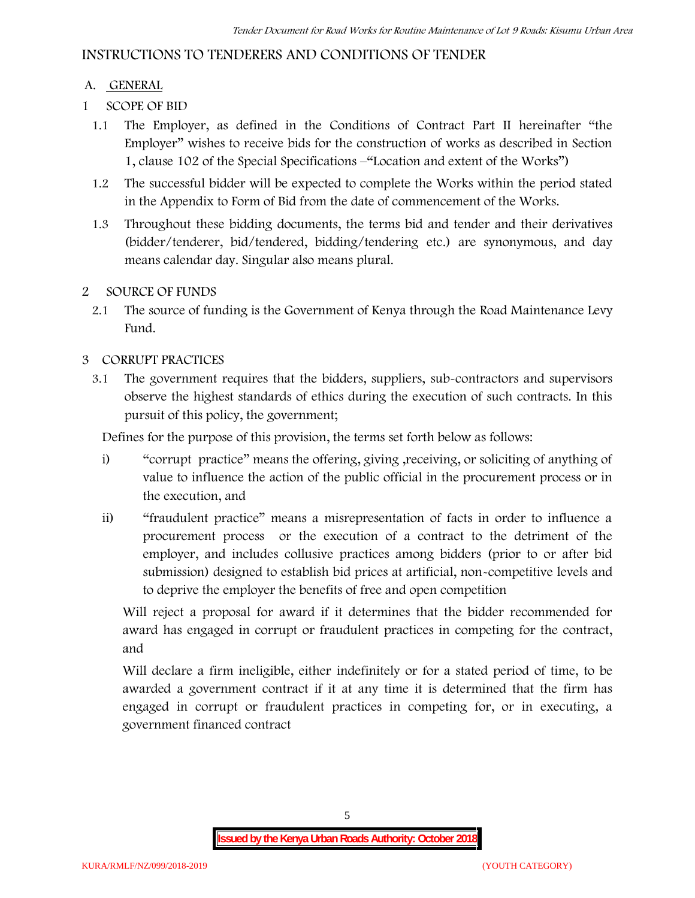# INSTRUCTIONS TO TENDERERS AND CONDITIONS OF TENDER

## A. GENERAL

### 1 SCOPE OF BID

1.1 The Employer, as defined in the Conditions of Contract Part II hereinafter "the Employer" wishes to receive bids for the construction of works as described in Section 1, clause 102 of the Special Specifications –"Location and extent of the Works")

1.2 The successful bidder will be expected to complete the Works within the period stated in the Appendix to Form of Bid from the date of commencement of the Works.

1.3 Throughout these bidding documents, the terms bid and tender and their derivatives (bidder/tenderer, bid/tendered, bidding/tendering etc.) are synonymous, and day means calendar day. Singular also means plural.

### 2 SOURCE OF FUNDS

2.1 The source of funding is the Government of Kenya through the Road Maintenance Levy Fund.

### 3 CORRUPT PRACTICES

3.1 The government requires that the bidders, suppliers, sub-contractors and supervisors observe the highest standards of ethics during the execution of such contracts. In this pursuit of this policy, the government;

Defines for the purpose of this provision, the terms set forth below as follows:

i) "corrupt practice" means the offering, giving ,receiving, or soliciting of anything of value to influence the action of the public official in the procurement process or in the execution, and

ii) "fraudulent practice" means a misrepresentation of facts in order to influence a procurement process or the execution of a contract to the detriment of the employer, and includes collusive practices among bidders (prior to or after bid submission) designed to establish bid prices at artificial, non-competitive levels and to deprive the employer the benefits of free and open competition

Will reject a proposal for award if it determines that the bidder recommended for award has engaged in corrupt or fraudulent practices in competing for the contract, and

Will declare a firm ineligible, either indefinitely or for a stated period of time, to be awarded a government contract if it at any time it is determined that the firm has engaged in corrupt or fraudulent practices in competing for, or in executing, a government financed contract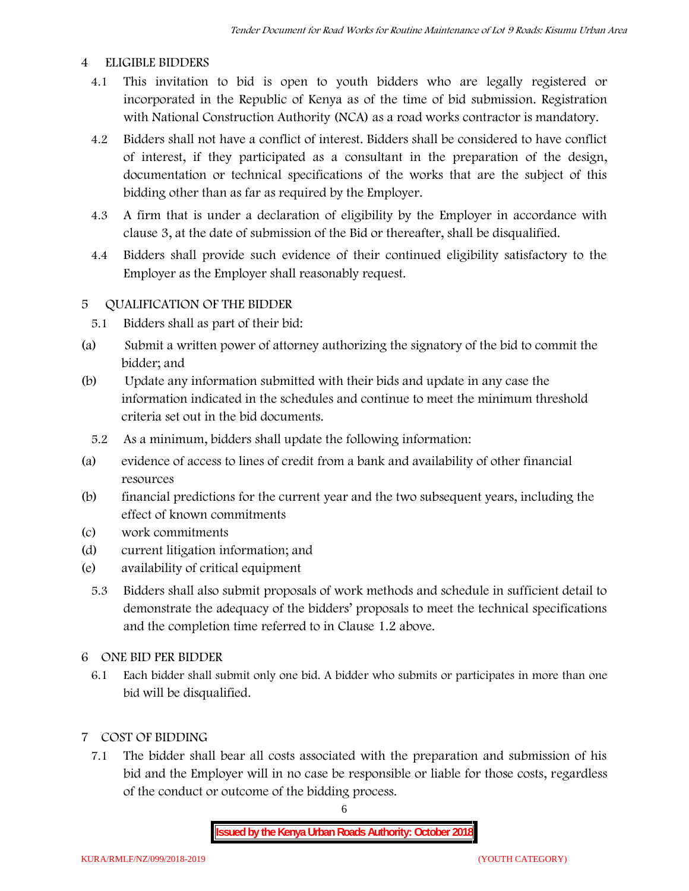## 4 ELIGIBLE BIDDERS

4.1 This invitation to bid is open to youth bidders who are legally registered or incorporated in the Republic of Kenya as of the time of bid submission. Registration with National Construction Authority (NCA) as a road works contractor is mandatory.

4.2 Bidders shall not have a conflict of interest. Bidders shall be considered to have conflict of interest, if they participated as a consultant in the preparation of the design, documentation or technical specifications of the works that are the subject of this bidding other than as far as required by the Employer.

4.3 A firm that is under a declaration of eligibility by the Employer in accordance with clause 3, at the date of submission of the Bid or thereafter, shall be disqualified.

4.4 Bidders shall provide such evidence of their continued eligibility satisfactory to the Employer as the Employer shall reasonably request.

## 5 QUALIFICATION OF THE BIDDER

5.1 Bidders shall as part of their bid:

(a) Submit a written power of attorney authorizing the signatory of the bid to commit the bidder; and

(b) Update any information submitted with their bids and update in any case the information indicated in the schedules and continue to meet the minimum threshold criteria set out in the bid documents.

5.2 As a minimum, bidders shall update the following information:

(a) evidence of access to lines of credit from a bank and availability of other financial resources

(b) financial predictions for the current year and the two subsequent years, including the effect of known commitments

(c) work commitments

(d) current litigation information; and

(e) availability of critical equipment

5.3 Bidders shall also submit proposals of work methods and schedule in sufficient detail to demonstrate the adequacy of the bidders' proposals to meet the technical specifications and the completion time referred to in Clause 1.2 above.

## 6 ONE BID PER BIDDER

6.1 Each bidder shall submit only one bid. A bidder who submits or participates in more than one bid will be disqualified.

## 7 COST OF BIDDING

7.1 The bidder shall bear all costs associated with the preparation and submission of his bid and the Employer will in no case be responsible or liable for those costs, regardless of the conduct or outcome of the bidding process.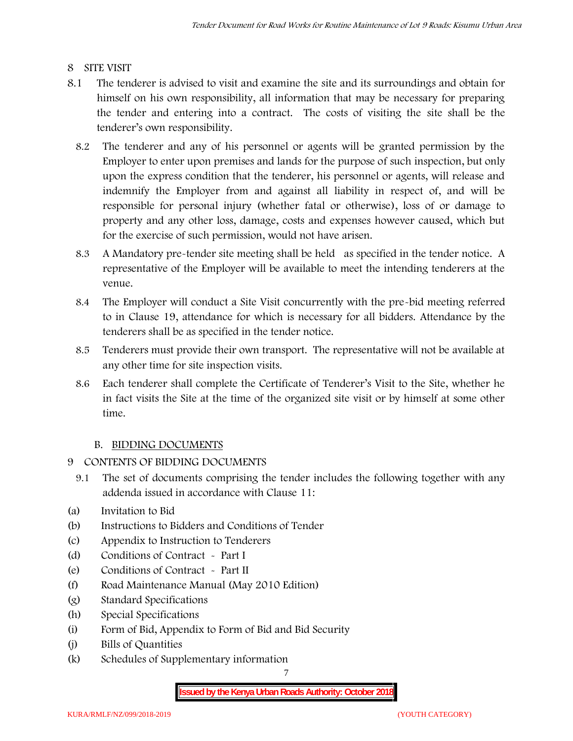## 8 SITE VISIT

8.1 The tenderer is advised to visit and examine the site and its surroundings and obtain for himself on his own responsibility, all information that may be necessary for preparing the tender and entering into a contract. The costs of visiting the site shall be the tenderer's own responsibility.

8.2 The tenderer and any of his personnel or agents will be granted permission by the Employer to enter upon premises and lands for the purpose of such inspection, but only upon the express condition that the tenderer, his personnel or agents, will release and indemnify the Employer from and against all liability in respect of, and will be responsible for personal injury (whether fatal or otherwise), loss of or damage to property and any other loss, damage, costs and expenses however caused, which but for the exercise of such permission, would not have arisen.

8.3 A Mandatory pre-tender site meeting shall be held as specified in the tender notice. A representative of the Employer will be available to meet the intending tenderers at the venue.

8.4 The Employer will conduct a Site Visit concurrently with the pre-bid meeting referred to in Clause 19, attendance for which is necessary for all bidders. Attendance by the tenderers shall be as specified in the tender notice.

8.5 Tenderers must provide their own transport. The representative will not be available at any other time for site inspection visits.

8.6 Each tenderer shall complete the Certificate of Tenderer's Visit to the Site, whether he in fact visits the Site at the time of the organized site visit or by himself at some other time.

### B. BIDDING DOCUMENTS

## 9 CONTENTS OF BIDDING DOCUMENTS

9.1 The set of documents comprising the tender includes the following together with any addenda issued in accordance with Clause 11:

(a) Invitation to Bid
(b) Instructions to Bidders and Conditions of Tender
(c) Appendix to Instruction to Tenderers
(d) Conditions of Contract - Part I
(e) Conditions of Contract - Part II
(f) Road Maintenance Manual (May 2010 Edition)
(g) Standard Specifications
(h) Special Specifications
(i) Form of Bid, Appendix to Form of Bid and Bid Security
(j) Bills of Quantities
(k) Schedules of Supplementary information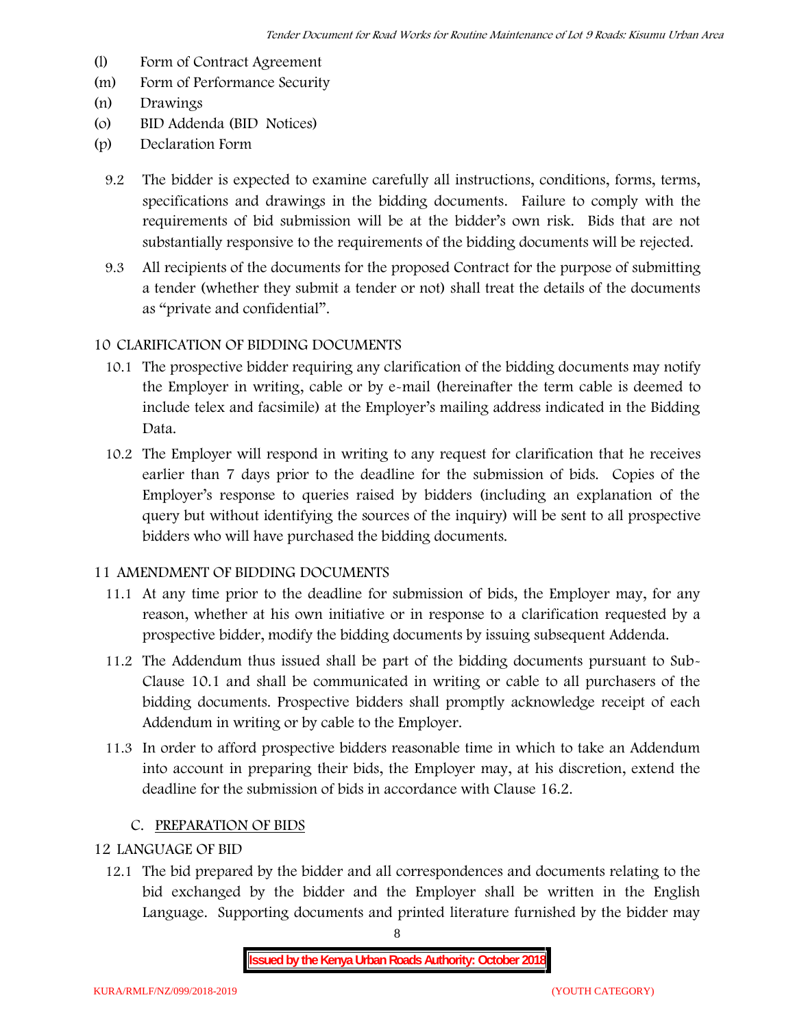- (l) Form of Contract Agreement
- (m) Form of Performance Security
- (n) Drawings
- (o) BID Addenda (BID Notices)
- (p) Declaration Form

9.2 The bidder is expected to examine carefully all instructions, conditions, forms, terms, specifications and drawings in the bidding documents. Failure to comply with the requirements of bid submission will be at the bidder's own risk. Bids that are not substantially responsive to the requirements of the bidding documents will be rejected.

9.3 All recipients of the documents for the proposed Contract for the purpose of submitting a tender (whether they submit a tender or not) shall treat the details of the documents as "private and confidential".

## 10 CLARIFICATION OF BIDDING DOCUMENTS

10.1 The prospective bidder requiring any clarification of the bidding documents may notify the Employer in writing, cable or by e-mail (hereinafter the term cable is deemed to include telex and facsimile) at the Employer's mailing address indicated in the Bidding Data.

10.2 The Employer will respond in writing to any request for clarification that he receives earlier than 7 days prior to the deadline for the submission of bids. Copies of the Employer's response to queries raised by bidders (including an explanation of the query but without identifying the sources of the inquiry) will be sent to all prospective bidders who will have purchased the bidding documents.

## 11 AMENDMENT OF BIDDING DOCUMENTS

11.1 At any time prior to the deadline for submission of bids, the Employer may, for any reason, whether at his own initiative or in response to a clarification requested by a prospective bidder, modify the bidding documents by issuing subsequent Addenda.

11.2 The Addendum thus issued shall be part of the bidding documents pursuant to Sub-Clause 10.1 and shall be communicated in writing or cable to all purchasers of the bidding documents. Prospective bidders shall promptly acknowledge receipt of each Addendum in writing or by cable to the Employer.

11.3 In order to afford prospective bidders reasonable time in which to take an Addendum into account in preparing their bids, the Employer may, at his discretion, extend the deadline for the submission of bids in accordance with Clause 16.2.

## C. PREPARATION OF BIDS

## 12 LANGUAGE OF BID

12.1 The bid prepared by the bidder and all correspondences and documents relating to the bid exchanged by the bidder and the Employer shall be written in the English Language. Supporting documents and printed literature furnished by the bidder may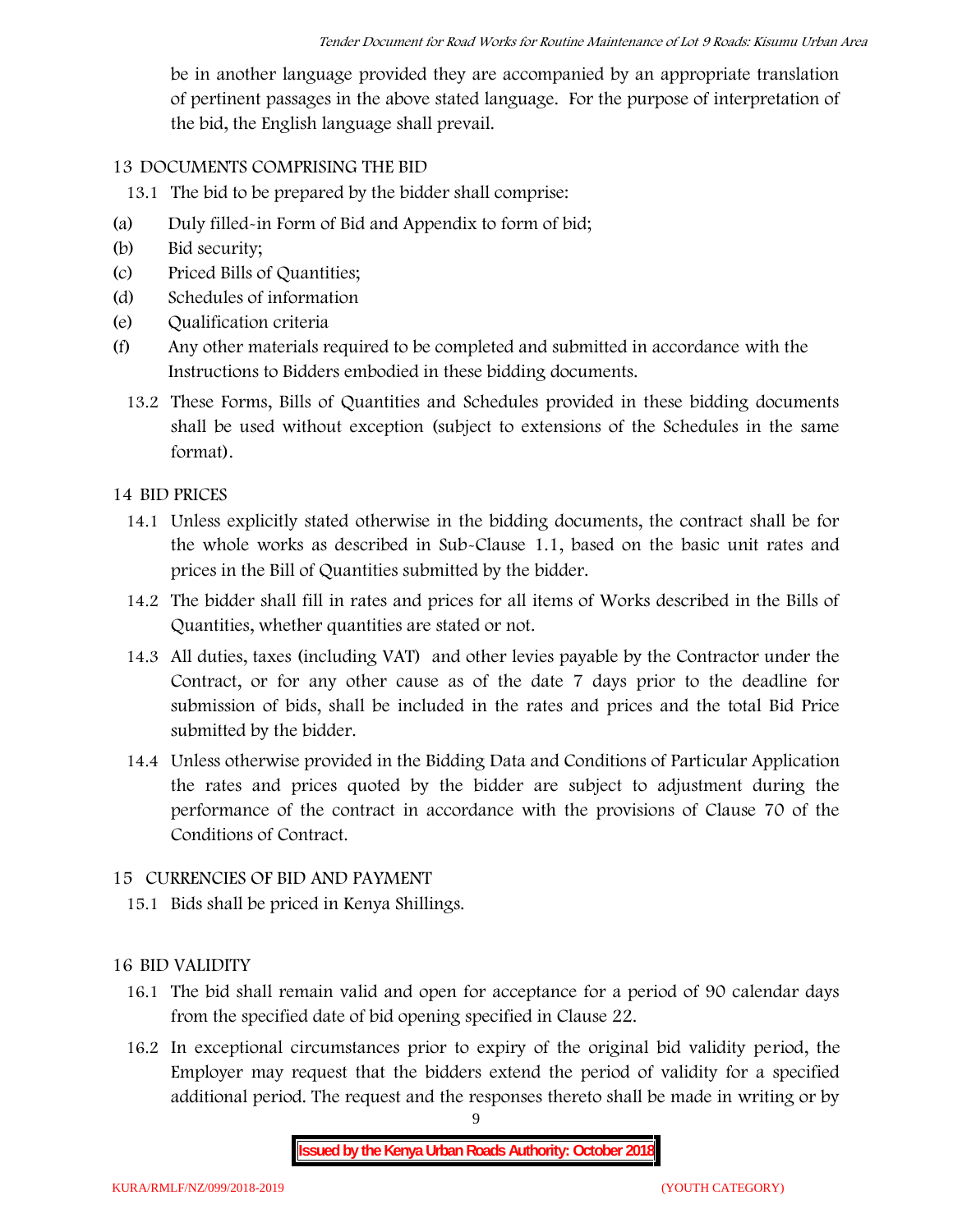be in another language provided they are accompanied by an appropriate translation of pertinent passages in the above stated language. For the purpose of interpretation of the bid, the English language shall prevail.

13 DOCUMENTS COMPRISING THE BID

13.1 The bid to be prepared by the bidder shall comprise:

(a) Duly filled-in Form of Bid and Appendix to form of bid;

(b) Bid security;

(c) Priced Bills of Quantities;

(d) Schedules of information

(e) Qualification criteria

(f) Any other materials required to be completed and submitted in accordance with the Instructions to Bidders embodied in these bidding documents.

13.2 These Forms, Bills of Quantities and Schedules provided in these bidding documents shall be used without exception (subject to extensions of the Schedules in the same format).

14 BID PRICES

14.1 Unless explicitly stated otherwise in the bidding documents, the contract shall be for the whole works as described in Sub-Clause 1.1, based on the basic unit rates and prices in the Bill of Quantities submitted by the bidder.

14.2 The bidder shall fill in rates and prices for all items of Works described in the Bills of Quantities, whether quantities are stated or not.

14.3 All duties, taxes (including VAT) and other levies payable by the Contractor under the Contract, or for any other cause as of the date 7 days prior to the deadline for submission of bids, shall be included in the rates and prices and the total Bid Price submitted by the bidder.

14.4 Unless otherwise provided in the Bidding Data and Conditions of Particular Application the rates and prices quoted by the bidder are subject to adjustment during the performance of the contract in accordance with the provisions of Clause 70 of the Conditions of Contract.

15 CURRENCIES OF BID AND PAYMENT

15.1 Bids shall be priced in Kenya Shillings.

16 BID VALIDITY

16.1 The bid shall remain valid and open for acceptance for a period of 90 calendar days from the specified date of bid opening specified in Clause 22.

16.2 In exceptional circumstances prior to expiry of the original bid validity period, the Employer may request that the bidders extend the period of validity for a specified additional period. The request and the responses thereto shall be made in writing or by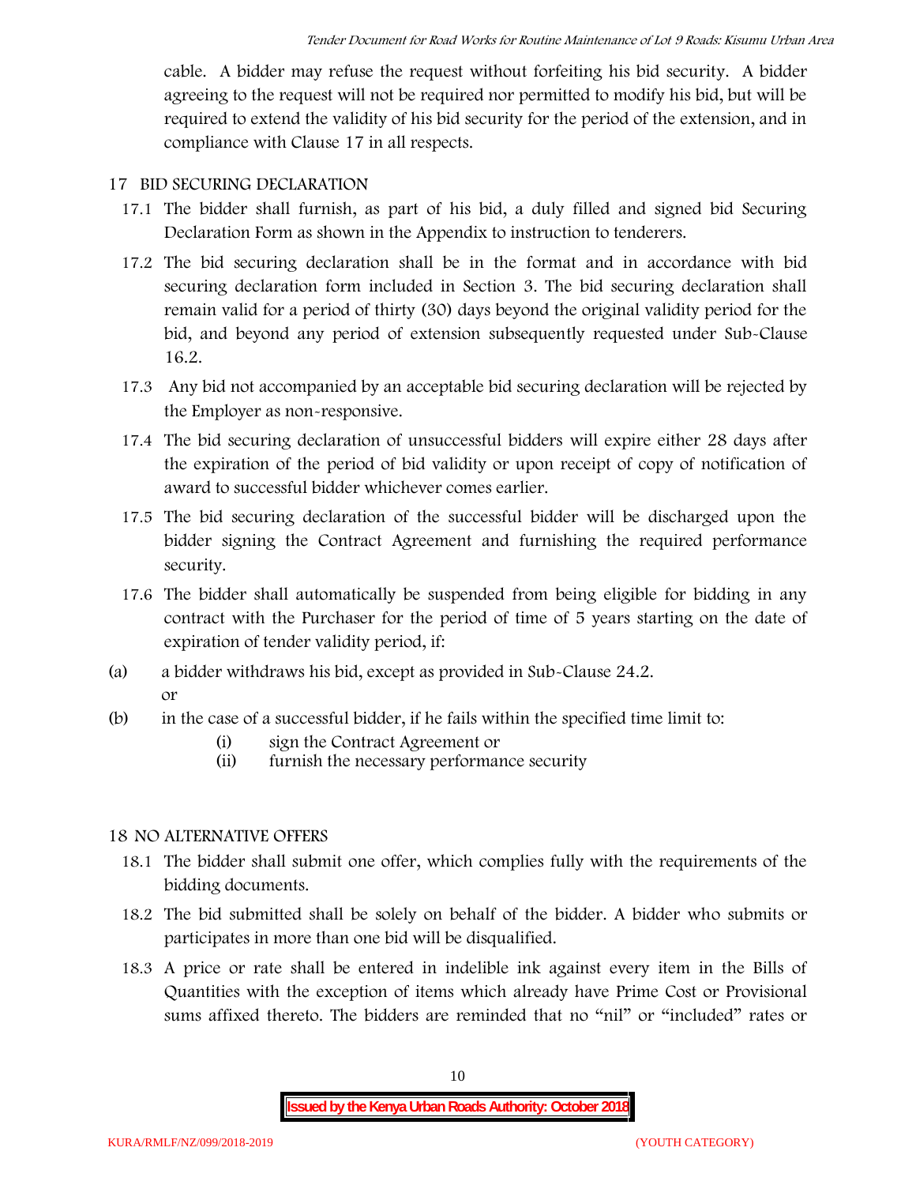cable. A bidder may refuse the request without forfeiting his bid security. A bidder agreeing to the request will not be required nor permitted to modify his bid, but will be required to extend the validity of his bid security for the period of the extension, and in compliance with Clause 17 in all respects.

## 17 BID SECURING DECLARATION

17.1 The bidder shall furnish, as part of his bid, a duly filled and signed bid Securing Declaration Form as shown in the Appendix to instruction to tenderers.

17.2 The bid securing declaration shall be in the format and in accordance with bid securing declaration form included in Section 3. The bid securing declaration shall remain valid for a period of thirty (30) days beyond the original validity period for the bid, and beyond any period of extension subsequently requested under Sub-Clause 16.2.

17.3 Any bid not accompanied by an acceptable bid securing declaration will be rejected by the Employer as non-responsive.

17.4 The bid securing declaration of unsuccessful bidders will expire either 28 days after the expiration of the period of bid validity or upon receipt of copy of notification of award to successful bidder whichever comes earlier.

17.5 The bid securing declaration of the successful bidder will be discharged upon the bidder signing the Contract Agreement and furnishing the required performance security.

17.6 The bidder shall automatically be suspended from being eligible for bidding in any contract with the Purchaser for the period of time of 5 years starting on the date of expiration of tender validity period, if:

(a) a bidder withdraws his bid, except as provided in Sub-Clause 24.2.
or

(b) in the case of a successful bidder, if he fails within the specified time limit to:

  (i) sign the Contract Agreement or
  (ii) furnish the necessary performance security

## 18 NO ALTERNATIVE OFFERS

18.1 The bidder shall submit one offer, which complies fully with the requirements of the bidding documents.

18.2 The bid submitted shall be solely on behalf of the bidder. A bidder who submits or participates in more than one bid will be disqualified.

18.3 A price or rate shall be entered in indelible ink against every item in the Bills of Quantities with the exception of items which already have Prime Cost or Provisional sums affixed thereto. The bidders are reminded that no "nil" or "included" rates or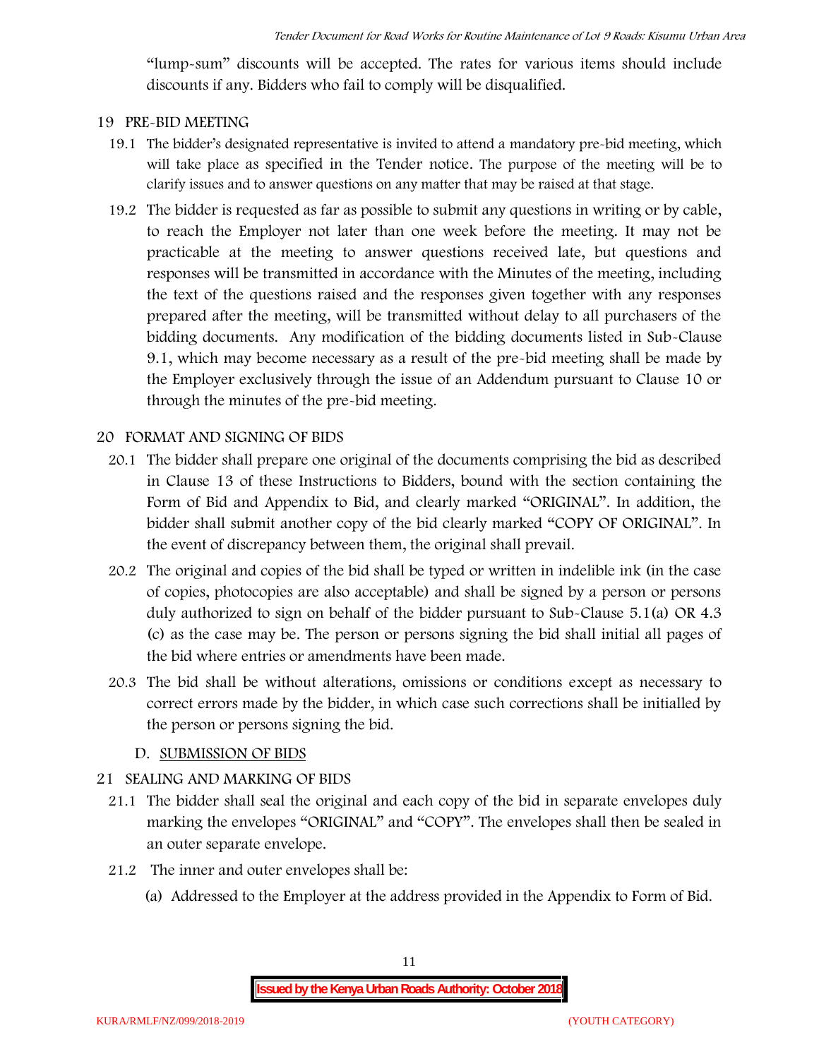"lump-sum" discounts will be accepted. The rates for various items should include discounts if any. Bidders who fail to comply will be disqualified.

## 19 PRE-BID MEETING

19.1 The bidder's designated representative is invited to attend a mandatory pre-bid meeting, which will take place as specified in the Tender notice. The purpose of the meeting will be to clarify issues and to answer questions on any matter that may be raised at that stage.

19.2 The bidder is requested as far as possible to submit any questions in writing or by cable, to reach the Employer not later than one week before the meeting. It may not be practicable at the meeting to answer questions received late, but questions and responses will be transmitted in accordance with the Minutes of the meeting, including the text of the questions raised and the responses given together with any responses prepared after the meeting, will be transmitted without delay to all purchasers of the bidding documents. Any modification of the bidding documents listed in Sub-Clause 9.1, which may become necessary as a result of the pre-bid meeting shall be made by the Employer exclusively through the issue of an Addendum pursuant to Clause 10 or through the minutes of the pre-bid meeting.

## 20 FORMAT AND SIGNING OF BIDS

20.1 The bidder shall prepare one original of the documents comprising the bid as described in Clause 13 of these Instructions to Bidders, bound with the section containing the Form of Bid and Appendix to Bid, and clearly marked "ORIGINAL". In addition, the bidder shall submit another copy of the bid clearly marked "COPY OF ORIGINAL". In the event of discrepancy between them, the original shall prevail.

20.2 The original and copies of the bid shall be typed or written in indelible ink (in the case of copies, photocopies are also acceptable) and shall be signed by a person or persons duly authorized to sign on behalf of the bidder pursuant to Sub-Clause 5.1(a) OR 4.3 (c) as the case may be. The person or persons signing the bid shall initial all pages of the bid where entries or amendments have been made.

20.3 The bid shall be without alterations, omissions or conditions except as necessary to correct errors made by the bidder, in which case such corrections shall be initialled by the person or persons signing the bid.

### D. SUBMISSION OF BIDS

## 21 SEALING AND MARKING OF BIDS

21.1 The bidder shall seal the original and each copy of the bid in separate envelopes duly marking the envelopes "ORIGINAL" and "COPY". The envelopes shall then be sealed in an outer separate envelope.

21.2 The inner and outer envelopes shall be:

(a) Addressed to the Employer at the address provided in the Appendix to Form of Bid.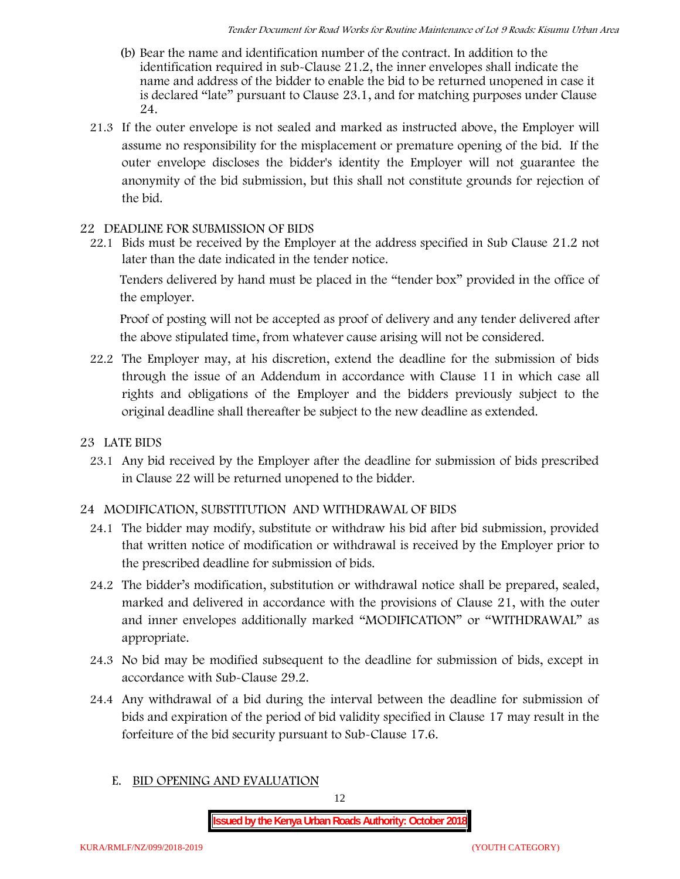(b) Bear the name and identification number of the contract. In addition to the identification required in sub-Clause 21.2, the inner envelopes shall indicate the name and address of the bidder to enable the bid to be returned unopened in case it is declared "late" pursuant to Clause 23.1, and for matching purposes under Clause 24.

21.3 If the outer envelope is not sealed and marked as instructed above, the Employer will assume no responsibility for the misplacement or premature opening of the bid. If the outer envelope discloses the bidder's identity the Employer will not guarantee the anonymity of the bid submission, but this shall not constitute grounds for rejection of the bid.

## 22 DEADLINE FOR SUBMISSION OF BIDS

22.1 Bids must be received by the Employer at the address specified in Sub Clause 21.2 not later than the date indicated in the tender notice.

Tenders delivered by hand must be placed in the "tender box" provided in the office of the employer.

Proof of posting will not be accepted as proof of delivery and any tender delivered after the above stipulated time, from whatever cause arising will not be considered.

22.2 The Employer may, at his discretion, extend the deadline for the submission of bids through the issue of an Addendum in accordance with Clause 11 in which case all rights and obligations of the Employer and the bidders previously subject to the original deadline shall thereafter be subject to the new deadline as extended.

## 23 LATE BIDS

23.1 Any bid received by the Employer after the deadline for submission of bids prescribed in Clause 22 will be returned unopened to the bidder.

## 24 MODIFICATION, SUBSTITUTION AND WITHDRAWAL OF BIDS

24.1 The bidder may modify, substitute or withdraw his bid after bid submission, provided that written notice of modification or withdrawal is received by the Employer prior to the prescribed deadline for submission of bids.

24.2 The bidder's modification, substitution or withdrawal notice shall be prepared, sealed, marked and delivered in accordance with the provisions of Clause 21, with the outer and inner envelopes additionally marked "MODIFICATION" or "WITHDRAWAL" as appropriate.

24.3 No bid may be modified subsequent to the deadline for submission of bids, except in accordance with Sub-Clause 29.2.

24.4 Any withdrawal of a bid during the interval between the deadline for submission of bids and expiration of the period of bid validity specified in Clause 17 may result in the forfeiture of the bid security pursuant to Sub-Clause 17.6.

## E. BID OPENING AND EVALUATION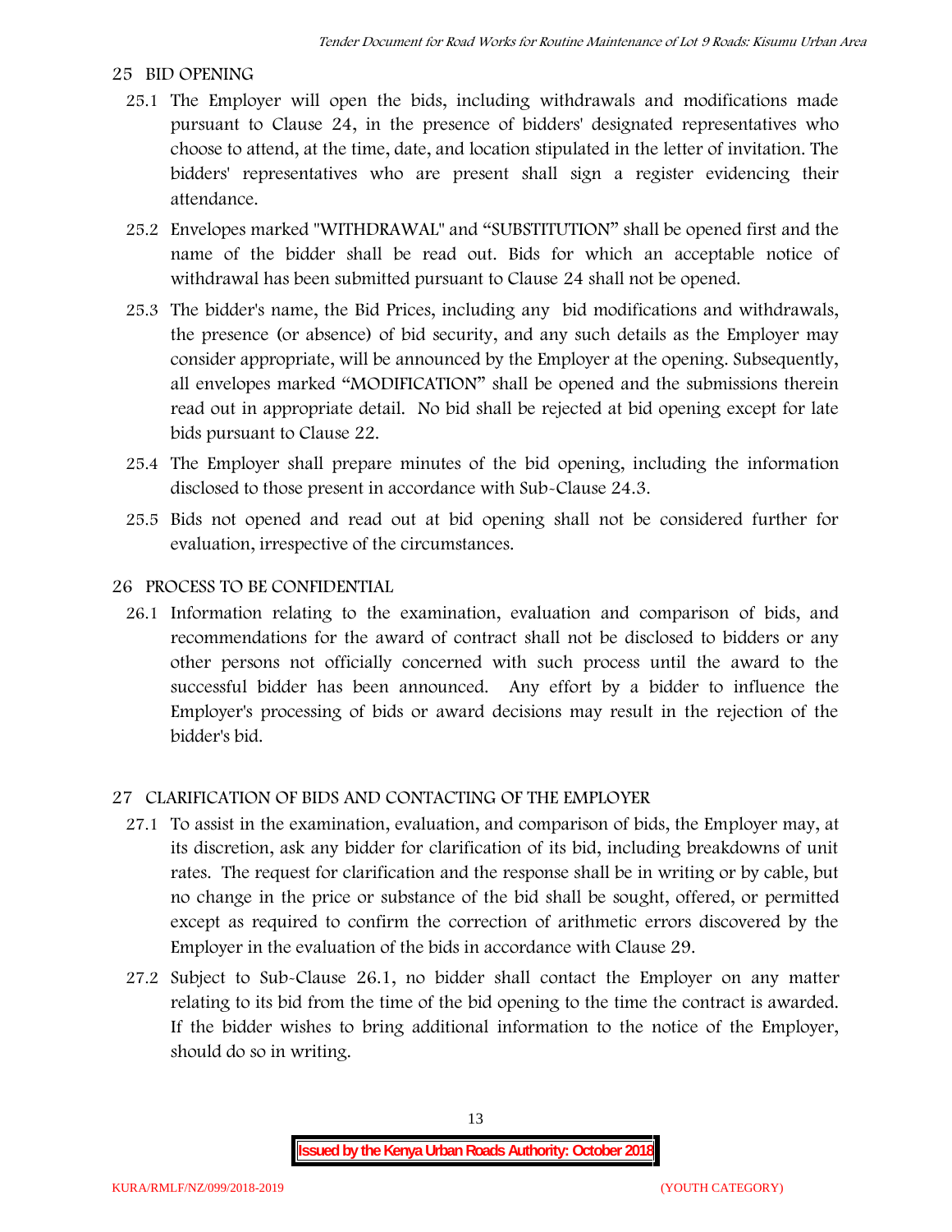## 25 BID OPENING

25.1 The Employer will open the bids, including withdrawals and modifications made pursuant to Clause 24, in the presence of bidders' designated representatives who choose to attend, at the time, date, and location stipulated in the letter of invitation. The bidders' representatives who are present shall sign a register evidencing their attendance.

25.2 Envelopes marked "WITHDRAWAL" and "SUBSTITUTION" shall be opened first and the name of the bidder shall be read out. Bids for which an acceptable notice of withdrawal has been submitted pursuant to Clause 24 shall not be opened.

25.3 The bidder's name, the Bid Prices, including any bid modifications and withdrawals, the presence (or absence) of bid security, and any such details as the Employer may consider appropriate, will be announced by the Employer at the opening. Subsequently, all envelopes marked "MODIFICATION" shall be opened and the submissions therein read out in appropriate detail. No bid shall be rejected at bid opening except for late bids pursuant to Clause 22.

25.4 The Employer shall prepare minutes of the bid opening, including the information disclosed to those present in accordance with Sub-Clause 24.3.

25.5 Bids not opened and read out at bid opening shall not be considered further for evaluation, irrespective of the circumstances.

## 26 PROCESS TO BE CONFIDENTIAL

26.1 Information relating to the examination, evaluation and comparison of bids, and recommendations for the award of contract shall not be disclosed to bidders or any other persons not officially concerned with such process until the award to the successful bidder has been announced. Any effort by a bidder to influence the Employer's processing of bids or award decisions may result in the rejection of the bidder's bid.

## 27 CLARIFICATION OF BIDS AND CONTACTING OF THE EMPLOYER

27.1 To assist in the examination, evaluation, and comparison of bids, the Employer may, at its discretion, ask any bidder for clarification of its bid, including breakdowns of unit rates. The request for clarification and the response shall be in writing or by cable, but no change in the price or substance of the bid shall be sought, offered, or permitted except as required to confirm the correction of arithmetic errors discovered by the Employer in the evaluation of the bids in accordance with Clause 29.

27.2 Subject to Sub-Clause 26.1, no bidder shall contact the Employer on any matter relating to its bid from the time of the bid opening to the time the contract is awarded. If the bidder wishes to bring additional information to the notice of the Employer, should do so in writing.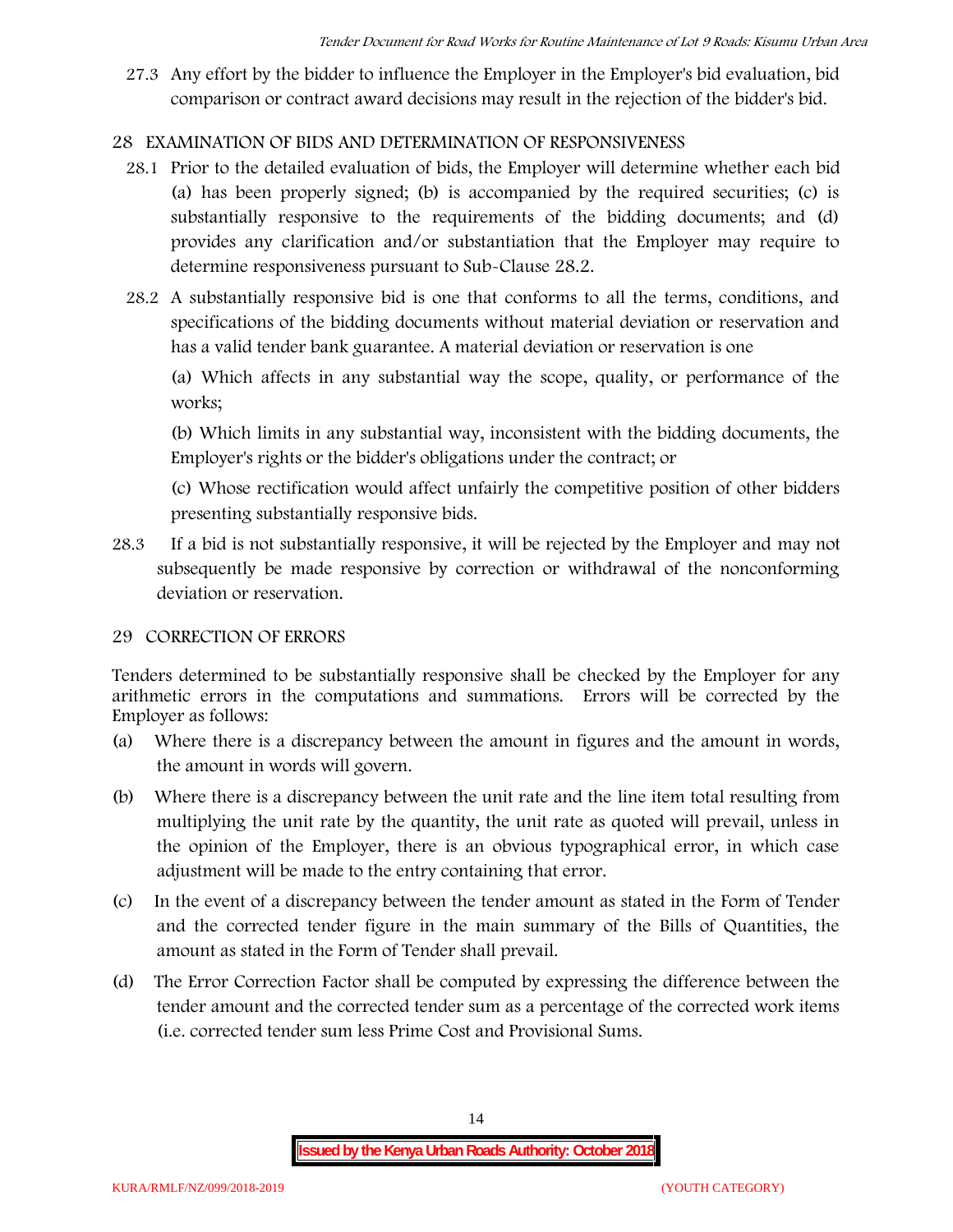27.3 Any effort by the bidder to influence the Employer in the Employer's bid evaluation, bid comparison or contract award decisions may result in the rejection of the bidder's bid.

## 28 EXAMINATION OF BIDS AND DETERMINATION OF RESPONSIVENESS

28.1 Prior to the detailed evaluation of bids, the Employer will determine whether each bid (a) has been properly signed; (b) is accompanied by the required securities; (c) is substantially responsive to the requirements of the bidding documents; and (d) provides any clarification and/or substantiation that the Employer may require to determine responsiveness pursuant to Sub-Clause 28.2.

28.2 A substantially responsive bid is one that conforms to all the terms, conditions, and specifications of the bidding documents without material deviation or reservation and has a valid tender bank guarantee. A material deviation or reservation is one

(a) Which affects in any substantial way the scope, quality, or performance of the works;

(b) Which limits in any substantial way, inconsistent with the bidding documents, the Employer's rights or the bidder's obligations under the contract; or

(c) Whose rectification would affect unfairly the competitive position of other bidders presenting substantially responsive bids.

28.3 If a bid is not substantially responsive, it will be rejected by the Employer and may not subsequently be made responsive by correction or withdrawal of the nonconforming deviation or reservation.

## 29 CORRECTION OF ERRORS

Tenders determined to be substantially responsive shall be checked by the Employer for any arithmetic errors in the computations and summations. Errors will be corrected by the Employer as follows:

(a) Where there is a discrepancy between the amount in figures and the amount in words, the amount in words will govern.

(b) Where there is a discrepancy between the unit rate and the line item total resulting from multiplying the unit rate by the quantity, the unit rate as quoted will prevail, unless in the opinion of the Employer, there is an obvious typographical error, in which case adjustment will be made to the entry containing that error.

(c) In the event of a discrepancy between the tender amount as stated in the Form of Tender and the corrected tender figure in the main summary of the Bills of Quantities, the amount as stated in the Form of Tender shall prevail.

(d) The Error Correction Factor shall be computed by expressing the difference between the tender amount and the corrected tender sum as a percentage of the corrected work items (i.e. corrected tender sum less Prime Cost and Provisional Sums.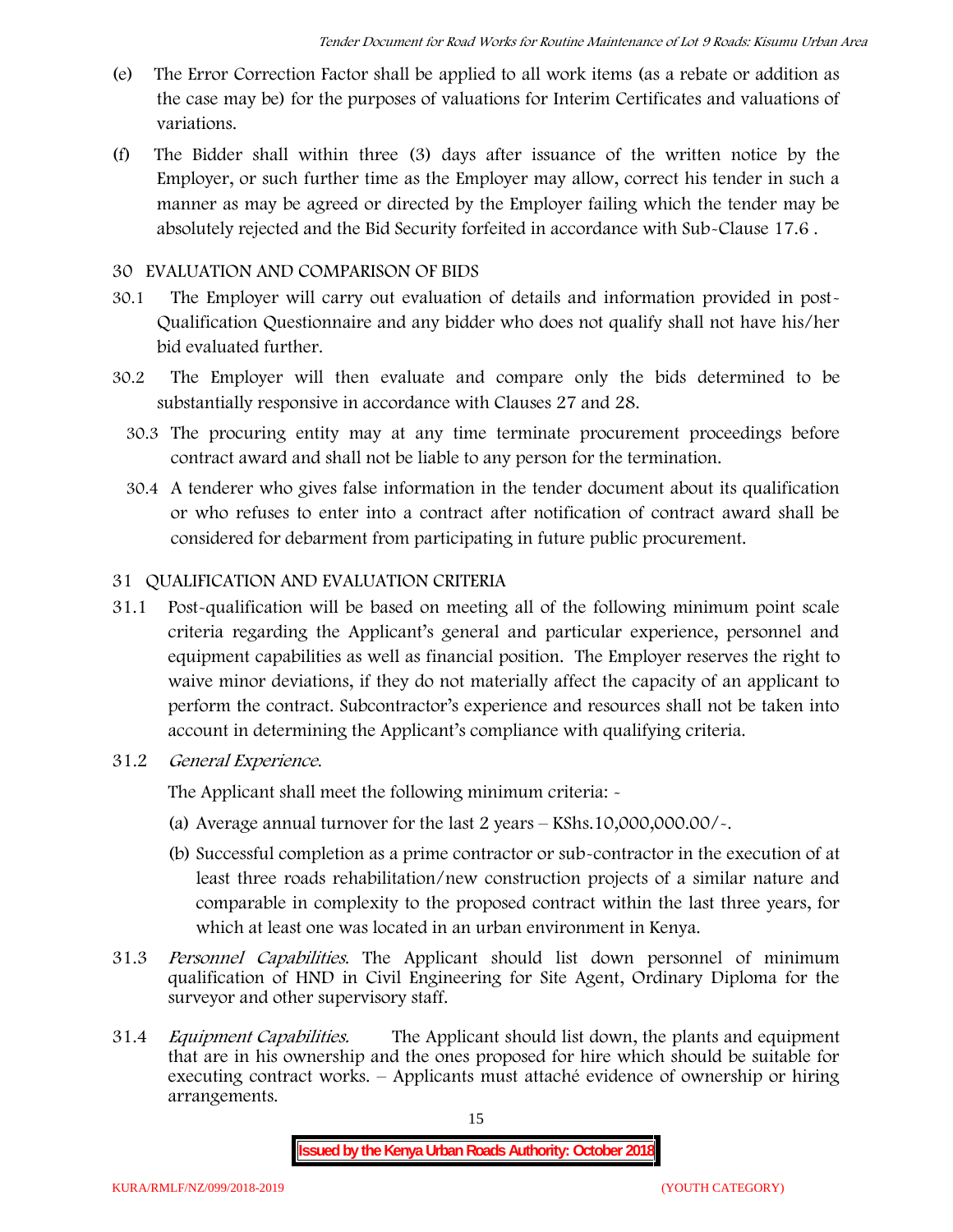(e) The Error Correction Factor shall be applied to all work items (as a rebate or addition as the case may be) for the purposes of valuations for Interim Certificates and valuations of variations.

(f) The Bidder shall within three (3) days after issuance of the written notice by the Employer, or such further time as the Employer may allow, correct his tender in such a manner as may be agreed or directed by the Employer failing which the tender may be absolutely rejected and the Bid Security forfeited in accordance with Sub-Clause 17.6 .

## 30 EVALUATION AND COMPARISON OF BIDS

30.1 The Employer will carry out evaluation of details and information provided in post-Qualification Questionnaire and any bidder who does not qualify shall not have his/her bid evaluated further.

30.2 The Employer will then evaluate and compare only the bids determined to be substantially responsive in accordance with Clauses 27 and 28.

30.3 The procuring entity may at any time terminate procurement proceedings before contract award and shall not be liable to any person for the termination.

30.4 A tenderer who gives false information in the tender document about its qualification or who refuses to enter into a contract after notification of contract award shall be considered for debarment from participating in future public procurement.

## 31 QUALIFICATION AND EVALUATION CRITERIA

31.1 Post-qualification will be based on meeting all of the following minimum point scale criteria regarding the Applicant's general and particular experience, personnel and equipment capabilities as well as financial position. The Employer reserves the right to waive minor deviations, if they do not materially affect the capacity of an applicant to perform the contract. Subcontractor's experience and resources shall not be taken into account in determining the Applicant's compliance with qualifying criteria.

31.2 *General Experience.*

The Applicant shall meet the following minimum criteria: -

(a) Average annual turnover for the last 2 years – KShs.10,000,000.00/-.

(b) Successful completion as a prime contractor or sub-contractor in the execution of at least three roads rehabilitation/new construction projects of a similar nature and comparable in complexity to the proposed contract within the last three years, for which at least one was located in an urban environment in Kenya.

31.3 *Personnel Capabilities.* The Applicant should list down personnel of minimum qualification of HND in Civil Engineering for Site Agent, Ordinary Diploma for the surveyor and other supervisory staff.

31.4 *Equipment Capabilities.* The Applicant should list down, the plants and equipment that are in his ownership and the ones proposed for hire which should be suitable for executing contract works. – Applicants must attaché evidence of ownership or hiring arrangements.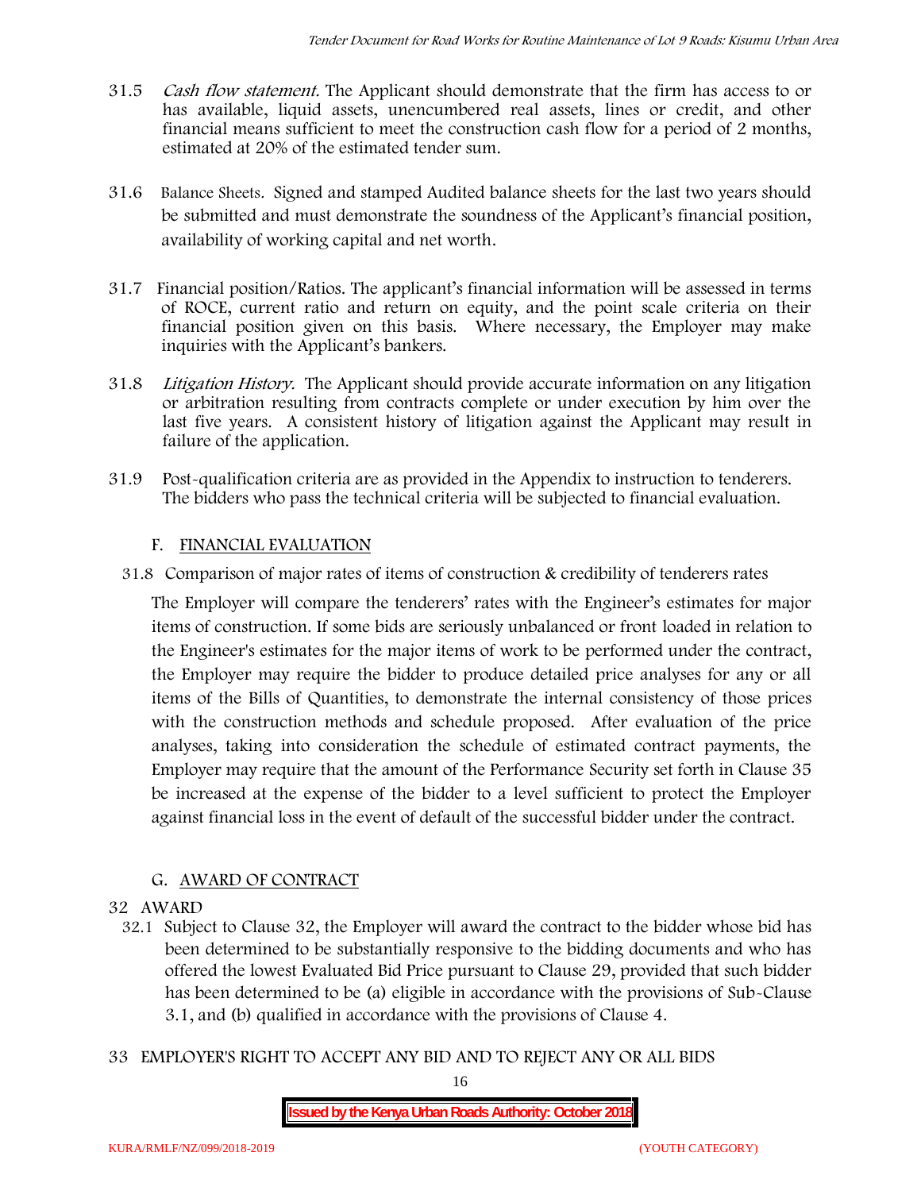31.5 *Cash flow statement.* The Applicant should demonstrate that the firm has access to or has available, liquid assets, unencumbered real assets, lines or credit, and other financial means sufficient to meet the construction cash flow for a period of 2 months, estimated at 20% of the estimated tender sum.

31.6 Balance Sheets. Signed and stamped Audited balance sheets for the last two years should be submitted and must demonstrate the soundness of the Applicant's financial position, availability of working capital and net worth.

31.7 Financial position/Ratios. The applicant's financial information will be assessed in terms of ROCE, current ratio and return on equity, and the point scale criteria on their financial position given on this basis. Where necessary, the Employer may make inquiries with the Applicant's bankers.

31.8 *Litigation History.* The Applicant should provide accurate information on any litigation or arbitration resulting from contracts complete or under execution by him over the last five years. A consistent history of litigation against the Applicant may result in failure of the application.

31.9 Post-qualification criteria are as provided in the Appendix to instruction to tenderers. The bidders who pass the technical criteria will be subjected to financial evaluation.

## F. FINANCIAL EVALUATION

31.8 Comparison of major rates of items of construction & credibility of tenderers rates

The Employer will compare the tenderers' rates with the Engineer's estimates for major items of construction. If some bids are seriously unbalanced or front loaded in relation to the Engineer's estimates for the major items of work to be performed under the contract, the Employer may require the bidder to produce detailed price analyses for any or all items of the Bills of Quantities, to demonstrate the internal consistency of those prices with the construction methods and schedule proposed. After evaluation of the price analyses, taking into consideration the schedule of estimated contract payments, the Employer may require that the amount of the Performance Security set forth in Clause 35 be increased at the expense of the bidder to a level sufficient to protect the Employer against financial loss in the event of default of the successful bidder under the contract.

## G. AWARD OF CONTRACT

### 32 AWARD

32.1 Subject to Clause 32, the Employer will award the contract to the bidder whose bid has been determined to be substantially responsive to the bidding documents and who has offered the lowest Evaluated Bid Price pursuant to Clause 29, provided that such bidder has been determined to be (a) eligible in accordance with the provisions of Sub-Clause 3.1, and (b) qualified in accordance with the provisions of Clause 4.

### 33 EMPLOYER'S RIGHT TO ACCEPT ANY BID AND TO REJECT ANY OR ALL BIDS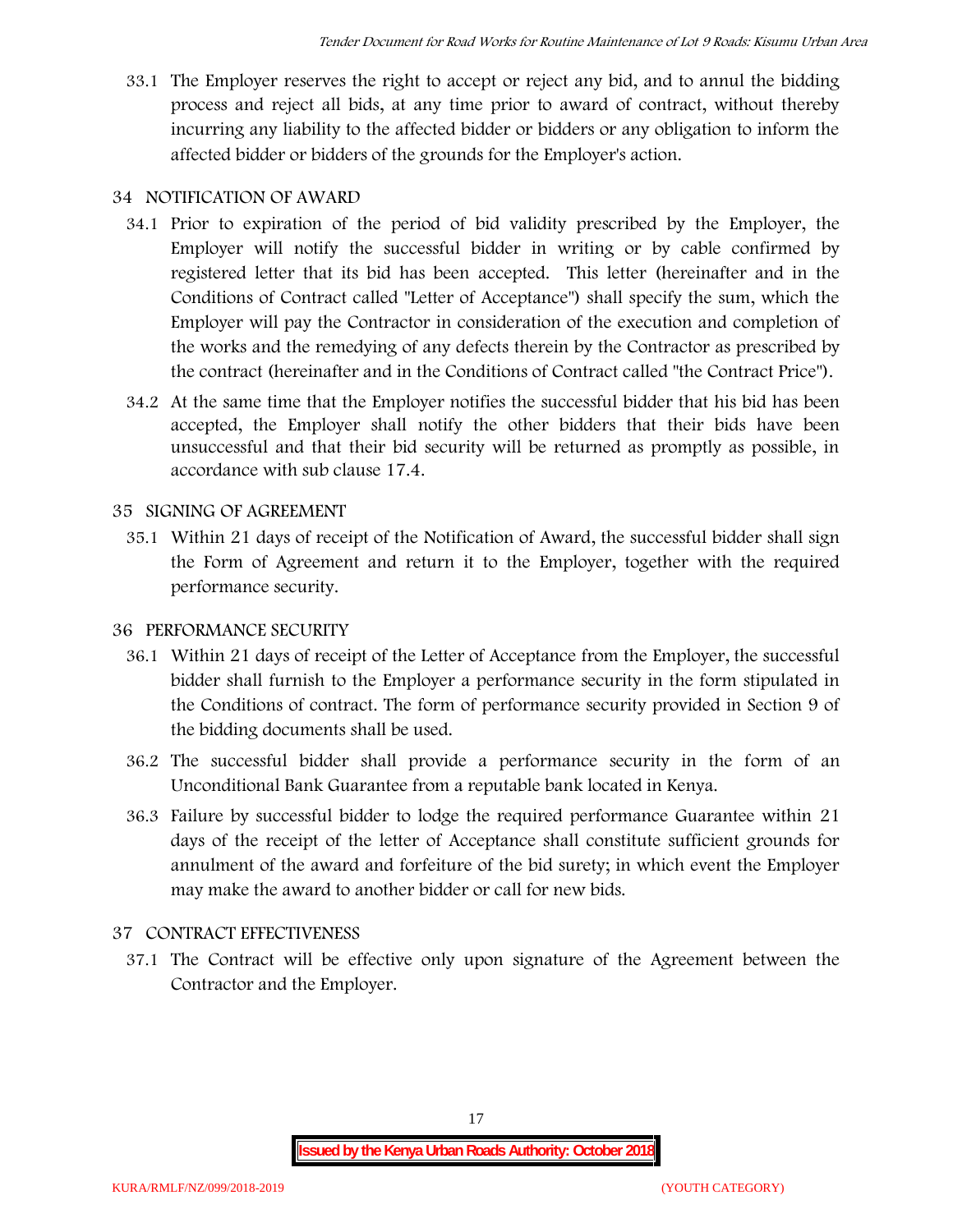33.1 The Employer reserves the right to accept or reject any bid, and to annul the bidding process and reject all bids, at any time prior to award of contract, without thereby incurring any liability to the affected bidder or bidders or any obligation to inform the affected bidder or bidders of the grounds for the Employer's action.

## 34 NOTIFICATION OF AWARD

34.1 Prior to expiration of the period of bid validity prescribed by the Employer, the Employer will notify the successful bidder in writing or by cable confirmed by registered letter that its bid has been accepted. This letter (hereinafter and in the Conditions of Contract called "Letter of Acceptance") shall specify the sum, which the Employer will pay the Contractor in consideration of the execution and completion of the works and the remedying of any defects therein by the Contractor as prescribed by the contract (hereinafter and in the Conditions of Contract called "the Contract Price").

34.2 At the same time that the Employer notifies the successful bidder that his bid has been accepted, the Employer shall notify the other bidders that their bids have been unsuccessful and that their bid security will be returned as promptly as possible, in accordance with sub clause 17.4.

## 35 SIGNING OF AGREEMENT

35.1 Within 21 days of receipt of the Notification of Award, the successful bidder shall sign the Form of Agreement and return it to the Employer, together with the required performance security.

## 36 PERFORMANCE SECURITY

36.1 Within 21 days of receipt of the Letter of Acceptance from the Employer, the successful bidder shall furnish to the Employer a performance security in the form stipulated in the Conditions of contract. The form of performance security provided in Section 9 of the bidding documents shall be used.

36.2 The successful bidder shall provide a performance security in the form of an Unconditional Bank Guarantee from a reputable bank located in Kenya.

36.3 Failure by successful bidder to lodge the required performance Guarantee within 21 days of the receipt of the letter of Acceptance shall constitute sufficient grounds for annulment of the award and forfeiture of the bid surety; in which event the Employer may make the award to another bidder or call for new bids.

## 37 CONTRACT EFFECTIVENESS

37.1 The Contract will be effective only upon signature of the Agreement between the Contractor and the Employer.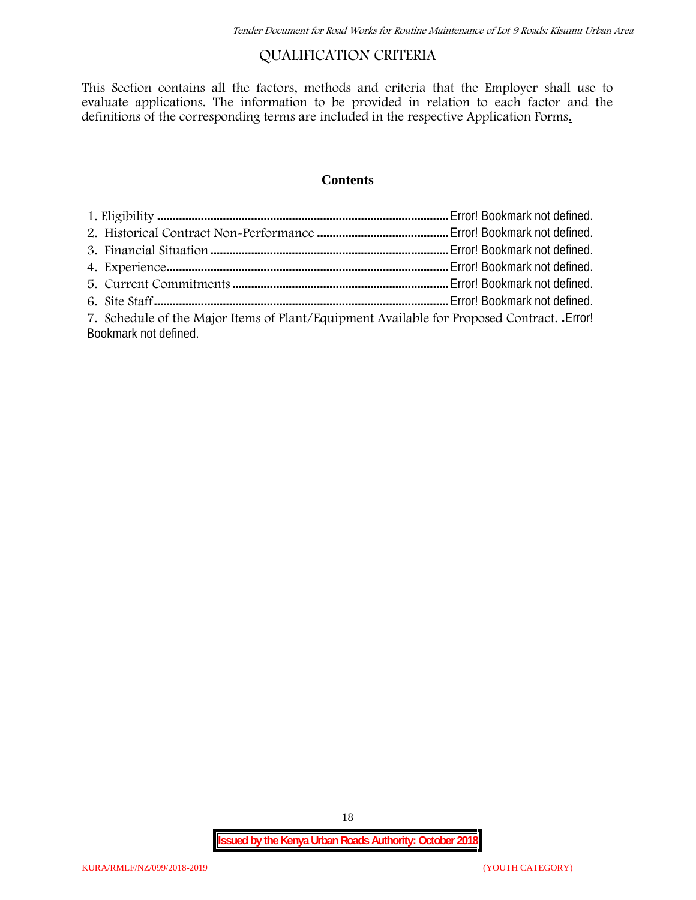# QUALIFICATION CRITERIA

This Section contains all the factors, methods and criteria that the Employer shall use to evaluate applications. The information to be provided in relation to each factor and the definitions of the corresponding terms are included in the respective Application Forms.

## Contents

1. Eligibility ........................................................................................ Error! Bookmark not defined.
2. Historical Contract Non-Performance ........................................ Error! Bookmark not defined.
3. Financial Situation ........................................................................ Error! Bookmark not defined.
4. Experience....................................................................................... Error! Bookmark not defined.
5. Current Commitments ................................................................... Error! Bookmark not defined.
6. Site Staff........................................................................................... Error! Bookmark not defined.
7. Schedule of the Major Items of Plant/Equipment Available for Proposed Contract. .Error! Bookmark not defined.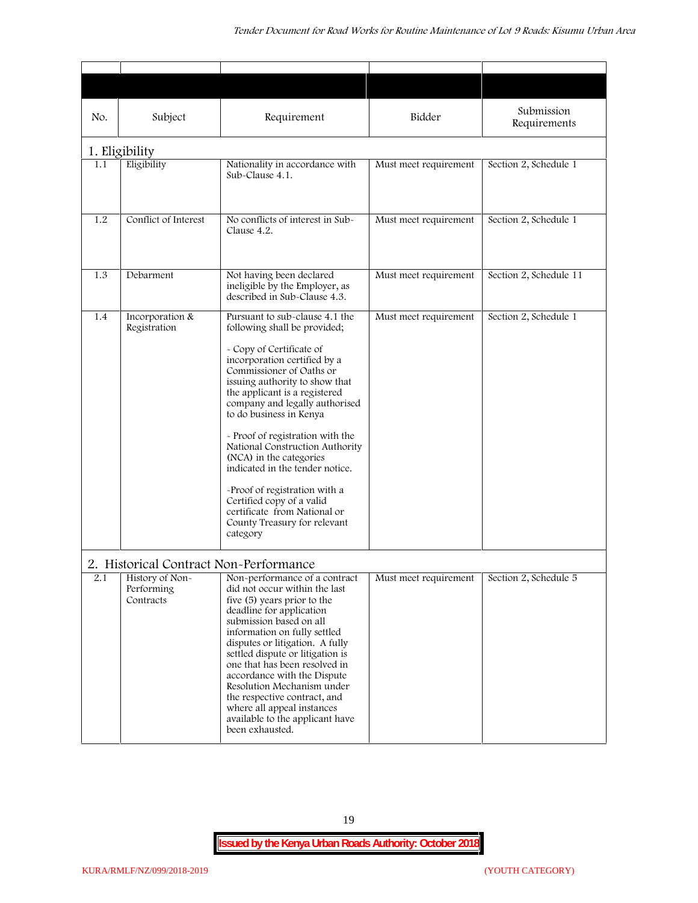| No. | Subject | Requirement | Bidder | Submission Requirements |
|---|---|---|---|---|
| **1. Eligibility** | | | | |
| 1.1 | Eligibility | Nationality in accordance with Sub-Clause 4.1. | Must meet requirement | Section 2, Schedule 1 |
| 1.2 | Conflict of Interest | No conflicts of interest in Sub-Clause 4.2. | Must meet requirement | Section 2, Schedule 1 |
| 1.3 | Debarment | Not having been declared ineligible by the Employer, as described in Sub-Clause 4.3. | Must meet requirement | Section 2, Schedule 11 |
| 1.4 | Incorporation & Registration | Pursuant to sub-clause 4.1 the following shall be provided;<br><br>- Copy of Certificate of incorporation certified by a Commissioner of Oaths or issuing authority to show that the applicant is a registered company and legally authorised to do business in Kenya<br><br>- Proof of registration with the National Construction Authority (NCA) in the categories indicated in the tender notice.<br><br>-Proof of registration with a Certified copy of a valid certificate from National or County Treasury for relevant category | Must meet requirement | Section 2, Schedule 1 |
| **2. Historical Contract Non-Performance** | | | | |
| 2.1 | History of Non-Performing Contracts | Non-performance of a contract did not occur within the last five (5) years prior to the deadline for application submission based on all information on fully settled disputes or litigation. A fully settled dispute or litigation is one that has been resolved in accordance with the Dispute Resolution Mechanism under the respective contract, and where all appeal instances available to the applicant have been exhausted. | Must meet requirement | Section 2, Schedule 5 |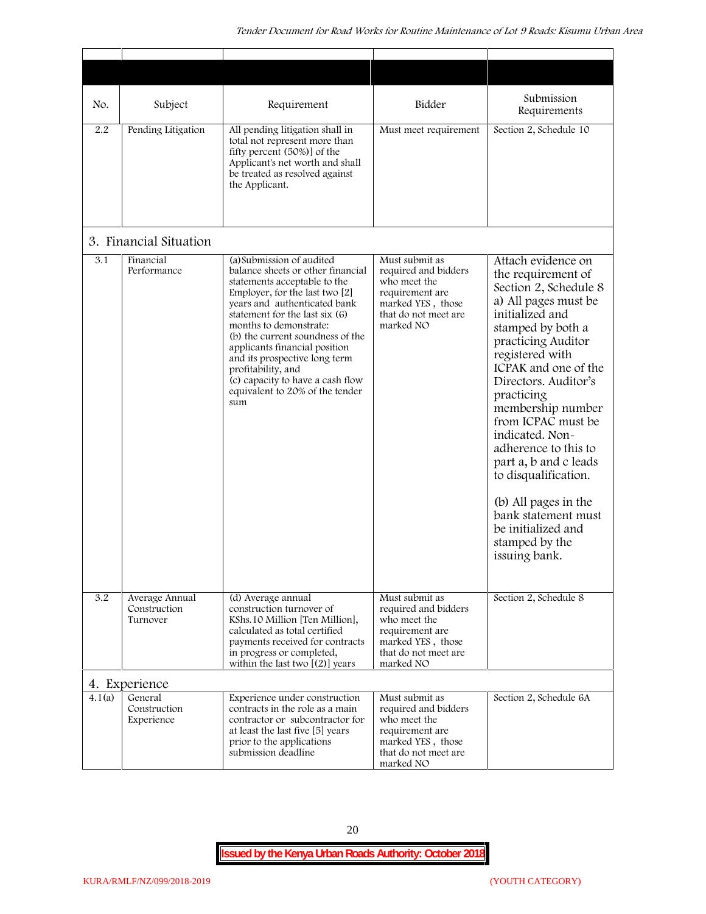| No. | Subject | Requirement | Bidder | Submission Requirements |
|---|---|---|---|---|
| 2.2 | Pending Litigation | All pending litigation shall in total not represent more than fifty percent (50%)] of the Applicant's net worth and shall be treated as resolved against the Applicant. | Must meet requirement | Section 2, Schedule 10 |
| **3. Financial Situation** | | | | |
| 3.1 | Financial Performance | (a)Submission of audited balance sheets or other financial statements acceptable to the Employer, for the last two [2] years and authenticated bank statement for the last six (6) months to demonstrate:<br>(b) the current soundness of the applicants financial position and its prospective long term profitability, and<br>(c) capacity to have a cash flow equivalent to 20% of the tender sum | Must submit as required and bidders who meet the requirement are marked YES , those that do not meet are marked NO | Attach evidence on the requirement of Section 2, Schedule 8 a) All pages must be initialized and stamped by both a practicing Auditor registered with ICPAK and one of the Directors. Auditor's practicing membership number from ICPAC must be indicated. Non-adherence to this to part a, b and c leads to disqualification.<br><br>(b) All pages in the bank statement must be initialized and stamped by the issuing bank. |
| 3.2 | Average Annual Construction Turnover | (d) Average annual construction turnover of KShs.10 Million [Ten Million], calculated as total certified payments received for contracts in progress or completed, within the last two [(2)] years | Must submit as required and bidders who meet the requirement are marked YES , those that do not meet are marked NO | Section 2, Schedule 8 |
| **4. Experience** | | | | |
| 4.1(a) | General Construction Experience | Experience under construction contracts in the role as a main contractor or subcontractor for at least the last five [5] years prior to the applications submission deadline | Must submit as required and bidders who meet the requirement are marked YES , those that do not meet are marked NO | Section 2, Schedule 6A |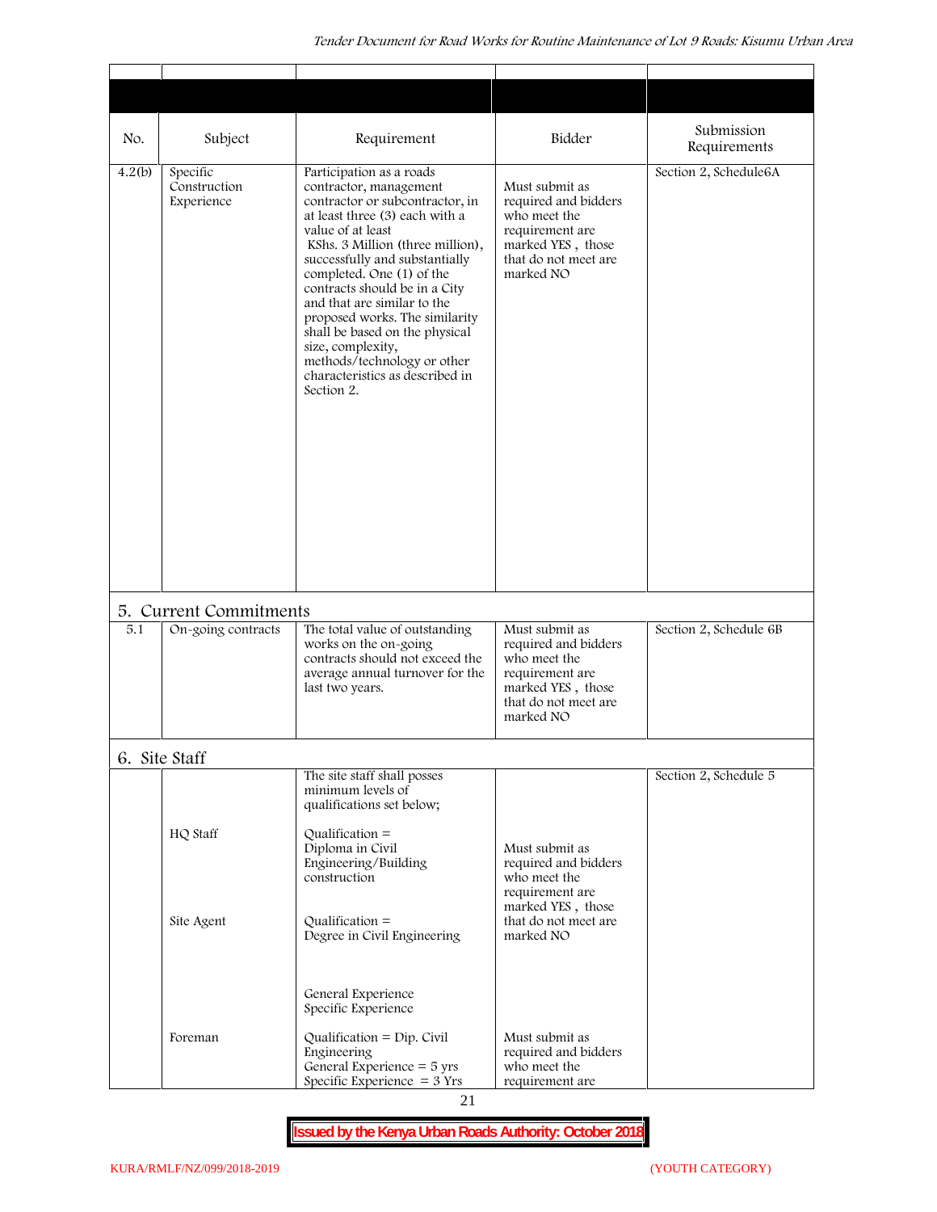| No. | Subject | Requirement | Bidder | Submission Requirements |
|---|---|---|---|---|
| 4.2(b) | Specific Construction Experience | Participation as a roads contractor, management contractor or subcontractor, in at least three (3) each with a value of at least KShs. 3 Million (three million), successfully and substantially completed. One (1) of the contracts should be in a City and that are similar to the proposed works. The similarity shall be based on the physical size, complexity, methods/technology or other characteristics as described in Section 2. | Must submit as required and bidders who meet the requirement are marked YES , those that do not meet are marked NO | Section 2, Schedule6A |
| **5. Current Commitments** | | | | |
| 5.1 | On-going contracts | The total value of outstanding works on the on-going contracts should not exceed the average annual turnover for the last two years. | Must submit as required and bidders who meet the requirement are marked YES , those that do not meet are marked NO | Section 2, Schedule 6B |
| **6. Site Staff** | | | | |
| | | The site staff shall posses minimum levels of qualifications set below; | | Section 2, Schedule 5 |
| | HQ Staff | Qualification = Diploma in Civil Engineering/Building construction | Must submit as required and bidders who meet the requirement are marked YES , those that do not meet are marked NO | |
| | Site Agent | Qualification = Degree in Civil Engineering<br><br>General Experience<br>Specific Experience | | |
| | Foreman | Qualification = Dip. Civil Engineering<br>General Experience = 5 yrs<br>Specific Experience = 3 Yrs | Must submit as required and bidders who meet the requirement are | |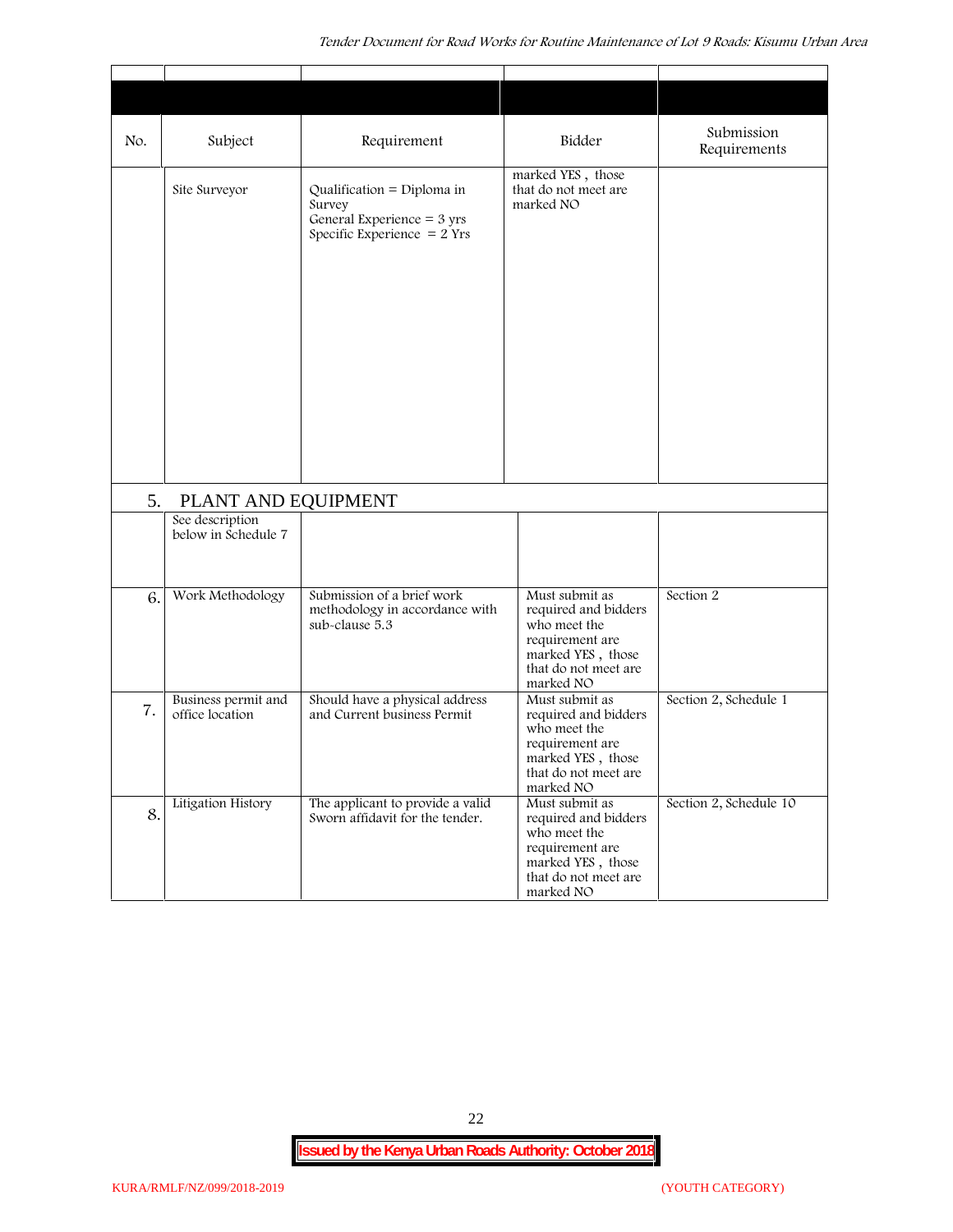| No. | Subject | Requirement | Bidder | Submission Requirements |
|---|---|---|---|---|
| | Site Surveyor | Qualification = Diploma in Survey<br>General Experience = 3 yrs<br>Specific Experience = 2 Yrs | marked YES , those that do not meet are marked NO | |
| 5. | PLANT AND EQUIPMENT | | | |
| | See description below in Schedule 7 | | | |
| 6. | Work Methodology | Submission of a brief work methodology in accordance with sub-clause 5.3 | Must submit as required and bidders who meet the requirement are marked YES , those that do not meet are marked NO | Section 2 |
| 7. | Business permit and office location | Should have a physical address and Current business Permit | Must submit as required and bidders who meet the requirement are marked YES , those that do not meet are marked NO | Section 2, Schedule 1 |
| 8. | Litigation History | The applicant to provide a valid Sworn affidavit for the tender. | Must submit as required and bidders who meet the requirement are marked YES , those that do not meet are marked NO | Section 2, Schedule 10 |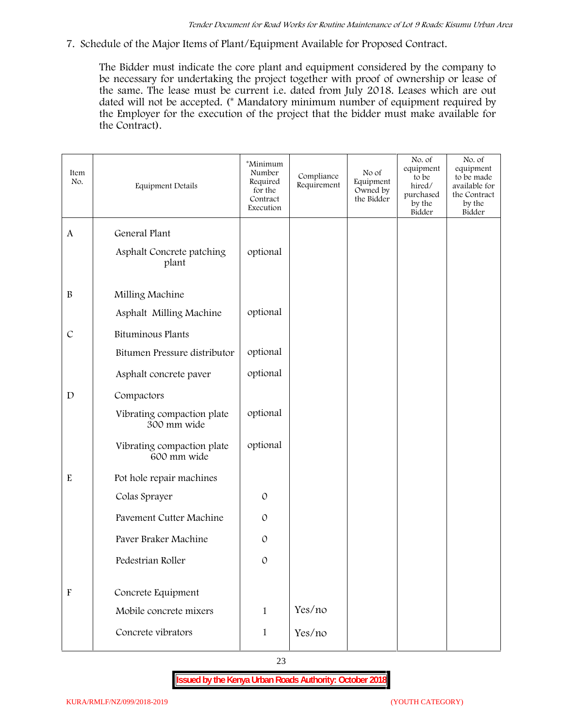7. Schedule of the Major Items of Plant/Equipment Available for Proposed Contract.

The Bidder must indicate the core plant and equipment considered by the company to be necessary for undertaking the project together with proof of ownership or lease of the same. The lease must be current i.e. dated from July 2018. Leases which are out dated will not be accepted. (* Mandatory minimum number of equipment required by the Employer for the execution of the project that the bidder must make available for the Contract).

| Item No. | Equipment Details | *Minimum Number Required for the Contract Execution | Compliance Requirement | No of Equipment Owned by the Bidder | No. of equipment to be hired/ purchased by the Bidder | No. of equipment to be made available for the Contract by the Bidder |
|---|---|---|---|---|---|---|
| A | General Plant | | | | | |
| | Asphalt Concrete patching plant | optional | | | | |
| B | Milling Machine | | | | | |
| | Asphalt Milling Machine | optional | | | | |
| C | Bituminous Plants | | | | | |
| | Bitumen Pressure distributor | optional | | | | |
| | Asphalt concrete paver | optional | | | | |
| D | Compactors | | | | | |
| | Vibrating compaction plate 300 mm wide | optional | | | | |
| | Vibrating compaction plate 600 mm wide | optional | | | | |
| E | Pot hole repair machines | | | | | |
| | Colas Sprayer | 0 | | | | |
| | Pavement Cutter Machine | 0 | | | | |
| | Paver Braker Machine | 0 | | | | |
| | Pedestrian Roller | 0 | | | | |
| F | Concrete Equipment | | | | | |
| | Mobile concrete mixers | 1 | Yes/no | | | |
| | Concrete vibrators | 1 | Yes/no | | | |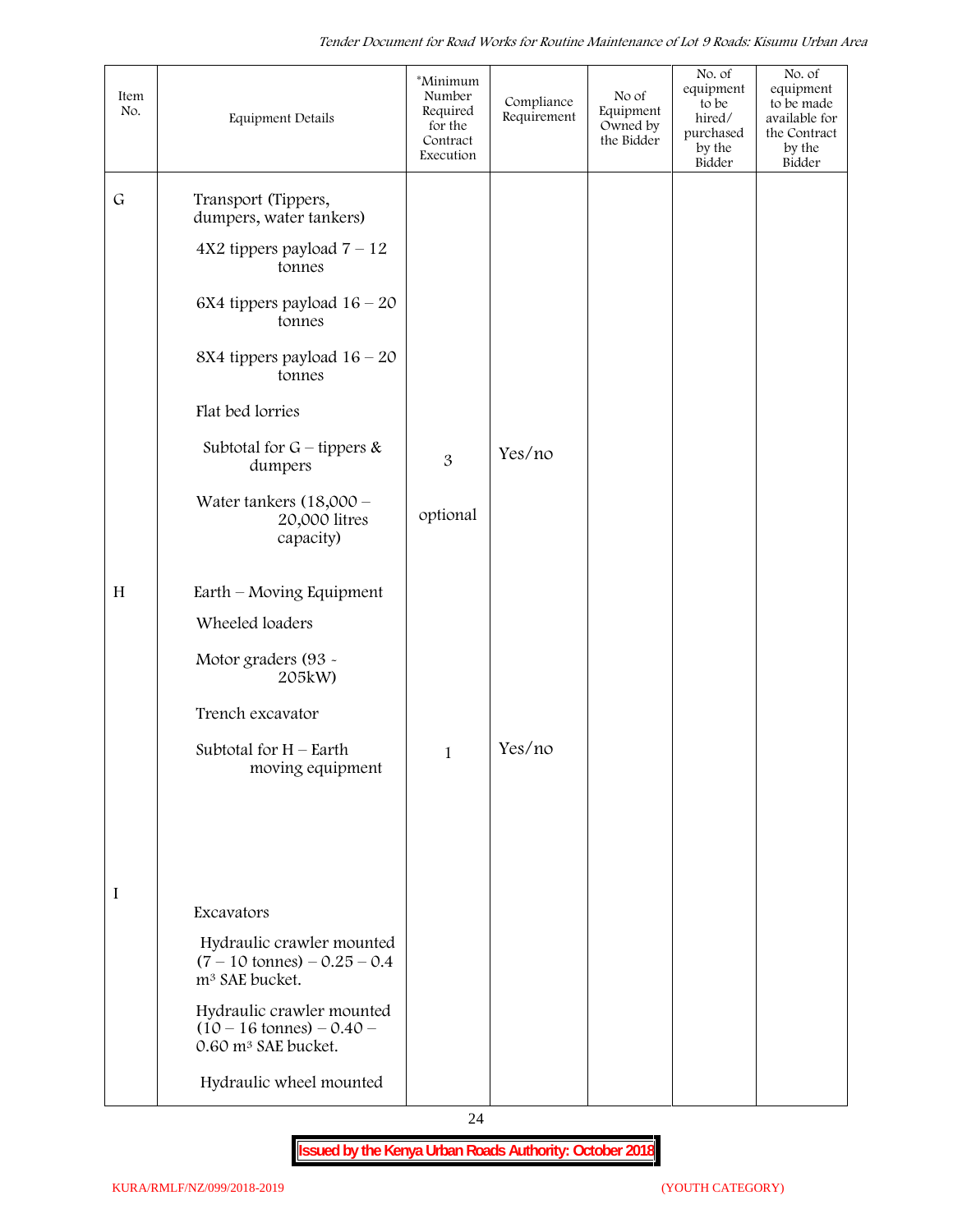| Item No. | Equipment Details | *Minimum Number Required for the Contract Execution | Compliance Requirement | No of Equipment Owned by the Bidder | No. of equipment to be hired/ purchased by the Bidder | No. of equipment to be made available for the Contract by the Bidder |
|---|---|---|---|---|---|---|
| G | Transport (Tippers, dumpers, water tankers) | | | | | |
| | 4X2 tippers payload 7 – 12 tonnes | | | | | |
| | 6X4 tippers payload 16 – 20 tonnes | | | | | |
| | 8X4 tippers payload 16 – 20 tonnes | | | | | |
| | Flat bed lorries | | | | | |
| | Subtotal for G – tippers & dumpers | 3 | Yes/no | | | |
| | Water tankers (18,000 – 20,000 litres capacity) | optional | | | | |
| H | Earth – Moving Equipment | | | | | |
| | Wheeled loaders | | | | | |
| | Motor graders (93 - 205kW) | | | | | |
| | Trench excavator | | | | | |
| | Subtotal for H – Earth moving equipment | 1 | Yes/no | | | |
| I | Excavators | | | | | |
| | Hydraulic crawler mounted (7 – 10 tonnes) – 0.25 – 0.4 m³ SAE bucket. | | | | | |
| | Hydraulic crawler mounted (10 – 16 tonnes) – 0.40 – 0.60 m³ SAE bucket. | | | | | |
| | Hydraulic wheel mounted | | | | | |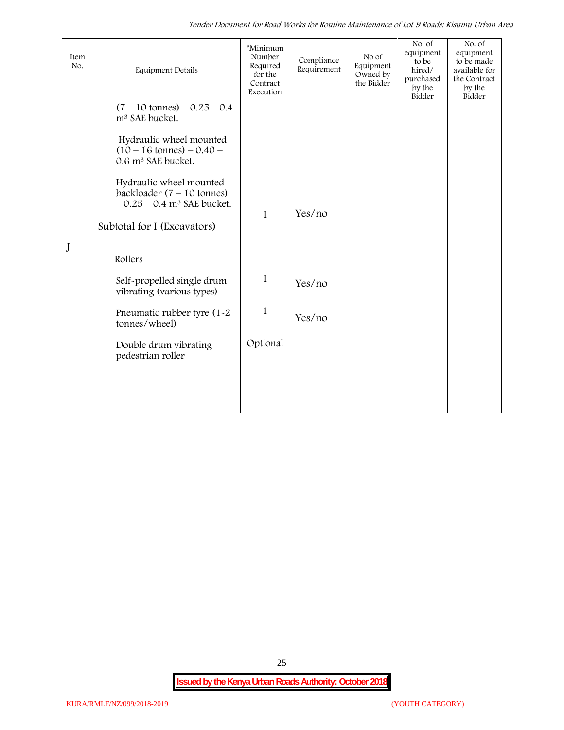| Item No. | Equipment Details | *Minimum Number Required for the Contract Execution | Compliance Requirement | No of Equipment Owned by the Bidder | No. of equipment to be hired/ purchased by the Bidder | No. of equipment to be made available for the Contract by the Bidder |
|---|---|---|---|---|---|---|
| | (7 – 10 tonnes) – 0.25 – 0.4 $m^3$ SAE bucket. | | | | | |
| | Hydraulic wheel mounted (10 – 16 tonnes) – 0.40 – 0.6 $m^3$ SAE bucket. | | | | | |
| | Hydraulic wheel mounted backloader (7 – 10 tonnes) – 0.25 – 0.4 $m^3$ SAE bucket. | 1 | Yes/no | | | |
| | Subtotal for I (Excavators) | | | | | |
| J | Rollers | | | | | |
| | Self-propelled single drum vibrating (various types) | 1 | Yes/no | | | |
| | Pneumatic rubber tyre (1-2 tonnes/wheel) | 1 | Yes/no | | | |
| | Double drum vibrating pedestrian roller | Optional | | | | |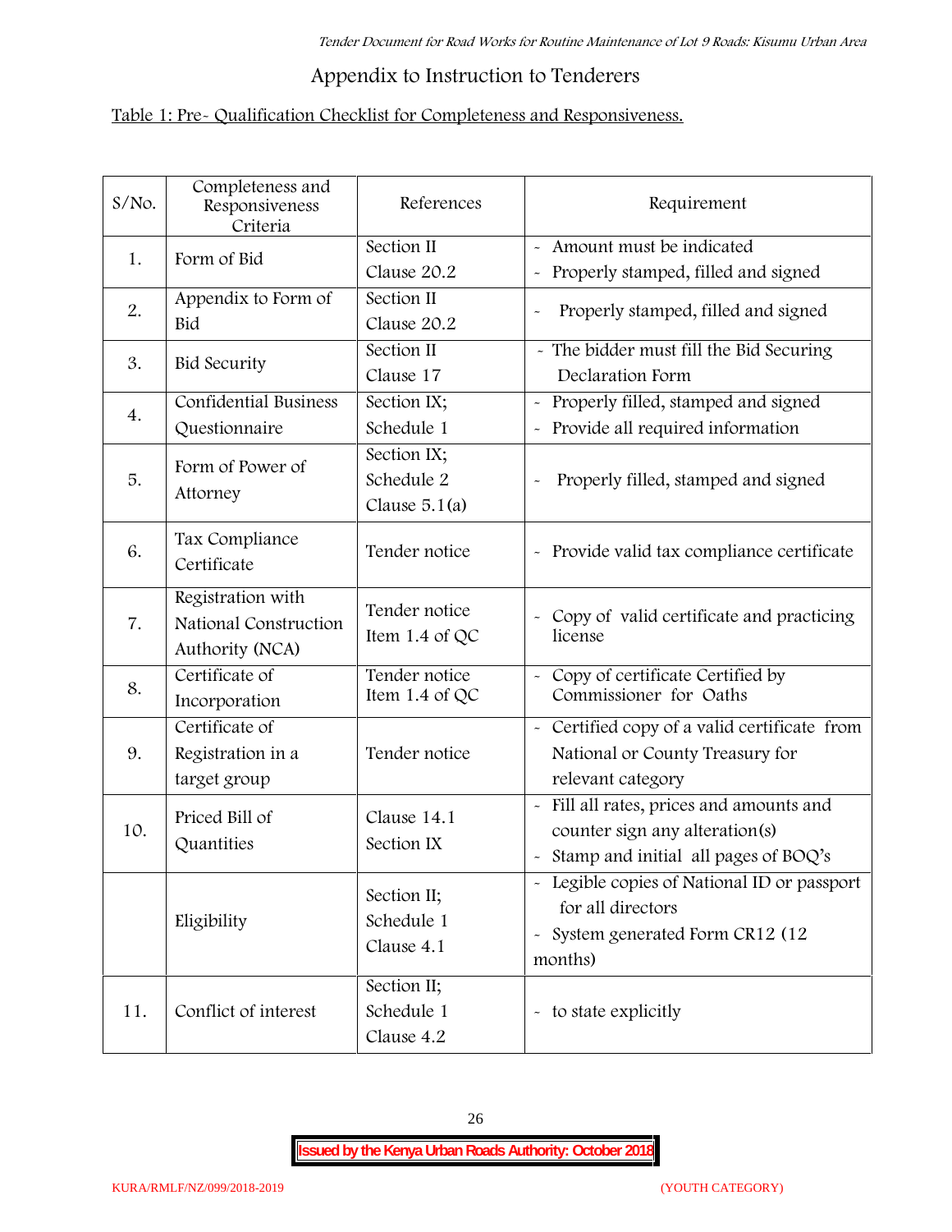## Appendix to Instruction to Tenderers

Table 1: Pre- Qualification Checklist for Completeness and Responsiveness.

| S/No. | Completeness and Responsiveness Criteria | References | Requirement |
|---|---|---|---|
| 1. | Form of Bid | Section II Clause 20.2 | - Amount must be indicated<br>- Properly stamped, filled and signed |
| 2. | Appendix to Form of Bid | Section II Clause 20.2 | - Properly stamped, filled and signed |
| 3. | Bid Security | Section II Clause 17 | - The bidder must fill the Bid Securing Declaration Form |
| 4. | Confidential Business Questionnaire | Section IX; Schedule 1 | - Properly filled, stamped and signed<br>- Provide all required information |
| 5. | Form of Power of Attorney | Section IX; Schedule 2 Clause 5.1(a) | - Properly filled, stamped and signed |
| 6. | Tax Compliance Certificate | Tender notice | - Provide valid tax compliance certificate |
| 7. | Registration with National Construction Authority (NCA) | Tender notice Item 1.4 of QC | - Copy of valid certificate and practicing license |
| 8. | Certificate of Incorporation | Tender notice Item 1.4 of QC | - Copy of certificate Certified by Commissioner for Oaths |
| 9. | Certificate of Registration in a target group | Tender notice | - Certified copy of a valid certificate from National or County Treasury for relevant category |
| 10. | Priced Bill of Quantities | Clause 14.1 Section IX | - Fill all rates, prices and amounts and counter sign any alteration(s)<br>- Stamp and initial all pages of BOQ's |
| | Eligibility | Section II; Schedule 1 Clause 4.1 | - Legible copies of National ID or passport for all directors<br>- System generated Form CR12 (12 months) |
| 11. | Conflict of interest | Section II; Schedule 1 Clause 4.2 | - to state explicitly |

**Issued by the Kenya Urban Roads Authority: October 2018**

KURA/RMLF/NZ/099/2018-2019 (YOUTH CATEGORY)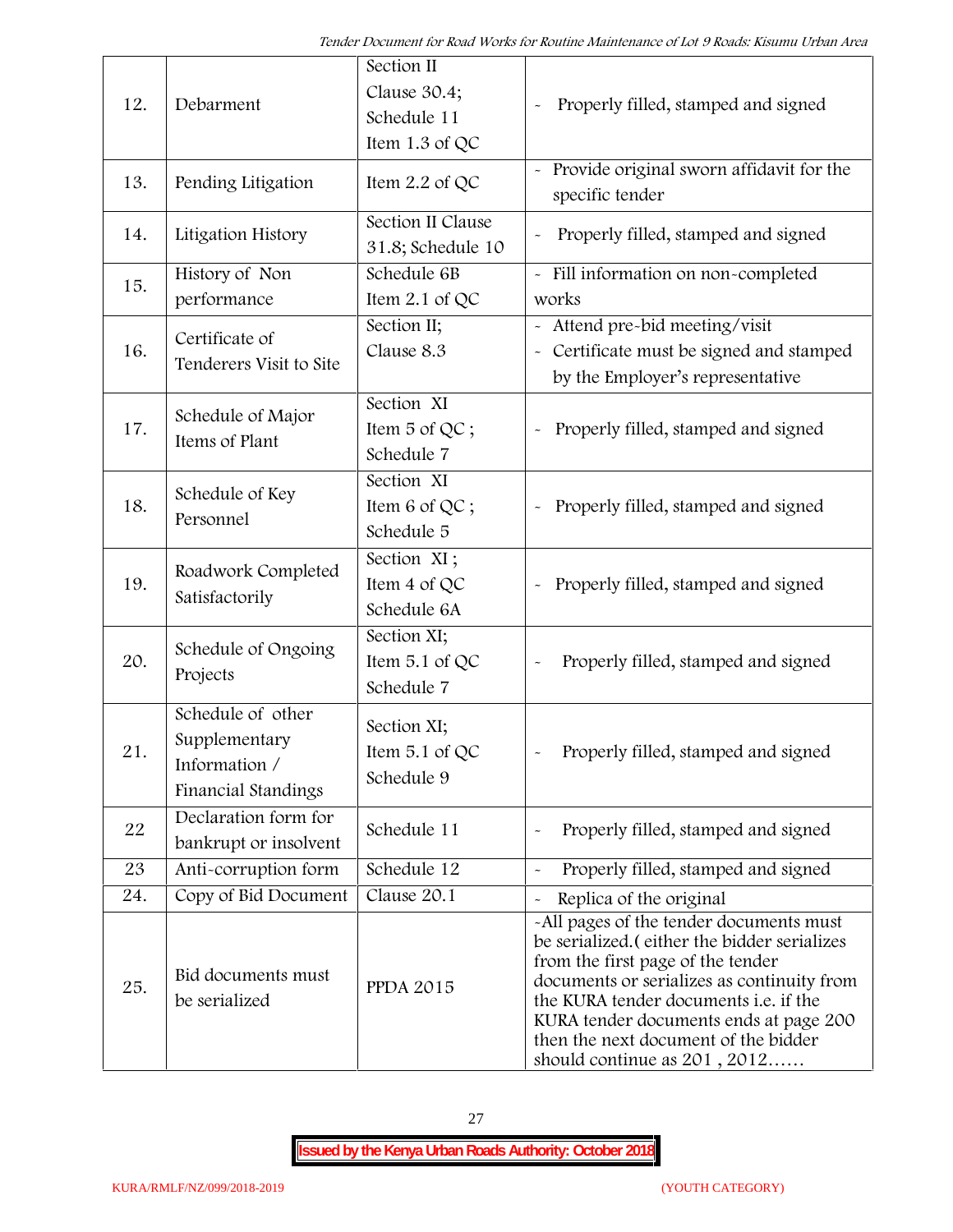| 12. | Debarment | Section II Clause 30.4; Schedule 11 Item 1.3 of QC | - Properly filled, stamped and signed |
|---|---|---|---|
| 13. | Pending Litigation | Item 2.2 of QC | - Provide original sworn affidavit for the specific tender |
| 14. | Litigation History | Section II Clause 31.8; Schedule 10 | - Properly filled, stamped and signed |
| 15. | History of Non performance | Schedule 6B Item 2.1 of QC | - Fill information on non-completed works |
| 16. | Certificate of Tenderers Visit to Site | Section II; Clause 8.3 | - Attend pre-bid meeting/visit<br>- Certificate must be signed and stamped by the Employer's representative |
| 17. | Schedule of Major Items of Plant | Section XI Item 5 of QC ; Schedule 7 | - Properly filled, stamped and signed |
| 18. | Schedule of Key Personnel | Section XI Item 6 of QC ; Schedule 5 | - Properly filled, stamped and signed |
| 19. | Roadwork Completed Satisfactorily | Section XI ; Item 4 of QC Schedule 6A | - Properly filled, stamped and signed |
| 20. | Schedule of Ongoing Projects | Section XI; Item 5.1 of QC Schedule 7 | - Properly filled, stamped and signed |
| 21. | Schedule of other Supplementary Information / Financial Standings | Section XI; Item 5.1 of QC Schedule 9 | - Properly filled, stamped and signed |
| 22 | Declaration form for bankrupt or insolvent | Schedule 11 | - Properly filled, stamped and signed |
| 23 | Anti-corruption form | Schedule 12 | - Properly filled, stamped and signed |
| 24. | Copy of Bid Document | Clause 20.1 | - Replica of the original |
| 25. | Bid documents must be serialized | PPDA 2015 | -All pages of the tender documents must be serialized.( either the bidder serializes from the first page of the tender documents or serializes as continuity from the KURA tender documents i.e. if the KURA tender documents ends at page 200 then the next document of the bidder should continue as 201 , 2012…… |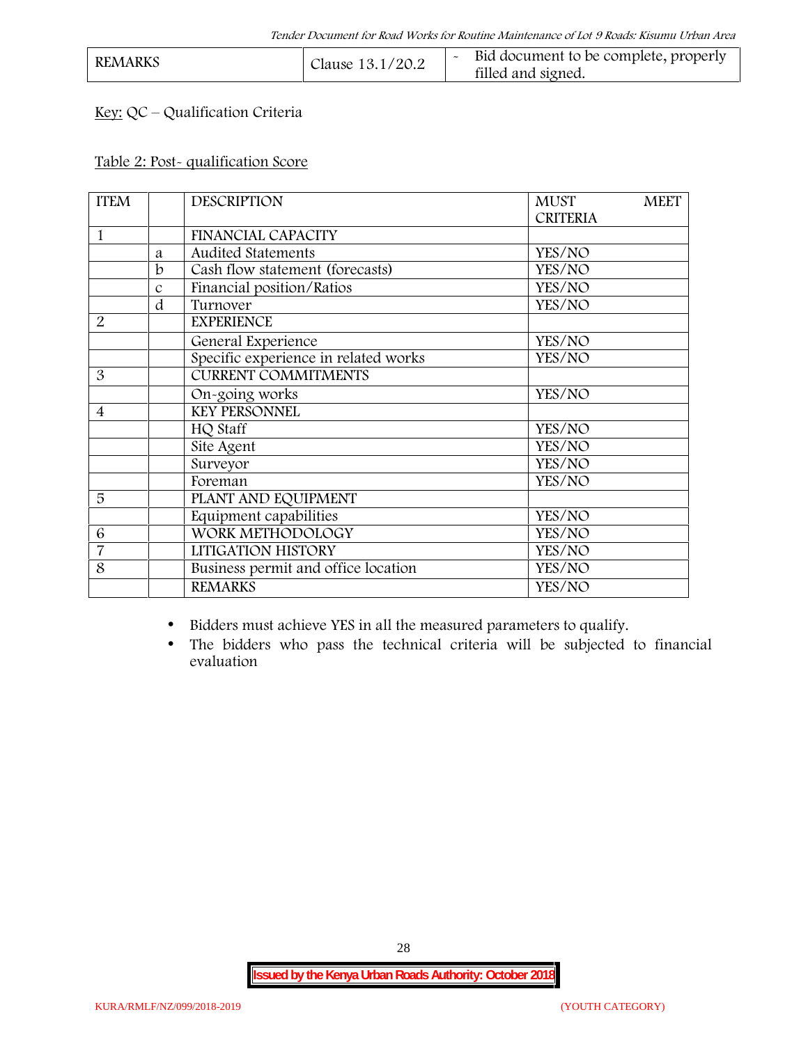| REMARKS | Clause 13.1/20.2 | - Bid document to be complete, properly filled and signed. |
|---|---|---|

Key: QC – Qualification Criteria

Table 2: Post- qualification Score

| ITEM | | DESCRIPTION | MUST MEET CRITERIA |
|---|---|---|---|
| 1 | | FINANCIAL CAPACITY | |
| | a | Audited Statements | YES/NO |
| | b | Cash flow statement (forecasts) | YES/NO |
| | c | Financial position/Ratios | YES/NO |
| | d | Turnover | YES/NO |
| 2 | | EXPERIENCE | |
| | | General Experience | YES/NO |
| | | Specific experience in related works | YES/NO |
| 3 | | CURRENT COMMITMENTS | |
| | | On-going works | YES/NO |
| 4 | | KEY PERSONNEL | |
| | | HQ Staff | YES/NO |
| | | Site Agent | YES/NO |
| | | Surveyor | YES/NO |
| | | Foreman | YES/NO |
| 5 | | PLANT AND EQUIPMENT | |
| | | Equipment capabilities | YES/NO |
| 6 | | WORK METHODOLOGY | YES/NO |
| 7 | | LITIGATION HISTORY | YES/NO |
| 8 | | Business permit and office location | YES/NO |
| | | REMARKS | YES/NO |

- Bidders must achieve YES in all the measured parameters to qualify.
- The bidders who pass the technical criteria will be subjected to financial evaluation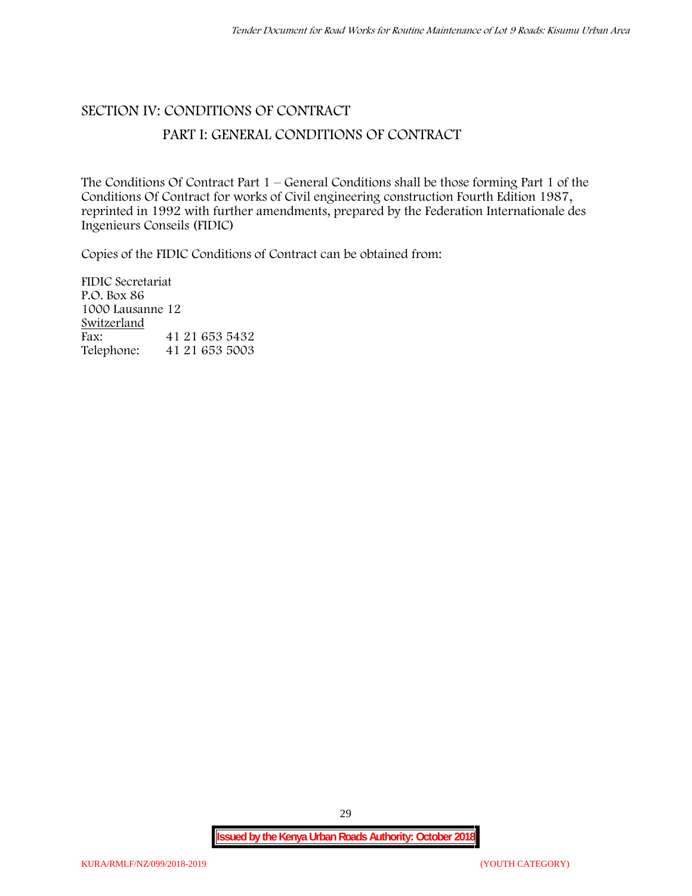## SECTION IV: CONDITIONS OF CONTRACT

### PART I: GENERAL CONDITIONS OF CONTRACT

The Conditions Of Contract Part 1 – General Conditions shall be those forming Part 1 of the Conditions Of Contract for works of Civil engineering construction Fourth Edition 1987, reprinted in 1992 with further amendments, prepared by the Federation Internationale des Ingenieurs Conseils (FIDIC)

Copies of the FIDIC Conditions of Contract can be obtained from:

FIDIC Secretariat
P.O. Box 86
1000 Lausanne 12
Switzerland

| | |
|---|---|
| Fax: | 41 21 653 5432 |
| Telephone: | 41 21 653 5003 |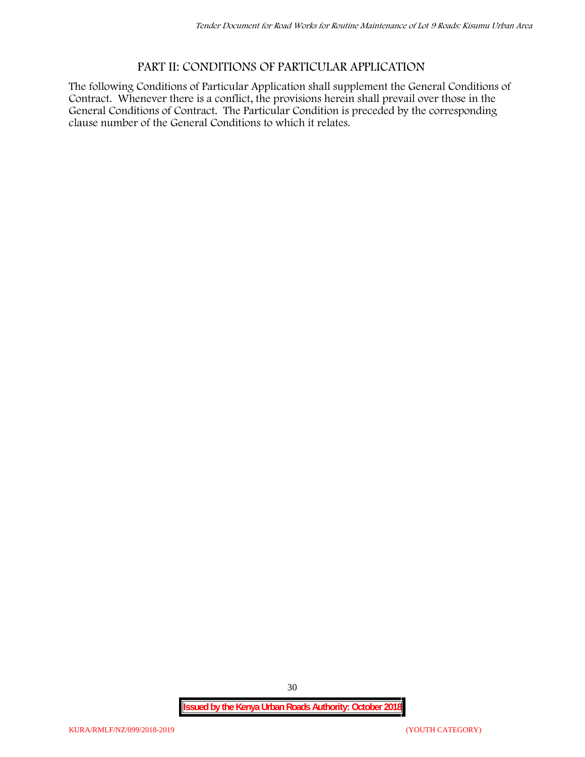## PART II: CONDITIONS OF PARTICULAR APPLICATION

The following Conditions of Particular Application shall supplement the General Conditions of Contract. Whenever there is a conflict, the provisions herein shall prevail over those in the General Conditions of Contract. The Particular Condition is preceded by the corresponding clause number of the General Conditions to which it relates.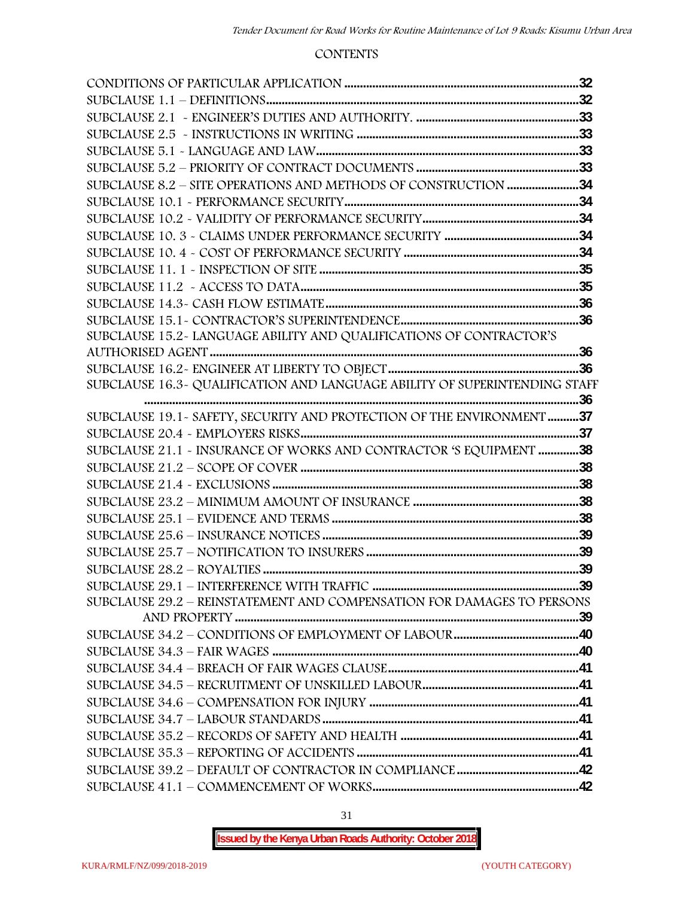CONTENTS

CONDITIONS OF PARTICULAR APPLICATION ..........32
SUBCLAUSE 1.1 – DEFINITIONS..........32
SUBCLAUSE 2.1 - ENGINEER'S DUTIES AND AUTHORITY. ..........33
SUBCLAUSE 2.5 - INSTRUCTIONS IN WRITING ..........33
SUBCLAUSE 5.1 - LANGUAGE AND LAW..........33
SUBCLAUSE 5.2 – PRIORITY OF CONTRACT DOCUMENTS ..........33
SUBCLAUSE 8.2 – SITE OPERATIONS AND METHODS OF CONSTRUCTION ..........34
SUBCLAUSE 10.1 - PERFORMANCE SECURITY..........34
SUBCLAUSE 10.2 - VALIDITY OF PERFORMANCE SECURITY..........34
SUBCLAUSE 10. 3 - CLAIMS UNDER PERFORMANCE SECURITY ..........34
SUBCLAUSE 10. 4 - COST OF PERFORMANCE SECURITY ..........34
SUBCLAUSE 11. 1 - INSPECTION OF SITE ..........35
SUBCLAUSE 11.2 - ACCESS TO DATA..........35
SUBCLAUSE 14.3- CASH FLOW ESTIMATE..........36
SUBCLAUSE 15.1- CONTRACTOR'S SUPERINTENDENCE..........36
SUBCLAUSE 15.2- LANGUAGE ABILITY AND QUALIFICATIONS OF CONTRACTOR'S AUTHORISED AGENT..........36
SUBCLAUSE 16.2- ENGINEER AT LIBERTY TO OBJECT..........36
SUBCLAUSE 16.3- QUALIFICATION AND LANGUAGE ABILITY OF SUPERINTENDING STAFF ..........36
SUBCLAUSE 19.1- SAFETY, SECURITY AND PROTECTION OF THE ENVIRONMENT ..........37
SUBCLAUSE 20.4 - EMPLOYERS RISKS..........37
SUBCLAUSE 21.1 - INSURANCE OF WORKS AND CONTRACTOR 'S EQUIPMENT ..........38
SUBCLAUSE 21.2 – SCOPE OF COVER ..........38
SUBCLAUSE 21.4 - EXCLUSIONS ..........38
SUBCLAUSE 23.2 – MINIMUM AMOUNT OF INSURANCE ..........38
SUBCLAUSE 25.1 – EVIDENCE AND TERMS ..........38
SUBCLAUSE 25.6 – INSURANCE NOTICES ..........39
SUBCLAUSE 25.7 – NOTIFICATION TO INSURERS ..........39
SUBCLAUSE 28.2 – ROYALTIES ..........39
SUBCLAUSE 29.1 – INTERFERENCE WITH TRAFFIC ..........39
SUBCLAUSE 29.2 – REINSTATEMENT AND COMPENSATION FOR DAMAGES TO PERSONS AND PROPERTY ..........39
SUBCLAUSE 34.2 – CONDITIONS OF EMPLOYMENT OF LABOUR..........40
SUBCLAUSE 34.3 – FAIR WAGES ..........40
SUBCLAUSE 34.4 – BREACH OF FAIR WAGES CLAUSE..........41
SUBCLAUSE 34.5 – RECRUITMENT OF UNSKILLED LABOUR..........41
SUBCLAUSE 34.6 – COMPENSATION FOR INJURY ..........41
SUBCLAUSE 34.7 – LABOUR STANDARDS..........41
SUBCLAUSE 35.2 – RECORDS OF SAFETY AND HEALTH ..........41
SUBCLAUSE 35.3 – REPORTING OF ACCIDENTS ..........41
SUBCLAUSE 39.2 – DEFAULT OF CONTRACTOR IN COMPLIANCE ..........42
SUBCLAUSE 41.1 – COMMENCEMENT OF WORKS..........42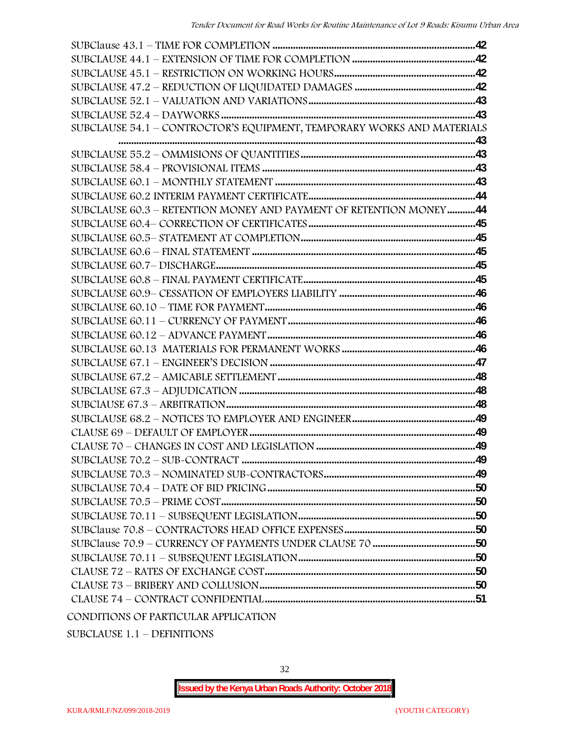SUBClause 43.1 – TIME FOR COMPLETION ....................................................................................42
SUBCLAUSE 44.1 – EXTENSION OF TIME FOR COMPLETION ..................................................42
SUBCLAUSE 45.1 – RESTRICTION ON WORKING HOURS..........................................................42
SUBCLAUSE 47.2 – REDUCTION OF LIQUIDATED DAMAGES ..................................................42
SUBCLAUSE 52.1 – VALUATION AND VARIATIONS.....................................................................43
SUBCLAUSE 52.4 – DAYWORKS ......................................................................................................43
SUBCLAUSE 54.1 – CONTROCTOR'S EQUIPMENT, TEMPORARY WORKS AND MATERIALS ..........................................................................................................................................................43
SUBCLAUSE 55.2 – OMMISIONS OF QUANTITIES .......................................................................43
SUBCLAUSE 58.4 – PROVISIONAL ITEMS ......................................................................................43
SUBCLAUSE 60.1 – MONTHLY STATEMENT .................................................................................43
SUBCLAUSE 60.2 INTERIM PAYMENT CERTIFICATE....................................................................44
SUBCLAUSE 60.3 – RETENTION MONEY AND PAYMENT OF RETENTION MONEY...........44
SUBCLAUSE 60.4– CORRECTION OF CERTIFICATES.....................................................................45
SUBCLAUSE 60.5– STATEMENT AT COMPLETION.......................................................................45
SUBCLAUSE 60.6 – FINAL STATEMENT ..........................................................................................45
SUBCLAUSE 60.7– DISCHARGE...........................................................................................................45
SUBCLAUSE 60.8 – FINAL PAYMENT CERTIFICATE.......................................................................45
SUBCLAUSE 60.9– CESSATION OF EMPLOYERS LIABILITY .........................................................46
SUBCLAUSE 60.10 – TIME FOR PAYMENT.......................................................................................46
SUBCLAUSE 60.11 – CURRENCY OF PAYMENT...............................................................................46
SUBCLAUSE 60.12 – ADVANCE PAYMENT.......................................................................................46
SUBCLAUSE 60.13 MATERIALS FOR PERMANENT WORKS ........................................................46
SUBCLAUSE 67.1 – ENGINEER'S DECISION ....................................................................................47
SUBCLAUSE 67.2 – AMICABLE SETTLEMENT .................................................................................48
SUBCLAUSE 67.3 – ADJUDICATION .................................................................................................48
SUBClAUSE 67.3 – ARBITRATION.......................................................................................................48
SUBCLAUSE 68.2 – NOTICES TO EMPLOYER AND ENGINEER....................................................49
CLAUSE 69 – DEFAULT OF EMPLOYER............................................................................................49
CLAUSE 70 – CHANGES IN COST AND LEGISLATION ..................................................................49
SUBCLAUSE 70.2 – SUB-CONTRACT ................................................................................................49
SUBCLAUSE 70.3 – NOMINATED SUB-CONTRACTORS...............................................................49
SUBCLAUSE 70.4 – DATE OF BID PRICING......................................................................................50
SUBCLAUSE 70.5 – PRIME COST.........................................................................................................50
SUBCLAUSE 70.11 – SUBSEQUENT LEGISLATION..........................................................................50
SUBClause 70.8 – CONTRACTORS HEAD OFFICE EXPENSES.......................................................50
SUBClause 70.9 – CURRENCY OF PAYMENTS UNDER CLAUSE 70 ............................................50
SUBCLAUSE 70.11 – SUBSEQUENT LEGISLATION..........................................................................50
CLAUSE 72 – RATES OF EXCHANGE COST.......................................................................................50
CLAUSE 73 – BRIBERY AND COLLUSION.........................................................................................50
CLAUSE 74 – CONTRACT CONFIDENTIAL.......................................................................................51

CONDITIONS OF PARTICULAR APPLICATION

SUBCLAUSE 1.1 – DEFINITIONS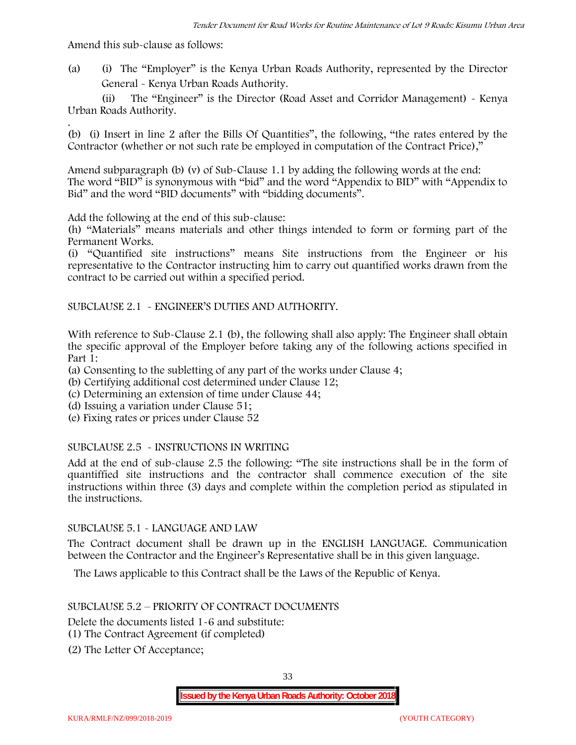Amend this sub-clause as follows:

(a) (i) The "Employer" is the Kenya Urban Roads Authority, represented by the Director General - Kenya Urban Roads Authority.

(ii) The "Engineer" is the Director (Road Asset and Corridor Management) - Kenya Urban Roads Authority.

.

(b) (i) Insert in line 2 after the Bills Of Quantities", the following, "the rates entered by the Contractor (whether or not such rate be employed in computation of the Contract Price),"

Amend subparagraph (b) (v) of Sub-Clause 1.1 by adding the following words at the end:
The word "BID" is synonymous with "bid" and the word "Appendix to BID" with "Appendix to Bid" and the word "BID documents" with "bidding documents".

Add the following at the end of this sub-clause:
(h) "Materials" means materials and other things intended to form or forming part of the Permanent Works.
(i) "Quantified site instructions" means Site instructions from the Engineer or his representative to the Contractor instructing him to carry out quantified works drawn from the contract to be carried out within a specified period.

SUBCLAUSE 2.1 - ENGINEER'S DUTIES AND AUTHORITY.

With reference to Sub-Clause 2.1 (b), the following shall also apply: The Engineer shall obtain the specific approval of the Employer before taking any of the following actions specified in Part 1:

(a) Consenting to the subletting of any part of the works under Clause 4;
(b) Certifying additional cost determined under Clause 12;
(c) Determining an extension of time under Clause 44;
(d) Issuing a variation under Clause 51;
(e) Fixing rates or prices under Clause 52

SUBCLAUSE 2.5 - INSTRUCTIONS IN WRITING

Add at the end of sub-clause 2.5 the following: "The site instructions shall be in the form of quantiffied site instructions and the contractor shall commence execution of the site instructions within three (3) days and complete within the completion period as stipulated in the instructions.

SUBCLAUSE 5.1 - LANGUAGE AND LAW

The Contract document shall be drawn up in the ENGLISH LANGUAGE. Communication between the Contractor and the Engineer's Representative shall be in this given language.

The Laws applicable to this Contract shall be the Laws of the Republic of Kenya.

SUBCLAUSE 5.2 – PRIORITY OF CONTRACT DOCUMENTS

Delete the documents listed 1-6 and substitute:
(1) The Contract Agreement (if completed)

(2) The Letter Of Acceptance;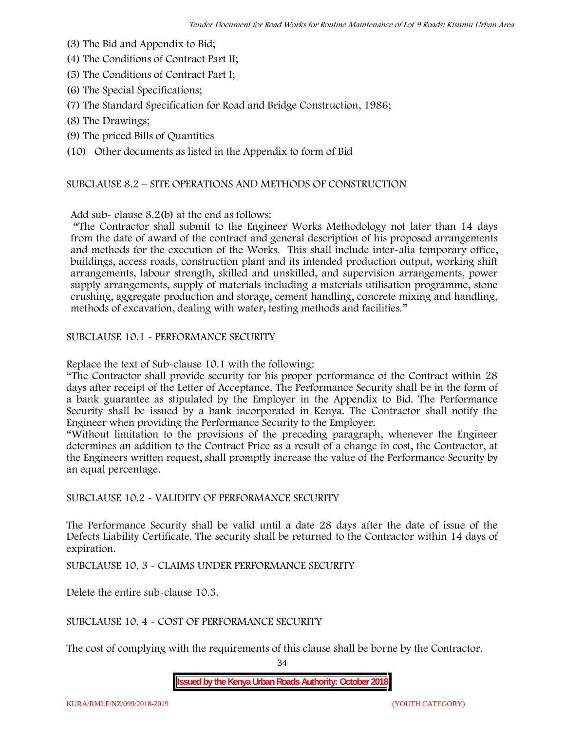(3) The Bid and Appendix to Bid;
(4) The Conditions of Contract Part II;
(5) The Conditions of Contract Part I;
(6) The Special Specifications;
(7) The Standard Specification for Road and Bridge Construction, 1986;
(8) The Drawings;
(9) The priced Bills of Quantities
(10) Other documents as listed in the Appendix to form of Bid

SUBCLAUSE 8.2 – SITE OPERATIONS AND METHODS OF CONSTRUCTION

Add sub- clause 8.2(b) at the end as follows:

"The Contractor shall submit to the Engineer Works Methodology not later than 14 days from the date of award of the contract and general description of his proposed arrangements and methods for the execution of the Works. This shall include inter-alia temporary office, buildings, access roads, construction plant and its intended production output, working shift arrangements, labour strength, skilled and unskilled, and supervision arrangements, power supply arrangements, supply of materials including a materials utilisation programme, stone crushing, aggregate production and storage, cement handling, concrete mixing and handling, methods of excavation, dealing with water, testing methods and facilities."

SUBCLAUSE 10.1 - PERFORMANCE SECURITY

Replace the text of Sub-clause 10.1 with the following:

"The Contractor shall provide security for his proper performance of the Contract within 28 days after receipt of the Letter of Acceptance. The Performance Security shall be in the form of a bank guarantee as stipulated by the Employer in the Appendix to Bid. The Performance Security shall be issued by a bank incorporated in Kenya. The Contractor shall notify the Engineer when providing the Performance Security to the Employer.

"Without limitation to the provisions of the preceding paragraph, whenever the Engineer determines an addition to the Contract Price as a result of a change in cost, the Contractor, at the Engineers written request, shall promptly increase the value of the Performance Security by an equal percentage.

SUBCLAUSE 10.2 - VALIDITY OF PERFORMANCE SECURITY

The Performance Security shall be valid until a date 28 days after the date of issue of the Defects Liability Certificate. The security shall be returned to the Contractor within 14 days of expiration.

SUBCLAUSE 10. 3 - CLAIMS UNDER PERFORMANCE SECURITY

Delete the entire sub-clause 10.3.

SUBCLAUSE 10. 4 - COST OF PERFORMANCE SECURITY

The cost of complying with the requirements of this clause shall be borne by the Contractor.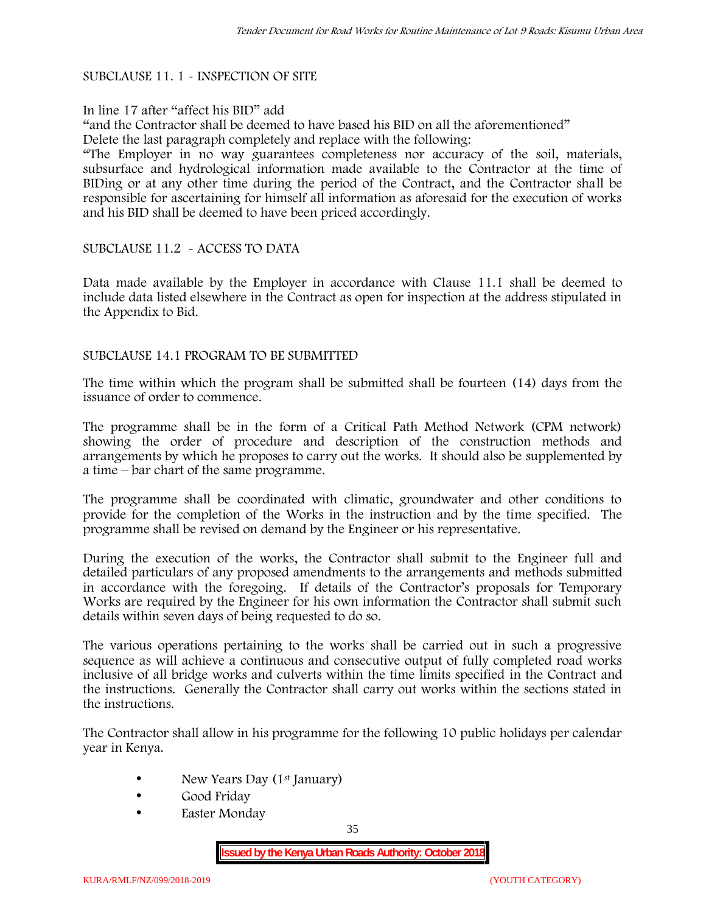SUBCLAUSE 11. 1 - INSPECTION OF SITE

In line 17 after "affect his BID" add

"and the Contractor shall be deemed to have based his BID on all the aforementioned"

Delete the last paragraph completely and replace with the following:

"The Employer in no way guarantees completeness nor accuracy of the soil, materials, subsurface and hydrological information made available to the Contractor at the time of BIDing or at any other time during the period of the Contract, and the Contractor shall be responsible for ascertaining for himself all information as aforesaid for the execution of works and his BID shall be deemed to have been priced accordingly.

SUBCLAUSE 11.2 - ACCESS TO DATA

Data made available by the Employer in accordance with Clause 11.1 shall be deemed to include data listed elsewhere in the Contract as open for inspection at the address stipulated in the Appendix to Bid.

SUBCLAUSE 14.1 PROGRAM TO BE SUBMITTED

The time within which the program shall be submitted shall be fourteen (14) days from the issuance of order to commence.

The programme shall be in the form of a Critical Path Method Network (CPM network) showing the order of procedure and description of the construction methods and arrangements by which he proposes to carry out the works. It should also be supplemented by a time – bar chart of the same programme.

The programme shall be coordinated with climatic, groundwater and other conditions to provide for the completion of the Works in the instruction and by the time specified. The programme shall be revised on demand by the Engineer or his representative.

During the execution of the works, the Contractor shall submit to the Engineer full and detailed particulars of any proposed amendments to the arrangements and methods submitted in accordance with the foregoing. If details of the Contractor's proposals for Temporary Works are required by the Engineer for his own information the Contractor shall submit such details within seven days of being requested to do so.

The various operations pertaining to the works shall be carried out in such a progressive sequence as will achieve a continuous and consecutive output of fully completed road works inclusive of all bridge works and culverts within the time limits specified in the Contract and the instructions. Generally the Contractor shall carry out works within the sections stated in the instructions.

The Contractor shall allow in his programme for the following 10 public holidays per calendar year in Kenya.

- New Years Day (1st January)
- Good Friday
- Easter Monday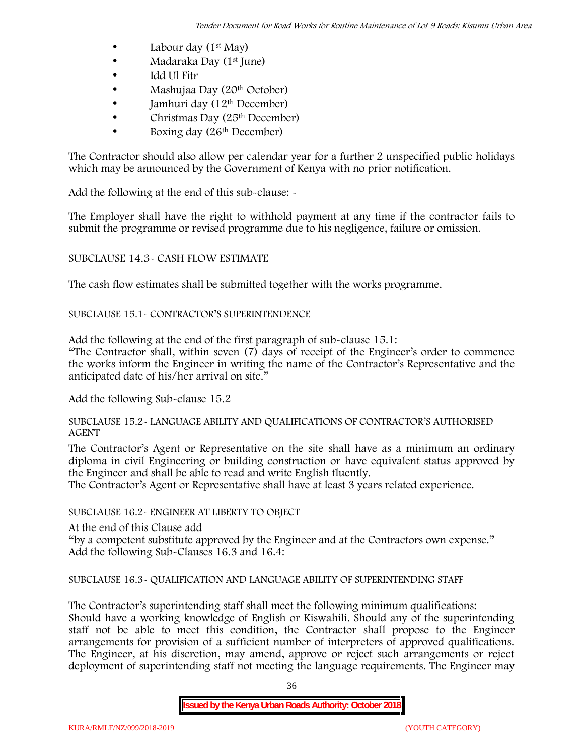- Labour day (1st May)
- Madaraka Day (1st June)
- Idd Ul Fitr
- Mashujaa Day (20th October)
- Jamhuri day (12th December)
- Christmas Day (25th December)
- Boxing day (26th December)

The Contractor should also allow per calendar year for a further 2 unspecified public holidays which may be announced by the Government of Kenya with no prior notification.

Add the following at the end of this sub-clause: -

The Employer shall have the right to withhold payment at any time if the contractor fails to submit the programme or revised programme due to his negligence, failure or omission.

SUBCLAUSE 14.3- CASH FLOW ESTIMATE

The cash flow estimates shall be submitted together with the works programme.

SUBCLAUSE 15.1- CONTRACTOR'S SUPERINTENDENCE

Add the following at the end of the first paragraph of sub-clause 15.1:

"The Contractor shall, within seven (7) days of receipt of the Engineer's order to commence the works inform the Engineer in writing the name of the Contractor's Representative and the anticipated date of his/her arrival on site."

Add the following Sub-clause 15.2

SUBCLAUSE 15.2- LANGUAGE ABILITY AND QUALIFICATIONS OF CONTRACTOR'S AUTHORISED AGENT

The Contractor's Agent or Representative on the site shall have as a minimum an ordinary diploma in civil Engineering or building construction or have equivalent status approved by the Engineer and shall be able to read and write English fluently.

The Contractor's Agent or Representative shall have at least 3 years related experience.

SUBCLAUSE 16.2- ENGINEER AT LIBERTY TO OBJECT

At the end of this Clause add

"by a competent substitute approved by the Engineer and at the Contractors own expense."

Add the following Sub-Clauses 16.3 and 16.4:

SUBCLAUSE 16.3- QUALIFICATION AND LANGUAGE ABILITY OF SUPERINTENDING STAFF

The Contractor's superintending staff shall meet the following minimum qualifications:

Should have a working knowledge of English or Kiswahili. Should any of the superintending staff not be able to meet this condition, the Contractor shall propose to the Engineer arrangements for provision of a sufficient number of interpreters of approved qualifications. The Engineer, at his discretion, may amend, approve or reject such arrangements or reject deployment of superintending staff not meeting the language requirements. The Engineer may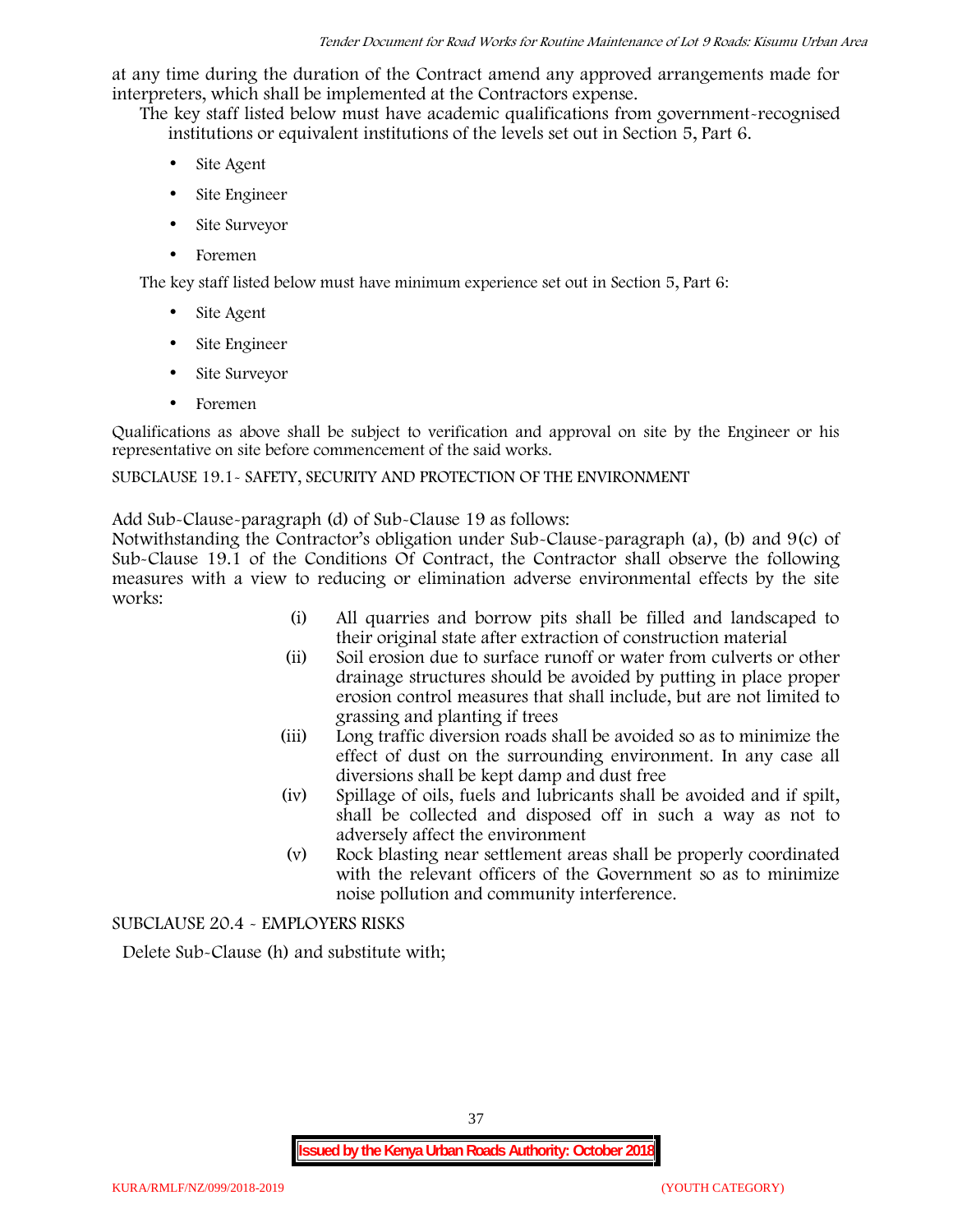at any time during the duration of the Contract amend any approved arrangements made for interpreters, which shall be implemented at the Contractors expense.

The key staff listed below must have academic qualifications from government-recognised institutions or equivalent institutions of the levels set out in Section 5, Part 6.

- Site Agent
- Site Engineer
- Site Surveyor
- Foremen

The key staff listed below must have minimum experience set out in Section 5, Part 6:

- Site Agent
- Site Engineer
- Site Surveyor
- Foremen

Qualifications as above shall be subject to verification and approval on site by the Engineer or his representative on site before commencement of the said works.

SUBCLAUSE 19.1- SAFETY, SECURITY AND PROTECTION OF THE ENVIRONMENT

Add Sub-Clause-paragraph (d) of Sub-Clause 19 as follows:

Notwithstanding the Contractor's obligation under Sub-Clause-paragraph (a), (b) and 9(c) of Sub-Clause 19.1 of the Conditions Of Contract, the Contractor shall observe the following measures with a view to reducing or elimination adverse environmental effects by the site works:

(i) All quarries and borrow pits shall be filled and landscaped to their original state after extraction of construction material

(ii) Soil erosion due to surface runoff or water from culverts or other drainage structures should be avoided by putting in place proper erosion control measures that shall include, but are not limited to grassing and planting if trees

(iii) Long traffic diversion roads shall be avoided so as to minimize the effect of dust on the surrounding environment. In any case all diversions shall be kept damp and dust free

(iv) Spillage of oils, fuels and lubricants shall be avoided and if spilt, shall be collected and disposed off in such a way as not to adversely affect the environment

(v) Rock blasting near settlement areas shall be properly coordinated with the relevant officers of the Government so as to minimize noise pollution and community interference.

SUBCLAUSE 20.4 - EMPLOYERS RISKS

Delete Sub-Clause (h) and substitute with;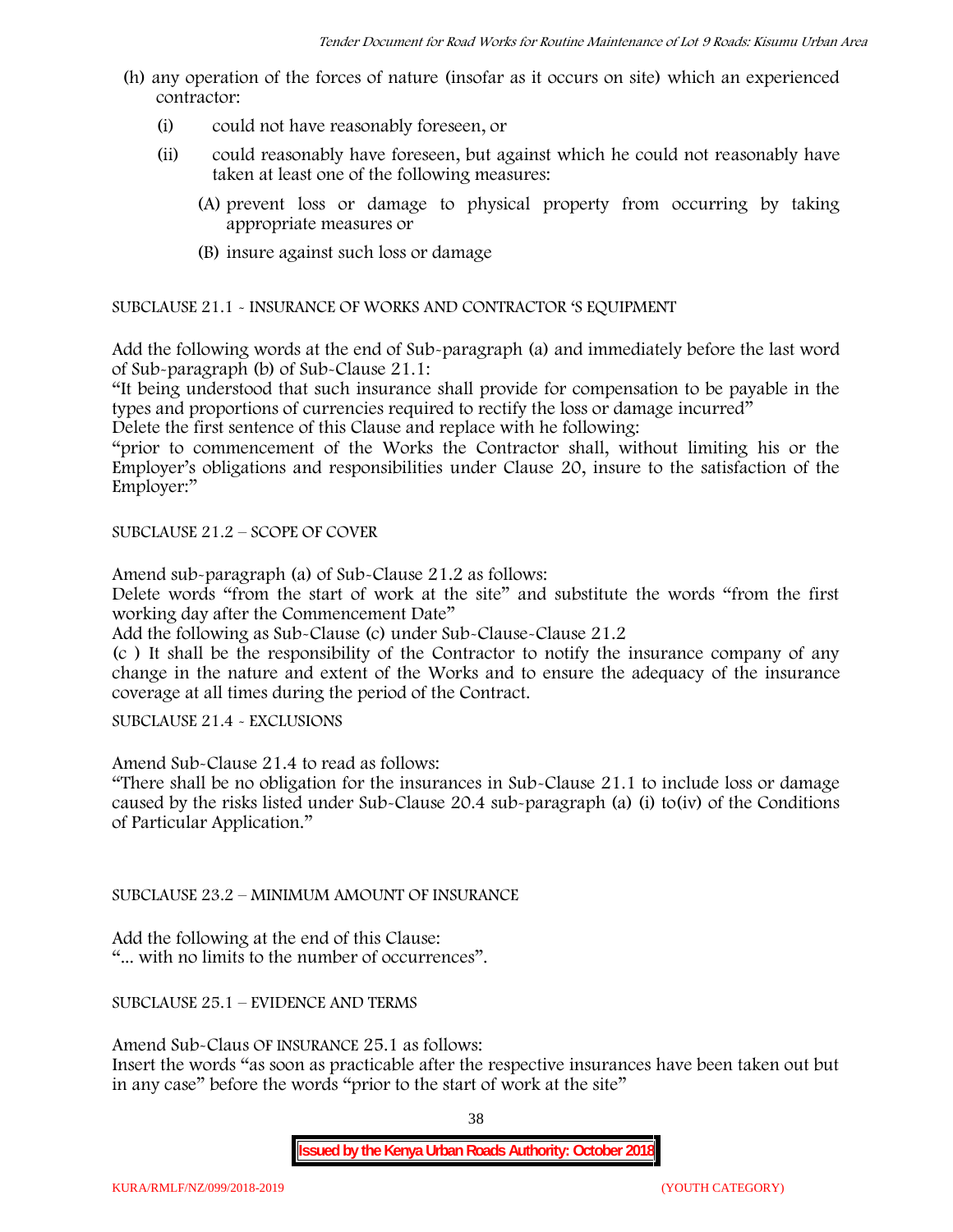(h) any operation of the forces of nature (insofar as it occurs on site) which an experienced contractor:

(i) could not have reasonably foreseen, or

(ii) could reasonably have foreseen, but against which he could not reasonably have taken at least one of the following measures:

(A) prevent loss or damage to physical property from occurring by taking appropriate measures or

(B) insure against such loss or damage

SUBCLAUSE 21.1 - INSURANCE OF WORKS AND CONTRACTOR 'S EQUIPMENT

Add the following words at the end of Sub-paragraph (a) and immediately before the last word of Sub-paragraph (b) of Sub-Clause 21.1:

"It being understood that such insurance shall provide for compensation to be payable in the types and proportions of currencies required to rectify the loss or damage incurred"

Delete the first sentence of this Clause and replace with he following:

"prior to commencement of the Works the Contractor shall, without limiting his or the Employer's obligations and responsibilities under Clause 20, insure to the satisfaction of the Employer:"

SUBCLAUSE 21.2 – SCOPE OF COVER

Amend sub-paragraph (a) of Sub-Clause 21.2 as follows:

Delete words "from the start of work at the site" and substitute the words "from the first working day after the Commencement Date"

Add the following as Sub-Clause (c) under Sub-Clause-Clause 21.2

(c ) It shall be the responsibility of the Contractor to notify the insurance company of any change in the nature and extent of the Works and to ensure the adequacy of the insurance coverage at all times during the period of the Contract.

SUBCLAUSE 21.4 - EXCLUSIONS

Amend Sub-Clause 21.4 to read as follows:

"There shall be no obligation for the insurances in Sub-Clause 21.1 to include loss or damage caused by the risks listed under Sub-Clause 20.4 sub-paragraph (a) (i) to(iv) of the Conditions of Particular Application."

SUBCLAUSE 23.2 – MINIMUM AMOUNT OF INSURANCE

Add the following at the end of this Clause:

"... with no limits to the number of occurrences".

SUBCLAUSE 25.1 – EVIDENCE AND TERMS

Amend Sub-Claus OF INSURANCE 25.1 as follows:

Insert the words "as soon as practicable after the respective insurances have been taken out but in any case" before the words "prior to the start of work at the site"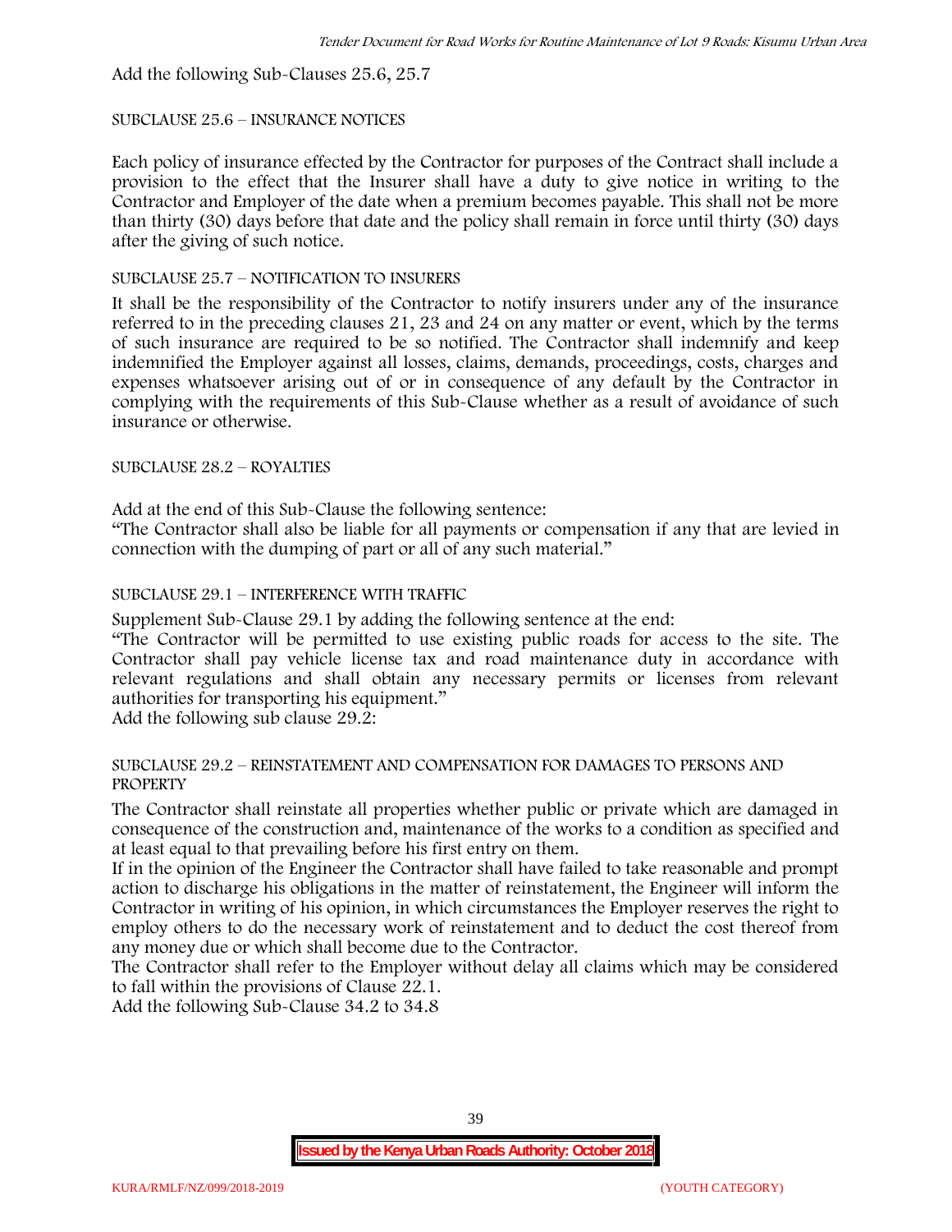Add the following Sub-Clauses 25.6, 25.7

SUBCLAUSE 25.6 – INSURANCE NOTICES

Each policy of insurance effected by the Contractor for purposes of the Contract shall include a provision to the effect that the Insurer shall have a duty to give notice in writing to the Contractor and Employer of the date when a premium becomes payable. This shall not be more than thirty (30) days before that date and the policy shall remain in force until thirty (30) days after the giving of such notice.

SUBCLAUSE 25.7 – NOTIFICATION TO INSURERS

It shall be the responsibility of the Contractor to notify insurers under any of the insurance referred to in the preceding clauses 21, 23 and 24 on any matter or event, which by the terms of such insurance are required to be so notified. The Contractor shall indemnify and keep indemnified the Employer against all losses, claims, demands, proceedings, costs, charges and expenses whatsoever arising out of or in consequence of any default by the Contractor in complying with the requirements of this Sub-Clause whether as a result of avoidance of such insurance or otherwise.

SUBCLAUSE 28.2 – ROYALTIES

Add at the end of this Sub-Clause the following sentence:

"The Contractor shall also be liable for all payments or compensation if any that are levied in connection with the dumping of part or all of any such material."

SUBCLAUSE 29.1 – INTERFERENCE WITH TRAFFIC

Supplement Sub-Clause 29.1 by adding the following sentence at the end:

"The Contractor will be permitted to use existing public roads for access to the site. The Contractor shall pay vehicle license tax and road maintenance duty in accordance with relevant regulations and shall obtain any necessary permits or licenses from relevant authorities for transporting his equipment."

Add the following sub clause 29.2:

SUBCLAUSE 29.2 – REINSTATEMENT AND COMPENSATION FOR DAMAGES TO PERSONS AND PROPERTY

The Contractor shall reinstate all properties whether public or private which are damaged in consequence of the construction and, maintenance of the works to a condition as specified and at least equal to that prevailing before his first entry on them.

If in the opinion of the Engineer the Contractor shall have failed to take reasonable and prompt action to discharge his obligations in the matter of reinstatement, the Engineer will inform the Contractor in writing of his opinion, in which circumstances the Employer reserves the right to employ others to do the necessary work of reinstatement and to deduct the cost thereof from any money due or which shall become due to the Contractor.

The Contractor shall refer to the Employer without delay all claims which may be considered to fall within the provisions of Clause 22.1.

Add the following Sub-Clause 34.2 to 34.8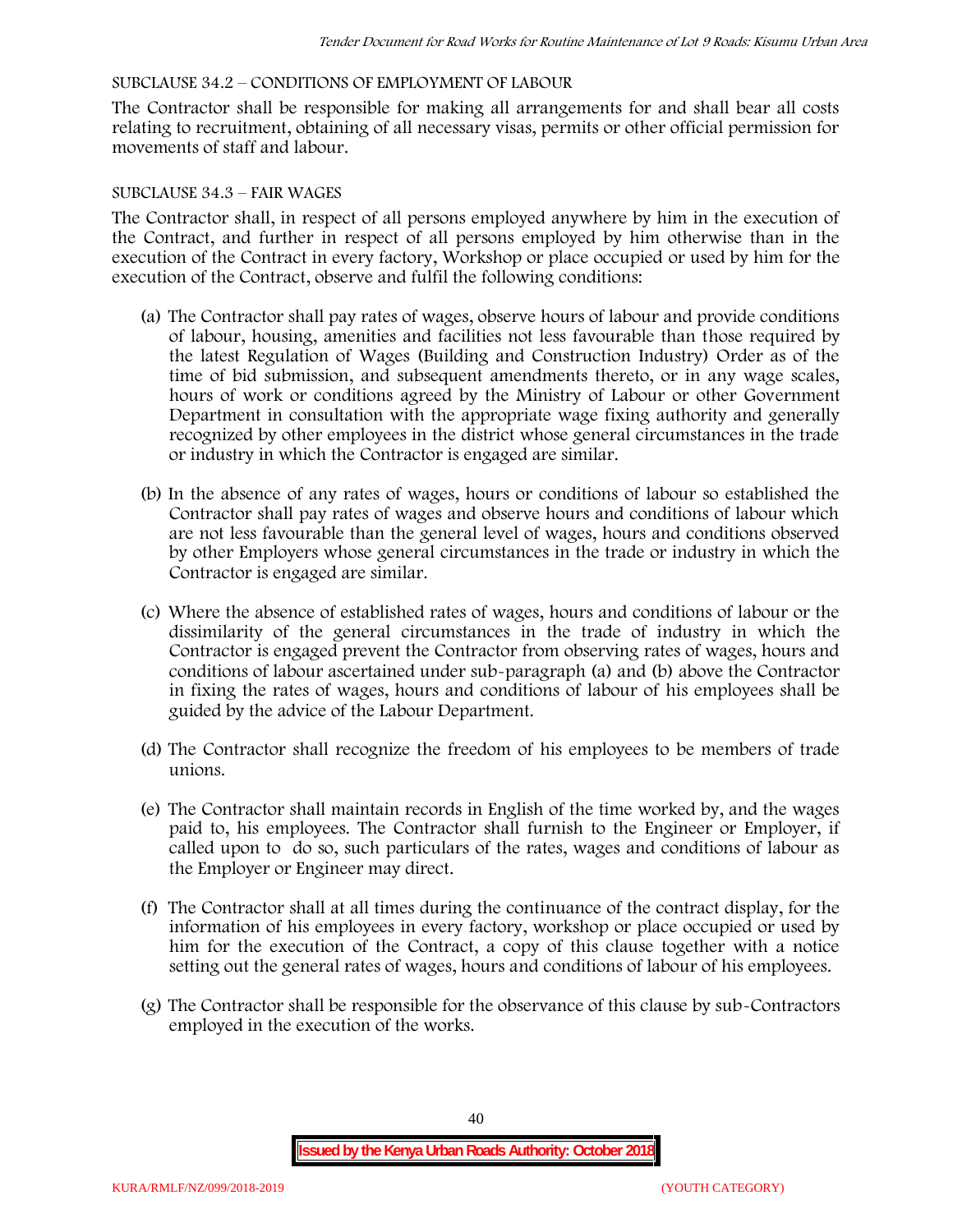SUBCLAUSE 34.2 – CONDITIONS OF EMPLOYMENT OF LABOUR

The Contractor shall be responsible for making all arrangements for and shall bear all costs relating to recruitment, obtaining of all necessary visas, permits or other official permission for movements of staff and labour.

SUBCLAUSE 34.3 – FAIR WAGES

The Contractor shall, in respect of all persons employed anywhere by him in the execution of the Contract, and further in respect of all persons employed by him otherwise than in the execution of the Contract in every factory, Workshop or place occupied or used by him for the execution of the Contract, observe and fulfil the following conditions:

(a) The Contractor shall pay rates of wages, observe hours of labour and provide conditions of labour, housing, amenities and facilities not less favourable than those required by the latest Regulation of Wages (Building and Construction Industry) Order as of the time of bid submission, and subsequent amendments thereto, or in any wage scales, hours of work or conditions agreed by the Ministry of Labour or other Government Department in consultation with the appropriate wage fixing authority and generally recognized by other employees in the district whose general circumstances in the trade or industry in which the Contractor is engaged are similar.

(b) In the absence of any rates of wages, hours or conditions of labour so established the Contractor shall pay rates of wages and observe hours and conditions of labour which are not less favourable than the general level of wages, hours and conditions observed by other Employers whose general circumstances in the trade or industry in which the Contractor is engaged are similar.

(c) Where the absence of established rates of wages, hours and conditions of labour or the dissimilarity of the general circumstances in the trade of industry in which the Contractor is engaged prevent the Contractor from observing rates of wages, hours and conditions of labour ascertained under sub-paragraph (a) and (b) above the Contractor in fixing the rates of wages, hours and conditions of labour of his employees shall be guided by the advice of the Labour Department.

(d) The Contractor shall recognize the freedom of his employees to be members of trade unions.

(e) The Contractor shall maintain records in English of the time worked by, and the wages paid to, his employees. The Contractor shall furnish to the Engineer or Employer, if called upon to do so, such particulars of the rates, wages and conditions of labour as the Employer or Engineer may direct.

(f) The Contractor shall at all times during the continuance of the contract display, for the information of his employees in every factory, workshop or place occupied or used by him for the execution of the Contract, a copy of this clause together with a notice setting out the general rates of wages, hours and conditions of labour of his employees.

(g) The Contractor shall be responsible for the observance of this clause by sub-Contractors employed in the execution of the works.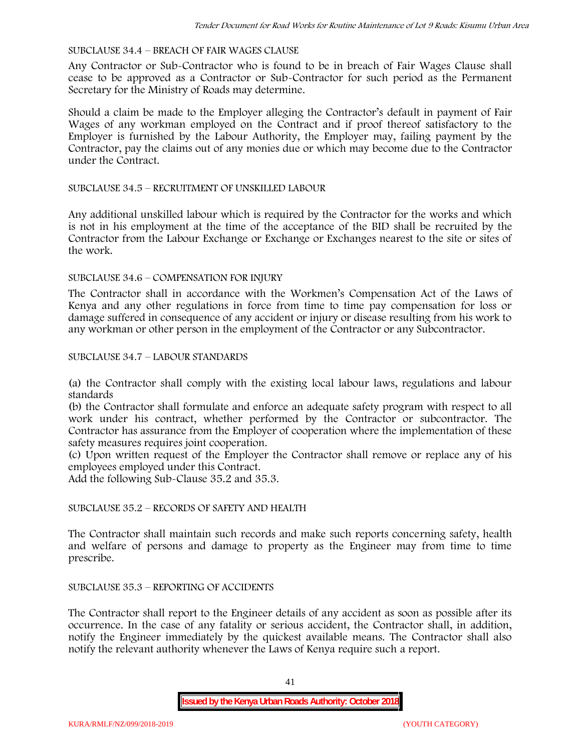SUBCLAUSE 34.4 – BREACH OF FAIR WAGES CLAUSE

Any Contractor or Sub-Contractor who is found to be in breach of Fair Wages Clause shall cease to be approved as a Contractor or Sub-Contractor for such period as the Permanent Secretary for the Ministry of Roads may determine.

Should a claim be made to the Employer alleging the Contractor's default in payment of Fair Wages of any workman employed on the Contract and if proof thereof satisfactory to the Employer is furnished by the Labour Authority, the Employer may, failing payment by the Contractor, pay the claims out of any monies due or which may become due to the Contractor under the Contract.

SUBCLAUSE 34.5 – RECRUITMENT OF UNSKILLED LABOUR

Any additional unskilled labour which is required by the Contractor for the works and which is not in his employment at the time of the acceptance of the BID shall be recruited by the Contractor from the Labour Exchange or Exchange or Exchanges nearest to the site or sites of the work.

SUBCLAUSE 34.6 – COMPENSATION FOR INJURY

The Contractor shall in accordance with the Workmen's Compensation Act of the Laws of Kenya and any other regulations in force from time to time pay compensation for loss or damage suffered in consequence of any accident or injury or disease resulting from his work to any workman or other person in the employment of the Contractor or any Subcontractor.

SUBCLAUSE 34.7 – LABOUR STANDARDS

(a) the Contractor shall comply with the existing local labour laws, regulations and labour standards

(b) the Contractor shall formulate and enforce an adequate safety program with respect to all work under his contract, whether performed by the Contractor or subcontractor. The Contractor has assurance from the Employer of cooperation where the implementation of these safety measures requires joint cooperation.

(c) Upon written request of the Employer the Contractor shall remove or replace any of his employees employed under this Contract.

Add the following Sub-Clause 35.2 and 35.3.

SUBCLAUSE 35.2 – RECORDS OF SAFETY AND HEALTH

The Contractor shall maintain such records and make such reports concerning safety, health and welfare of persons and damage to property as the Engineer may from time to time prescribe.

SUBCLAUSE 35.3 – REPORTING OF ACCIDENTS

The Contractor shall report to the Engineer details of any accident as soon as possible after its occurrence. In the case of any fatality or serious accident, the Contractor shall, in addition, notify the Engineer immediately by the quickest available means. The Contractor shall also notify the relevant authority whenever the Laws of Kenya require such a report.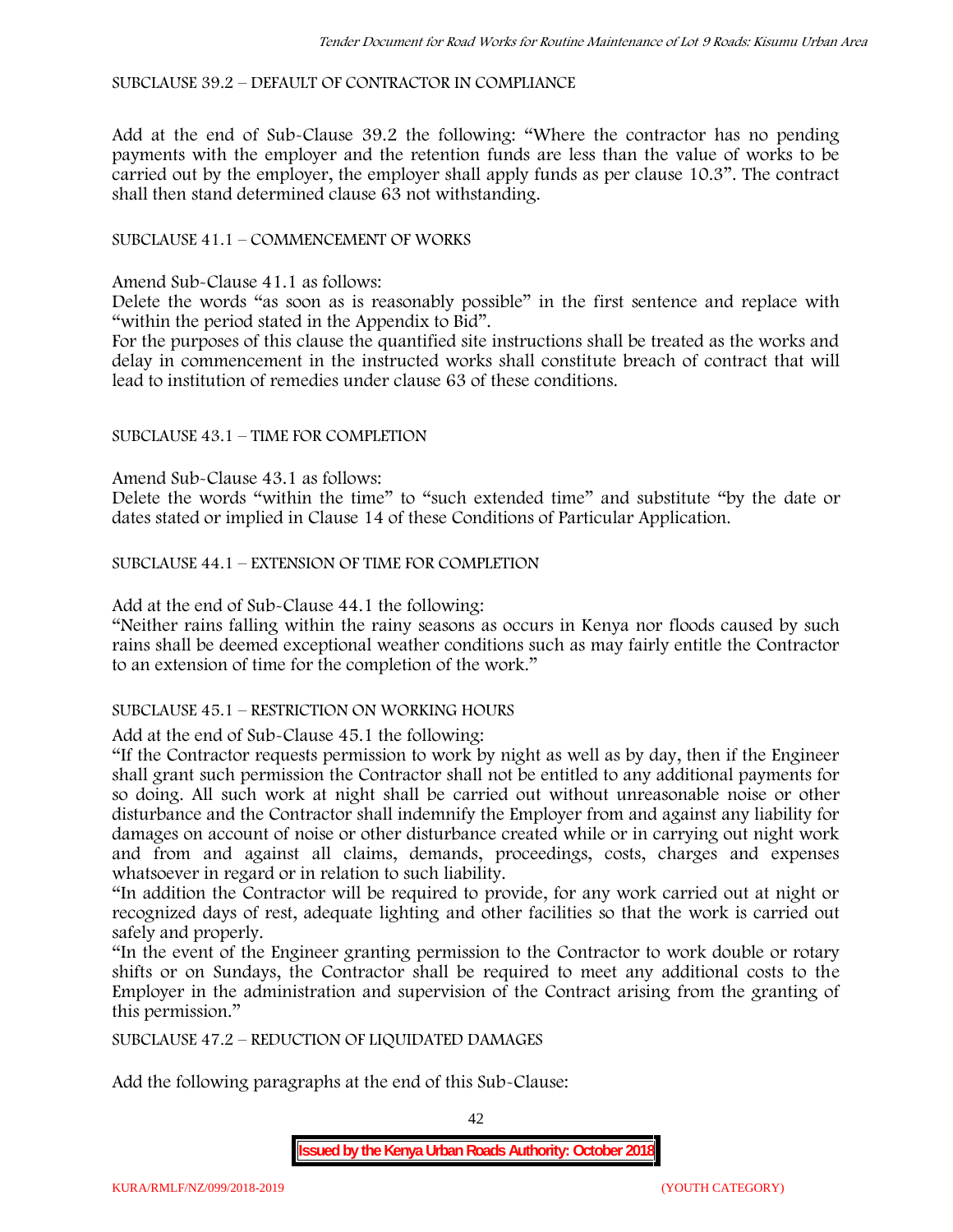SUBCLAUSE 39.2 – DEFAULT OF CONTRACTOR IN COMPLIANCE

Add at the end of Sub-Clause 39.2 the following: "Where the contractor has no pending payments with the employer and the retention funds are less than the value of works to be carried out by the employer, the employer shall apply funds as per clause 10.3". The contract shall then stand determined clause 63 not withstanding.

SUBCLAUSE 41.1 – COMMENCEMENT OF WORKS

Amend Sub-Clause 41.1 as follows:

Delete the words "as soon as is reasonably possible" in the first sentence and replace with "within the period stated in the Appendix to Bid".

For the purposes of this clause the quantified site instructions shall be treated as the works and delay in commencement in the instructed works shall constitute breach of contract that will lead to institution of remedies under clause 63 of these conditions.

SUBCLAUSE 43.1 – TIME FOR COMPLETION

Amend Sub-Clause 43.1 as follows:

Delete the words "within the time" to "such extended time" and substitute "by the date or dates stated or implied in Clause 14 of these Conditions of Particular Application.

SUBCLAUSE 44.1 – EXTENSION OF TIME FOR COMPLETION

Add at the end of Sub-Clause 44.1 the following:

"Neither rains falling within the rainy seasons as occurs in Kenya nor floods caused by such rains shall be deemed exceptional weather conditions such as may fairly entitle the Contractor to an extension of time for the completion of the work."

SUBCLAUSE 45.1 – RESTRICTION ON WORKING HOURS

Add at the end of Sub-Clause 45.1 the following:

"If the Contractor requests permission to work by night as well as by day, then if the Engineer shall grant such permission the Contractor shall not be entitled to any additional payments for so doing. All such work at night shall be carried out without unreasonable noise or other disturbance and the Contractor shall indemnify the Employer from and against any liability for damages on account of noise or other disturbance created while or in carrying out night work and from and against all claims, demands, proceedings, costs, charges and expenses whatsoever in regard or in relation to such liability.

"In addition the Contractor will be required to provide, for any work carried out at night or recognized days of rest, adequate lighting and other facilities so that the work is carried out safely and properly.

"In the event of the Engineer granting permission to the Contractor to work double or rotary shifts or on Sundays, the Contractor shall be required to meet any additional costs to the Employer in the administration and supervision of the Contract arising from the granting of this permission."

SUBCLAUSE 47.2 – REDUCTION OF LIQUIDATED DAMAGES

Add the following paragraphs at the end of this Sub-Clause: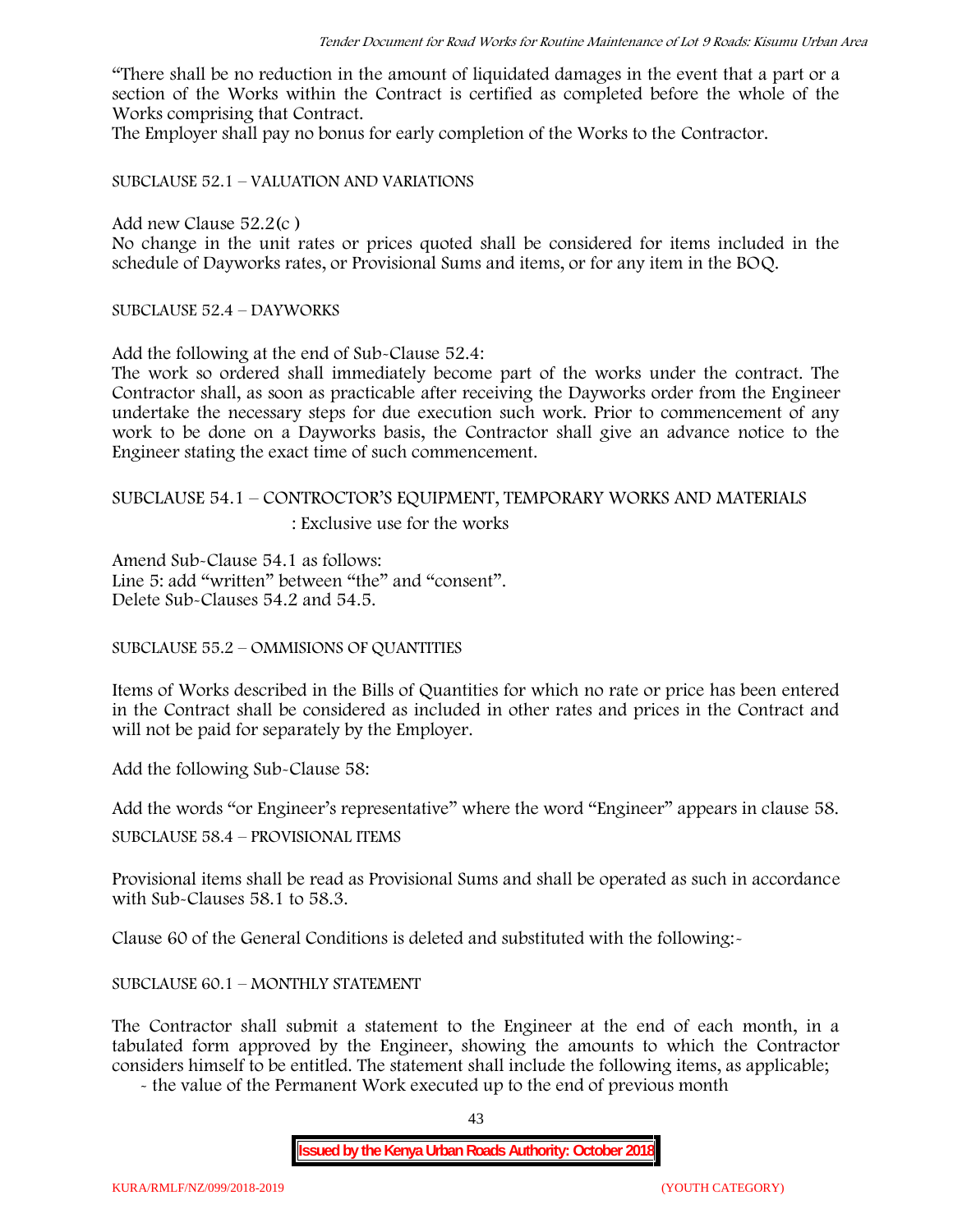"There shall be no reduction in the amount of liquidated damages in the event that a part or a section of the Works within the Contract is certified as completed before the whole of the Works comprising that Contract.

The Employer shall pay no bonus for early completion of the Works to the Contractor.

SUBCLAUSE 52.1 – VALUATION AND VARIATIONS

Add new Clause 52.2(c )

No change in the unit rates or prices quoted shall be considered for items included in the schedule of Dayworks rates, or Provisional Sums and items, or for any item in the BOQ.

SUBCLAUSE 52.4 – DAYWORKS

Add the following at the end of Sub-Clause 52.4:

The work so ordered shall immediately become part of the works under the contract. The Contractor shall, as soon as practicable after receiving the Dayworks order from the Engineer undertake the necessary steps for due execution such work. Prior to commencement of any work to be done on a Dayworks basis, the Contractor shall give an advance notice to the Engineer stating the exact time of such commencement.

SUBCLAUSE 54.1 – CONTROCTOR'S EQUIPMENT, TEMPORARY WORKS AND MATERIALS : Exclusive use for the works

Amend Sub-Clause 54.1 as follows:

Line 5: add "written" between "the" and "consent".

Delete Sub-Clauses 54.2 and 54.5.

SUBCLAUSE 55.2 – OMMISIONS OF QUANTITIES

Items of Works described in the Bills of Quantities for which no rate or price has been entered in the Contract shall be considered as included in other rates and prices in the Contract and will not be paid for separately by the Employer.

Add the following Sub-Clause 58:

Add the words "or Engineer's representative" where the word "Engineer" appears in clause 58.

SUBCLAUSE 58.4 – PROVISIONAL ITEMS

Provisional items shall be read as Provisional Sums and shall be operated as such in accordance with Sub-Clauses 58.1 to 58.3.

Clause 60 of the General Conditions is deleted and substituted with the following:-

SUBCLAUSE 60.1 – MONTHLY STATEMENT

The Contractor shall submit a statement to the Engineer at the end of each month, in a tabulated form approved by the Engineer, showing the amounts to which the Contractor considers himself to be entitled. The statement shall include the following items, as applicable;

- the value of the Permanent Work executed up to the end of previous month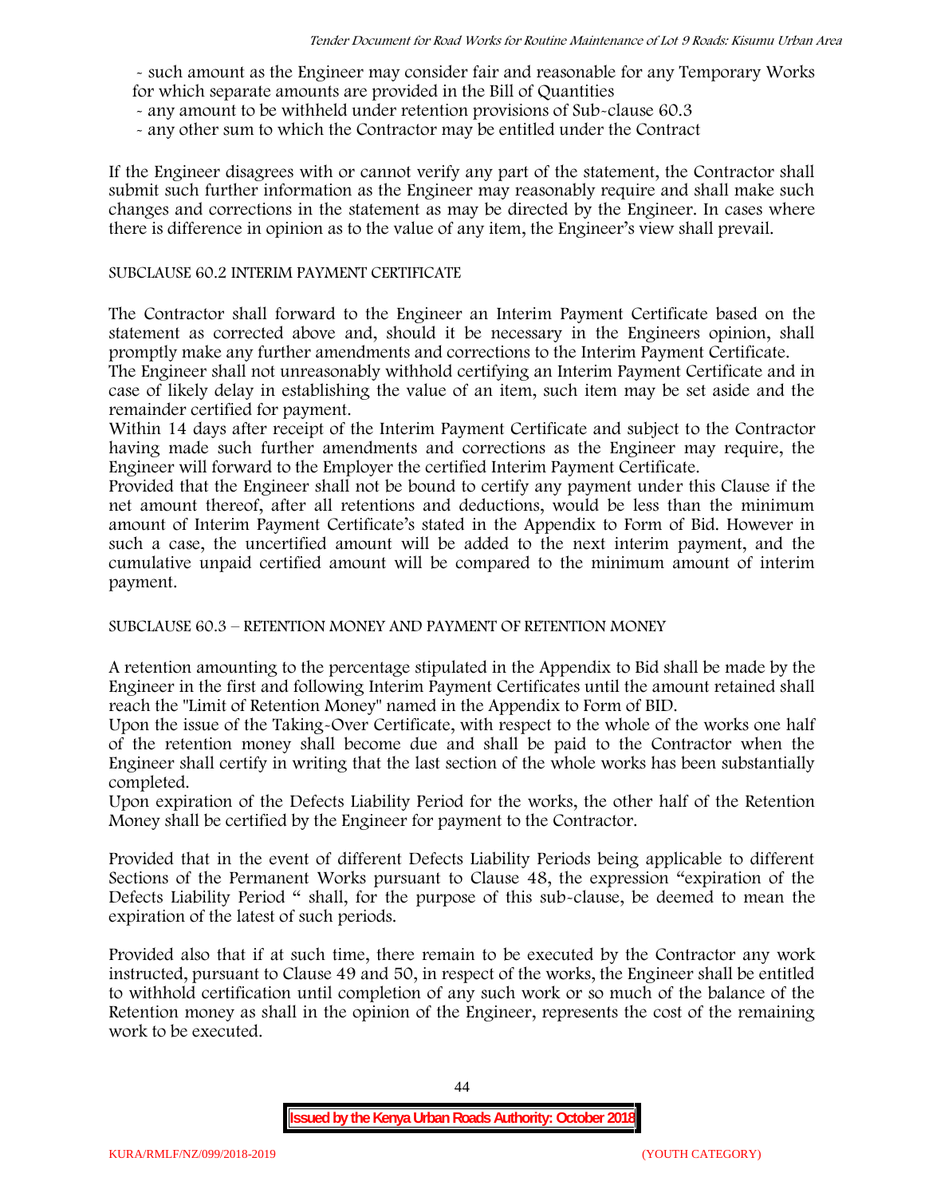- such amount as the Engineer may consider fair and reasonable for any Temporary Works for which separate amounts are provided in the Bill of Quantities
- any amount to be withheld under retention provisions of Sub-clause 60.3
- any other sum to which the Contractor may be entitled under the Contract

If the Engineer disagrees with or cannot verify any part of the statement, the Contractor shall submit such further information as the Engineer may reasonably require and shall make such changes and corrections in the statement as may be directed by the Engineer. In cases where there is difference in opinion as to the value of any item, the Engineer's view shall prevail.

SUBCLAUSE 60.2 INTERIM PAYMENT CERTIFICATE

The Contractor shall forward to the Engineer an Interim Payment Certificate based on the statement as corrected above and, should it be necessary in the Engineers opinion, shall promptly make any further amendments and corrections to the Interim Payment Certificate.

The Engineer shall not unreasonably withhold certifying an Interim Payment Certificate and in case of likely delay in establishing the value of an item, such item may be set aside and the remainder certified for payment.

Within 14 days after receipt of the Interim Payment Certificate and subject to the Contractor having made such further amendments and corrections as the Engineer may require, the Engineer will forward to the Employer the certified Interim Payment Certificate.

Provided that the Engineer shall not be bound to certify any payment under this Clause if the net amount thereof, after all retentions and deductions, would be less than the minimum amount of Interim Payment Certificate's stated in the Appendix to Form of Bid. However in such a case, the uncertified amount will be added to the next interim payment, and the cumulative unpaid certified amount will be compared to the minimum amount of interim payment.

SUBCLAUSE 60.3 – RETENTION MONEY AND PAYMENT OF RETENTION MONEY

A retention amounting to the percentage stipulated in the Appendix to Bid shall be made by the Engineer in the first and following Interim Payment Certificates until the amount retained shall reach the "Limit of Retention Money" named in the Appendix to Form of BID.

Upon the issue of the Taking-Over Certificate, with respect to the whole of the works one half of the retention money shall become due and shall be paid to the Contractor when the Engineer shall certify in writing that the last section of the whole works has been substantially completed.

Upon expiration of the Defects Liability Period for the works, the other half of the Retention Money shall be certified by the Engineer for payment to the Contractor.

Provided that in the event of different Defects Liability Periods being applicable to different Sections of the Permanent Works pursuant to Clause 48, the expression "expiration of the Defects Liability Period " shall, for the purpose of this sub-clause, be deemed to mean the expiration of the latest of such periods.

Provided also that if at such time, there remain to be executed by the Contractor any work instructed, pursuant to Clause 49 and 50, in respect of the works, the Engineer shall be entitled to withhold certification until completion of any such work or so much of the balance of the Retention money as shall in the opinion of the Engineer, represents the cost of the remaining work to be executed.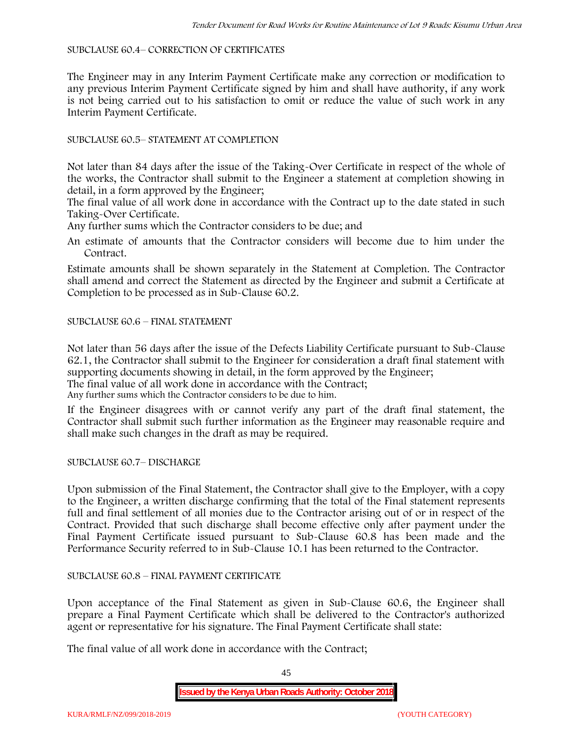SUBCLAUSE 60.4– CORRECTION OF CERTIFICATES

The Engineer may in any Interim Payment Certificate make any correction or modification to any previous Interim Payment Certificate signed by him and shall have authority, if any work is not being carried out to his satisfaction to omit or reduce the value of such work in any Interim Payment Certificate.

SUBCLAUSE 60.5– STATEMENT AT COMPLETION

Not later than 84 days after the issue of the Taking-Over Certificate in respect of the whole of the works, the Contractor shall submit to the Engineer a statement at completion showing in detail, in a form approved by the Engineer;

The final value of all work done in accordance with the Contract up to the date stated in such Taking-Over Certificate.

Any further sums which the Contractor considers to be due; and

An estimate of amounts that the Contractor considers will become due to him under the Contract.

Estimate amounts shall be shown separately in the Statement at Completion. The Contractor shall amend and correct the Statement as directed by the Engineer and submit a Certificate at Completion to be processed as in Sub-Clause 60.2.

SUBCLAUSE 60.6 – FINAL STATEMENT

Not later than 56 days after the issue of the Defects Liability Certificate pursuant to Sub-Clause 62.1, the Contractor shall submit to the Engineer for consideration a draft final statement with supporting documents showing in detail, in the form approved by the Engineer;

The final value of all work done in accordance with the Contract;

Any further sums which the Contractor considers to be due to him.

If the Engineer disagrees with or cannot verify any part of the draft final statement, the Contractor shall submit such further information as the Engineer may reasonable require and shall make such changes in the draft as may be required.

SUBCLAUSE 60.7– DISCHARGE

Upon submission of the Final Statement, the Contractor shall give to the Employer, with a copy to the Engineer, a written discharge confirming that the total of the Final statement represents full and final settlement of all monies due to the Contractor arising out of or in respect of the Contract. Provided that such discharge shall become effective only after payment under the Final Payment Certificate issued pursuant to Sub-Clause 60.8 has been made and the Performance Security referred to in Sub-Clause 10.1 has been returned to the Contractor.

SUBCLAUSE 60.8 – FINAL PAYMENT CERTIFICATE

Upon acceptance of the Final Statement as given in Sub-Clause 60.6, the Engineer shall prepare a Final Payment Certificate which shall be delivered to the Contractor's authorized agent or representative for his signature. The Final Payment Certificate shall state:

The final value of all work done in accordance with the Contract;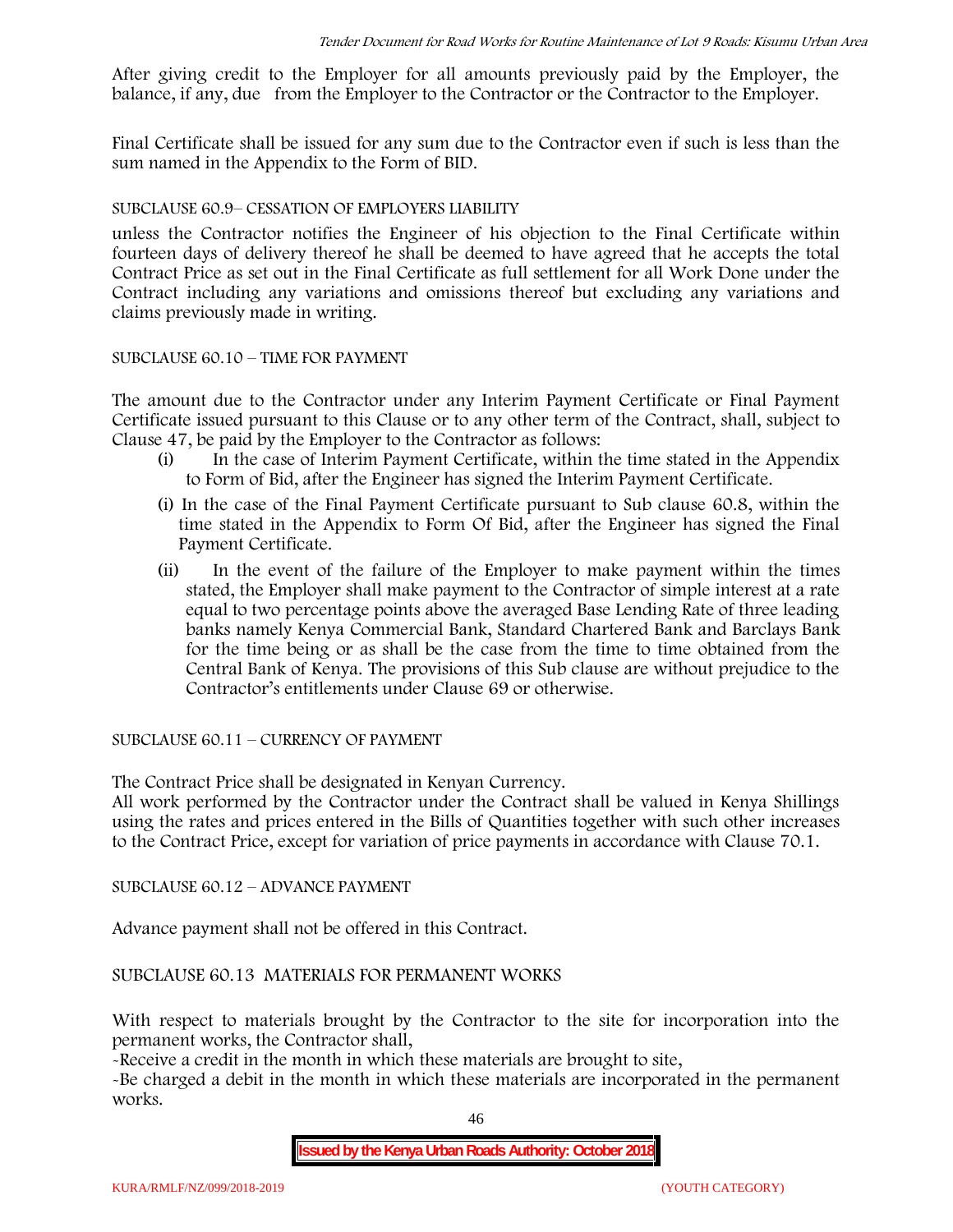After giving credit to the Employer for all amounts previously paid by the Employer, the balance, if any, due from the Employer to the Contractor or the Contractor to the Employer.

Final Certificate shall be issued for any sum due to the Contractor even if such is less than the sum named in the Appendix to the Form of BID.

SUBCLAUSE 60.9– CESSATION OF EMPLOYERS LIABILITY

unless the Contractor notifies the Engineer of his objection to the Final Certificate within fourteen days of delivery thereof he shall be deemed to have agreed that he accepts the total Contract Price as set out in the Final Certificate as full settlement for all Work Done under the Contract including any variations and omissions thereof but excluding any variations and claims previously made in writing.

SUBCLAUSE 60.10 – TIME FOR PAYMENT

The amount due to the Contractor under any Interim Payment Certificate or Final Payment Certificate issued pursuant to this Clause or to any other term of the Contract, shall, subject to Clause 47, be paid by the Employer to the Contractor as follows:

(i) In the case of Interim Payment Certificate, within the time stated in the Appendix to Form of Bid, after the Engineer has signed the Interim Payment Certificate.

(i) In the case of the Final Payment Certificate pursuant to Sub clause 60.8, within the time stated in the Appendix to Form Of Bid, after the Engineer has signed the Final Payment Certificate.

(ii) In the event of the failure of the Employer to make payment within the times stated, the Employer shall make payment to the Contractor of simple interest at a rate equal to two percentage points above the averaged Base Lending Rate of three leading banks namely Kenya Commercial Bank, Standard Chartered Bank and Barclays Bank for the time being or as shall be the case from the time to time obtained from the Central Bank of Kenya. The provisions of this Sub clause are without prejudice to the Contractor's entitlements under Clause 69 or otherwise.

SUBCLAUSE 60.11 – CURRENCY OF PAYMENT

The Contract Price shall be designated in Kenyan Currency.
All work performed by the Contractor under the Contract shall be valued in Kenya Shillings using the rates and prices entered in the Bills of Quantities together with such other increases to the Contract Price, except for variation of price payments in accordance with Clause 70.1.

SUBCLAUSE 60.12 – ADVANCE PAYMENT

Advance payment shall not be offered in this Contract.

SUBCLAUSE 60.13 MATERIALS FOR PERMANENT WORKS

With respect to materials brought by the Contractor to the site for incorporation into the permanent works, the Contractor shall,

-Receive a credit in the month in which these materials are brought to site,

-Be charged a debit in the month in which these materials are incorporated in the permanent works.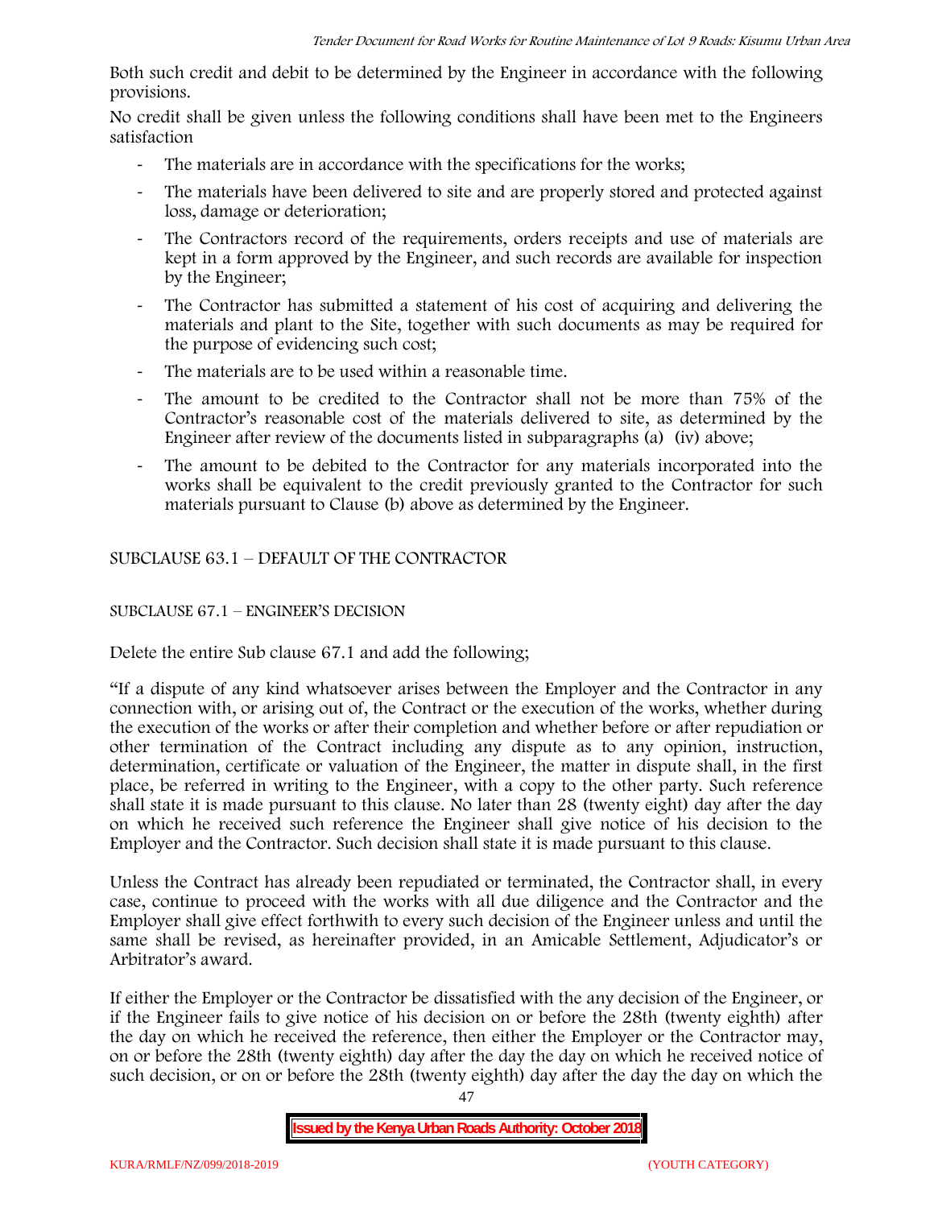Both such credit and debit to be determined by the Engineer in accordance with the following provisions.

No credit shall be given unless the following conditions shall have been met to the Engineers satisfaction

- The materials are in accordance with the specifications for the works;
- The materials have been delivered to site and are properly stored and protected against loss, damage or deterioration;
- The Contractors record of the requirements, orders receipts and use of materials are kept in a form approved by the Engineer, and such records are available for inspection by the Engineer;
- The Contractor has submitted a statement of his cost of acquiring and delivering the materials and plant to the Site, together with such documents as may be required for the purpose of evidencing such cost;
- The materials are to be used within a reasonable time.
- The amount to be credited to the Contractor shall not be more than 75% of the Contractor's reasonable cost of the materials delivered to site, as determined by the Engineer after review of the documents listed in subparagraphs (a) (iv) above;
- The amount to be debited to the Contractor for any materials incorporated into the works shall be equivalent to the credit previously granted to the Contractor for such materials pursuant to Clause (b) above as determined by the Engineer.

SUBCLAUSE 63.1 – DEFAULT OF THE CONTRACTOR

SUBCLAUSE 67.1 – ENGINEER'S DECISION

Delete the entire Sub clause 67.1 and add the following;

"If a dispute of any kind whatsoever arises between the Employer and the Contractor in any connection with, or arising out of, the Contract or the execution of the works, whether during the execution of the works or after their completion and whether before or after repudiation or other termination of the Contract including any dispute as to any opinion, instruction, determination, certificate or valuation of the Engineer, the matter in dispute shall, in the first place, be referred in writing to the Engineer, with a copy to the other party. Such reference shall state it is made pursuant to this clause. No later than 28 (twenty eight) day after the day on which he received such reference the Engineer shall give notice of his decision to the Employer and the Contractor. Such decision shall state it is made pursuant to this clause.

Unless the Contract has already been repudiated or terminated, the Contractor shall, in every case, continue to proceed with the works with all due diligence and the Contractor and the Employer shall give effect forthwith to every such decision of the Engineer unless and until the same shall be revised, as hereinafter provided, in an Amicable Settlement, Adjudicator's or Arbitrator's award.

If either the Employer or the Contractor be dissatisfied with the any decision of the Engineer, or if the Engineer fails to give notice of his decision on or before the 28th (twenty eighth) after the day on which he received the reference, then either the Employer or the Contractor may, on or before the 28th (twenty eighth) day after the day the day on which he received notice of such decision, or on or before the 28th (twenty eighth) day after the day the day on which the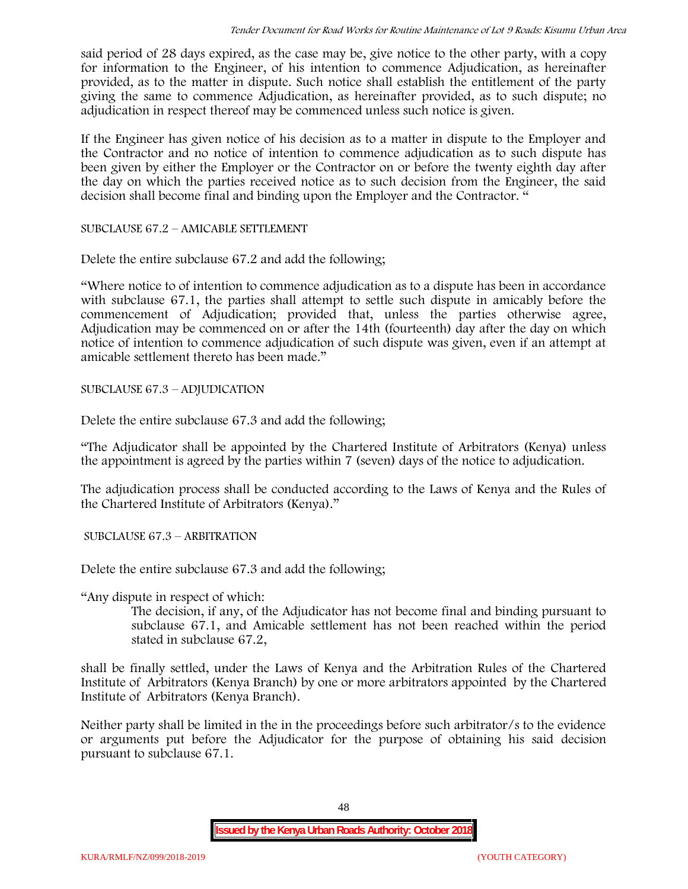said period of 28 days expired, as the case may be, give notice to the other party, with a copy for information to the Engineer, of his intention to commence Adjudication, as hereinafter provided, as to the matter in dispute. Such notice shall establish the entitlement of the party giving the same to commence Adjudication, as hereinafter provided, as to such dispute; no adjudication in respect thereof may be commenced unless such notice is given.

If the Engineer has given notice of his decision as to a matter in dispute to the Employer and the Contractor and no notice of intention to commence adjudication as to such dispute has been given by either the Employer or the Contractor on or before the twenty eighth day after the day on which the parties received notice as to such decision from the Engineer, the said decision shall become final and binding upon the Employer and the Contractor. "

SUBCLAUSE 67.2 – AMICABLE SETTLEMENT

Delete the entire subclause 67.2 and add the following;

"Where notice to of intention to commence adjudication as to a dispute has been in accordance with subclause 67.1, the parties shall attempt to settle such dispute in amicably before the commencement of Adjudication; provided that, unless the parties otherwise agree, Adjudication may be commenced on or after the 14th (fourteenth) day after the day on which notice of intention to commence adjudication of such dispute was given, even if an attempt at amicable settlement thereto has been made."

SUBCLAUSE 67.3 – ADJUDICATION

Delete the entire subclause 67.3 and add the following;

"The Adjudicator shall be appointed by the Chartered Institute of Arbitrators (Kenya) unless the appointment is agreed by the parties within 7 (seven) days of the notice to adjudication.

The adjudication process shall be conducted according to the Laws of Kenya and the Rules of the Chartered Institute of Arbitrators (Kenya)."

SUBCLAUSE 67.3 – ARBITRATION

Delete the entire subclause 67.3 and add the following;

"Any dispute in respect of which:

The decision, if any, of the Adjudicator has not become final and binding pursuant to subclause 67.1, and Amicable settlement has not been reached within the period stated in subclause 67.2,

shall be finally settled, under the Laws of Kenya and the Arbitration Rules of the Chartered Institute of Arbitrators (Kenya Branch) by one or more arbitrators appointed by the Chartered Institute of Arbitrators (Kenya Branch).

Neither party shall be limited in the in the proceedings before such arbitrator/s to the evidence or arguments put before the Adjudicator for the purpose of obtaining his said decision pursuant to subclause 67.1.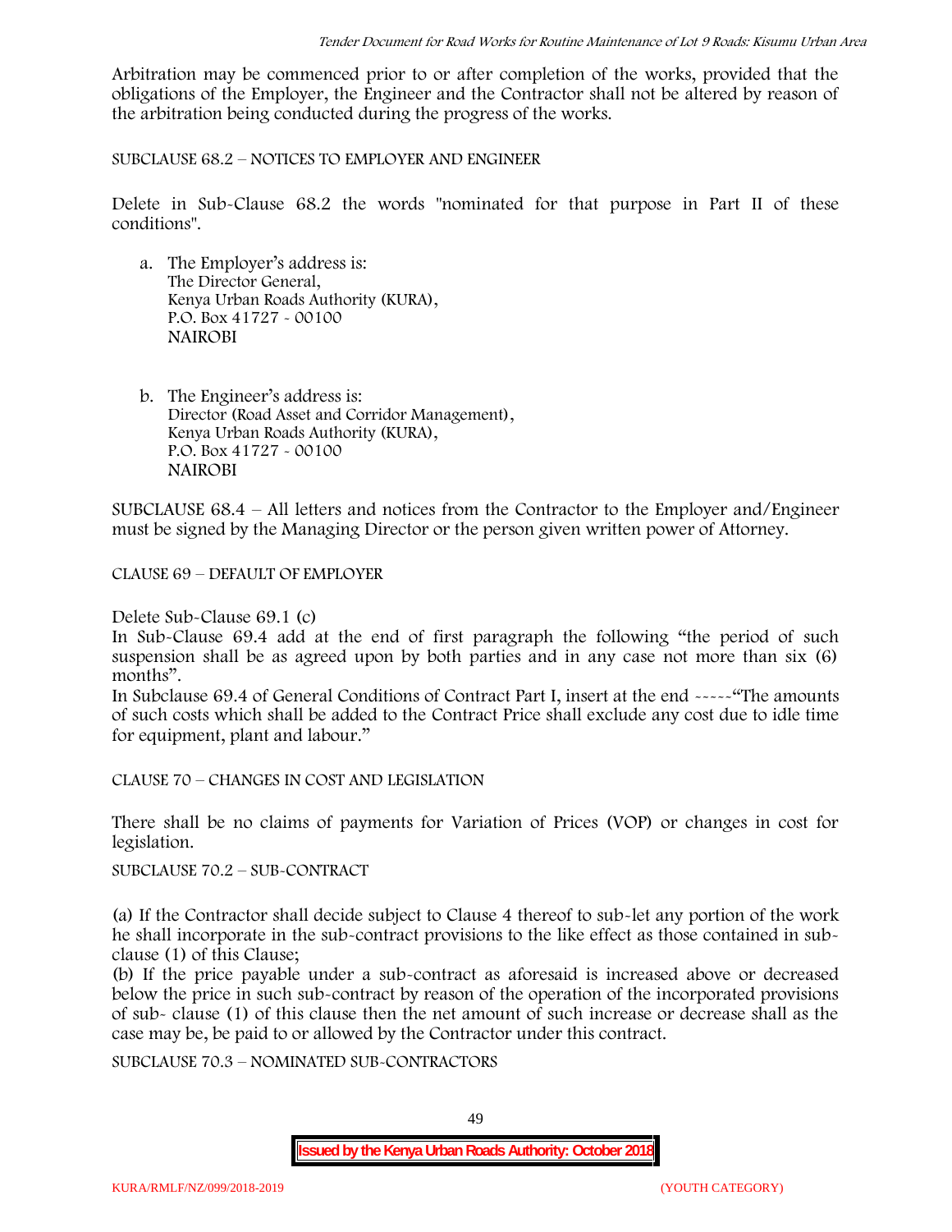Arbitration may be commenced prior to or after completion of the works, provided that the obligations of the Employer, the Engineer and the Contractor shall not be altered by reason of the arbitration being conducted during the progress of the works.

SUBCLAUSE 68.2 – NOTICES TO EMPLOYER AND ENGINEER

Delete in Sub-Clause 68.2 the words "nominated for that purpose in Part II of these conditions".

a. The Employer's address is:
   The Director General,
   Kenya Urban Roads Authority (KURA),
   P.O. Box 41727 - 00100
   NAIROBI

b. The Engineer's address is:
   Director (Road Asset and Corridor Management),
   Kenya Urban Roads Authority (KURA),
   P.O. Box 41727 - 00100
   NAIROBI

SUBCLAUSE 68.4 – All letters and notices from the Contractor to the Employer and/Engineer must be signed by the Managing Director or the person given written power of Attorney.

CLAUSE 69 – DEFAULT OF EMPLOYER

Delete Sub-Clause 69.1 (c)

In Sub-Clause 69.4 add at the end of first paragraph the following "the period of such suspension shall be as agreed upon by both parties and in any case not more than six (6) months".

In Subclause 69.4 of General Conditions of Contract Part I, insert at the end -----"The amounts of such costs which shall be added to the Contract Price shall exclude any cost due to idle time for equipment, plant and labour."

CLAUSE 70 – CHANGES IN COST AND LEGISLATION

There shall be no claims of payments for Variation of Prices (VOP) or changes in cost for legislation.

SUBCLAUSE 70.2 – SUB-CONTRACT

(a) If the Contractor shall decide subject to Clause 4 thereof to sub-let any portion of the work he shall incorporate in the sub-contract provisions to the like effect as those contained in sub-clause (1) of this Clause;

(b) If the price payable under a sub-contract as aforesaid is increased above or decreased below the price in such sub-contract by reason of the operation of the incorporated provisions of sub- clause (1) of this clause then the net amount of such increase or decrease shall as the case may be, be paid to or allowed by the Contractor under this contract.

SUBCLAUSE 70.3 – NOMINATED SUB-CONTRACTORS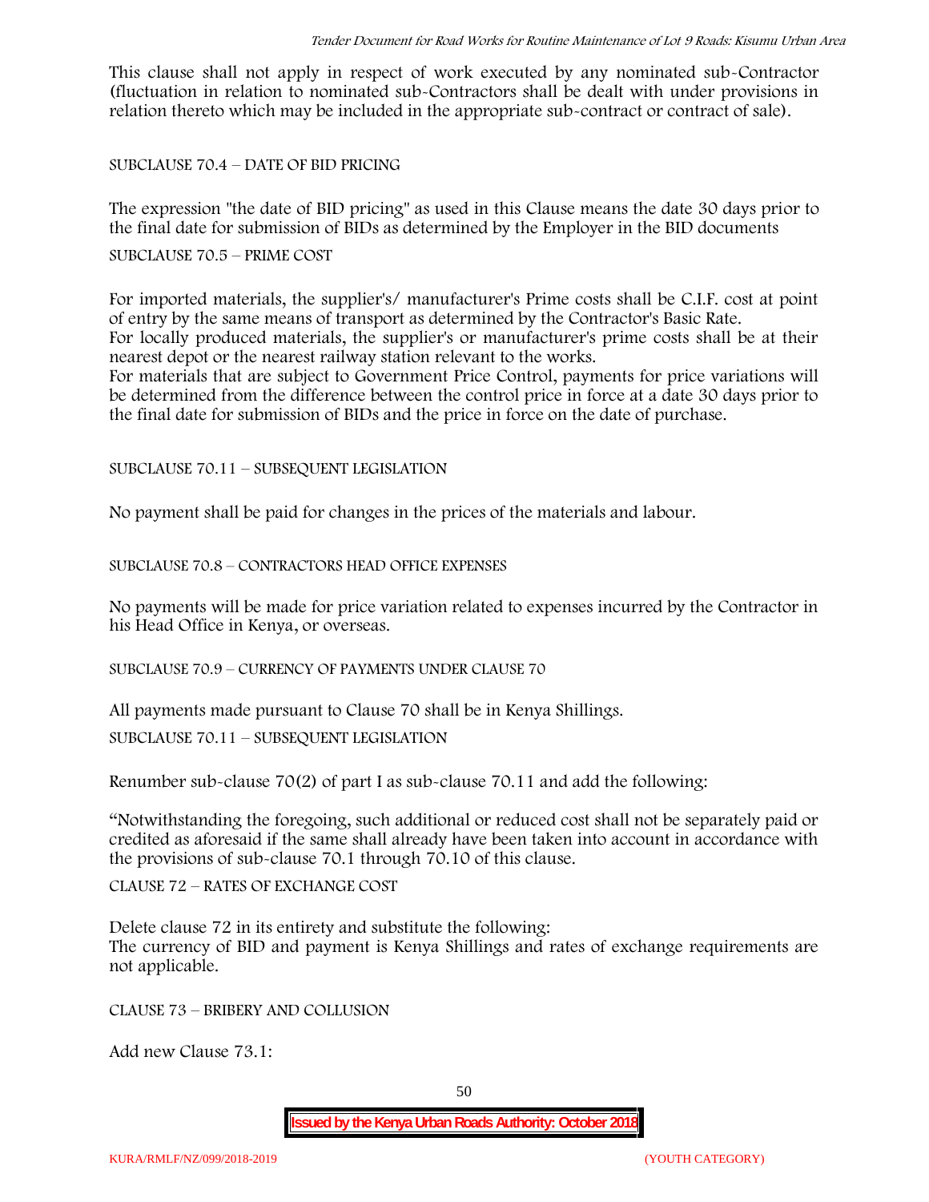This clause shall not apply in respect of work executed by any nominated sub-Contractor (fluctuation in relation to nominated sub-Contractors shall be dealt with under provisions in relation thereto which may be included in the appropriate sub-contract or contract of sale).

SUBCLAUSE 70.4 – DATE OF BID PRICING

The expression "the date of BID pricing" as used in this Clause means the date 30 days prior to the final date for submission of BIDs as determined by the Employer in the BID documents

SUBCLAUSE 70.5 – PRIME COST

For imported materials, the supplier's/ manufacturer's Prime costs shall be C.I.F. cost at point of entry by the same means of transport as determined by the Contractor's Basic Rate.

For locally produced materials, the supplier's or manufacturer's prime costs shall be at their nearest depot or the nearest railway station relevant to the works.

For materials that are subject to Government Price Control, payments for price variations will be determined from the difference between the control price in force at a date 30 days prior to the final date for submission of BIDs and the price in force on the date of purchase.

SUBCLAUSE 70.11 – SUBSEQUENT LEGISLATION

No payment shall be paid for changes in the prices of the materials and labour.

SUBCLAUSE 70.8 – CONTRACTORS HEAD OFFICE EXPENSES

No payments will be made for price variation related to expenses incurred by the Contractor in his Head Office in Kenya, or overseas.

SUBCLAUSE 70.9 – CURRENCY OF PAYMENTS UNDER CLAUSE 70

All payments made pursuant to Clause 70 shall be in Kenya Shillings.

SUBCLAUSE 70.11 – SUBSEQUENT LEGISLATION

Renumber sub-clause 70(2) of part I as sub-clause 70.11 and add the following:

"Notwithstanding the foregoing, such additional or reduced cost shall not be separately paid or credited as aforesaid if the same shall already have been taken into account in accordance with the provisions of sub-clause 70.1 through 70.10 of this clause.

CLAUSE 72 – RATES OF EXCHANGE COST

Delete clause 72 in its entirety and substitute the following:

The currency of BID and payment is Kenya Shillings and rates of exchange requirements are not applicable.

CLAUSE 73 – BRIBERY AND COLLUSION

Add new Clause 73.1: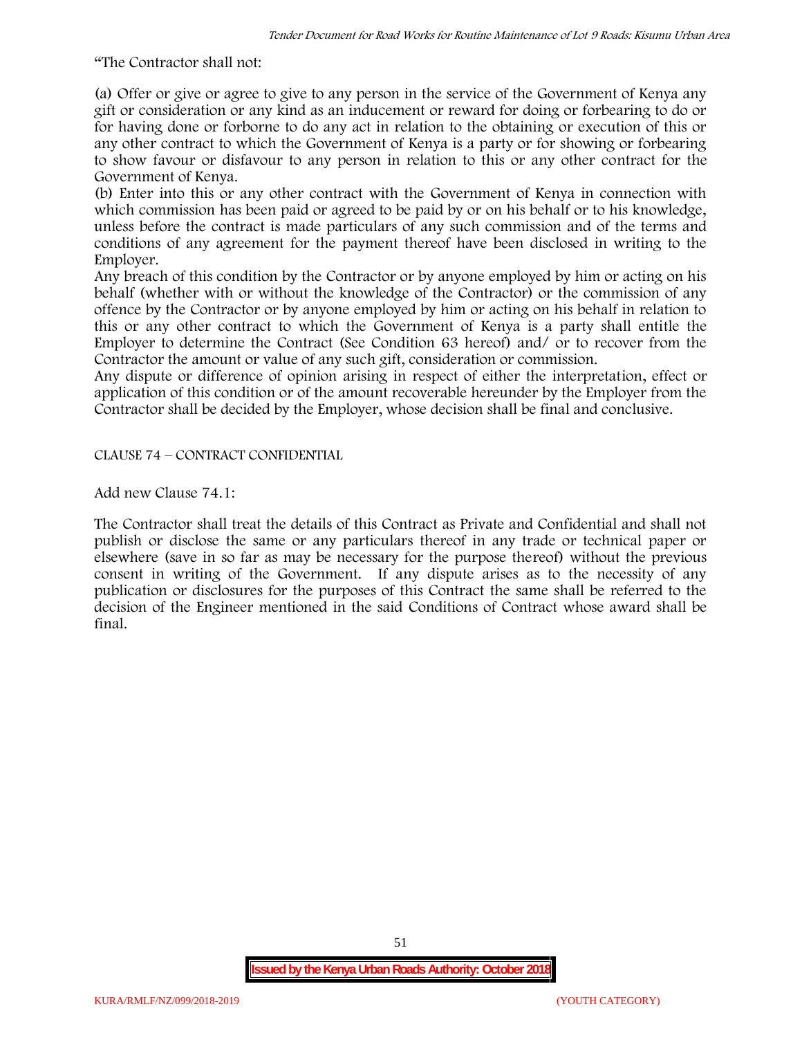"The Contractor shall not:

(a) Offer or give or agree to give to any person in the service of the Government of Kenya any gift or consideration or any kind as an inducement or reward for doing or forbearing to do or for having done or forborne to do any act in relation to the obtaining or execution of this or any other contract to which the Government of Kenya is a party or for showing or forbearing to show favour or disfavour to any person in relation to this or any other contract for the Government of Kenya.

(b) Enter into this or any other contract with the Government of Kenya in connection with which commission has been paid or agreed to be paid by or on his behalf or to his knowledge, unless before the contract is made particulars of any such commission and of the terms and conditions of any agreement for the payment thereof have been disclosed in writing to the Employer.

Any breach of this condition by the Contractor or by anyone employed by him or acting on his behalf (whether with or without the knowledge of the Contractor) or the commission of any offence by the Contractor or by anyone employed by him or acting on his behalf in relation to this or any other contract to which the Government of Kenya is a party shall entitle the Employer to determine the Contract (See Condition 63 hereof) and/ or to recover from the Contractor the amount or value of any such gift, consideration or commission.

Any dispute or difference of opinion arising in respect of either the interpretation, effect or application of this condition or of the amount recoverable hereunder by the Employer from the Contractor shall be decided by the Employer, whose decision shall be final and conclusive.

CLAUSE 74 – CONTRACT CONFIDENTIAL

Add new Clause 74.1:

The Contractor shall treat the details of this Contract as Private and Confidential and shall not publish or disclose the same or any particulars thereof in any trade or technical paper or elsewhere (save in so far as may be necessary for the purpose thereof) without the previous consent in writing of the Government. If any dispute arises as to the necessity of any publication or disclosures for the purposes of this Contract the same shall be referred to the decision of the Engineer mentioned in the said Conditions of Contract whose award shall be final.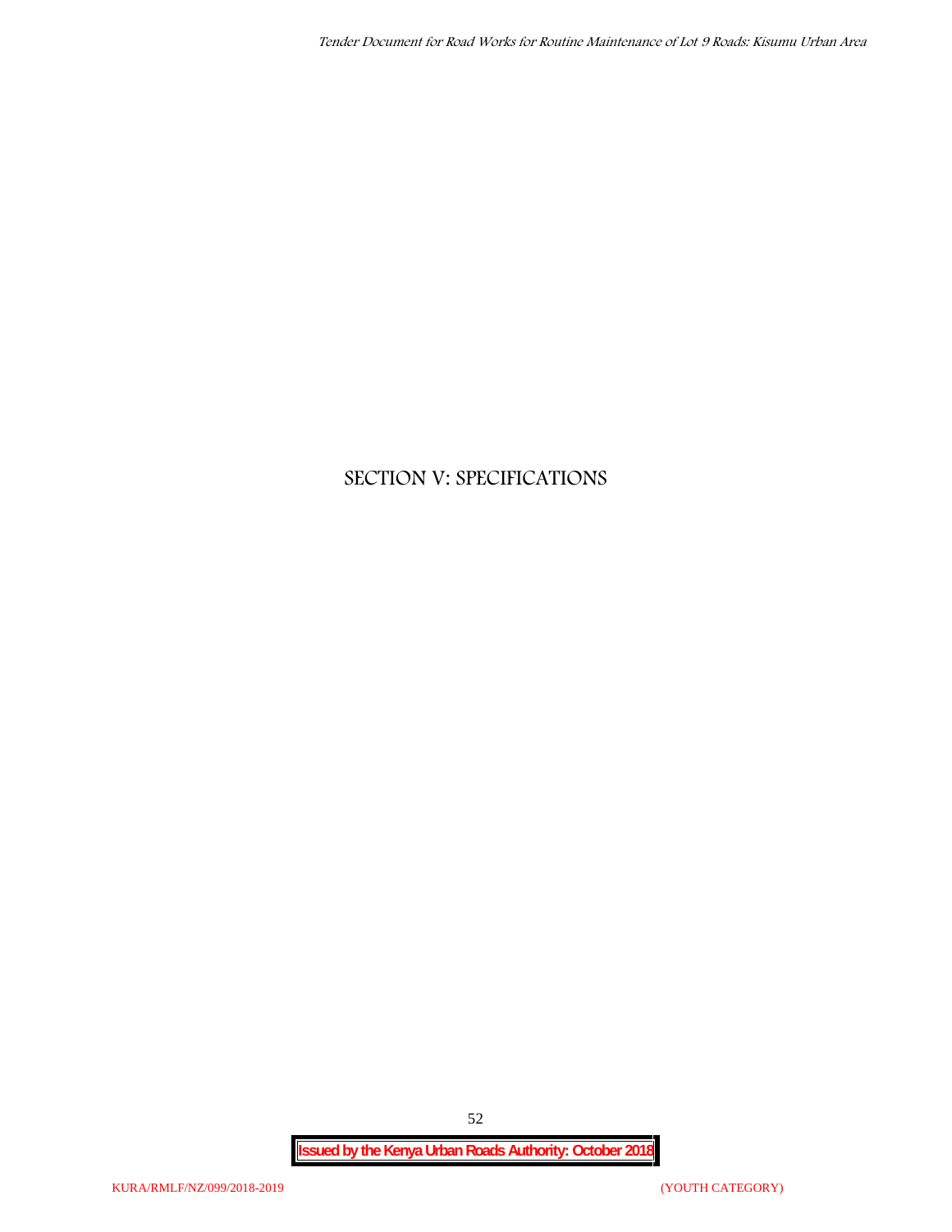# SECTION V: SPECIFICATIONS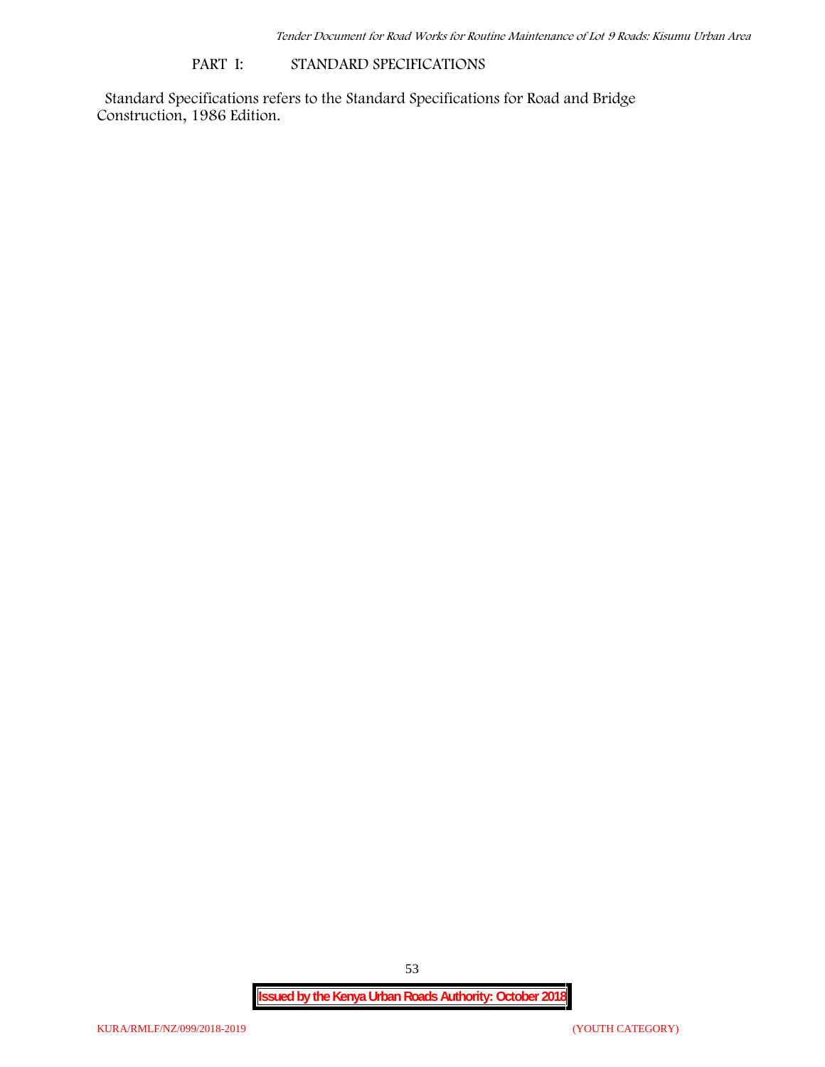## PART I: STANDARD SPECIFICATIONS

Standard Specifications refers to the Standard Specifications for Road and Bridge Construction, 1986 Edition.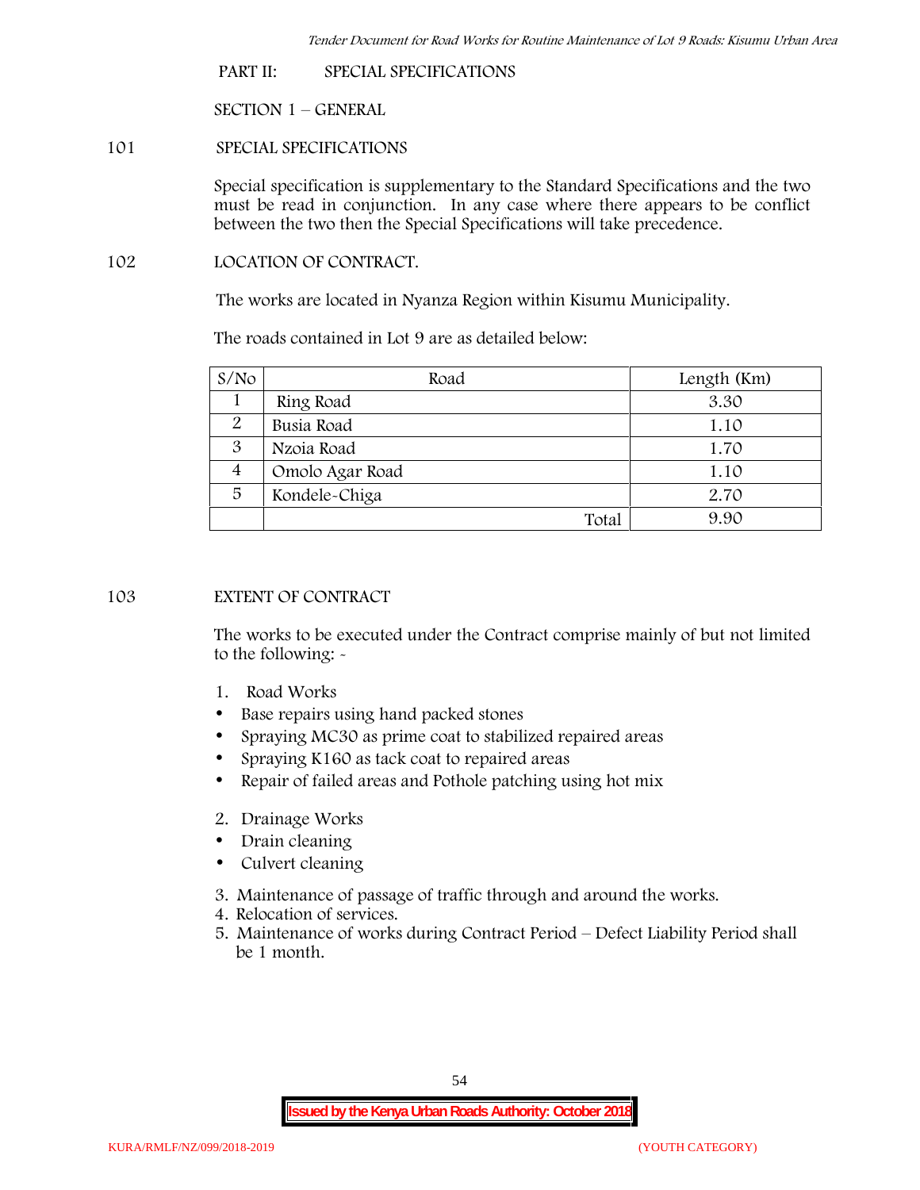# PART II: SPECIAL SPECIFICATIONS

## SECTION 1 – GENERAL

### 101 SPECIAL SPECIFICATIONS

Special specification is supplementary to the Standard Specifications and the two must be read in conjunction. In any case where there appears to be conflict between the two then the Special Specifications will take precedence.

### 102 LOCATION OF CONTRACT.

The works are located in Nyanza Region within Kisumu Municipality.

The roads contained in Lot 9 are as detailed below:

| S/No | Road | Length (Km) |
|---|---|---|
| 1 | Ring Road | 3.30 |
| 2 | Busia Road | 1.10 |
| 3 | Nzoia Road | 1.70 |
| 4 | Omolo Agar Road | 1.10 |
| 5 | Kondele-Chiga | 2.70 |
| | Total | 9.90 |

### 103 EXTENT OF CONTRACT

The works to be executed under the Contract comprise mainly of but not limited to the following: -

1. Road Works
   - Base repairs using hand packed stones
   - Spraying MC30 as prime coat to stabilized repaired areas
   - Spraying K160 as tack coat to repaired areas
   - Repair of failed areas and Pothole patching using hot mix
2. Drainage Works
   - Drain cleaning
   - Culvert cleaning
3. Maintenance of passage of traffic through and around the works.
4. Relocation of services.
5. Maintenance of works during Contract Period – Defect Liability Period shall be 1 month.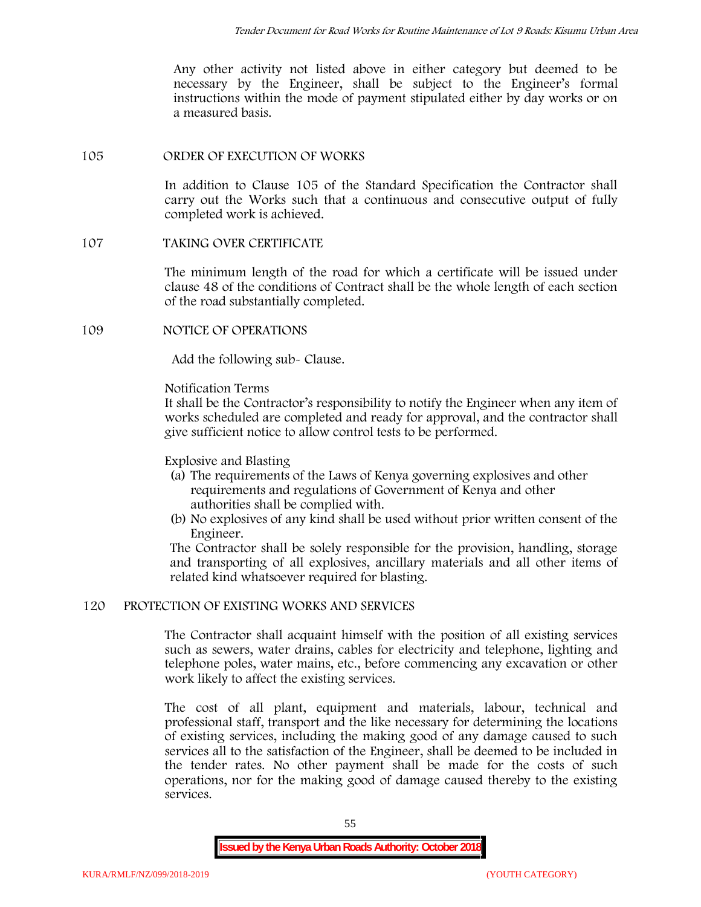Any other activity not listed above in either category but deemed to be necessary by the Engineer, shall be subject to the Engineer's formal instructions within the mode of payment stipulated either by day works or on a measured basis.

## 105 ORDER OF EXECUTION OF WORKS

In addition to Clause 105 of the Standard Specification the Contractor shall carry out the Works such that a continuous and consecutive output of fully completed work is achieved.

## 107 TAKING OVER CERTIFICATE

The minimum length of the road for which a certificate will be issued under clause 48 of the conditions of Contract shall be the whole length of each section of the road substantially completed.

## 109 NOTICE OF OPERATIONS

Add the following sub- Clause.

Notification Terms

It shall be the Contractor's responsibility to notify the Engineer when any item of works scheduled are completed and ready for approval, and the contractor shall give sufficient notice to allow control tests to be performed.

Explosive and Blasting

(a) The requirements of the Laws of Kenya governing explosives and other requirements and regulations of Government of Kenya and other authorities shall be complied with.

(b) No explosives of any kind shall be used without prior written consent of the Engineer.

The Contractor shall be solely responsible for the provision, handling, storage and transporting of all explosives, ancillary materials and all other items of related kind whatsoever required for blasting.

## 120 PROTECTION OF EXISTING WORKS AND SERVICES

The Contractor shall acquaint himself with the position of all existing services such as sewers, water drains, cables for electricity and telephone, lighting and telephone poles, water mains, etc., before commencing any excavation or other work likely to affect the existing services.

The cost of all plant, equipment and materials, labour, technical and professional staff, transport and the like necessary for determining the locations of existing services, including the making good of any damage caused to such services all to the satisfaction of the Engineer, shall be deemed to be included in the tender rates. No other payment shall be made for the costs of such operations, nor for the making good of damage caused thereby to the existing services.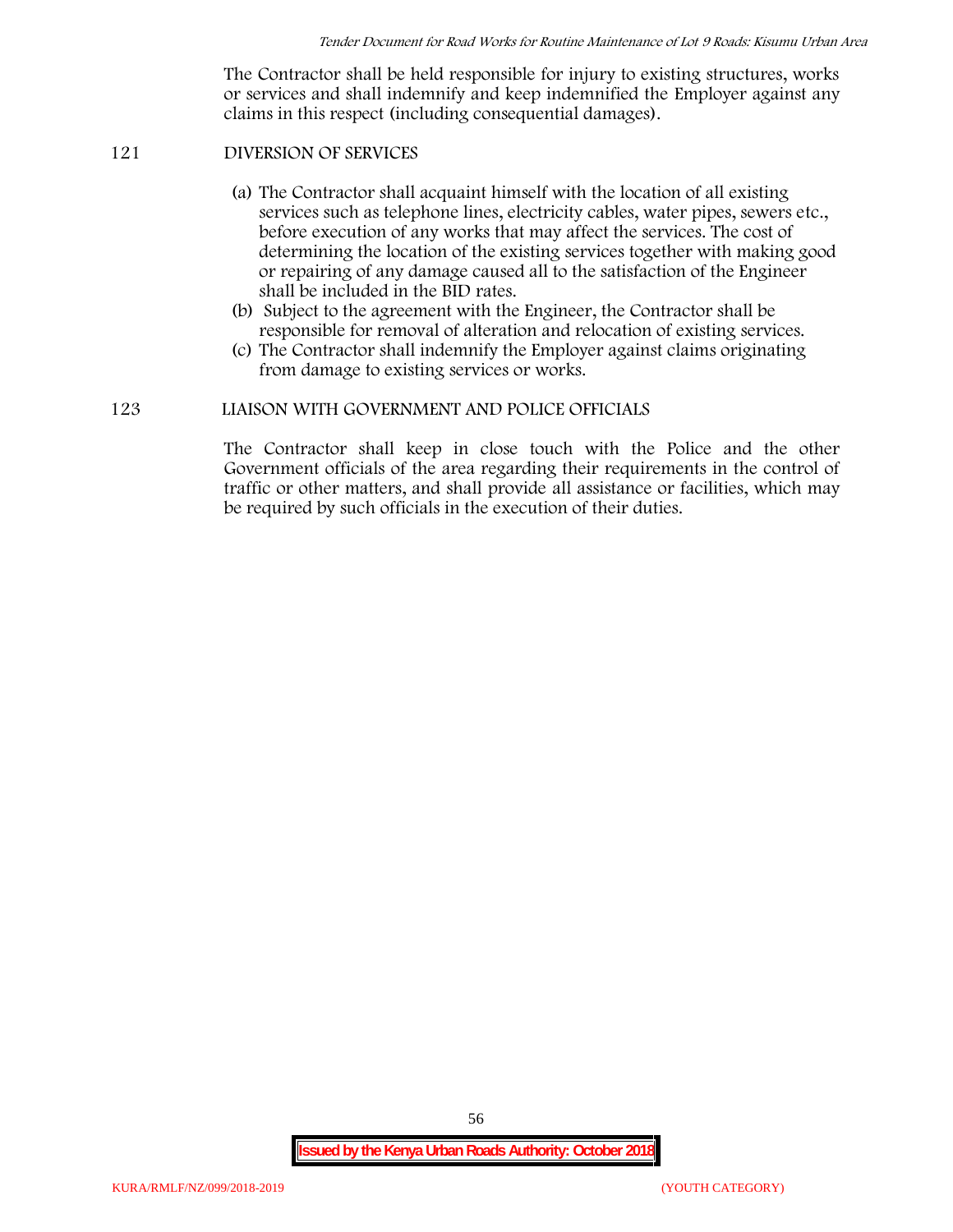The Contractor shall be held responsible for injury to existing structures, works or services and shall indemnify and keep indemnified the Employer against any claims in this respect (including consequential damages).

## 121 DIVERSION OF SERVICES

(a) The Contractor shall acquaint himself with the location of all existing services such as telephone lines, electricity cables, water pipes, sewers etc., before execution of any works that may affect the services. The cost of determining the location of the existing services together with making good or repairing of any damage caused all to the satisfaction of the Engineer shall be included in the BID rates.

(b) Subject to the agreement with the Engineer, the Contractor shall be responsible for removal of alteration and relocation of existing services.

(c) The Contractor shall indemnify the Employer against claims originating from damage to existing services or works.

## 123 LIAISON WITH GOVERNMENT AND POLICE OFFICIALS

The Contractor shall keep in close touch with the Police and the other Government officials of the area regarding their requirements in the control of traffic or other matters, and shall provide all assistance or facilities, which may be required by such officials in the execution of their duties.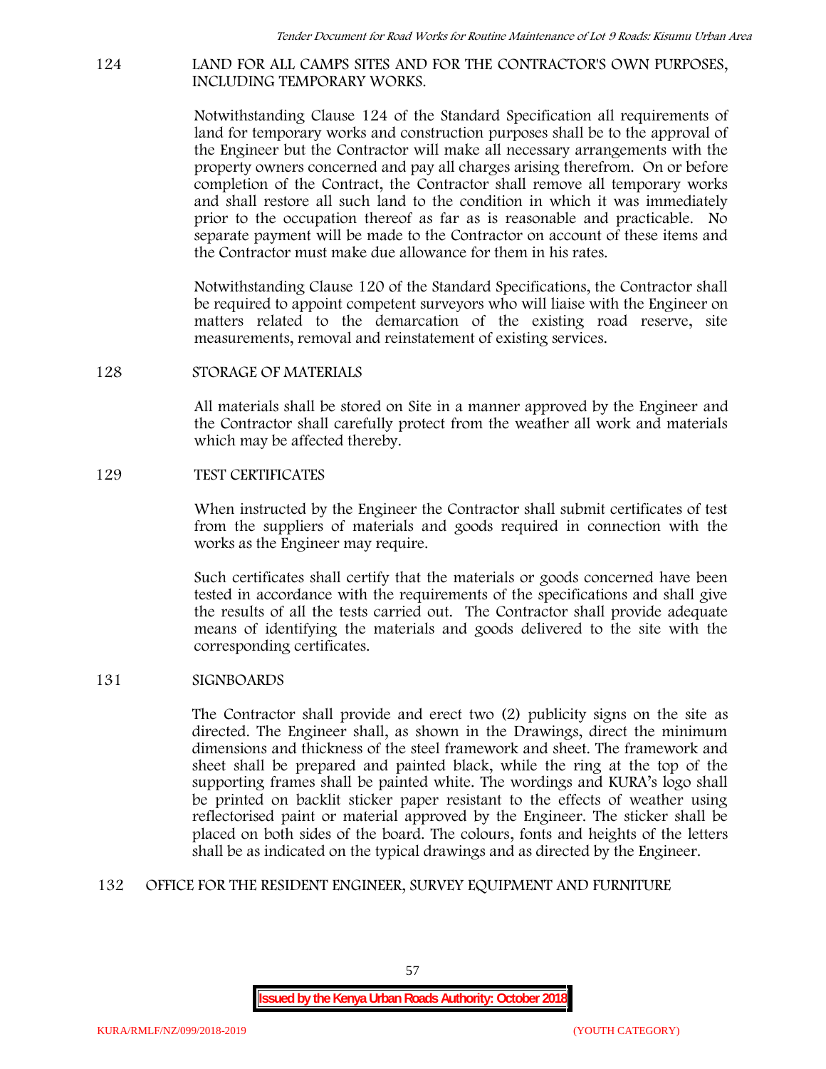## 124 LAND FOR ALL CAMPS SITES AND FOR THE CONTRACTOR'S OWN PURPOSES, INCLUDING TEMPORARY WORKS.

Notwithstanding Clause 124 of the Standard Specification all requirements of land for temporary works and construction purposes shall be to the approval of the Engineer but the Contractor will make all necessary arrangements with the property owners concerned and pay all charges arising therefrom. On or before completion of the Contract, the Contractor shall remove all temporary works and shall restore all such land to the condition in which it was immediately prior to the occupation thereof as far as is reasonable and practicable. No separate payment will be made to the Contractor on account of these items and the Contractor must make due allowance for them in his rates.

Notwithstanding Clause 120 of the Standard Specifications, the Contractor shall be required to appoint competent surveyors who will liaise with the Engineer on matters related to the demarcation of the existing road reserve, site measurements, removal and reinstatement of existing services.

## 128 STORAGE OF MATERIALS

All materials shall be stored on Site in a manner approved by the Engineer and the Contractor shall carefully protect from the weather all work and materials which may be affected thereby.

## 129 TEST CERTIFICATES

When instructed by the Engineer the Contractor shall submit certificates of test from the suppliers of materials and goods required in connection with the works as the Engineer may require.

Such certificates shall certify that the materials or goods concerned have been tested in accordance with the requirements of the specifications and shall give the results of all the tests carried out. The Contractor shall provide adequate means of identifying the materials and goods delivered to the site with the corresponding certificates.

## 131 SIGNBOARDS

The Contractor shall provide and erect two (2) publicity signs on the site as directed. The Engineer shall, as shown in the Drawings, direct the minimum dimensions and thickness of the steel framework and sheet. The framework and sheet shall be prepared and painted black, while the ring at the top of the supporting frames shall be painted white. The wordings and KURA's logo shall be printed on backlit sticker paper resistant to the effects of weather using reflectorised paint or material approved by the Engineer. The sticker shall be placed on both sides of the board. The colours, fonts and heights of the letters shall be as indicated on the typical drawings and as directed by the Engineer.

## 132 OFFICE FOR THE RESIDENT ENGINEER, SURVEY EQUIPMENT AND FURNITURE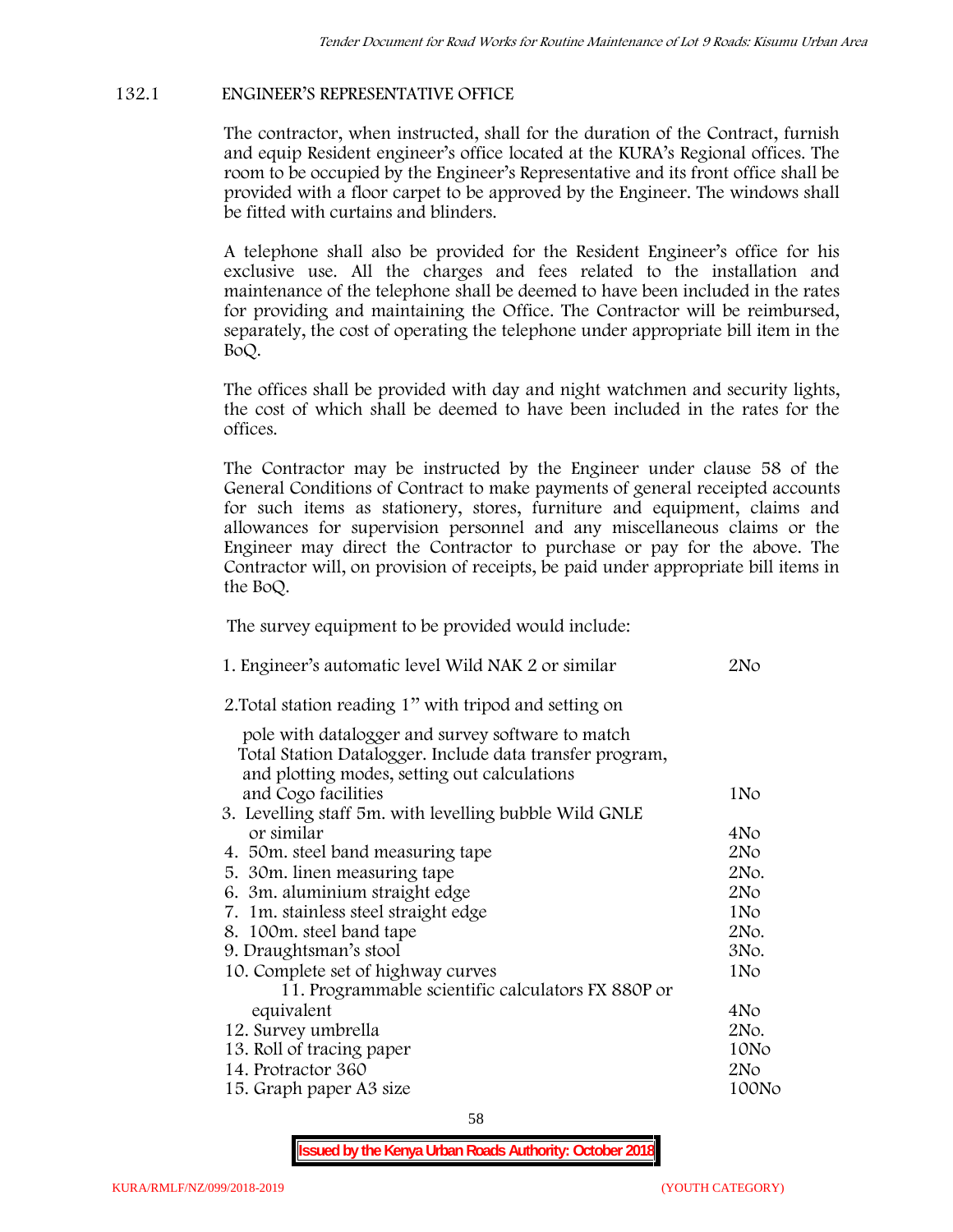### 132.1 ENGINEER'S REPRESENTATIVE OFFICE

The contractor, when instructed, shall for the duration of the Contract, furnish and equip Resident engineer's office located at the KURA's Regional offices. The room to be occupied by the Engineer's Representative and its front office shall be provided with a floor carpet to be approved by the Engineer. The windows shall be fitted with curtains and blinders.

A telephone shall also be provided for the Resident Engineer's office for his exclusive use. All the charges and fees related to the installation and maintenance of the telephone shall be deemed to have been included in the rates for providing and maintaining the Office. The Contractor will be reimbursed, separately, the cost of operating the telephone under appropriate bill item in the BoQ.

The offices shall be provided with day and night watchmen and security lights, the cost of which shall be deemed to have been included in the rates for the offices.

The Contractor may be instructed by the Engineer under clause 58 of the General Conditions of Contract to make payments of general receipted accounts for such items as stationery, stores, furniture and equipment, claims and allowances for supervision personnel and any miscellaneous claims or the Engineer may direct the Contractor to purchase or pay for the above. The Contractor will, on provision of receipts, be paid under appropriate bill items in the BoQ.

The survey equipment to be provided would include:

| Item | Quantity |
|---|---|
| 1. Engineer's automatic level Wild NAK 2 or similar | 2No |
| 2. Total station reading 1" with tripod and setting on pole with datalogger and survey software to match Total Station Datalogger. Include data transfer program, and plotting modes, setting out calculations and Cogo facilities | 1No |
| 3. Levelling staff 5m. with levelling bubble Wild GNLE or similar | 4No |
| 4. 50m. steel band measuring tape | 2No |
| 5. 30m. linen measuring tape | 2No. |
| 6. 3m. aluminium straight edge | 2No |
| 7. 1m. stainless steel straight edge | 1No |
| 8. 100m. steel band tape | 2No. |
| 9. Draughtsman's stool | 3No. |
| 10. Complete set of highway curves | 1No |
| 11. Programmable scientific calculators FX 880P or equivalent | 4No |
| 12. Survey umbrella | 2No. |
| 13. Roll of tracing paper | 10No |
| 14. Protractor 360 | 2No |
| 15. Graph paper A3 size | 100No |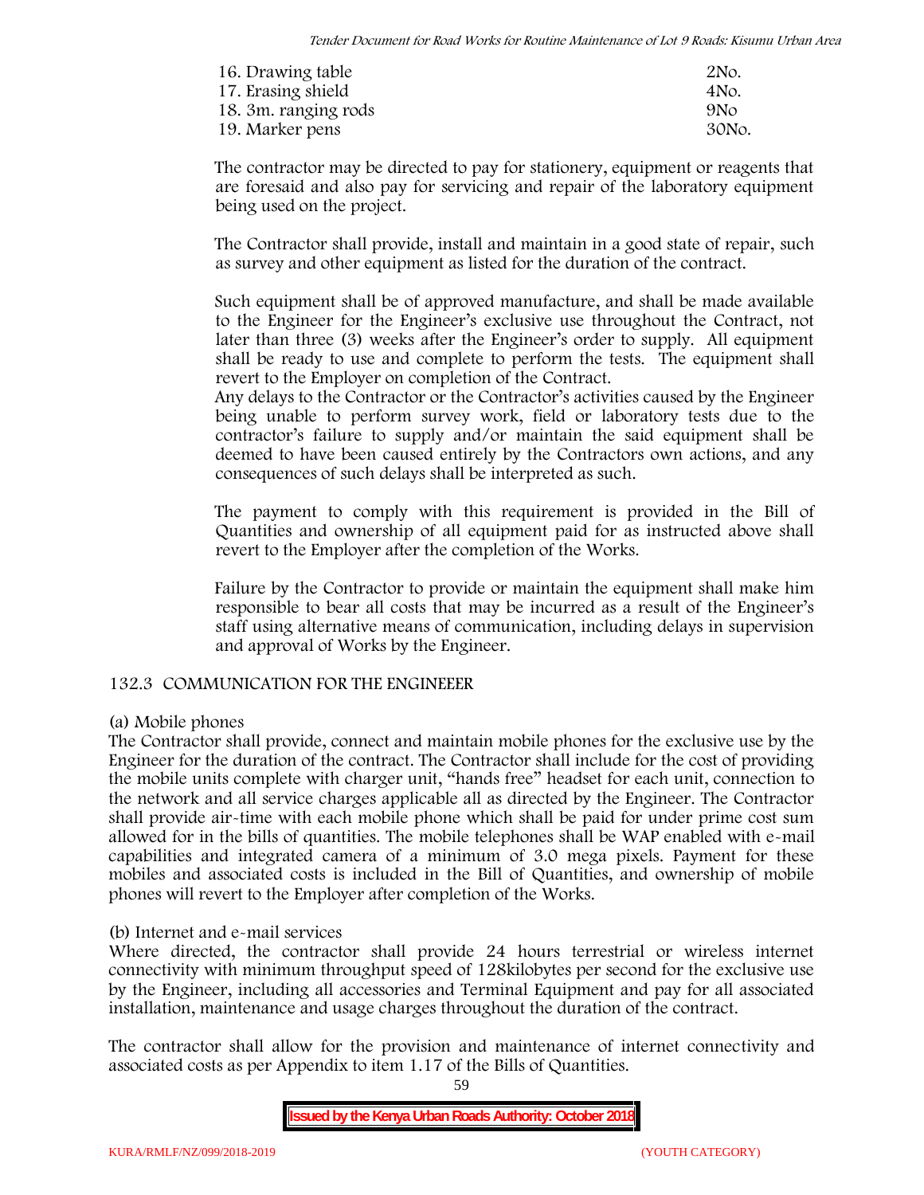| | |
|---|---|
| 16. Drawing table | 2No. |
| 17. Erasing shield | 4No. |
| 18. 3m. ranging rods | 9No |
| 19. Marker pens | 30No. |

The contractor may be directed to pay for stationery, equipment or reagents that are foresaid and also pay for servicing and repair of the laboratory equipment being used on the project.

The Contractor shall provide, install and maintain in a good state of repair, such as survey and other equipment as listed for the duration of the contract.

Such equipment shall be of approved manufacture, and shall be made available to the Engineer for the Engineer's exclusive use throughout the Contract, not later than three (3) weeks after the Engineer's order to supply. All equipment shall be ready to use and complete to perform the tests. The equipment shall revert to the Employer on completion of the Contract.
Any delays to the Contractor or the Contractor's activities caused by the Engineer being unable to perform survey work, field or laboratory tests due to the contractor's failure to supply and/or maintain the said equipment shall be deemed to have been caused entirely by the Contractors own actions, and any consequences of such delays shall be interpreted as such.

The payment to comply with this requirement is provided in the Bill of Quantities and ownership of all equipment paid for as instructed above shall revert to the Employer after the completion of the Works.

Failure by the Contractor to provide or maintain the equipment shall make him responsible to bear all costs that may be incurred as a result of the Engineer's staff using alternative means of communication, including delays in supervision and approval of Works by the Engineer.

### 132.3 COMMUNICATION FOR THE ENGINEEER

(a) Mobile phones
The Contractor shall provide, connect and maintain mobile phones for the exclusive use by the Engineer for the duration of the contract. The Contractor shall include for the cost of providing the mobile units complete with charger unit, "hands free" headset for each unit, connection to the network and all service charges applicable all as directed by the Engineer. The Contractor shall provide air-time with each mobile phone which shall be paid for under prime cost sum allowed for in the bills of quantities. The mobile telephones shall be WAP enabled with e-mail capabilities and integrated camera of a minimum of 3.0 mega pixels. Payment for these mobiles and associated costs is included in the Bill of Quantities, and ownership of mobile phones will revert to the Employer after completion of the Works.

(b) Internet and e-mail services
Where directed, the contractor shall provide 24 hours terrestrial or wireless internet connectivity with minimum throughput speed of 128kilobytes per second for the exclusive use by the Engineer, including all accessories and Terminal Equipment and pay for all associated installation, maintenance and usage charges throughout the duration of the contract.

The contractor shall allow for the provision and maintenance of internet connectivity and associated costs as per Appendix to item 1.17 of the Bills of Quantities.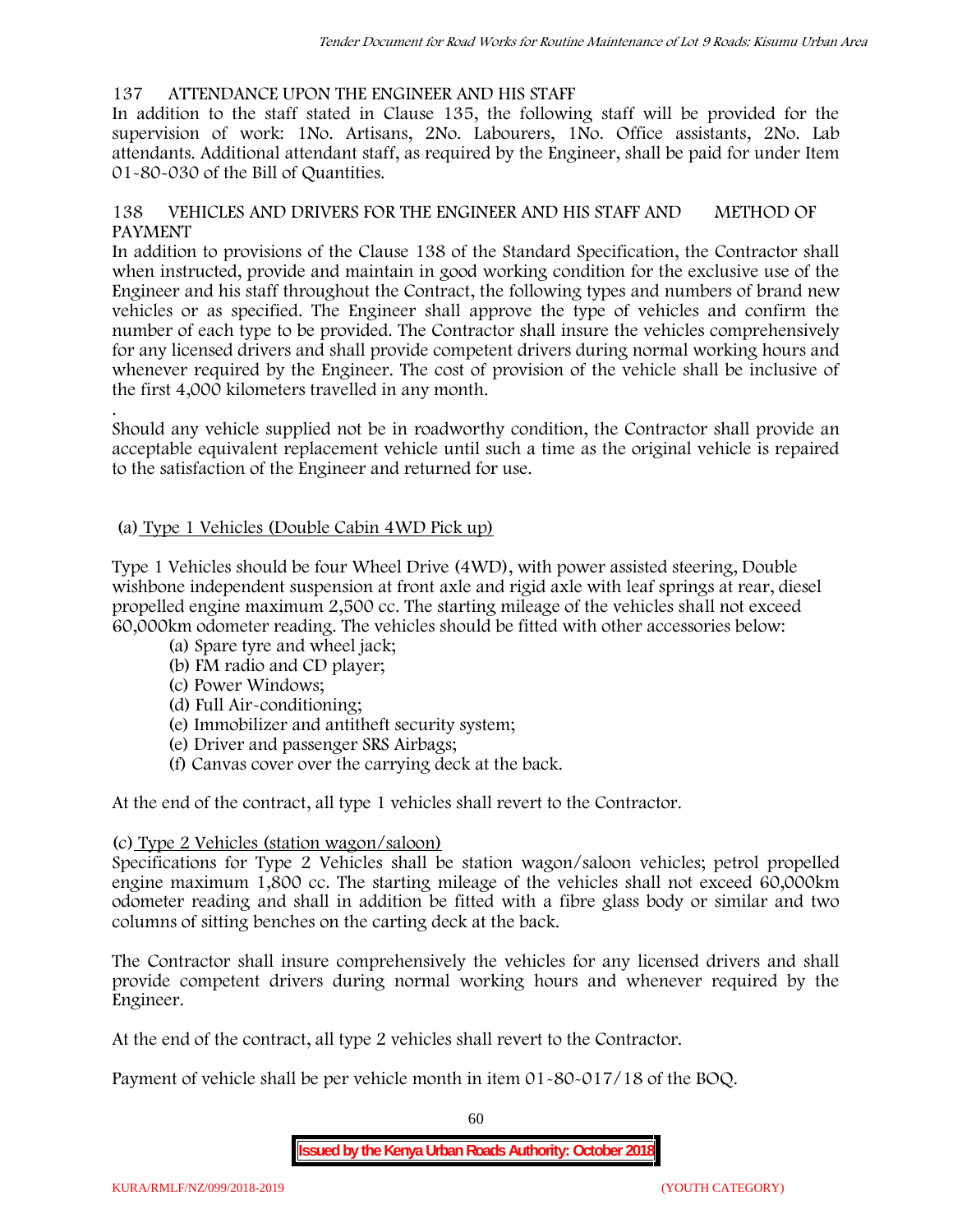## 137 ATTENDANCE UPON THE ENGINEER AND HIS STAFF

In addition to the staff stated in Clause 135, the following staff will be provided for the supervision of work: 1No. Artisans, 2No. Labourers, 1No. Office assistants, 2No. Lab attendants. Additional attendant staff, as required by the Engineer, shall be paid for under Item 01-80-030 of the Bill of Quantities.

## 138 VEHICLES AND DRIVERS FOR THE ENGINEER AND HIS STAFF AND METHOD OF PAYMENT

In addition to provisions of the Clause 138 of the Standard Specification, the Contractor shall when instructed, provide and maintain in good working condition for the exclusive use of the Engineer and his staff throughout the Contract, the following types and numbers of brand new vehicles or as specified. The Engineer shall approve the type of vehicles and confirm the number of each type to be provided. The Contractor shall insure the vehicles comprehensively for any licensed drivers and shall provide competent drivers during normal working hours and whenever required by the Engineer. The cost of provision of the vehicle shall be inclusive of the first 4,000 kilometers travelled in any month.

.

Should any vehicle supplied not be in roadworthy condition, the Contractor shall provide an acceptable equivalent replacement vehicle until such a time as the original vehicle is repaired to the satisfaction of the Engineer and returned for use.

(a) Type 1 Vehicles (Double Cabin 4WD Pick up)

Type 1 Vehicles should be four Wheel Drive (4WD), with power assisted steering, Double wishbone independent suspension at front axle and rigid axle with leaf springs at rear, diesel propelled engine maximum 2,500 cc. The starting mileage of the vehicles shall not exceed 60,000km odometer reading. The vehicles should be fitted with other accessories below:

(a) Spare tyre and wheel jack;
(b) FM radio and CD player;
(c) Power Windows;
(d) Full Air-conditioning;
(e) Immobilizer and antitheft security system;
(e) Driver and passenger SRS Airbags;
(f) Canvas cover over the carrying deck at the back.

At the end of the contract, all type 1 vehicles shall revert to the Contractor.

(c) Type 2 Vehicles (station wagon/saloon)

Specifications for Type 2 Vehicles shall be station wagon/saloon vehicles; petrol propelled engine maximum 1,800 cc. The starting mileage of the vehicles shall not exceed 60,000km odometer reading and shall in addition be fitted with a fibre glass body or similar and two columns of sitting benches on the carting deck at the back.

The Contractor shall insure comprehensively the vehicles for any licensed drivers and shall provide competent drivers during normal working hours and whenever required by the Engineer.

At the end of the contract, all type 2 vehicles shall revert to the Contractor.

Payment of vehicle shall be per vehicle month in item 01-80-017/18 of the BOQ.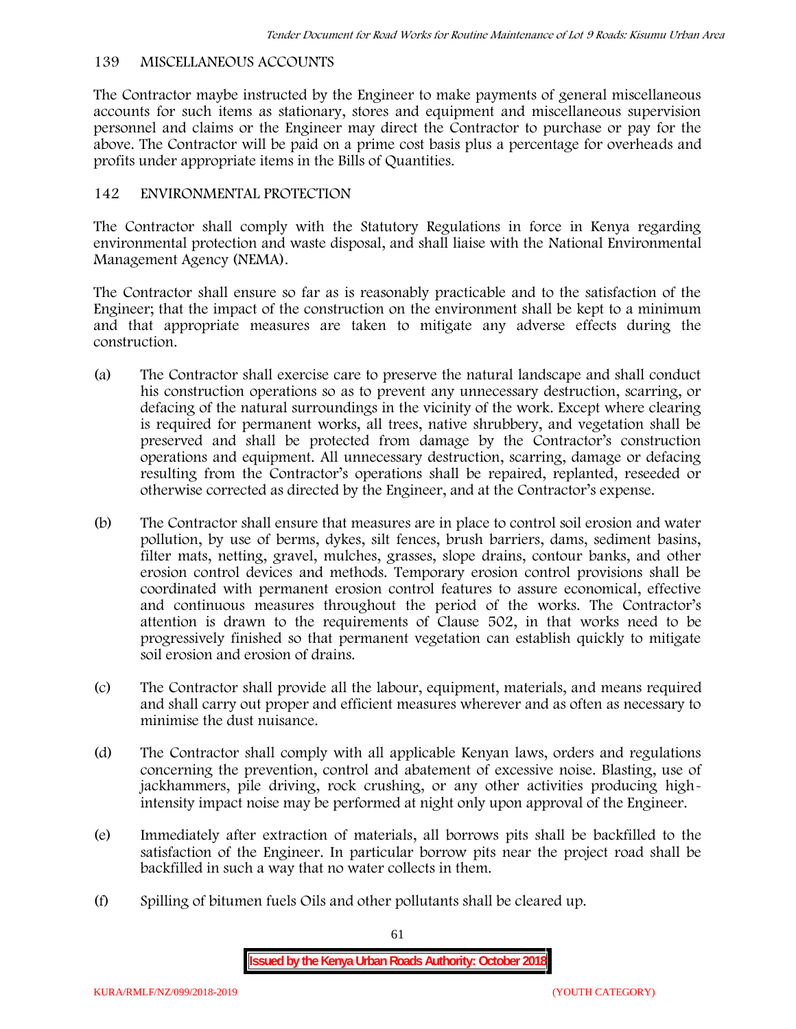## 139 MISCELLANEOUS ACCOUNTS

The Contractor maybe instructed by the Engineer to make payments of general miscellaneous accounts for such items as stationary, stores and equipment and miscellaneous supervision personnel and claims or the Engineer may direct the Contractor to purchase or pay for the above. The Contractor will be paid on a prime cost basis plus a percentage for overheads and profits under appropriate items in the Bills of Quantities.

## 142 ENVIRONMENTAL PROTECTION

The Contractor shall comply with the Statutory Regulations in force in Kenya regarding environmental protection and waste disposal, and shall liaise with the National Environmental Management Agency (NEMA).

The Contractor shall ensure so far as is reasonably practicable and to the satisfaction of the Engineer; that the impact of the construction on the environment shall be kept to a minimum and that appropriate measures are taken to mitigate any adverse effects during the construction.

(a) The Contractor shall exercise care to preserve the natural landscape and shall conduct his construction operations so as to prevent any unnecessary destruction, scarring, or defacing of the natural surroundings in the vicinity of the work. Except where clearing is required for permanent works, all trees, native shrubbery, and vegetation shall be preserved and shall be protected from damage by the Contractor's construction operations and equipment. All unnecessary destruction, scarring, damage or defacing resulting from the Contractor's operations shall be repaired, replanted, reseeded or otherwise corrected as directed by the Engineer, and at the Contractor's expense.

(b) The Contractor shall ensure that measures are in place to control soil erosion and water pollution, by use of berms, dykes, silt fences, brush barriers, dams, sediment basins, filter mats, netting, gravel, mulches, grasses, slope drains, contour banks, and other erosion control devices and methods. Temporary erosion control provisions shall be coordinated with permanent erosion control features to assure economical, effective and continuous measures throughout the period of the works. The Contractor's attention is drawn to the requirements of Clause 502, in that works need to be progressively finished so that permanent vegetation can establish quickly to mitigate soil erosion and erosion of drains.

(c) The Contractor shall provide all the labour, equipment, materials, and means required and shall carry out proper and efficient measures wherever and as often as necessary to minimise the dust nuisance.

(d) The Contractor shall comply with all applicable Kenyan laws, orders and regulations concerning the prevention, control and abatement of excessive noise. Blasting, use of jackhammers, pile driving, rock crushing, or any other activities producing high-intensity impact noise may be performed at night only upon approval of the Engineer.

(e) Immediately after extraction of materials, all borrows pits shall be backfilled to the satisfaction of the Engineer. In particular borrow pits near the project road shall be backfilled in such a way that no water collects in them.

(f) Spilling of bitumen fuels Oils and other pollutants shall be cleared up.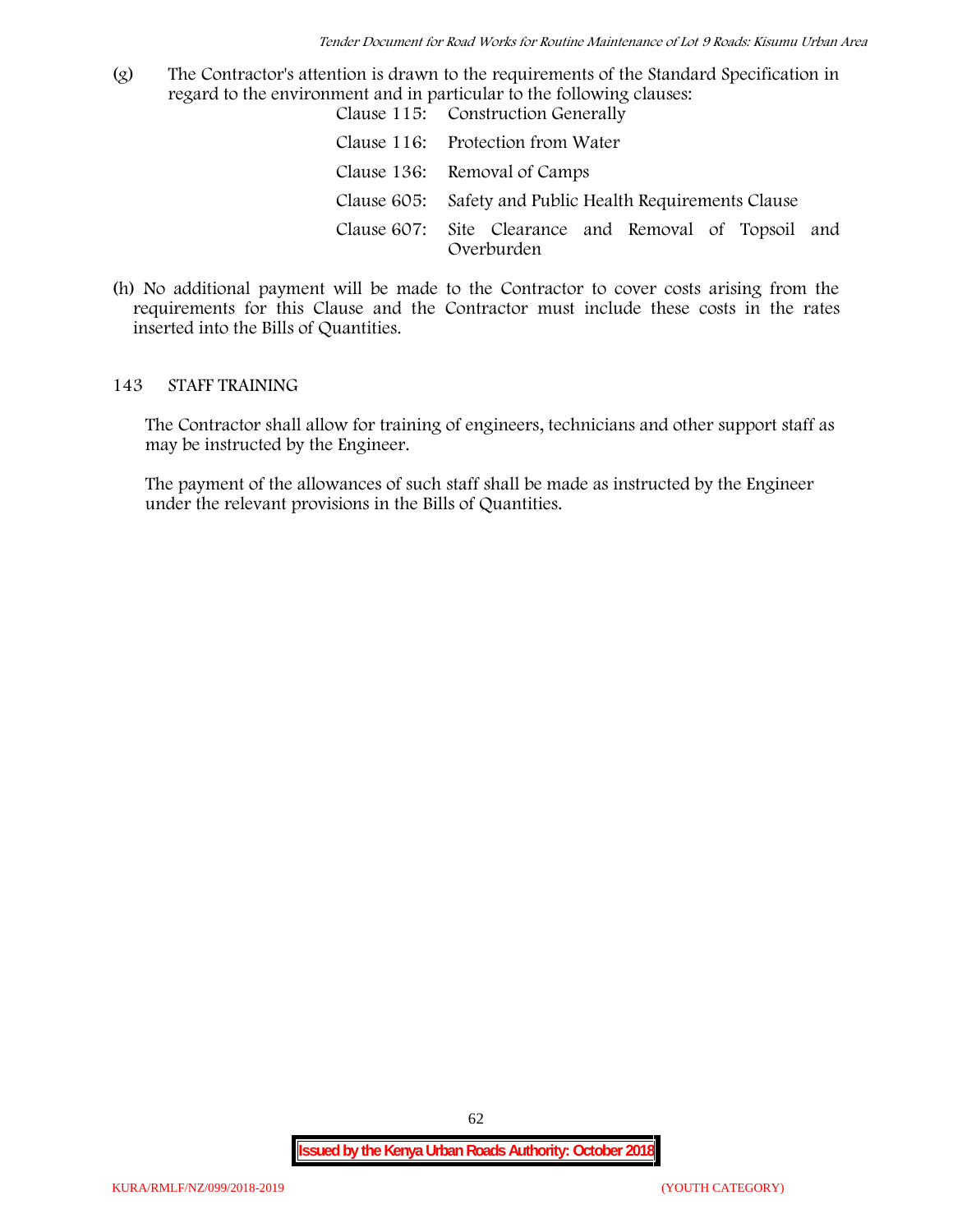(g) The Contractor's attention is drawn to the requirements of the Standard Specification in regard to the environment and in particular to the following clauses:

| | |
|---|---|
| Clause 115: | Construction Generally |
| Clause 116: | Protection from Water |
| Clause 136: | Removal of Camps |
| Clause 605: | Safety and Public Health Requirements Clause |
| Clause 607: | Site Clearance and Removal of Topsoil and Overburden |

(h) No additional payment will be made to the Contractor to cover costs arising from the requirements for this Clause and the Contractor must include these costs in the rates inserted into the Bills of Quantities.

## 143 STAFF TRAINING

The Contractor shall allow for training of engineers, technicians and other support staff as may be instructed by the Engineer.

The payment of the allowances of such staff shall be made as instructed by the Engineer under the relevant provisions in the Bills of Quantities.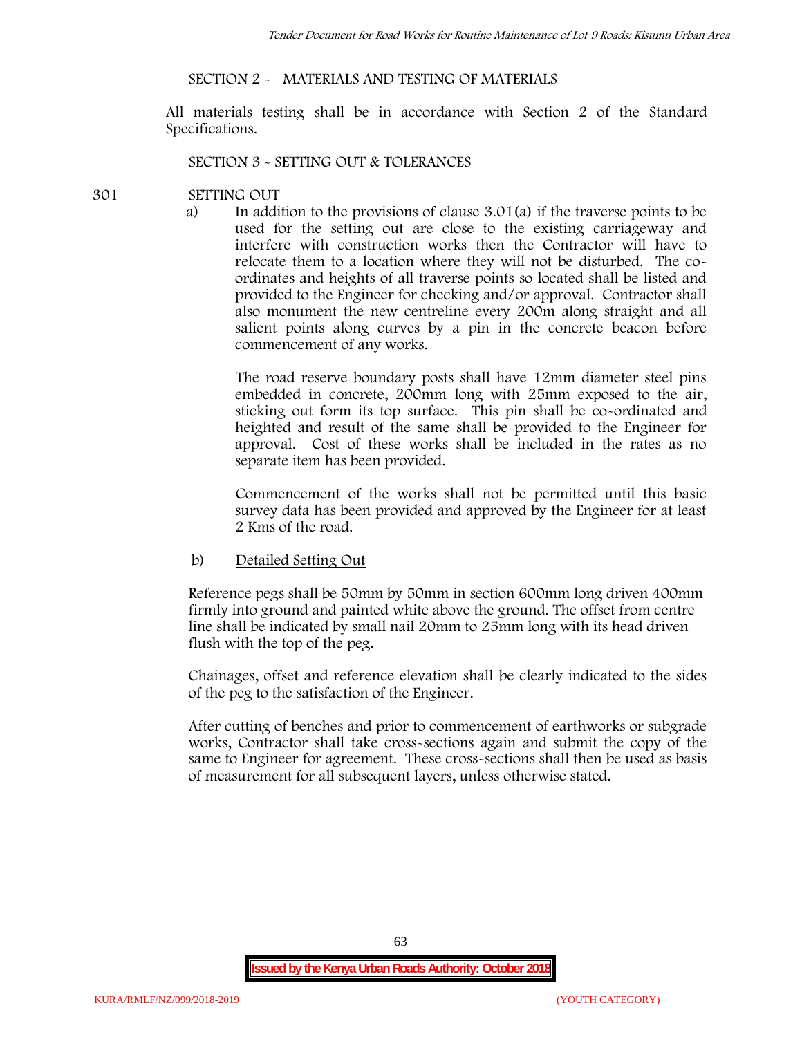## SECTION 2 - MATERIALS AND TESTING OF MATERIALS

All materials testing shall be in accordance with Section 2 of the Standard Specifications.

## SECTION 3 - SETTING OUT & TOLERANCES

### 301 SETTING OUT

a) In addition to the provisions of clause 3.01(a) if the traverse points to be used for the setting out are close to the existing carriageway and interfere with construction works then the Contractor will have to relocate them to a location where they will not be disturbed. The co-ordinates and heights of all traverse points so located shall be listed and provided to the Engineer for checking and/or approval. Contractor shall also monument the new centreline every 200m along straight and all salient points along curves by a pin in the concrete beacon before commencement of any works.

The road reserve boundary posts shall have 12mm diameter steel pins embedded in concrete, 200mm long with 25mm exposed to the air, sticking out form its top surface. This pin shall be co-ordinated and heighted and result of the same shall be provided to the Engineer for approval. Cost of these works shall be included in the rates as no separate item has been provided.

Commencement of the works shall not be permitted until this basic survey data has been provided and approved by the Engineer for at least 2 Kms of the road.

b) <u>Detailed Setting Out</u>

Reference pegs shall be 50mm by 50mm in section 600mm long driven 400mm firmly into ground and painted white above the ground. The offset from centre line shall be indicated by small nail 20mm to 25mm long with its head driven flush with the top of the peg.

Chainages, offset and reference elevation shall be clearly indicated to the sides of the peg to the satisfaction of the Engineer.

After cutting of benches and prior to commencement of earthworks or subgrade works, Contractor shall take cross-sections again and submit the copy of the same to Engineer for agreement. These cross-sections shall then be used as basis of measurement for all subsequent layers, unless otherwise stated.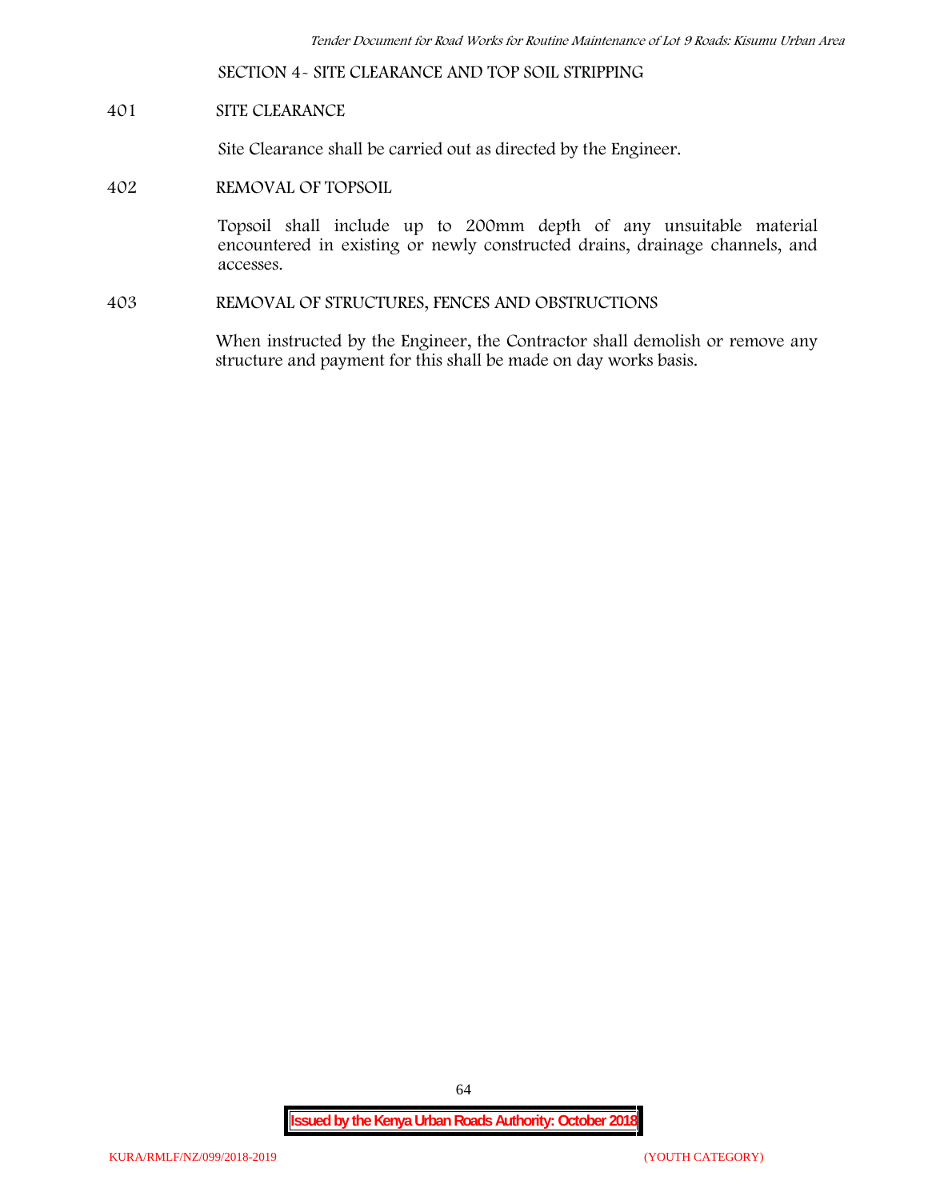## SECTION 4- SITE CLEARANCE AND TOP SOIL STRIPPING

### 401 SITE CLEARANCE

Site Clearance shall be carried out as directed by the Engineer.

### 402 REMOVAL OF TOPSOIL

Topsoil shall include up to 200mm depth of any unsuitable material encountered in existing or newly constructed drains, drainage channels, and accesses.

### 403 REMOVAL OF STRUCTURES, FENCES AND OBSTRUCTIONS

When instructed by the Engineer, the Contractor shall demolish or remove any structure and payment for this shall be made on day works basis.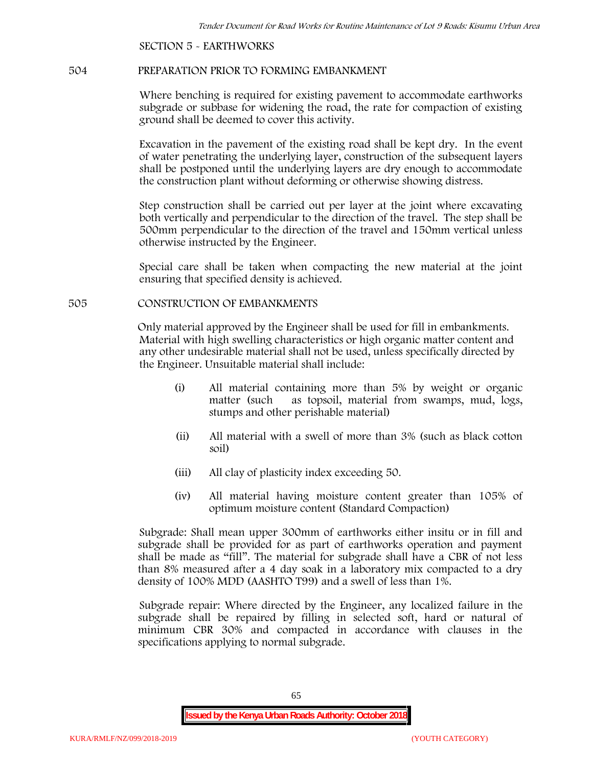SECTION 5 - EARTHWORKS

## 504 PREPARATION PRIOR TO FORMING EMBANKMENT

Where benching is required for existing pavement to accommodate earthworks subgrade or subbase for widening the road, the rate for compaction of existing ground shall be deemed to cover this activity.

Excavation in the pavement of the existing road shall be kept dry. In the event of water penetrating the underlying layer, construction of the subsequent layers shall be postponed until the underlying layers are dry enough to accommodate the construction plant without deforming or otherwise showing distress.

Step construction shall be carried out per layer at the joint where excavating both vertically and perpendicular to the direction of the travel. The step shall be 500mm perpendicular to the direction of the travel and 150mm vertical unless otherwise instructed by the Engineer.

Special care shall be taken when compacting the new material at the joint ensuring that specified density is achieved.

## 505 CONSTRUCTION OF EMBANKMENTS

Only material approved by the Engineer shall be used for fill in embankments. Material with high swelling characteristics or high organic matter content and any other undesirable material shall not be used, unless specifically directed by the Engineer. Unsuitable material shall include:

(i) All material containing more than 5% by weight or organic matter (such as topsoil, material from swamps, mud, logs, stumps and other perishable material)

(ii) All material with a swell of more than 3% (such as black cotton soil)

(iii) All clay of plasticity index exceeding 50.

(iv) All material having moisture content greater than 105% of optimum moisture content (Standard Compaction)

Subgrade: Shall mean upper 300mm of earthworks either insitu or in fill and subgrade shall be provided for as part of earthworks operation and payment shall be made as "fill". The material for subgrade shall have a CBR of not less than 8% measured after a 4 day soak in a laboratory mix compacted to a dry density of 100% MDD (AASHTO T99) and a swell of less than 1%.

Subgrade repair: Where directed by the Engineer, any localized failure in the subgrade shall be repaired by filling in selected soft, hard or natural of minimum CBR 30% and compacted in accordance with clauses in the specifications applying to normal subgrade.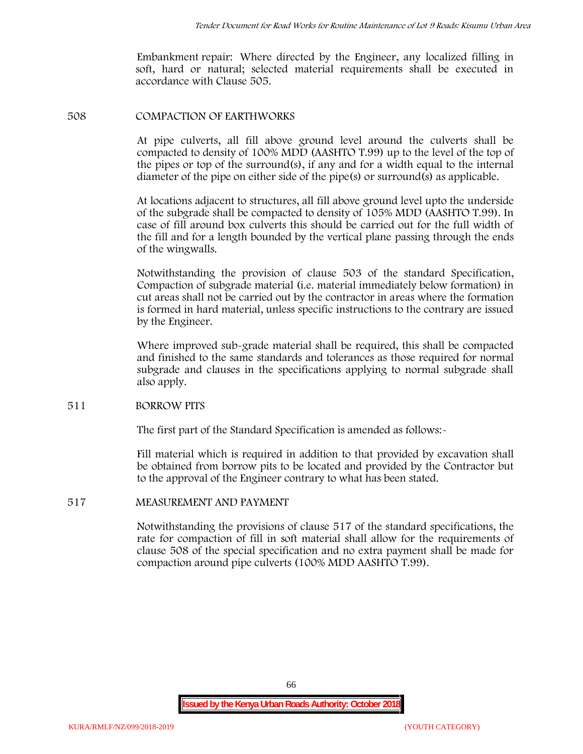Embankment repair: Where directed by the Engineer, any localized filling in soft, hard or natural; selected material requirements shall be executed in accordance with Clause 505.

## 508 COMPACTION OF EARTHWORKS

At pipe culverts, all fill above ground level around the culverts shall be compacted to density of 100% MDD (AASHTO T.99) up to the level of the top of the pipes or top of the surround(s), if any and for a width equal to the internal diameter of the pipe on either side of the pipe(s) or surround(s) as applicable.

At locations adjacent to structures, all fill above ground level upto the underside of the subgrade shall be compacted to density of 105% MDD (AASHTO T.99). In case of fill around box culverts this should be carried out for the full width of the fill and for a length bounded by the vertical plane passing through the ends of the wingwalls.

Notwithstanding the provision of clause 503 of the standard Specification, Compaction of subgrade material (i.e. material immediately below formation) in cut areas shall not be carried out by the contractor in areas where the formation is formed in hard material, unless specific instructions to the contrary are issued by the Engineer.

Where improved sub-grade material shall be required, this shall be compacted and finished to the same standards and tolerances as those required for normal subgrade and clauses in the specifications applying to normal subgrade shall also apply.

## 511 BORROW PITS

The first part of the Standard Specification is amended as follows:-

Fill material which is required in addition to that provided by excavation shall be obtained from borrow pits to be located and provided by the Contractor but to the approval of the Engineer contrary to what has been stated.

## 517 MEASUREMENT AND PAYMENT

Notwithstanding the provisions of clause 517 of the standard specifications, the rate for compaction of fill in soft material shall allow for the requirements of clause 508 of the special specification and no extra payment shall be made for compaction around pipe culverts (100% MDD AASHTO T.99).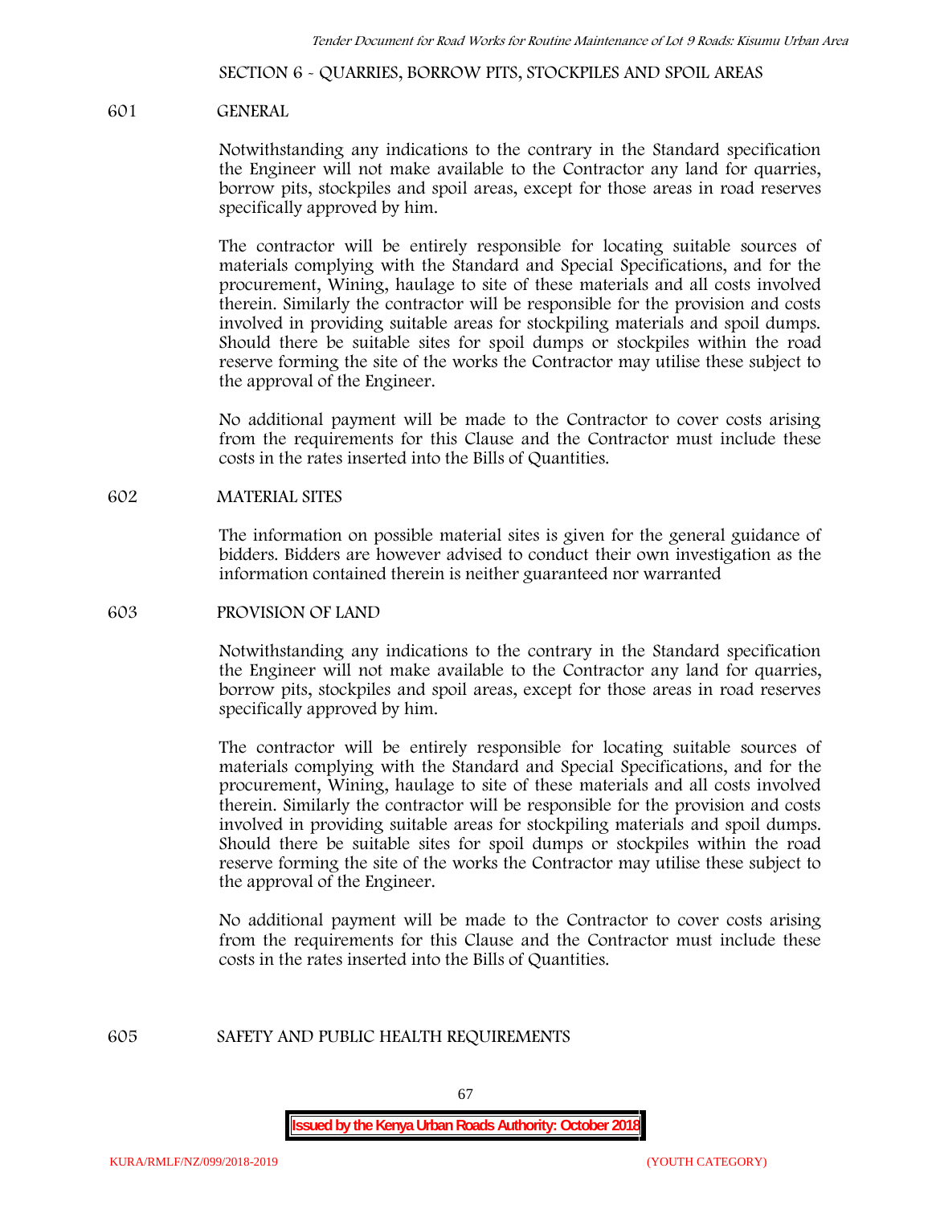## SECTION 6 - QUARRIES, BORROW PITS, STOCKPILES AND SPOIL AREAS

### 601 GENERAL

Notwithstanding any indications to the contrary in the Standard specification the Engineer will not make available to the Contractor any land for quarries, borrow pits, stockpiles and spoil areas, except for those areas in road reserves specifically approved by him.

The contractor will be entirely responsible for locating suitable sources of materials complying with the Standard and Special Specifications, and for the procurement, Wining, haulage to site of these materials and all costs involved therein. Similarly the contractor will be responsible for the provision and costs involved in providing suitable areas for stockpiling materials and spoil dumps. Should there be suitable sites for spoil dumps or stockpiles within the road reserve forming the site of the works the Contractor may utilise these subject to the approval of the Engineer.

No additional payment will be made to the Contractor to cover costs arising from the requirements for this Clause and the Contractor must include these costs in the rates inserted into the Bills of Quantities.

### 602 MATERIAL SITES

The information on possible material sites is given for the general guidance of bidders. Bidders are however advised to conduct their own investigation as the information contained therein is neither guaranteed nor warranted

### 603 PROVISION OF LAND

Notwithstanding any indications to the contrary in the Standard specification the Engineer will not make available to the Contractor any land for quarries, borrow pits, stockpiles and spoil areas, except for those areas in road reserves specifically approved by him.

The contractor will be entirely responsible for locating suitable sources of materials complying with the Standard and Special Specifications, and for the procurement, Wining, haulage to site of these materials and all costs involved therein. Similarly the contractor will be responsible for the provision and costs involved in providing suitable areas for stockpiling materials and spoil dumps. Should there be suitable sites for spoil dumps or stockpiles within the road reserve forming the site of the works the Contractor may utilise these subject to the approval of the Engineer.

No additional payment will be made to the Contractor to cover costs arising from the requirements for this Clause and the Contractor must include these costs in the rates inserted into the Bills of Quantities.

### 605 SAFETY AND PUBLIC HEALTH REQUIREMENTS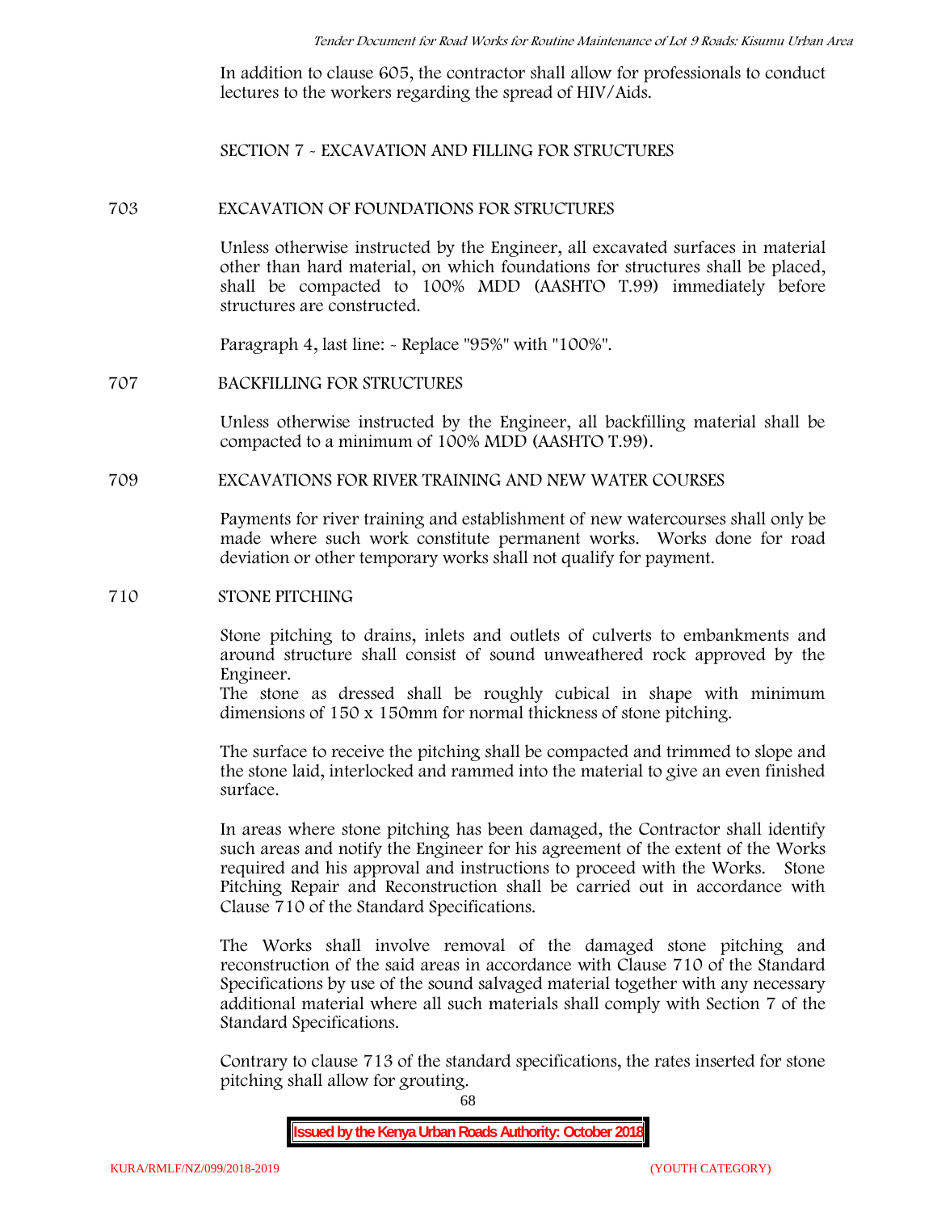In addition to clause 605, the contractor shall allow for professionals to conduct lectures to the workers regarding the spread of HIV/Aids.

## SECTION 7 - EXCAVATION AND FILLING FOR STRUCTURES

### 703 EXCAVATION OF FOUNDATIONS FOR STRUCTURES

Unless otherwise instructed by the Engineer, all excavated surfaces in material other than hard material, on which foundations for structures shall be placed, shall be compacted to 100% MDD (AASHTO T.99) immediately before structures are constructed.

Paragraph 4, last line: - Replace "95%" with "100%".

### 707 BACKFILLING FOR STRUCTURES

Unless otherwise instructed by the Engineer, all backfilling material shall be compacted to a minimum of 100% MDD (AASHTO T.99).

### 709 EXCAVATIONS FOR RIVER TRAINING AND NEW WATER COURSES

Payments for river training and establishment of new watercourses shall only be made where such work constitute permanent works. Works done for road deviation or other temporary works shall not qualify for payment.

### 710 STONE PITCHING

Stone pitching to drains, inlets and outlets of culverts to embankments and around structure shall consist of sound unweathered rock approved by the Engineer.
The stone as dressed shall be roughly cubical in shape with minimum dimensions of 150 x 150mm for normal thickness of stone pitching.

The surface to receive the pitching shall be compacted and trimmed to slope and the stone laid, interlocked and rammed into the material to give an even finished surface.

In areas where stone pitching has been damaged, the Contractor shall identify such areas and notify the Engineer for his agreement of the extent of the Works required and his approval and instructions to proceed with the Works. Stone Pitching Repair and Reconstruction shall be carried out in accordance with Clause 710 of the Standard Specifications.

The Works shall involve removal of the damaged stone pitching and reconstruction of the said areas in accordance with Clause 710 of the Standard Specifications by use of the sound salvaged material together with any necessary additional material where all such materials shall comply with Section 7 of the Standard Specifications.

Contrary to clause 713 of the standard specifications, the rates inserted for stone pitching shall allow for grouting.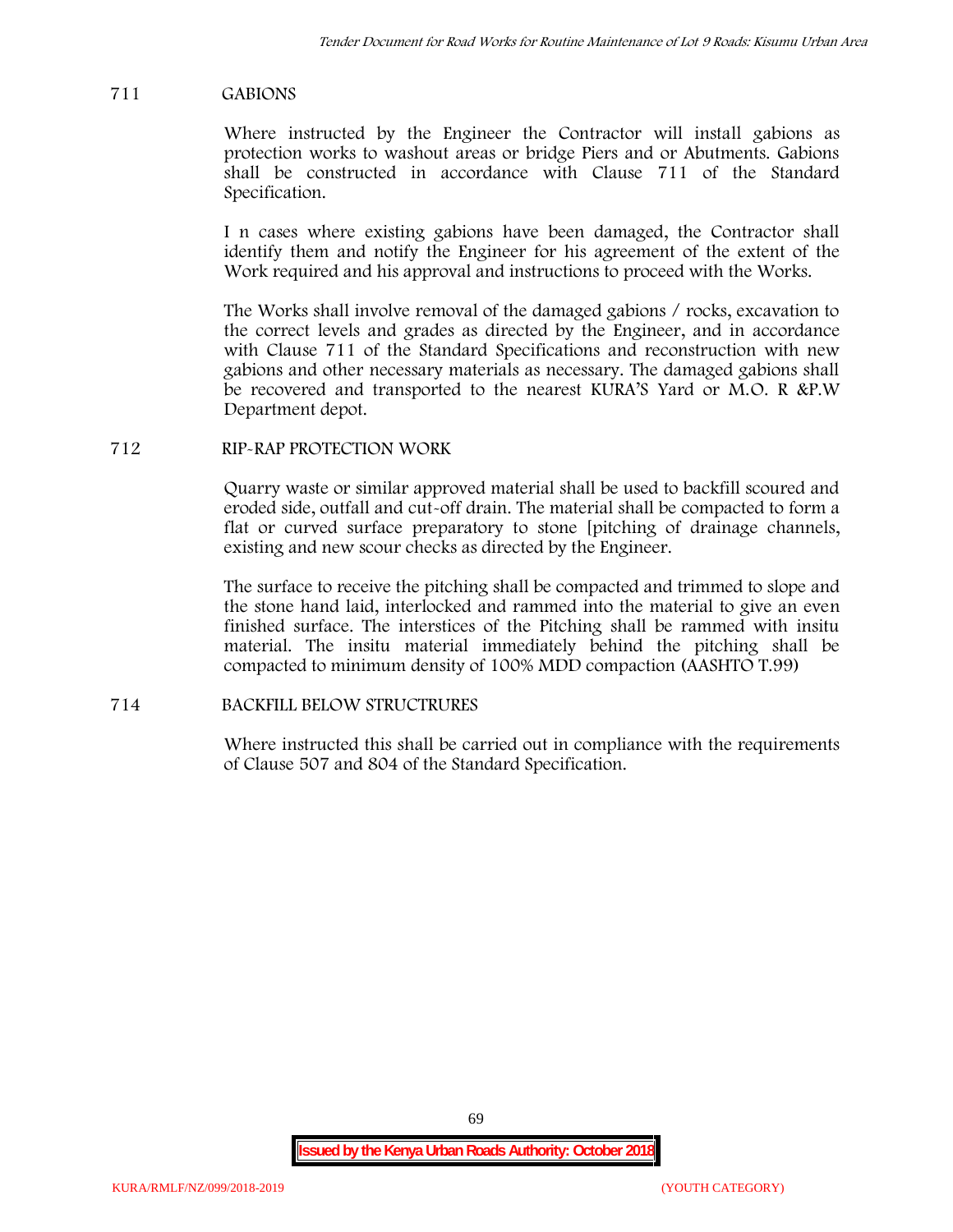## 711 GABIONS

Where instructed by the Engineer the Contractor will install gabions as protection works to washout areas or bridge Piers and or Abutments. Gabions shall be constructed in accordance with Clause 711 of the Standard Specification.

I n cases where existing gabions have been damaged, the Contractor shall identify them and notify the Engineer for his agreement of the extent of the Work required and his approval and instructions to proceed with the Works.

The Works shall involve removal of the damaged gabions / rocks, excavation to the correct levels and grades as directed by the Engineer, and in accordance with Clause 711 of the Standard Specifications and reconstruction with new gabions and other necessary materials as necessary. The damaged gabions shall be recovered and transported to the nearest KURA'S Yard or M.O. R &P.W Department depot.

## 712 RIP-RAP PROTECTION WORK

Quarry waste or similar approved material shall be used to backfill scoured and eroded side, outfall and cut-off drain. The material shall be compacted to form a flat or curved surface preparatory to stone [pitching of drainage channels, existing and new scour checks as directed by the Engineer.

The surface to receive the pitching shall be compacted and trimmed to slope and the stone hand laid, interlocked and rammed into the material to give an even finished surface. The interstices of the Pitching shall be rammed with insitu material. The insitu material immediately behind the pitching shall be compacted to minimum density of 100% MDD compaction (AASHTO T.99)

## 714 BACKFILL BELOW STRUCTRURES

Where instructed this shall be carried out in compliance with the requirements of Clause 507 and 804 of the Standard Specification.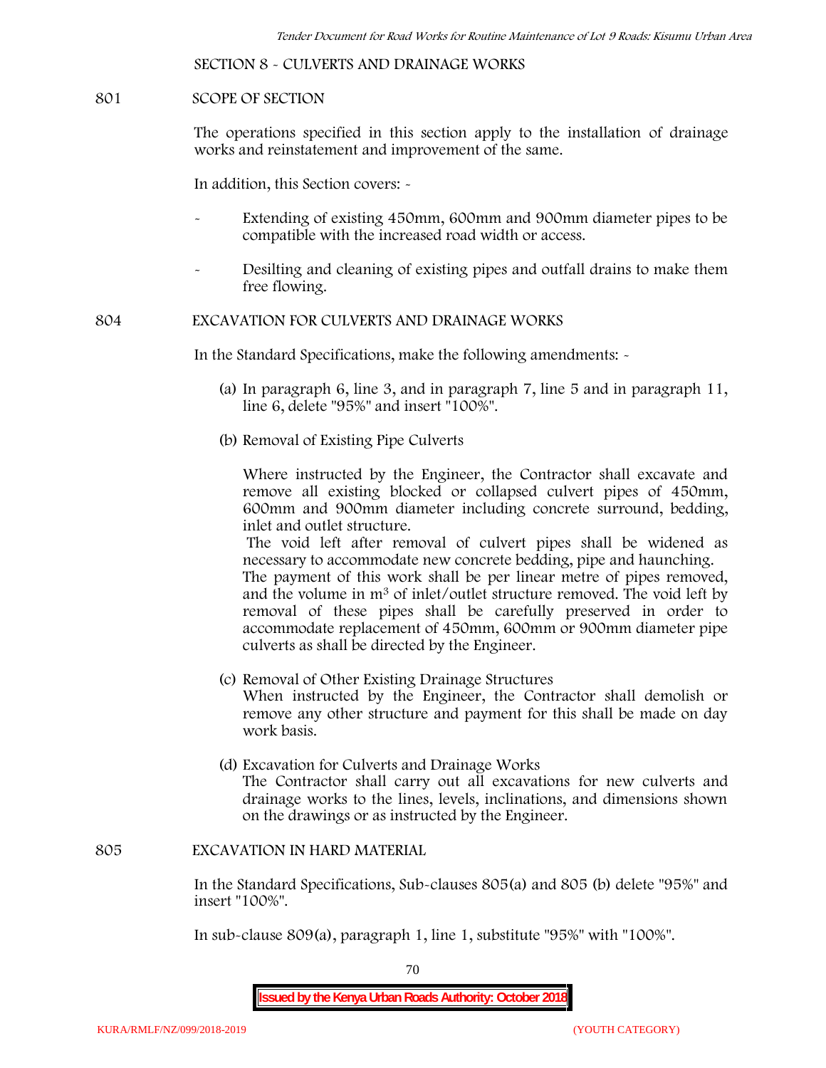## SECTION 8 - CULVERTS AND DRAINAGE WORKS

### 801 SCOPE OF SECTION

The operations specified in this section apply to the installation of drainage works and reinstatement and improvement of the same.

In addition, this Section covers: -

- Extending of existing 450mm, 600mm and 900mm diameter pipes to be compatible with the increased road width or access.
- Desilting and cleaning of existing pipes and outfall drains to make them free flowing.

### 804 EXCAVATION FOR CULVERTS AND DRAINAGE WORKS

In the Standard Specifications, make the following amendments: -

(a) In paragraph 6, line 3, and in paragraph 7, line 5 and in paragraph 11, line 6, delete "95%" and insert "100%".

(b) Removal of Existing Pipe Culverts

Where instructed by the Engineer, the Contractor shall excavate and remove all existing blocked or collapsed culvert pipes of 450mm, 600mm and 900mm diameter including concrete surround, bedding, inlet and outlet structure.

The void left after removal of culvert pipes shall be widened as necessary to accommodate new concrete bedding, pipe and haunching.

The payment of this work shall be per linear metre of pipes removed, and the volume in $m^3$ of inlet/outlet structure removed. The void left by removal of these pipes shall be carefully preserved in order to accommodate replacement of 450mm, 600mm or 900mm diameter pipe culverts as shall be directed by the Engineer.

(c) Removal of Other Existing Drainage Structures

When instructed by the Engineer, the Contractor shall demolish or remove any other structure and payment for this shall be made on day work basis.

(d) Excavation for Culverts and Drainage Works

The Contractor shall carry out all excavations for new culverts and drainage works to the lines, levels, inclinations, and dimensions shown on the drawings or as instructed by the Engineer.

### 805 EXCAVATION IN HARD MATERIAL

In the Standard Specifications, Sub-clauses 805(a) and 805 (b) delete "95%" and insert "100%".

In sub-clause 809(a), paragraph 1, line 1, substitute "95%" with "100%".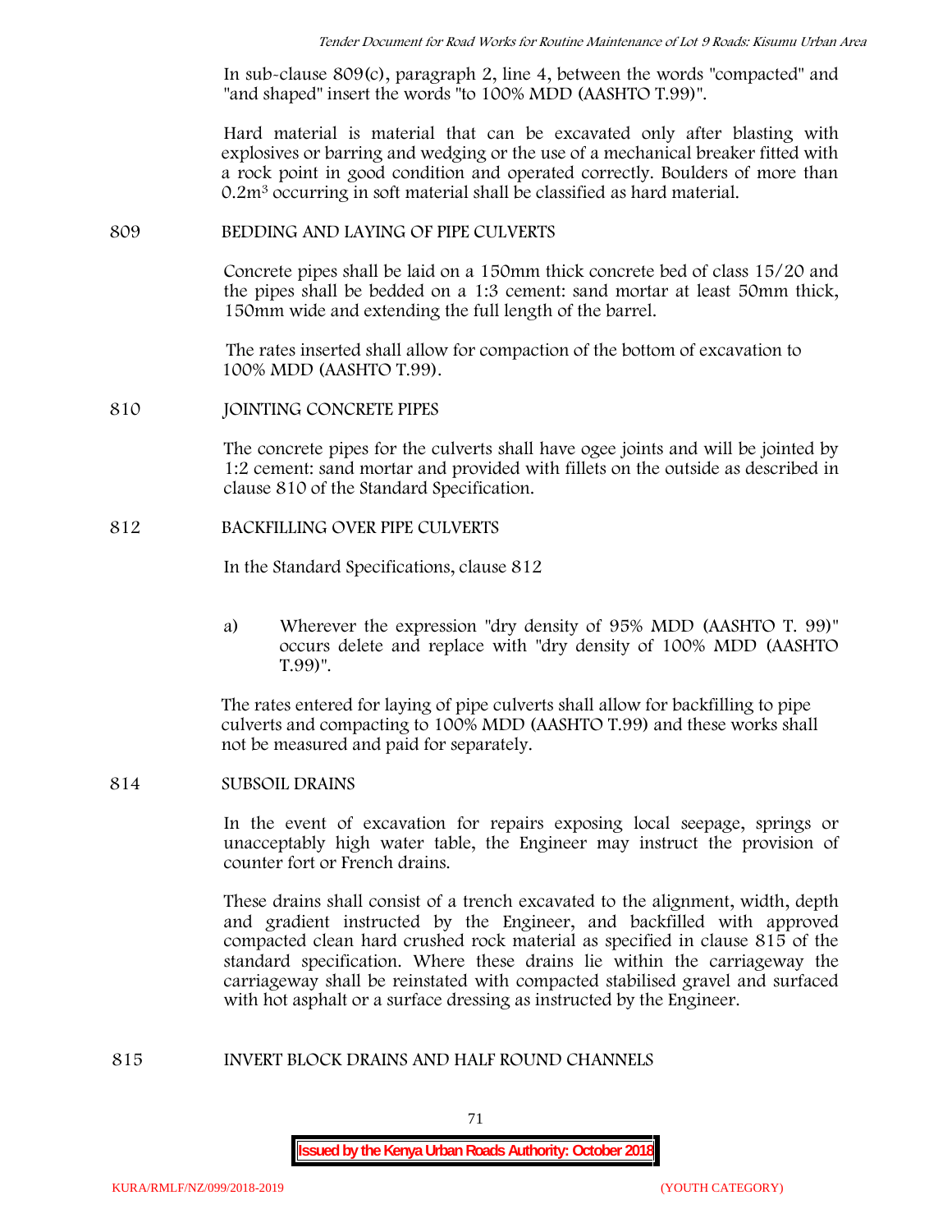In sub-clause 809(c), paragraph 2, line 4, between the words "compacted" and "and shaped" insert the words "to 100% MDD (AASHTO T.99)".

Hard material is material that can be excavated only after blasting with explosives or barring and wedging or the use of a mechanical breaker fitted with a rock point in good condition and operated correctly. Boulders of more than $0.2m^3$ occurring in soft material shall be classified as hard material.

## 809 BEDDING AND LAYING OF PIPE CULVERTS

Concrete pipes shall be laid on a 150mm thick concrete bed of class 15/20 and the pipes shall be bedded on a 1:3 cement: sand mortar at least 50mm thick, 150mm wide and extending the full length of the barrel.

The rates inserted shall allow for compaction of the bottom of excavation to 100% MDD (AASHTO T.99).

## 810 JOINTING CONCRETE PIPES

The concrete pipes for the culverts shall have ogee joints and will be jointed by 1:2 cement: sand mortar and provided with fillets on the outside as described in clause 810 of the Standard Specification.

## 812 BACKFILLING OVER PIPE CULVERTS

In the Standard Specifications, clause 812

a) Wherever the expression "dry density of 95% MDD (AASHTO T. 99)" occurs delete and replace with "dry density of 100% MDD (AASHTO T.99)".

The rates entered for laying of pipe culverts shall allow for backfilling to pipe culverts and compacting to 100% MDD (AASHTO T.99) and these works shall not be measured and paid for separately.

## 814 SUBSOIL DRAINS

In the event of excavation for repairs exposing local seepage, springs or unacceptably high water table, the Engineer may instruct the provision of counter fort or French drains.

These drains shall consist of a trench excavated to the alignment, width, depth and gradient instructed by the Engineer, and backfilled with approved compacted clean hard crushed rock material as specified in clause 815 of the standard specification. Where these drains lie within the carriageway the carriageway shall be reinstated with compacted stabilised gravel and surfaced with hot asphalt or a surface dressing as instructed by the Engineer.

## 815 INVERT BLOCK DRAINS AND HALF ROUND CHANNELS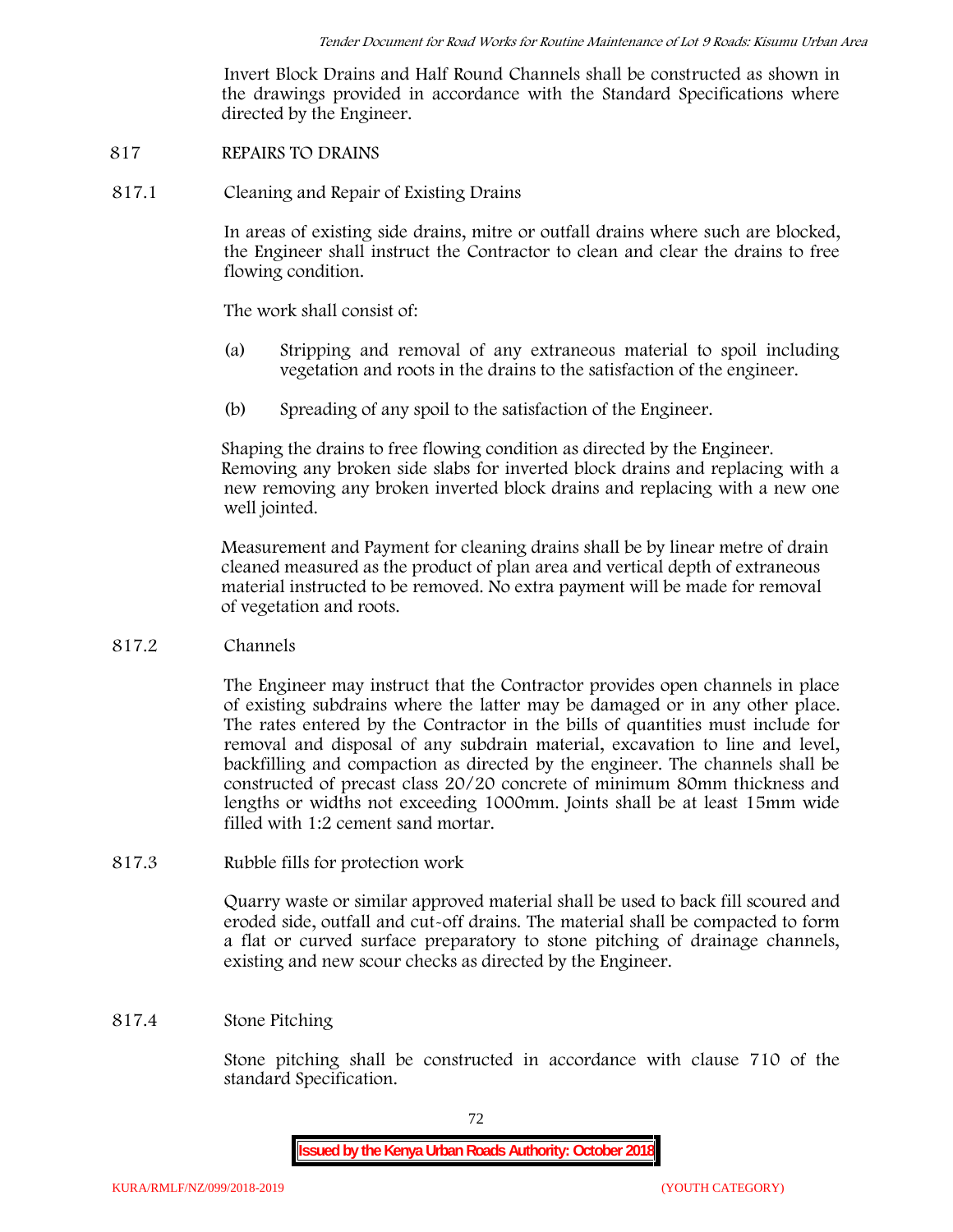Invert Block Drains and Half Round Channels shall be constructed as shown in the drawings provided in accordance with the Standard Specifications where directed by the Engineer.

## 817 REPAIRS TO DRAINS

### 817.1 Cleaning and Repair of Existing Drains

In areas of existing side drains, mitre or outfall drains where such are blocked, the Engineer shall instruct the Contractor to clean and clear the drains to free flowing condition.

The work shall consist of:

(a) Stripping and removal of any extraneous material to spoil including vegetation and roots in the drains to the satisfaction of the engineer.

(b) Spreading of any spoil to the satisfaction of the Engineer.

Shaping the drains to free flowing condition as directed by the Engineer. Removing any broken side slabs for inverted block drains and replacing with a new removing any broken inverted block drains and replacing with a new one well jointed.

Measurement and Payment for cleaning drains shall be by linear metre of drain cleaned measured as the product of plan area and vertical depth of extraneous material instructed to be removed. No extra payment will be made for removal of vegetation and roots.

### 817.2 Channels

The Engineer may instruct that the Contractor provides open channels in place of existing subdrains where the latter may be damaged or in any other place. The rates entered by the Contractor in the bills of quantities must include for removal and disposal of any subdrain material, excavation to line and level, backfilling and compaction as directed by the engineer. The channels shall be constructed of precast class 20/20 concrete of minimum 80mm thickness and lengths or widths not exceeding 1000mm. Joints shall be at least 15mm wide filled with 1:2 cement sand mortar.

### 817.3 Rubble fills for protection work

Quarry waste or similar approved material shall be used to back fill scoured and eroded side, outfall and cut-off drains. The material shall be compacted to form a flat or curved surface preparatory to stone pitching of drainage channels, existing and new scour checks as directed by the Engineer.

### 817.4 Stone Pitching

Stone pitching shall be constructed in accordance with clause 710 of the standard Specification.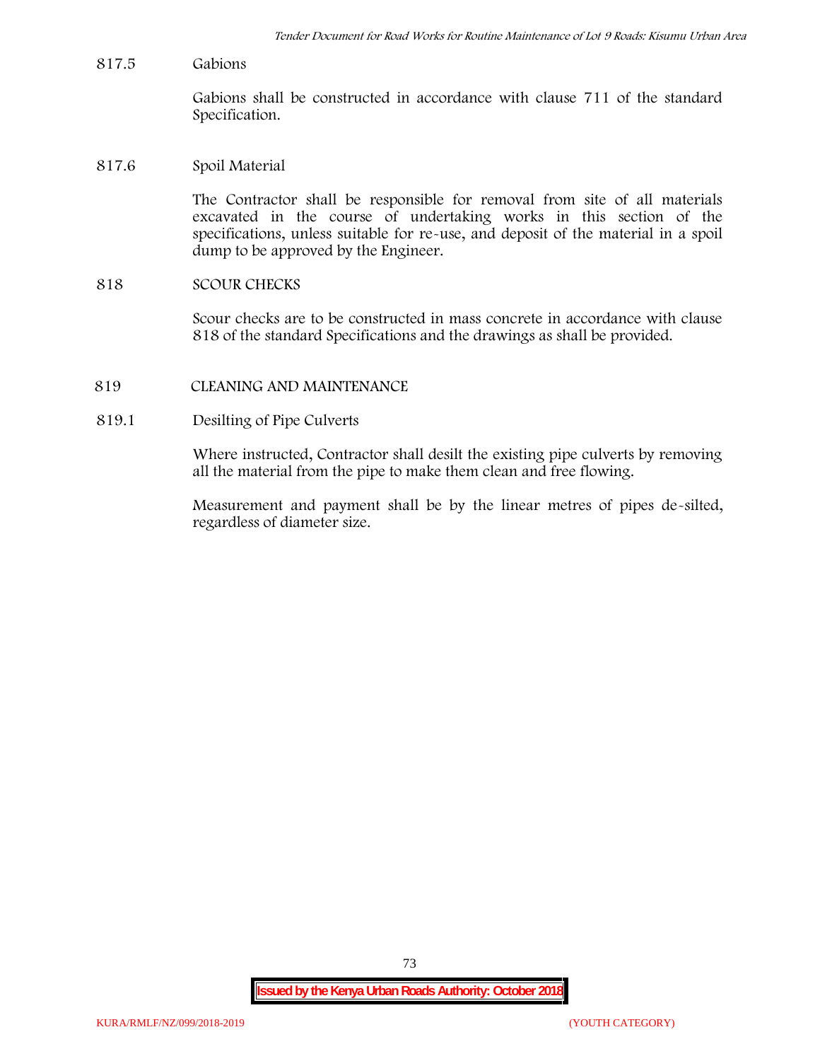817.5 Gabions

Gabions shall be constructed in accordance with clause 711 of the standard Specification.

817.6 Spoil Material

The Contractor shall be responsible for removal from site of all materials excavated in the course of undertaking works in this section of the specifications, unless suitable for re-use, and deposit of the material in a spoil dump to be approved by the Engineer.

## 818 SCOUR CHECKS

Scour checks are to be constructed in mass concrete in accordance with clause 818 of the standard Specifications and the drawings as shall be provided.

## 819 CLEANING AND MAINTENANCE

819.1 Desilting of Pipe Culverts

Where instructed, Contractor shall desilt the existing pipe culverts by removing all the material from the pipe to make them clean and free flowing.

Measurement and payment shall be by the linear metres of pipes de-silted, regardless of diameter size.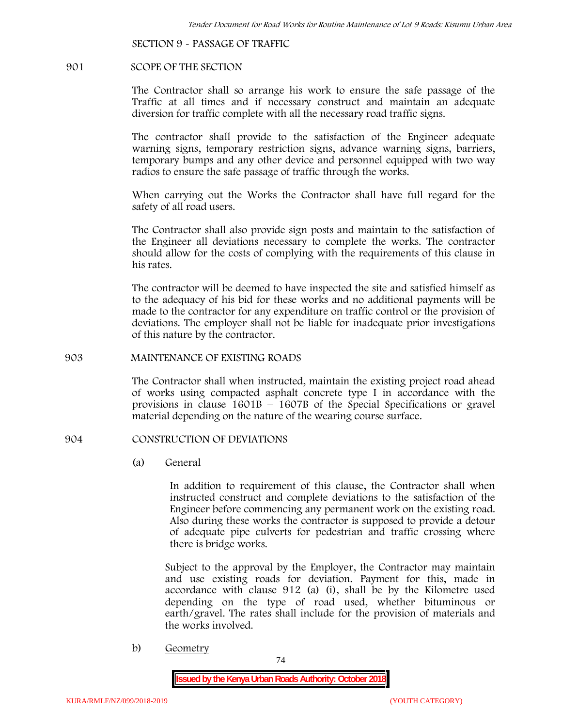## SECTION 9 - PASSAGE OF TRAFFIC

### 901 SCOPE OF THE SECTION

The Contractor shall so arrange his work to ensure the safe passage of the Traffic at all times and if necessary construct and maintain an adequate diversion for traffic complete with all the necessary road traffic signs.

The contractor shall provide to the satisfaction of the Engineer adequate warning signs, temporary restriction signs, advance warning signs, barriers, temporary bumps and any other device and personnel equipped with two way radios to ensure the safe passage of traffic through the works.

When carrying out the Works the Contractor shall have full regard for the safety of all road users.

The Contractor shall also provide sign posts and maintain to the satisfaction of the Engineer all deviations necessary to complete the works. The contractor should allow for the costs of complying with the requirements of this clause in his rates.

The contractor will be deemed to have inspected the site and satisfied himself as to the adequacy of his bid for these works and no additional payments will be made to the contractor for any expenditure on traffic control or the provision of deviations. The employer shall not be liable for inadequate prior investigations of this nature by the contractor.

### 903 MAINTENANCE OF EXISTING ROADS

The Contractor shall when instructed, maintain the existing project road ahead of works using compacted asphalt concrete type I in accordance with the provisions in clause 1601B – 1607B of the Special Specifications or gravel material depending on the nature of the wearing course surface.

### 904 CONSTRUCTION OF DEVIATIONS

(a) General

In addition to requirement of this clause, the Contractor shall when instructed construct and complete deviations to the satisfaction of the Engineer before commencing any permanent work on the existing road. Also during these works the contractor is supposed to provide a detour of adequate pipe culverts for pedestrian and traffic crossing where there is bridge works.

Subject to the approval by the Employer, the Contractor may maintain and use existing roads for deviation. Payment for this, made in accordance with clause 912 (a) (i), shall be by the Kilometre used depending on the type of road used, whether bituminous or earth/gravel. The rates shall include for the provision of materials and the works involved.

b) Geometry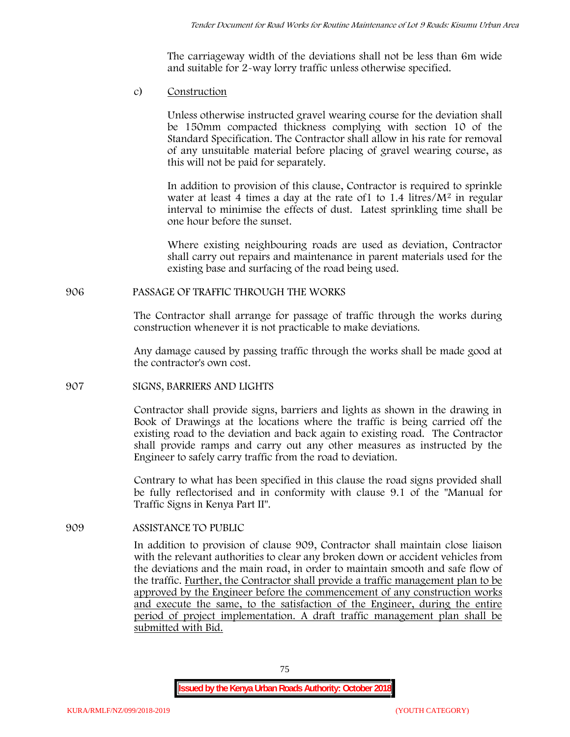The carriageway width of the deviations shall not be less than 6m wide and suitable for 2-way lorry traffic unless otherwise specified.

c) Construction

Unless otherwise instructed gravel wearing course for the deviation shall be 150mm compacted thickness complying with section 10 of the Standard Specification. The Contractor shall allow in his rate for removal of any unsuitable material before placing of gravel wearing course, as this will not be paid for separately.

In addition to provision of this clause, Contractor is required to sprinkle water at least 4 times a day at the rate of1 to 1.4 litres/$M^2$ in regular interval to minimise the effects of dust. Latest sprinkling time shall be one hour before the sunset.

Where existing neighbouring roads are used as deviation, Contractor shall carry out repairs and maintenance in parent materials used for the existing base and surfacing of the road being used.

## 906 PASSAGE OF TRAFFIC THROUGH THE WORKS

The Contractor shall arrange for passage of traffic through the works during construction whenever it is not practicable to make deviations.

Any damage caused by passing traffic through the works shall be made good at the contractor's own cost.

## 907 SIGNS, BARRIERS AND LIGHTS

Contractor shall provide signs, barriers and lights as shown in the drawing in Book of Drawings at the locations where the traffic is being carried off the existing road to the deviation and back again to existing road. The Contractor shall provide ramps and carry out any other measures as instructed by the Engineer to safely carry traffic from the road to deviation.

Contrary to what has been specified in this clause the road signs provided shall be fully reflectorised and in conformity with clause 9.1 of the "Manual for Traffic Signs in Kenya Part II".

## 909 ASSISTANCE TO PUBLIC

In addition to provision of clause 909, Contractor shall maintain close liaison with the relevant authorities to clear any broken down or accident vehicles from the deviations and the main road, in order to maintain smooth and safe flow of the traffic. Further, the Contractor shall provide a traffic management plan to be approved by the Engineer before the commencement of any construction works and execute the same, to the satisfaction of the Engineer, during the entire period of project implementation. A draft traffic management plan shall be submitted with Bid.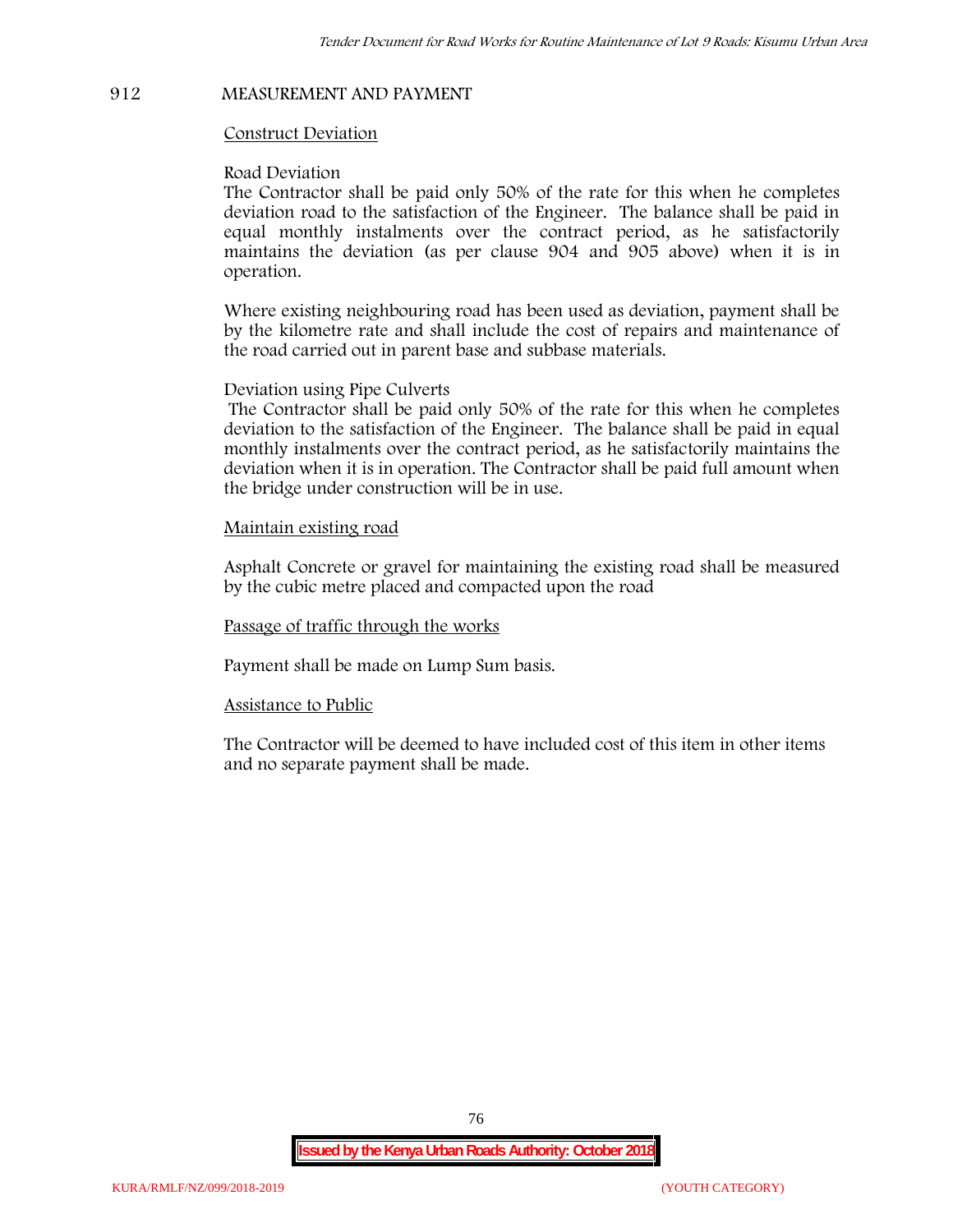## 912 MEASUREMENT AND PAYMENT

Construct Deviation

Road Deviation

The Contractor shall be paid only 50% of the rate for this when he completes deviation road to the satisfaction of the Engineer. The balance shall be paid in equal monthly instalments over the contract period, as he satisfactorily maintains the deviation (as per clause 904 and 905 above) when it is in operation.

Where existing neighbouring road has been used as deviation, payment shall be by the kilometre rate and shall include the cost of repairs and maintenance of the road carried out in parent base and subbase materials.

Deviation using Pipe Culverts

The Contractor shall be paid only 50% of the rate for this when he completes deviation to the satisfaction of the Engineer. The balance shall be paid in equal monthly instalments over the contract period, as he satisfactorily maintains the deviation when it is in operation. The Contractor shall be paid full amount when the bridge under construction will be in use.

Maintain existing road

Asphalt Concrete or gravel for maintaining the existing road shall be measured by the cubic metre placed and compacted upon the road

Passage of traffic through the works

Payment shall be made on Lump Sum basis.

Assistance to Public

The Contractor will be deemed to have included cost of this item in other items and no separate payment shall be made.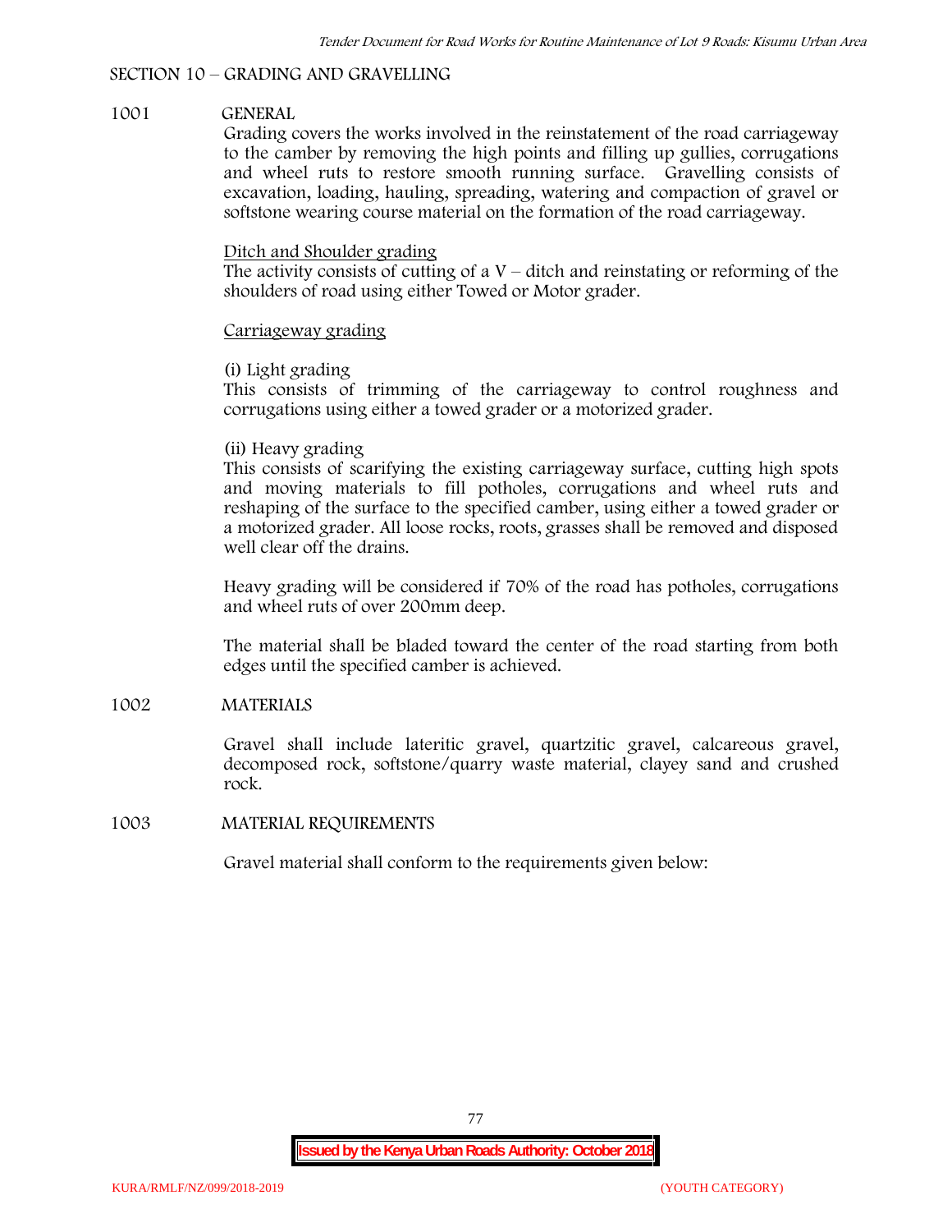## SECTION 10 – GRADING AND GRAVELLING

### 1001 GENERAL

Grading covers the works involved in the reinstatement of the road carriageway to the camber by removing the high points and filling up gullies, corrugations and wheel ruts to restore smooth running surface. Gravelling consists of excavation, loading, hauling, spreading, watering and compaction of gravel or softstone wearing course material on the formation of the road carriageway.

Ditch and Shoulder grading

The activity consists of cutting of a V – ditch and reinstating or reforming of the shoulders of road using either Towed or Motor grader.

Carriageway grading

(i) Light grading

This consists of trimming of the carriageway to control roughness and corrugations using either a towed grader or a motorized grader.

(ii) Heavy grading

This consists of scarifying the existing carriageway surface, cutting high spots and moving materials to fill potholes, corrugations and wheel ruts and reshaping of the surface to the specified camber, using either a towed grader or a motorized grader. All loose rocks, roots, grasses shall be removed and disposed well clear off the drains.

Heavy grading will be considered if 70% of the road has potholes, corrugations and wheel ruts of over 200mm deep.

The material shall be bladed toward the center of the road starting from both edges until the specified camber is achieved.

### 1002 MATERIALS

Gravel shall include lateritic gravel, quartzitic gravel, calcareous gravel, decomposed rock, softstone/quarry waste material, clayey sand and crushed rock.

### 1003 MATERIAL REQUIREMENTS

Gravel material shall conform to the requirements given below: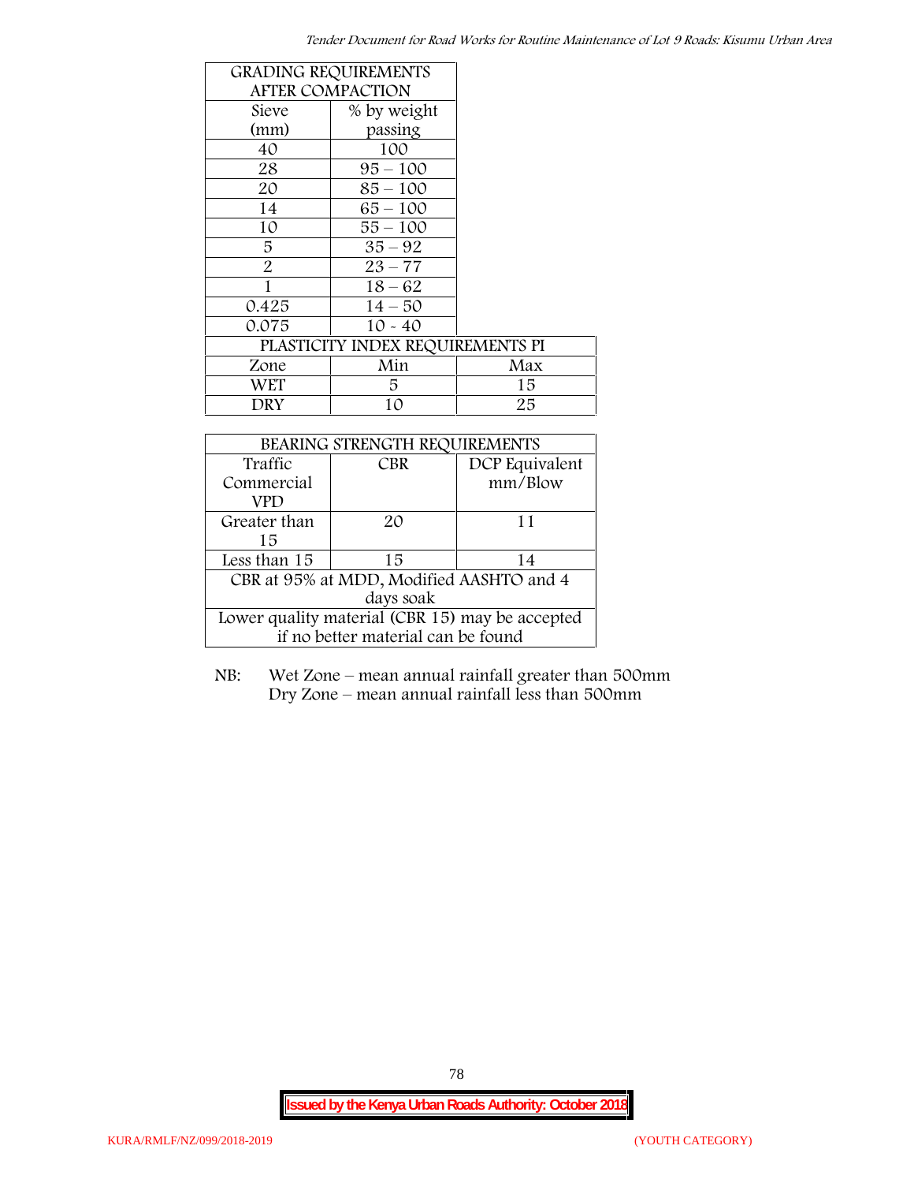| GRADING REQUIREMENTS AFTER COMPACTION | |
|---|---|
| Sieve (mm) | % by weight passing |
| 40 | 100 |
| 28 | 95 – 100 |
| 20 | 85 – 100 |
| 14 | 65 – 100 |
| 10 | 55 – 100 |
| 5 | 35 – 92 |
| 2 | 23 – 77 |
| 1 | 18 – 62 |
| 0.425 | 14 – 50 |
| 0.075 | 10 - 40 |

| PLASTICITY INDEX REQUIREMENTS PI | | |
|---|---|---|
| Zone | Min | Max |
| WET | 5 | 15 |
| DRY | 10 | 25 |

| BEARING STRENGTH REQUIREMENTS | | |
|---|---|---|
| Traffic Commercial VPD | CBR | DCP Equivalent mm/Blow |
| Greater than 15 | 20 | 11 |
| Less than 15 | 15 | 14 |
| CBR at 95% at MDD, Modified AASHTO and 4 days soak | | |
| Lower quality material (CBR 15) may be accepted if no better material can be found | | |

NB: Wet Zone – mean annual rainfall greater than 500mm
Dry Zone – mean annual rainfall less than 500mm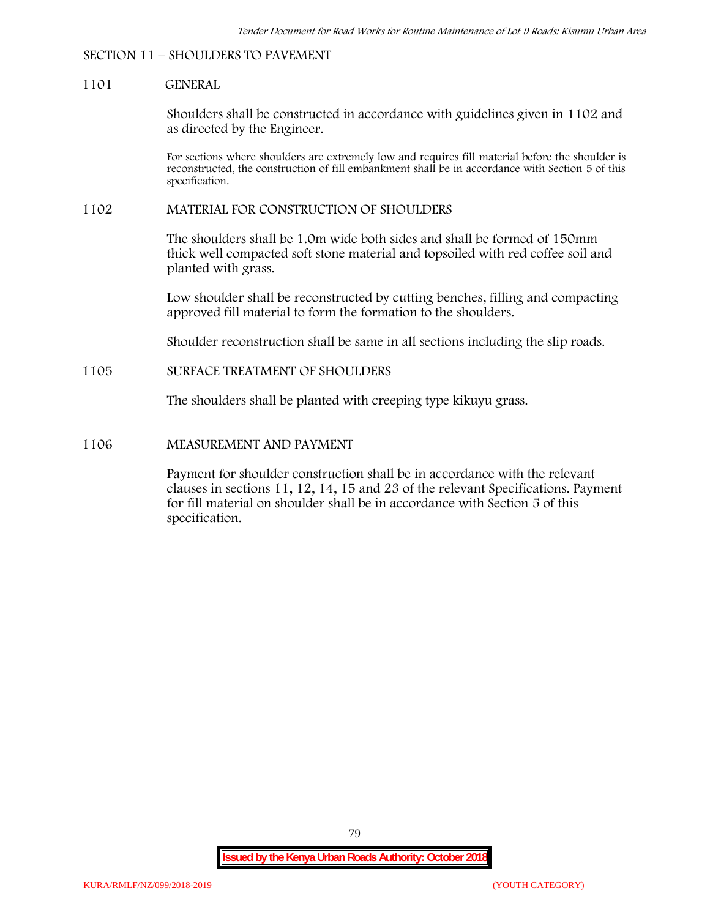## SECTION 11 – SHOULDERS TO PAVEMENT

### 1101 GENERAL

Shoulders shall be constructed in accordance with guidelines given in 1102 and as directed by the Engineer.

For sections where shoulders are extremely low and requires fill material before the shoulder is reconstructed, the construction of fill embankment shall be in accordance with Section 5 of this specification.

### 1102 MATERIAL FOR CONSTRUCTION OF SHOULDERS

The shoulders shall be 1.0m wide both sides and shall be formed of 150mm thick well compacted soft stone material and topsoiled with red coffee soil and planted with grass.

Low shoulder shall be reconstructed by cutting benches, filling and compacting approved fill material to form the formation to the shoulders.

Shoulder reconstruction shall be same in all sections including the slip roads.

### 1105 SURFACE TREATMENT OF SHOULDERS

The shoulders shall be planted with creeping type kikuyu grass.

### 1106 MEASUREMENT AND PAYMENT

Payment for shoulder construction shall be in accordance with the relevant clauses in sections 11, 12, 14, 15 and 23 of the relevant Specifications. Payment for fill material on shoulder shall be in accordance with Section 5 of this specification.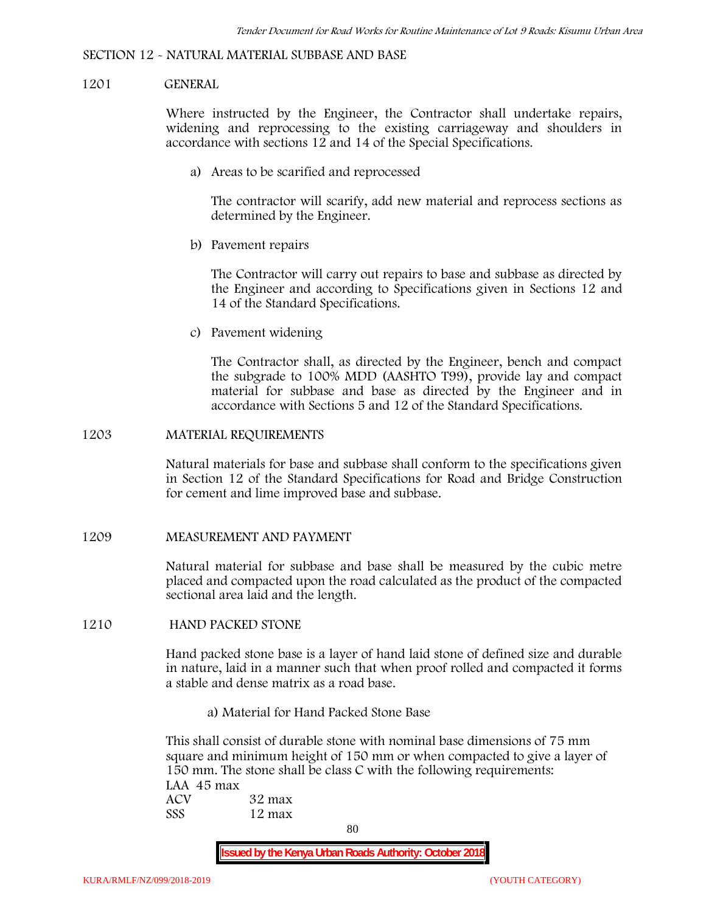## SECTION 12 - NATURAL MATERIAL SUBBASE AND BASE

### 1201 GENERAL

Where instructed by the Engineer, the Contractor shall undertake repairs, widening and reprocessing to the existing carriageway and shoulders in accordance with sections 12 and 14 of the Special Specifications.

a) Areas to be scarified and reprocessed

The contractor will scarify, add new material and reprocess sections as determined by the Engineer.

b) Pavement repairs

The Contractor will carry out repairs to base and subbase as directed by the Engineer and according to Specifications given in Sections 12 and 14 of the Standard Specifications.

c) Pavement widening

The Contractor shall, as directed by the Engineer, bench and compact the subgrade to 100% MDD (AASHTO T99), provide lay and compact material for subbase and base as directed by the Engineer and in accordance with Sections 5 and 12 of the Standard Specifications.

### 1203 MATERIAL REQUIREMENTS

Natural materials for base and subbase shall conform to the specifications given in Section 12 of the Standard Specifications for Road and Bridge Construction for cement and lime improved base and subbase.

### 1209 MEASUREMENT AND PAYMENT

Natural material for subbase and base shall be measured by the cubic metre placed and compacted upon the road calculated as the product of the compacted sectional area laid and the length.

### 1210 HAND PACKED STONE

Hand packed stone base is a layer of hand laid stone of defined size and durable in nature, laid in a manner such that when proof rolled and compacted it forms a stable and dense matrix as a road base.

a) Material for Hand Packed Stone Base

This shall consist of durable stone with nominal base dimensions of 75 mm square and minimum height of 150 mm or when compacted to give a layer of 150 mm. The stone shall be class C with the following requirements:

LAA 45 max
ACV 32 max
SSS 12 max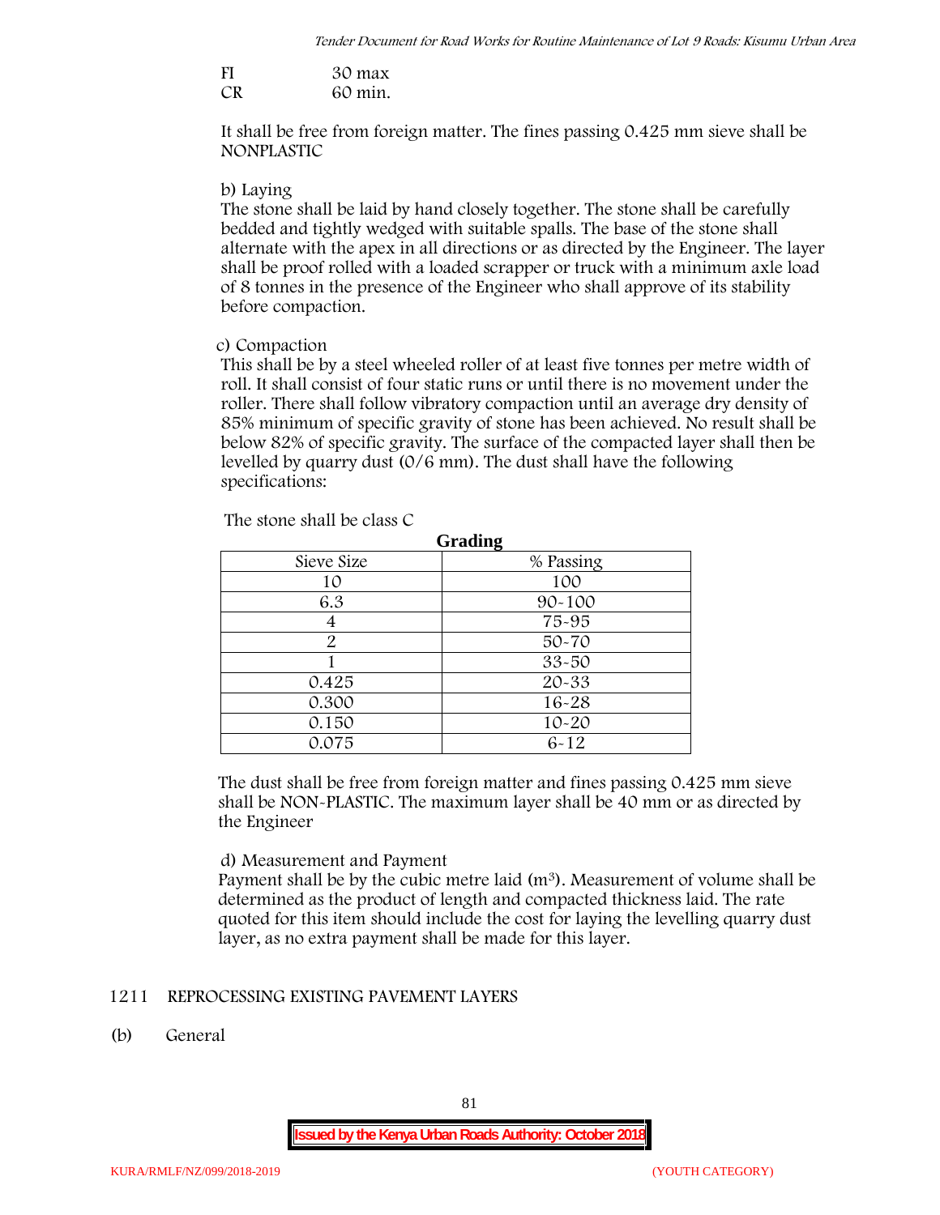FI 30 max
CR 60 min.

It shall be free from foreign matter. The fines passing 0.425 mm sieve shall be NONPLASTIC

b) Laying

The stone shall be laid by hand closely together. The stone shall be carefully bedded and tightly wedged with suitable spalls. The base of the stone shall alternate with the apex in all directions or as directed by the Engineer. The layer shall be proof rolled with a loaded scrapper or truck with a minimum axle load of 8 tonnes in the presence of the Engineer who shall approve of its stability before compaction.

c) Compaction

This shall be by a steel wheeled roller of at least five tonnes per metre width of roll. It shall consist of four static runs or until there is no movement under the roller. There shall follow vibratory compaction until an average dry density of 85% minimum of specific gravity of stone has been achieved. No result shall be below 82% of specific gravity. The surface of the compacted layer shall then be levelled by quarry dust (0/6 mm). The dust shall have the following specifications:

The stone shall be class C

**Grading**

| Sieve Size | % Passing |
|---|---|
| 10 | 100 |
| 6.3 | 90-100 |
| 4 | 75-95 |
| 2 | 50-70 |
| 1 | 33-50 |
| 0.425 | 20-33 |
| 0.300 | 16-28 |
| 0.150 | 10-20 |
| 0.075 | 6-12 |

The dust shall be free from foreign matter and fines passing 0.425 mm sieve shall be NON-PLASTIC. The maximum layer shall be 40 mm or as directed by the Engineer

d) Measurement and Payment

Payment shall be by the cubic metre laid ($m^3$). Measurement of volume shall be determined as the product of length and compacted thickness laid. The rate quoted for this item should include the cost for laying the levelling quarry dust layer, as no extra payment shall be made for this layer.

## 1211 REPROCESSING EXISTING PAVEMENT LAYERS

(b) General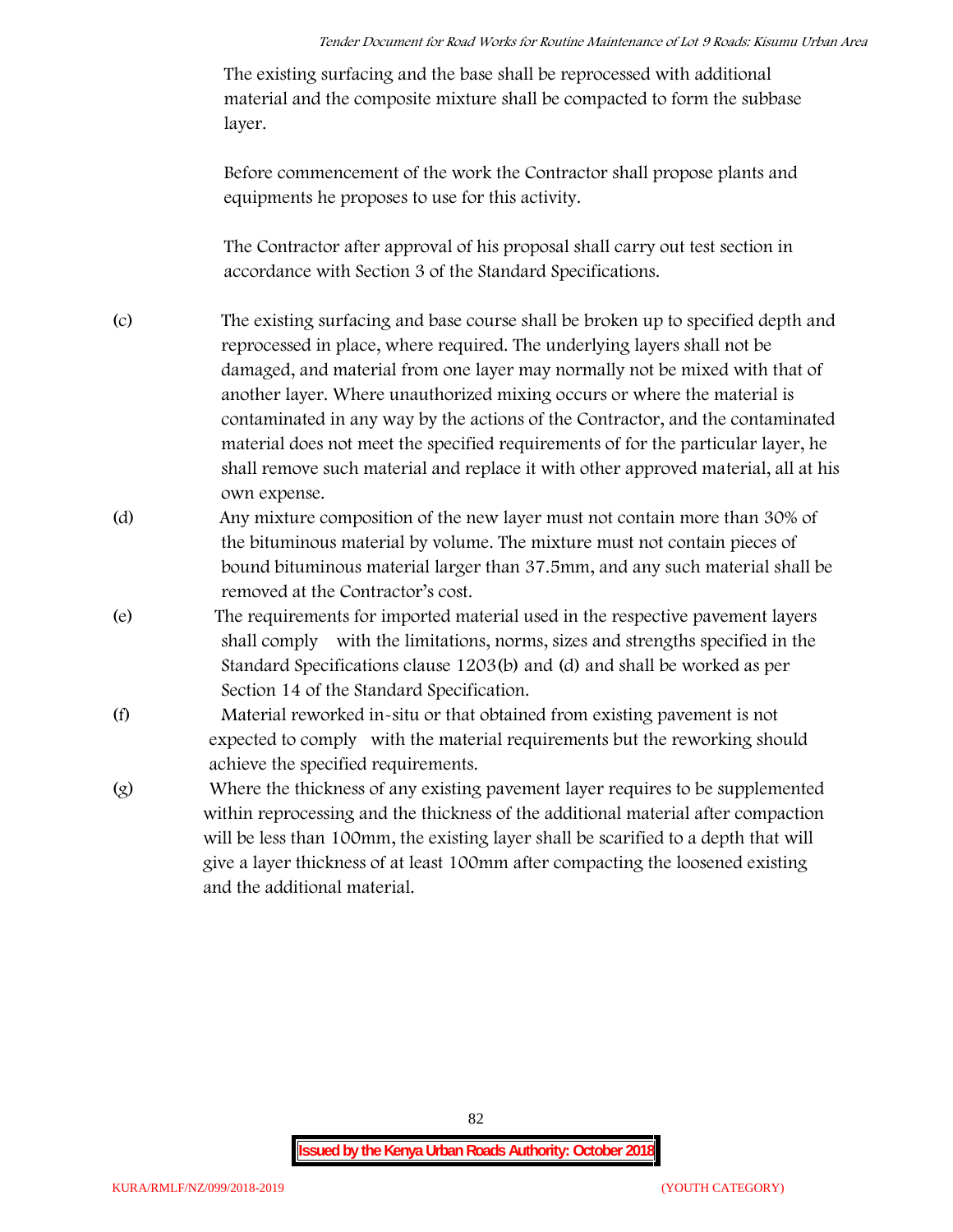The existing surfacing and the base shall be reprocessed with additional material and the composite mixture shall be compacted to form the subbase layer.

Before commencement of the work the Contractor shall propose plants and equipments he proposes to use for this activity.

The Contractor after approval of his proposal shall carry out test section in accordance with Section 3 of the Standard Specifications.

(c) The existing surfacing and base course shall be broken up to specified depth and reprocessed in place, where required. The underlying layers shall not be damaged, and material from one layer may normally not be mixed with that of another layer. Where unauthorized mixing occurs or where the material is contaminated in any way by the actions of the Contractor, and the contaminated material does not meet the specified requirements of for the particular layer, he shall remove such material and replace it with other approved material, all at his own expense.

(d) Any mixture composition of the new layer must not contain more than 30% of the bituminous material by volume. The mixture must not contain pieces of bound bituminous material larger than 37.5mm, and any such material shall be removed at the Contractor's cost.

(e) The requirements for imported material used in the respective pavement layers shall comply with the limitations, norms, sizes and strengths specified in the Standard Specifications clause 1203(b) and (d) and shall be worked as per Section 14 of the Standard Specification.

(f) Material reworked in-situ or that obtained from existing pavement is not expected to comply with the material requirements but the reworking should achieve the specified requirements.

(g) Where the thickness of any existing pavement layer requires to be supplemented within reprocessing and the thickness of the additional material after compaction will be less than 100mm, the existing layer shall be scarified to a depth that will give a layer thickness of at least 100mm after compacting the loosened existing and the additional material.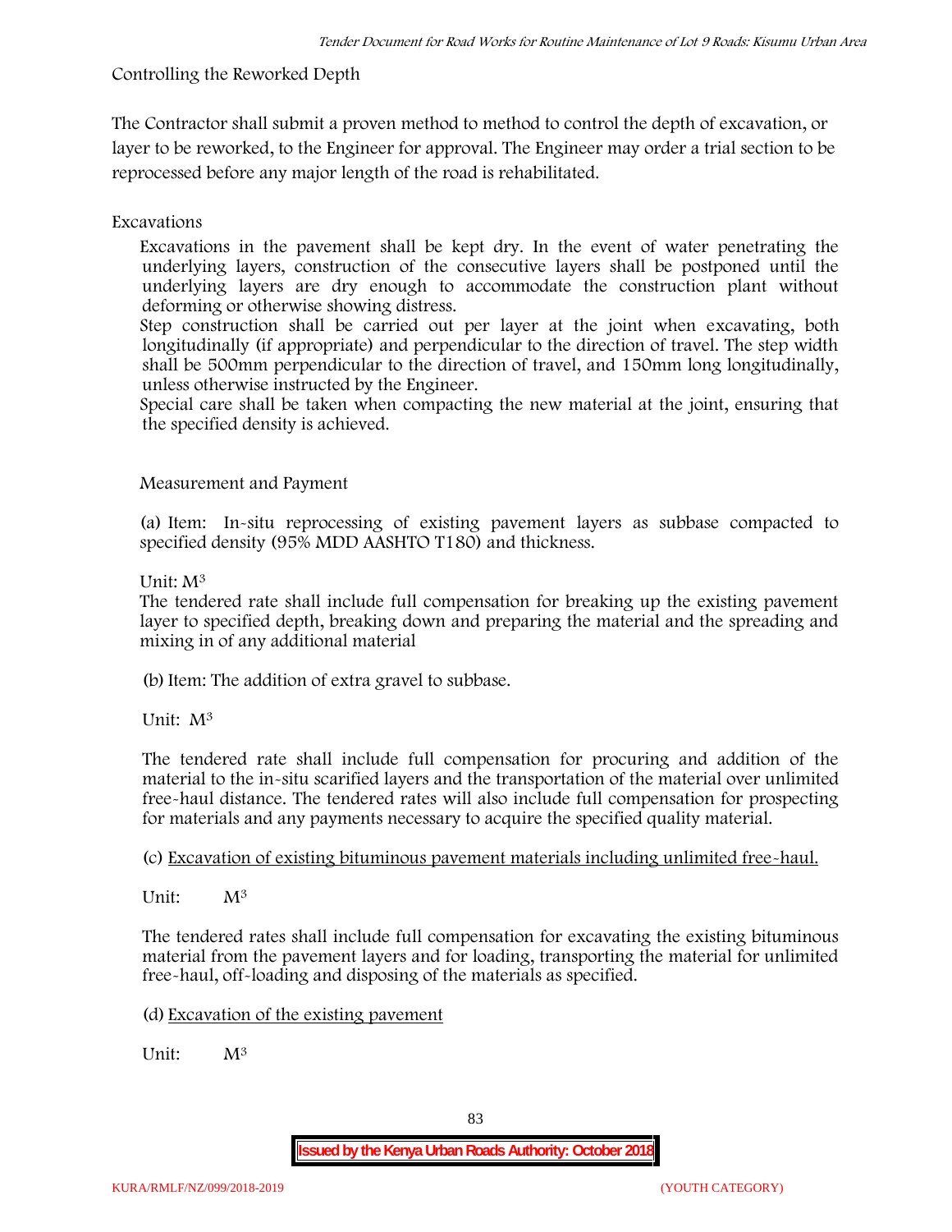Controlling the Reworked Depth

The Contractor shall submit a proven method to method to control the depth of excavation, or layer to be reworked, to the Engineer for approval. The Engineer may order a trial section to be reprocessed before any major length of the road is rehabilitated.

Excavations

Excavations in the pavement shall be kept dry. In the event of water penetrating the underlying layers, construction of the consecutive layers shall be postponed until the underlying layers are dry enough to accommodate the construction plant without deforming or otherwise showing distress.

Step construction shall be carried out per layer at the joint when excavating, both longitudinally (if appropriate) and perpendicular to the direction of travel. The step width shall be 500mm perpendicular to the direction of travel, and 150mm long longitudinally, unless otherwise instructed by the Engineer.

Special care shall be taken when compacting the new material at the joint, ensuring that the specified density is achieved.

Measurement and Payment

(a) Item: In-situ reprocessing of existing pavement layers as subbase compacted to specified density (95% MDD AASHTO T180) and thickness.

Unit: $M^3$

The tendered rate shall include full compensation for breaking up the existing pavement layer to specified depth, breaking down and preparing the material and the spreading and mixing in of any additional material

(b) Item: The addition of extra gravel to subbase.

Unit: $M^3$

The tendered rate shall include full compensation for procuring and addition of the material to the in-situ scarified layers and the transportation of the material over unlimited free-haul distance. The tendered rates will also include full compensation for prospecting for materials and any payments necessary to acquire the specified quality material.

(c) Excavation of existing bituminous pavement materials including unlimited free-haul.

Unit: $M^3$

The tendered rates shall include full compensation for excavating the existing bituminous material from the pavement layers and for loading, transporting the material for unlimited free-haul, off-loading and disposing of the materials as specified.

(d) Excavation of the existing pavement

Unit: $M^3$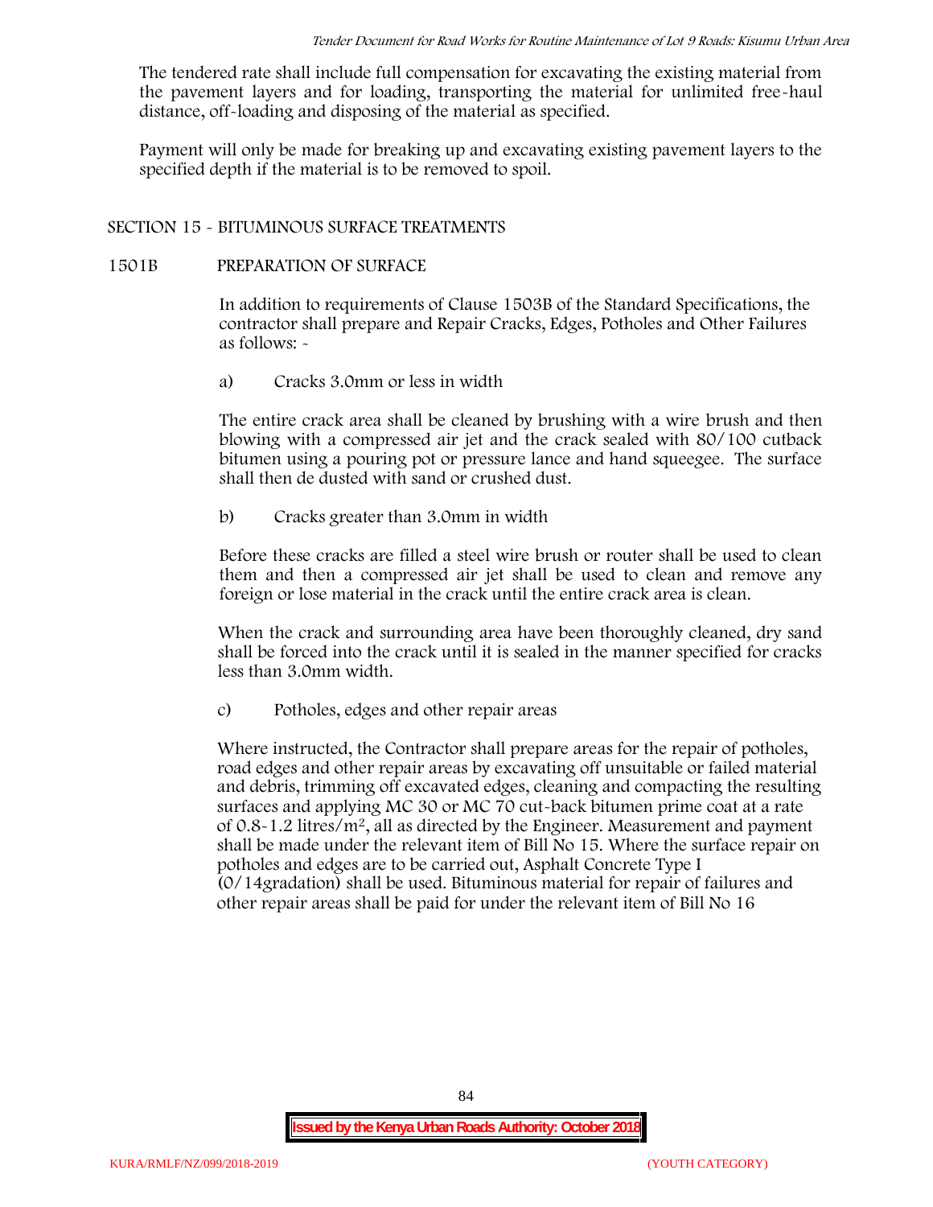The tendered rate shall include full compensation for excavating the existing material from the pavement layers and for loading, transporting the material for unlimited free-haul distance, off-loading and disposing of the material as specified.

Payment will only be made for breaking up and excavating existing pavement layers to the specified depth if the material is to be removed to spoil.

## SECTION 15 - BITUMINOUS SURFACE TREATMENTS

### 1501B PREPARATION OF SURFACE

In addition to requirements of Clause 1503B of the Standard Specifications, the contractor shall prepare and Repair Cracks, Edges, Potholes and Other Failures as follows: -

a) Cracks 3.0mm or less in width

The entire crack area shall be cleaned by brushing with a wire brush and then blowing with a compressed air jet and the crack sealed with 80/100 cutback bitumen using a pouring pot or pressure lance and hand squeegee. The surface shall then de dusted with sand or crushed dust.

b) Cracks greater than 3.0mm in width

Before these cracks are filled a steel wire brush or router shall be used to clean them and then a compressed air jet shall be used to clean and remove any foreign or lose material in the crack until the entire crack area is clean.

When the crack and surrounding area have been thoroughly cleaned, dry sand shall be forced into the crack until it is sealed in the manner specified for cracks less than 3.0mm width.

c) Potholes, edges and other repair areas

Where instructed, the Contractor shall prepare areas for the repair of potholes, road edges and other repair areas by excavating off unsuitable or failed material and debris, trimming off excavated edges, cleaning and compacting the resulting surfaces and applying MC 30 or MC 70 cut-back bitumen prime coat at a rate of 0.8-1.2 litres/m$^2$, all as directed by the Engineer. Measurement and payment shall be made under the relevant item of Bill No 15. Where the surface repair on potholes and edges are to be carried out, Asphalt Concrete Type I (0/14gradation) shall be used. Bituminous material for repair of failures and other repair areas shall be paid for under the relevant item of Bill No 16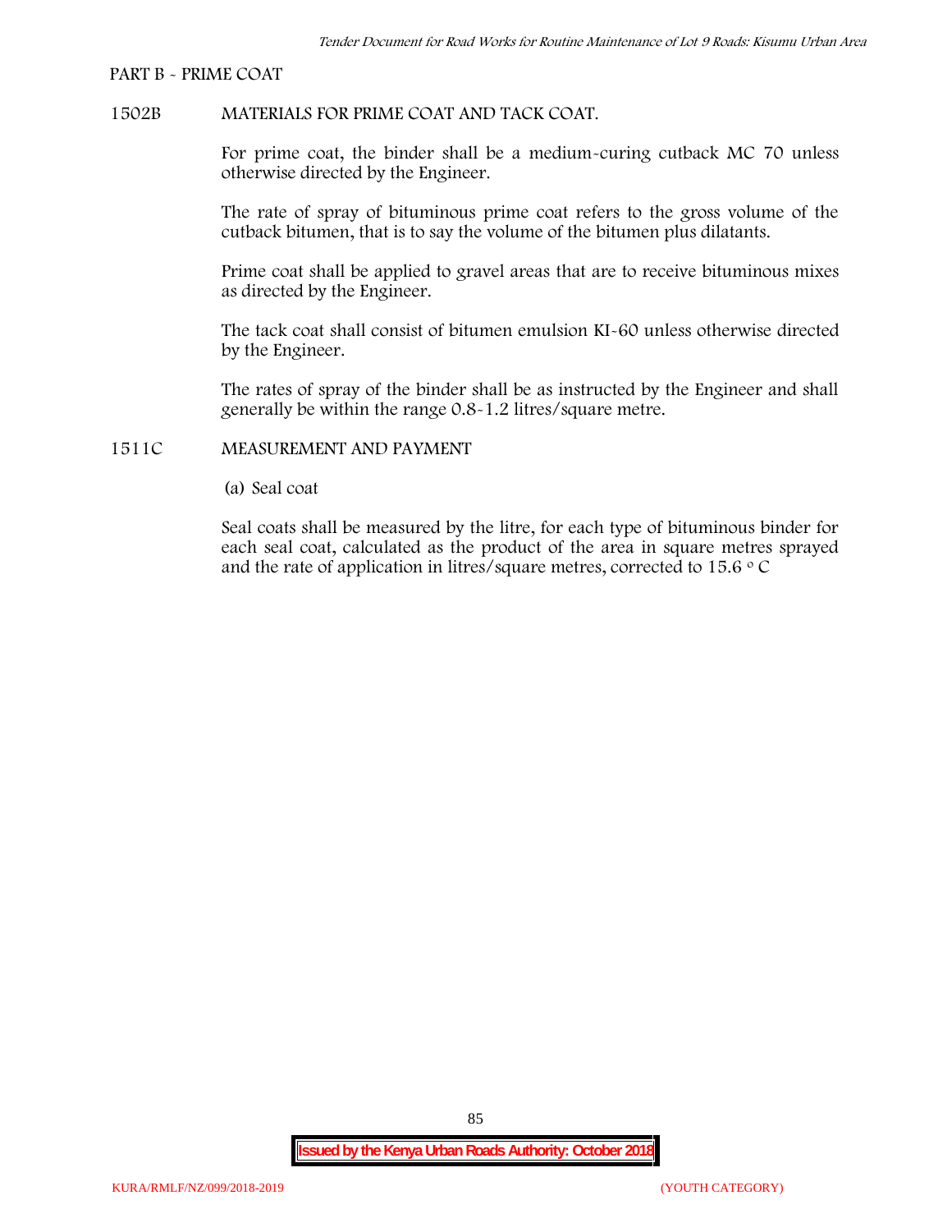PART B - PRIME COAT

1502B MATERIALS FOR PRIME COAT AND TACK COAT.

For prime coat, the binder shall be a medium-curing cutback MC 70 unless otherwise directed by the Engineer.

The rate of spray of bituminous prime coat refers to the gross volume of the cutback bitumen, that is to say the volume of the bitumen plus dilatants.

Prime coat shall be applied to gravel areas that are to receive bituminous mixes as directed by the Engineer.

The tack coat shall consist of bitumen emulsion KI-60 unless otherwise directed by the Engineer.

The rates of spray of the binder shall be as instructed by the Engineer and shall generally be within the range 0.8-1.2 litres/square metre.

1511C MEASUREMENT AND PAYMENT

(a) Seal coat

Seal coats shall be measured by the litre, for each type of bituminous binder for each seal coat, calculated as the product of the area in square metres sprayed and the rate of application in litres/square metres, corrected to 15.6 $^{\circ}$ C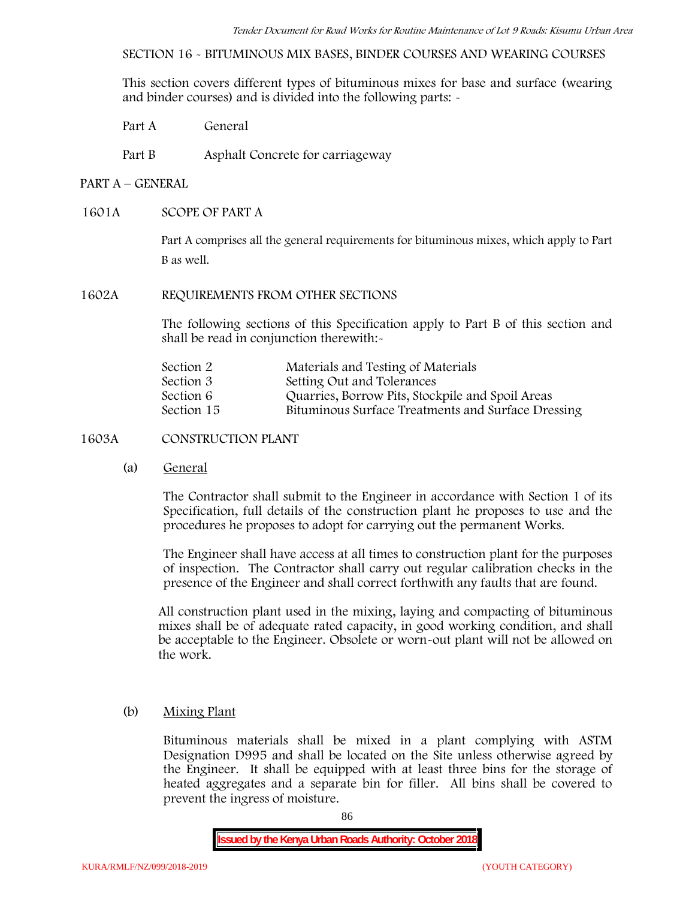SECTION 16 - BITUMINOUS MIX BASES, BINDER COURSES AND WEARING COURSES

This section covers different types of bituminous mixes for base and surface (wearing and binder courses) and is divided into the following parts: -

Part A General

Part B Asphalt Concrete for carriageway

## PART A – GENERAL

### 1601A SCOPE OF PART A

Part A comprises all the general requirements for bituminous mixes, which apply to Part B as well.

### 1602A REQUIREMENTS FROM OTHER SECTIONS

The following sections of this Specification apply to Part B of this section and shall be read in conjunction therewith:-

| | |
|---|---|
| Section 2 | Materials and Testing of Materials |
| Section 3 | Setting Out and Tolerances |
| Section 6 | Quarries, Borrow Pits, Stockpile and Spoil Areas |
| Section 15 | Bituminous Surface Treatments and Surface Dressing |

### 1603A CONSTRUCTION PLANT

(a) General

The Contractor shall submit to the Engineer in accordance with Section 1 of its Specification, full details of the construction plant he proposes to use and the procedures he proposes to adopt for carrying out the permanent Works.

The Engineer shall have access at all times to construction plant for the purposes of inspection. The Contractor shall carry out regular calibration checks in the presence of the Engineer and shall correct forthwith any faults that are found.

All construction plant used in the mixing, laying and compacting of bituminous mixes shall be of adequate rated capacity, in good working condition, and shall be acceptable to the Engineer. Obsolete or worn-out plant will not be allowed on the work.

(b) Mixing Plant

Bituminous materials shall be mixed in a plant complying with ASTM Designation D995 and shall be located on the Site unless otherwise agreed by the Engineer. It shall be equipped with at least three bins for the storage of heated aggregates and a separate bin for filler. All bins shall be covered to prevent the ingress of moisture.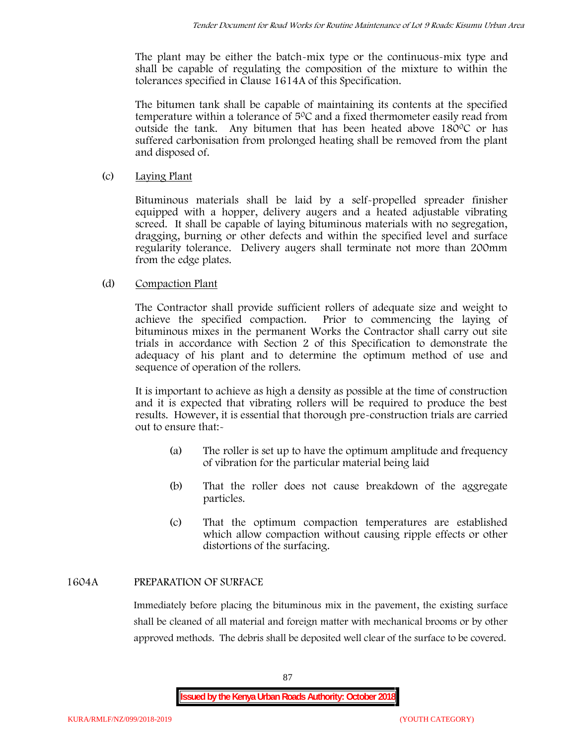The plant may be either the batch-mix type or the continuous-mix type and shall be capable of regulating the composition of the mixture to within the tolerances specified in Clause 1614A of this Specification.

The bitumen tank shall be capable of maintaining its contents at the specified temperature within a tolerance of $5^0C$ and a fixed thermometer easily read from outside the tank. Any bitumen that has been heated above $180^0C$ or has suffered carbonisation from prolonged heating shall be removed from the plant and disposed of.

(c) Laying Plant

Bituminous materials shall be laid by a self-propelled spreader finisher equipped with a hopper, delivery augers and a heated adjustable vibrating screed. It shall be capable of laying bituminous materials with no segregation, dragging, burning or other defects and within the specified level and surface regularity tolerance. Delivery augers shall terminate not more than 200mm from the edge plates.

(d) Compaction Plant

The Contractor shall provide sufficient rollers of adequate size and weight to achieve the specified compaction. Prior to commencing the laying of bituminous mixes in the permanent Works the Contractor shall carry out site trials in accordance with Section 2 of this Specification to demonstrate the adequacy of his plant and to determine the optimum method of use and sequence of operation of the rollers.

It is important to achieve as high a density as possible at the time of construction and it is expected that vibrating rollers will be required to produce the best results. However, it is essential that thorough pre-construction trials are carried out to ensure that:-

(a) The roller is set up to have the optimum amplitude and frequency of vibration for the particular material being laid

(b) That the roller does not cause breakdown of the aggregate particles.

(c) That the optimum compaction temperatures are established which allow compaction without causing ripple effects or other distortions of the surfacing.

## 1604A PREPARATION OF SURFACE

Immediately before placing the bituminous mix in the pavement, the existing surface shall be cleaned of all material and foreign matter with mechanical brooms or by other approved methods. The debris shall be deposited well clear of the surface to be covered.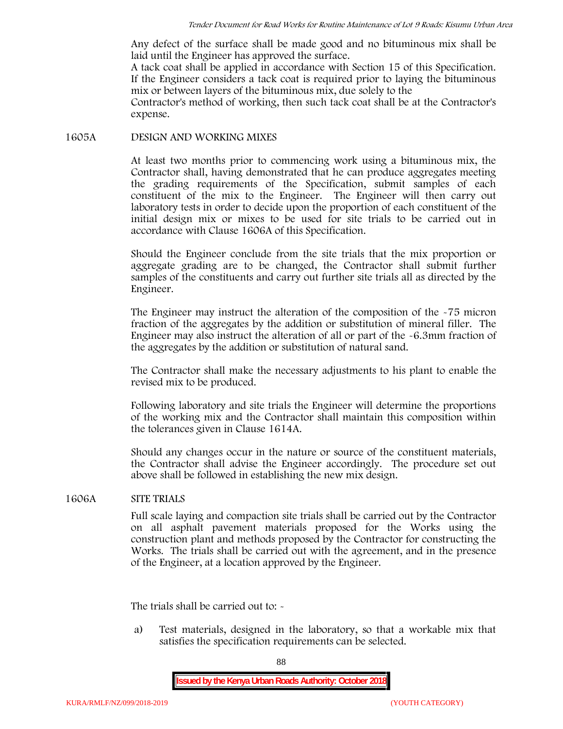Any defect of the surface shall be made good and no bituminous mix shall be laid until the Engineer has approved the surface.

A tack coat shall be applied in accordance with Section 15 of this Specification. If the Engineer considers a tack coat is required prior to laying the bituminous mix or between layers of the bituminous mix, due solely to the Contractor's method of working, then such tack coat shall be at the Contractor's expense.

## 1605A DESIGN AND WORKING MIXES

At least two months prior to commencing work using a bituminous mix, the Contractor shall, having demonstrated that he can produce aggregates meeting the grading requirements of the Specification, submit samples of each constituent of the mix to the Engineer. The Engineer will then carry out laboratory tests in order to decide upon the proportion of each constituent of the initial design mix or mixes to be used for site trials to be carried out in accordance with Clause 1606A of this Specification.

Should the Engineer conclude from the site trials that the mix proportion or aggregate grading are to be changed, the Contractor shall submit further samples of the constituents and carry out further site trials all as directed by the Engineer.

The Engineer may instruct the alteration of the composition of the -75 micron fraction of the aggregates by the addition or substitution of mineral filler. The Engineer may also instruct the alteration of all or part of the -6.3mm fraction of the aggregates by the addition or substitution of natural sand.

The Contractor shall make the necessary adjustments to his plant to enable the revised mix to be produced.

Following laboratory and site trials the Engineer will determine the proportions of the working mix and the Contractor shall maintain this composition within the tolerances given in Clause 1614A.

Should any changes occur in the nature or source of the constituent materials, the Contractor shall advise the Engineer accordingly. The procedure set out above shall be followed in establishing the new mix design.

## 1606A SITE TRIALS

Full scale laying and compaction site trials shall be carried out by the Contractor on all asphalt pavement materials proposed for the Works using the construction plant and methods proposed by the Contractor for constructing the Works. The trials shall be carried out with the agreement, and in the presence of the Engineer, at a location approved by the Engineer.

The trials shall be carried out to: -

a) Test materials, designed in the laboratory, so that a workable mix that satisfies the specification requirements can be selected.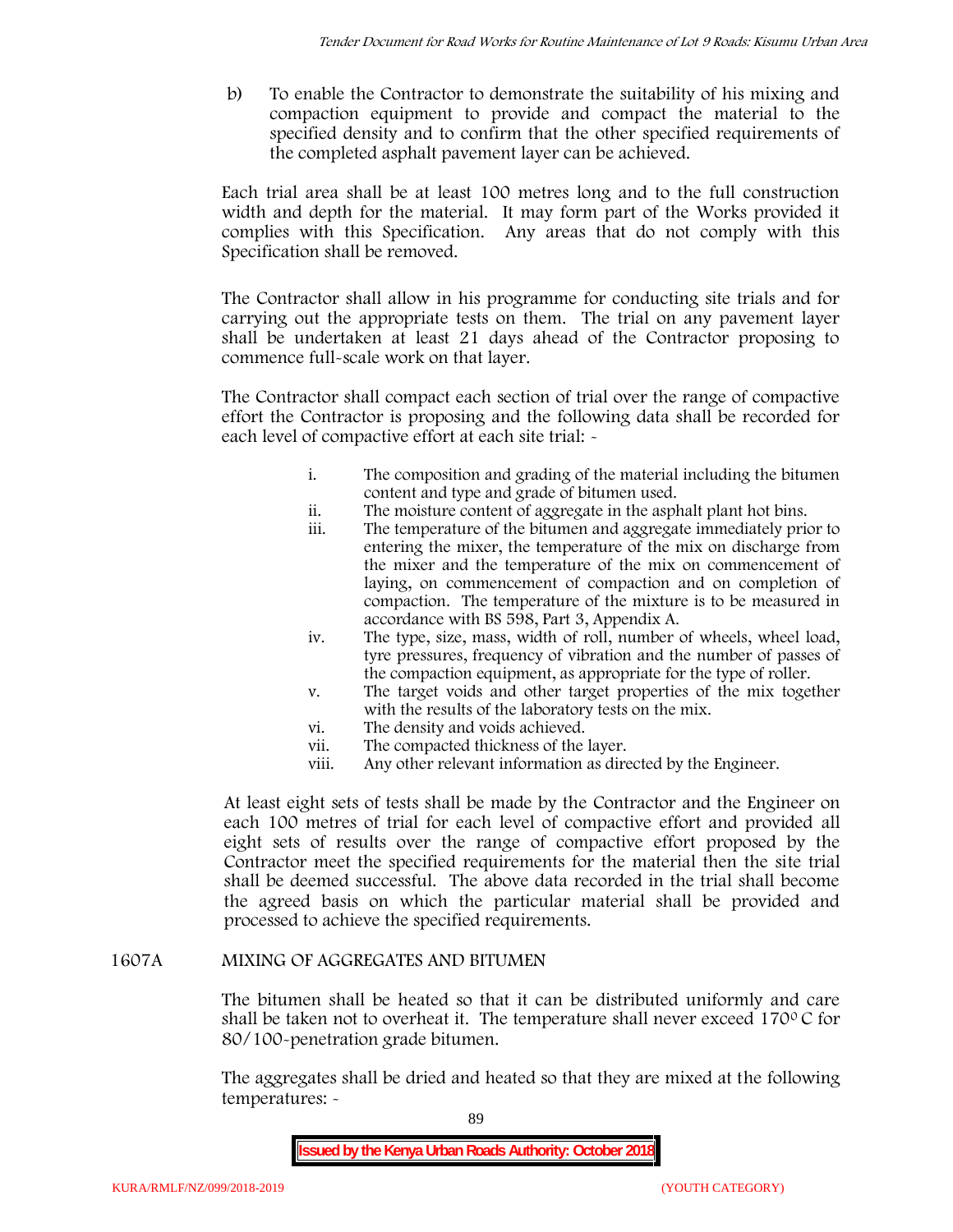b) To enable the Contractor to demonstrate the suitability of his mixing and compaction equipment to provide and compact the material to the specified density and to confirm that the other specified requirements of the completed asphalt pavement layer can be achieved.

Each trial area shall be at least 100 metres long and to the full construction width and depth for the material. It may form part of the Works provided it complies with this Specification. Any areas that do not comply with this Specification shall be removed.

The Contractor shall allow in his programme for conducting site trials and for carrying out the appropriate tests on them. The trial on any pavement layer shall be undertaken at least 21 days ahead of the Contractor proposing to commence full-scale work on that layer.

The Contractor shall compact each section of trial over the range of compactive effort the Contractor is proposing and the following data shall be recorded for each level of compactive effort at each site trial: -

i. The composition and grading of the material including the bitumen content and type and grade of bitumen used.
ii. The moisture content of aggregate in the asphalt plant hot bins.
iii. The temperature of the bitumen and aggregate immediately prior to entering the mixer, the temperature of the mix on discharge from the mixer and the temperature of the mix on commencement of laying, on commencement of compaction and on completion of compaction. The temperature of the mixture is to be measured in accordance with BS 598, Part 3, Appendix A.
iv. The type, size, mass, width of roll, number of wheels, wheel load, tyre pressures, frequency of vibration and the number of passes of the compaction equipment, as appropriate for the type of roller.
v. The target voids and other target properties of the mix together with the results of the laboratory tests on the mix.
vi. The density and voids achieved.
vii. The compacted thickness of the layer.
viii. Any other relevant information as directed by the Engineer.

At least eight sets of tests shall be made by the Contractor and the Engineer on each 100 metres of trial for each level of compactive effort and provided all eight sets of results over the range of compactive effort proposed by the Contractor meet the specified requirements for the material then the site trial shall be deemed successful. The above data recorded in the trial shall become the agreed basis on which the particular material shall be provided and processed to achieve the specified requirements.

## 1607A MIXING OF AGGREGATES AND BITUMEN

The bitumen shall be heated so that it can be distributed uniformly and care shall be taken not to overheat it. The temperature shall never exceed 170° C for 80/100-penetration grade bitumen.

The aggregates shall be dried and heated so that they are mixed at the following temperatures: -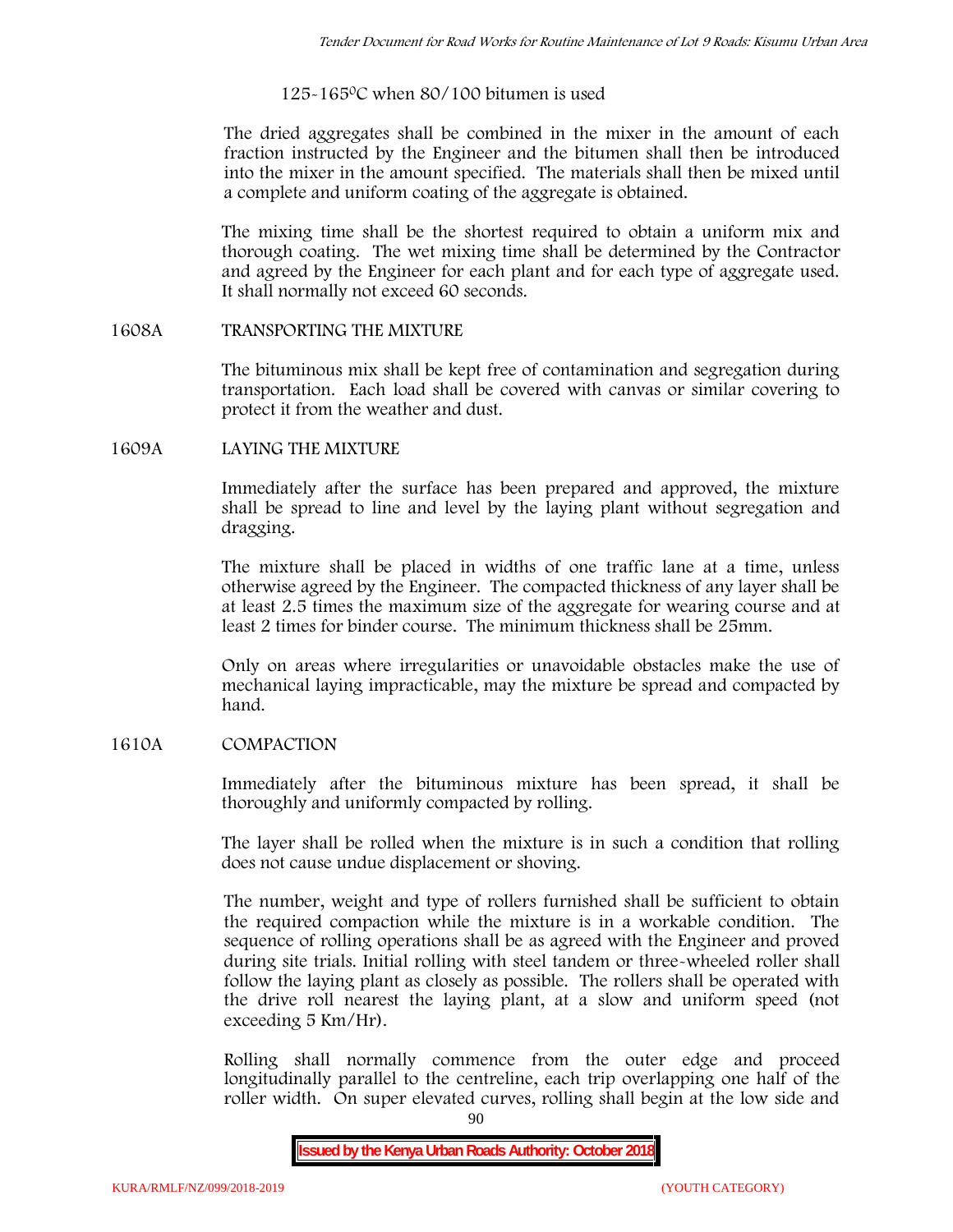125-165$^{0}$C when 80/100 bitumen is used

The dried aggregates shall be combined in the mixer in the amount of each fraction instructed by the Engineer and the bitumen shall then be introduced into the mixer in the amount specified. The materials shall then be mixed until a complete and uniform coating of the aggregate is obtained.

The mixing time shall be the shortest required to obtain a uniform mix and thorough coating. The wet mixing time shall be determined by the Contractor and agreed by the Engineer for each plant and for each type of aggregate used. It shall normally not exceed 60 seconds.

## 1608A TRANSPORTING THE MIXTURE

The bituminous mix shall be kept free of contamination and segregation during transportation. Each load shall be covered with canvas or similar covering to protect it from the weather and dust.

## 1609A LAYING THE MIXTURE

Immediately after the surface has been prepared and approved, the mixture shall be spread to line and level by the laying plant without segregation and dragging.

The mixture shall be placed in widths of one traffic lane at a time, unless otherwise agreed by the Engineer. The compacted thickness of any layer shall be at least 2.5 times the maximum size of the aggregate for wearing course and at least 2 times for binder course. The minimum thickness shall be 25mm.

Only on areas where irregularities or unavoidable obstacles make the use of mechanical laying impracticable, may the mixture be spread and compacted by hand.

## 1610A COMPACTION

Immediately after the bituminous mixture has been spread, it shall be thoroughly and uniformly compacted by rolling.

The layer shall be rolled when the mixture is in such a condition that rolling does not cause undue displacement or shoving.

The number, weight and type of rollers furnished shall be sufficient to obtain the required compaction while the mixture is in a workable condition. The sequence of rolling operations shall be as agreed with the Engineer and proved during site trials. Initial rolling with steel tandem or three-wheeled roller shall follow the laying plant as closely as possible. The rollers shall be operated with the drive roll nearest the laying plant, at a slow and uniform speed (not exceeding 5 Km/Hr).

Rolling shall normally commence from the outer edge and proceed longitudinally parallel to the centreline, each trip overlapping one half of the roller width. On super elevated curves, rolling shall begin at the low side and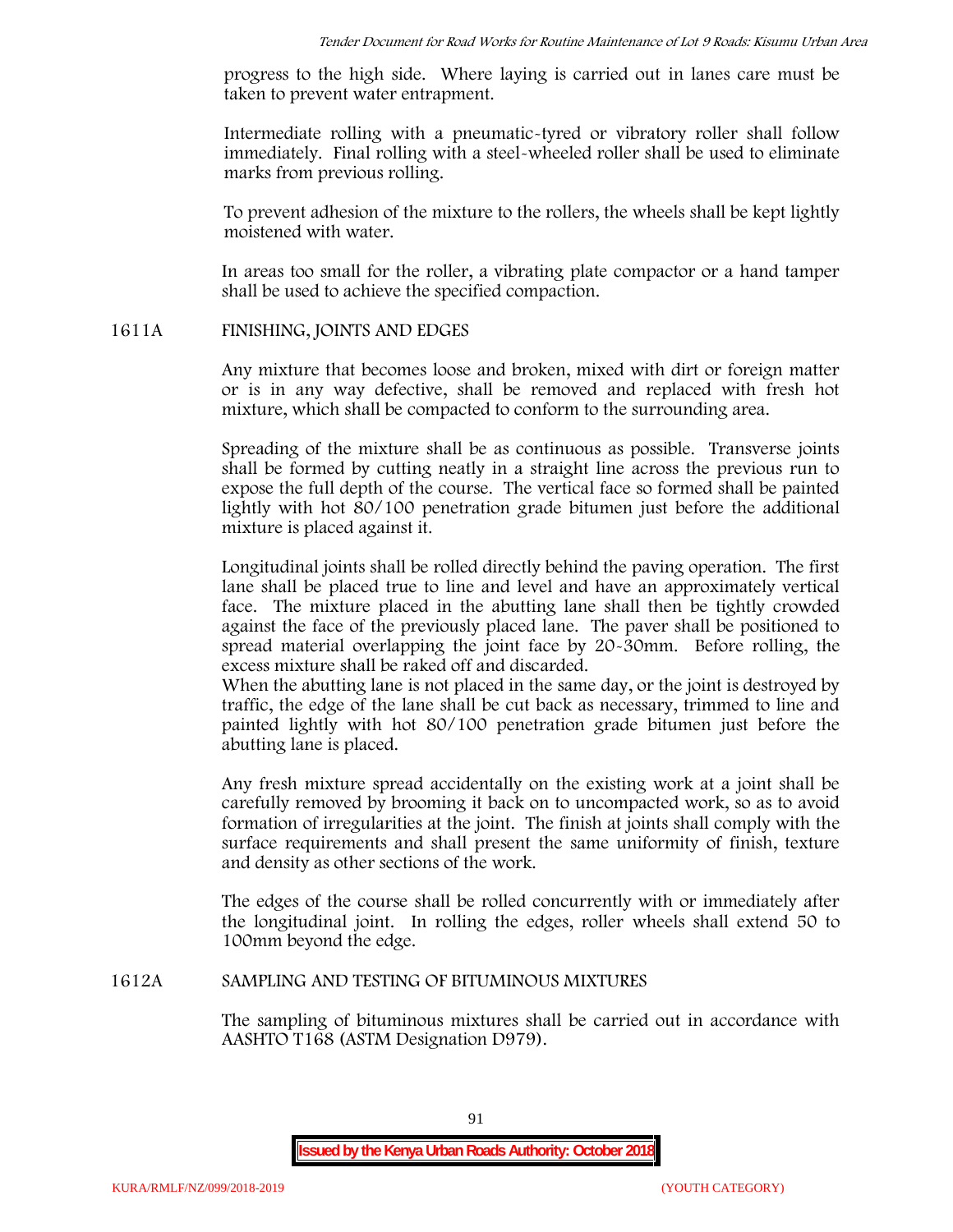progress to the high side. Where laying is carried out in lanes care must be taken to prevent water entrapment.

Intermediate rolling with a pneumatic-tyred or vibratory roller shall follow immediately. Final rolling with a steel-wheeled roller shall be used to eliminate marks from previous rolling.

To prevent adhesion of the mixture to the rollers, the wheels shall be kept lightly moistened with water.

In areas too small for the roller, a vibrating plate compactor or a hand tamper shall be used to achieve the specified compaction.

## 1611A FINISHING, JOINTS AND EDGES

Any mixture that becomes loose and broken, mixed with dirt or foreign matter or is in any way defective, shall be removed and replaced with fresh hot mixture, which shall be compacted to conform to the surrounding area.

Spreading of the mixture shall be as continuous as possible. Transverse joints shall be formed by cutting neatly in a straight line across the previous run to expose the full depth of the course. The vertical face so formed shall be painted lightly with hot 80/100 penetration grade bitumen just before the additional mixture is placed against it.

Longitudinal joints shall be rolled directly behind the paving operation. The first lane shall be placed true to line and level and have an approximately vertical face. The mixture placed in the abutting lane shall then be tightly crowded against the face of the previously placed lane. The paver shall be positioned to spread material overlapping the joint face by 20-30mm. Before rolling, the excess mixture shall be raked off and discarded.
When the abutting lane is not placed in the same day, or the joint is destroyed by traffic, the edge of the lane shall be cut back as necessary, trimmed to line and painted lightly with hot 80/100 penetration grade bitumen just before the abutting lane is placed.

Any fresh mixture spread accidentally on the existing work at a joint shall be carefully removed by brooming it back on to uncompacted work, so as to avoid formation of irregularities at the joint. The finish at joints shall comply with the surface requirements and shall present the same uniformity of finish, texture and density as other sections of the work.

The edges of the course shall be rolled concurrently with or immediately after the longitudinal joint. In rolling the edges, roller wheels shall extend 50 to 100mm beyond the edge.

## 1612A SAMPLING AND TESTING OF BITUMINOUS MIXTURES

The sampling of bituminous mixtures shall be carried out in accordance with AASHTO T168 (ASTM Designation D979).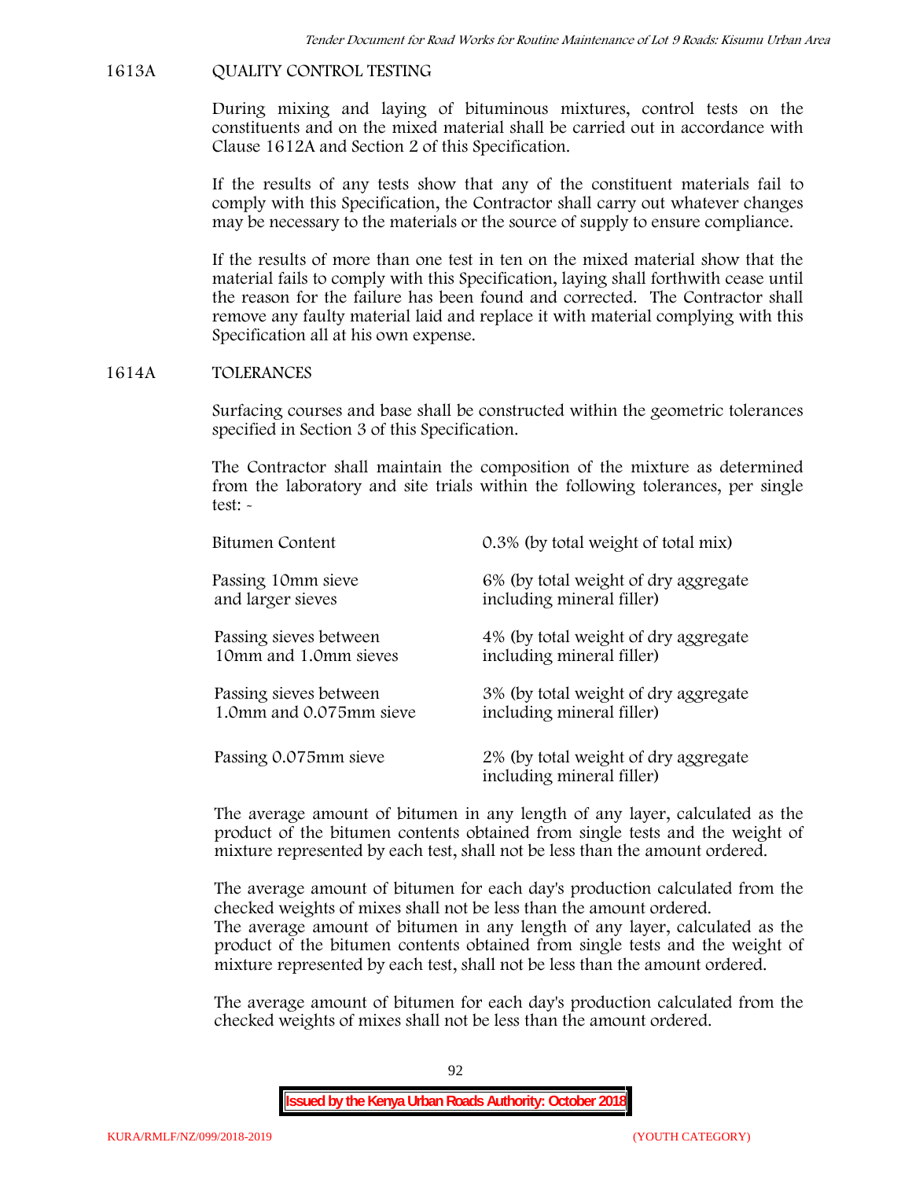## 1613A QUALITY CONTROL TESTING

During mixing and laying of bituminous mixtures, control tests on the constituents and on the mixed material shall be carried out in accordance with Clause 1612A and Section 2 of this Specification.

If the results of any tests show that any of the constituent materials fail to comply with this Specification, the Contractor shall carry out whatever changes may be necessary to the materials or the source of supply to ensure compliance.

If the results of more than one test in ten on the mixed material show that the material fails to comply with this Specification, laying shall forthwith cease until the reason for the failure has been found and corrected. The Contractor shall remove any faulty material laid and replace it with material complying with this Specification all at his own expense.

## 1614A TOLERANCES

Surfacing courses and base shall be constructed within the geometric tolerances specified in Section 3 of this Specification.

The Contractor shall maintain the composition of the mixture as determined from the laboratory and site trials within the following tolerances, per single test: -

| | |
|---|---|
| Bitumen Content | 0.3% (by total weight of total mix) |
| Passing 10mm sieve and larger sieves | 6% (by total weight of dry aggregate including mineral filler) |
| Passing sieves between 10mm and 1.0mm sieves | 4% (by total weight of dry aggregate including mineral filler) |
| Passing sieves between 1.0mm and 0.075mm sieve | 3% (by total weight of dry aggregate including mineral filler) |
| Passing 0.075mm sieve | 2% (by total weight of dry aggregate including mineral filler) |

The average amount of bitumen in any length of any layer, calculated as the product of the bitumen contents obtained from single tests and the weight of mixture represented by each test, shall not be less than the amount ordered.

The average amount of bitumen for each day's production calculated from the checked weights of mixes shall not be less than the amount ordered.
The average amount of bitumen in any length of any layer, calculated as the product of the bitumen contents obtained from single tests and the weight of mixture represented by each test, shall not be less than the amount ordered.

The average amount of bitumen for each day's production calculated from the checked weights of mixes shall not be less than the amount ordered.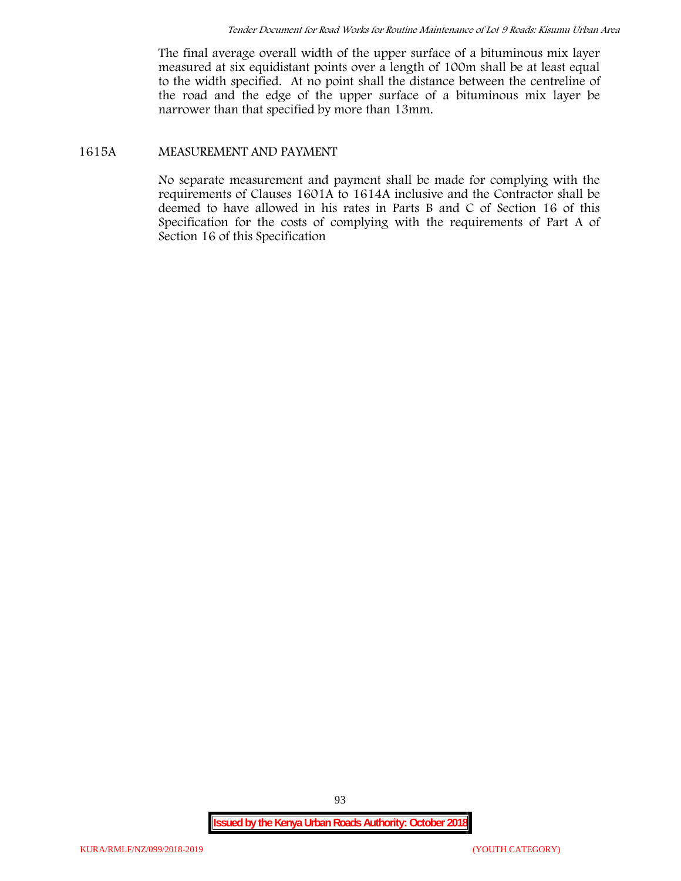The final average overall width of the upper surface of a bituminous mix layer measured at six equidistant points over a length of 100m shall be at least equal to the width specified. At no point shall the distance between the centreline of the road and the edge of the upper surface of a bituminous mix layer be narrower than that specified by more than 13mm.

## 1615A MEASUREMENT AND PAYMENT

No separate measurement and payment shall be made for complying with the requirements of Clauses 1601A to 1614A inclusive and the Contractor shall be deemed to have allowed in his rates in Parts B and C of Section 16 of this Specification for the costs of complying with the requirements of Part A of Section 16 of this Specification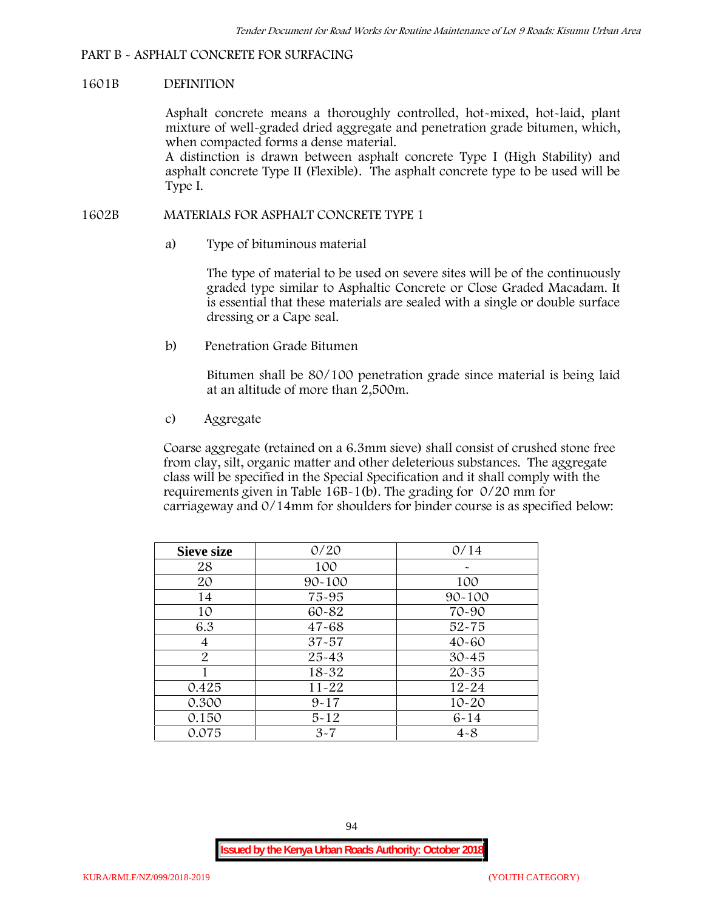## PART B - ASPHALT CONCRETE FOR SURFACING

### 1601B DEFINITION

Asphalt concrete means a thoroughly controlled, hot-mixed, hot-laid, plant mixture of well-graded dried aggregate and penetration grade bitumen, which, when compacted forms a dense material.

A distinction is drawn between asphalt concrete Type I (High Stability) and asphalt concrete Type II (Flexible). The asphalt concrete type to be used will be Type I.

### 1602B MATERIALS FOR ASPHALT CONCRETE TYPE 1

a) Type of bituminous material

The type of material to be used on severe sites will be of the continuously graded type similar to Asphaltic Concrete or Close Graded Macadam. It is essential that these materials are sealed with a single or double surface dressing or a Cape seal.

b) Penetration Grade Bitumen

Bitumen shall be 80/100 penetration grade since material is being laid at an altitude of more than 2,500m.

c) Aggregate

Coarse aggregate (retained on a 6.3mm sieve) shall consist of crushed stone free from clay, silt, organic matter and other deleterious substances. The aggregate class will be specified in the Special Specification and it shall comply with the requirements given in Table 16B-1(b). The grading for 0/20 mm for carriageway and 0/14mm for shoulders for binder course is as specified below:

| Sieve size | 0/20 | 0/14 |
|---|---|---|
| 28 | 100 | - |
| 20 | 90-100 | 100 |
| 14 | 75-95 | 90-100 |
| 10 | 60-82 | 70-90 |
| 6.3 | 47-68 | 52-75 |
| 4 | 37-57 | 40-60 |
| 2 | 25-43 | 30-45 |
| 1 | 18-32 | 20-35 |
| 0.425 | 11-22 | 12-24 |
| 0.300 | 9-17 | 10-20 |
| 0.150 | 5-12 | 6-14 |
| 0.075 | 3-7 | 4-8 |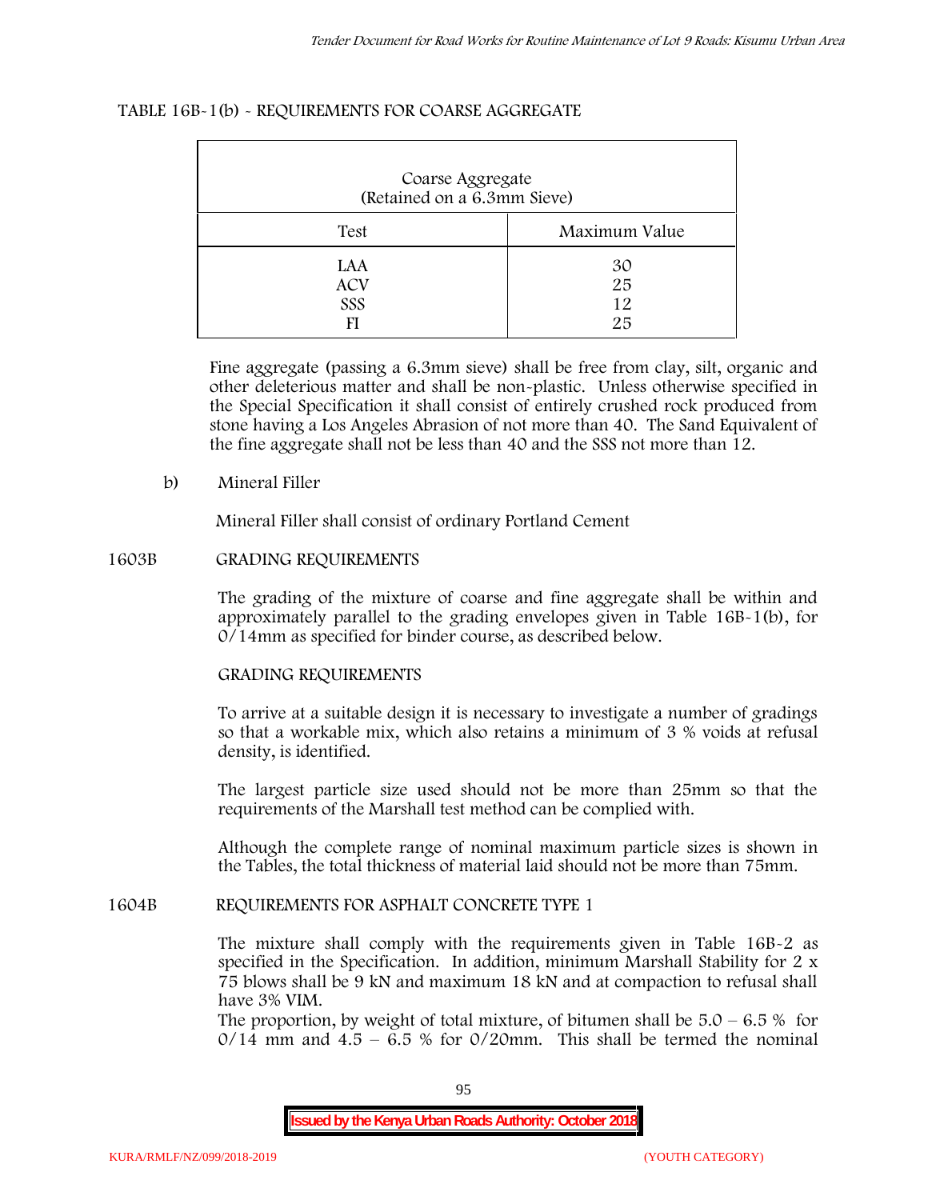TABLE 16B-1(b) - REQUIREMENTS FOR COARSE AGGREGATE

| Coarse Aggregate (Retained on a 6.3mm Sieve) | |
|---|---|
| Test | Maximum Value |
| LAA | 30 |
| ACV | 25 |
| SSS | 12 |
| FI | 25 |

Fine aggregate (passing a 6.3mm sieve) shall be free from clay, silt, organic and other deleterious matter and shall be non-plastic. Unless otherwise specified in the Special Specification it shall consist of entirely crushed rock produced from stone having a Los Angeles Abrasion of not more than 40. The Sand Equivalent of the fine aggregate shall not be less than 40 and the SSS not more than 12.

b) Mineral Filler

Mineral Filler shall consist of ordinary Portland Cement

## 1603B GRADING REQUIREMENTS

The grading of the mixture of coarse and fine aggregate shall be within and approximately parallel to the grading envelopes given in Table 16B-1(b), for 0/14mm as specified for binder course, as described below.

GRADING REQUIREMENTS

To arrive at a suitable design it is necessary to investigate a number of gradings so that a workable mix, which also retains a minimum of 3 % voids at refusal density, is identified.

The largest particle size used should not be more than 25mm so that the requirements of the Marshall test method can be complied with.

Although the complete range of nominal maximum particle sizes is shown in the Tables, the total thickness of material laid should not be more than 75mm.

## 1604B REQUIREMENTS FOR ASPHALT CONCRETE TYPE 1

The mixture shall comply with the requirements given in Table 16B-2 as specified in the Specification. In addition, minimum Marshall Stability for 2 x 75 blows shall be 9 kN and maximum 18 kN and at compaction to refusal shall have 3% VIM.

The proportion, by weight of total mixture, of bitumen shall be 5.0 – 6.5 % for 0/14 mm and 4.5 – 6.5 % for 0/20mm. This shall be termed the nominal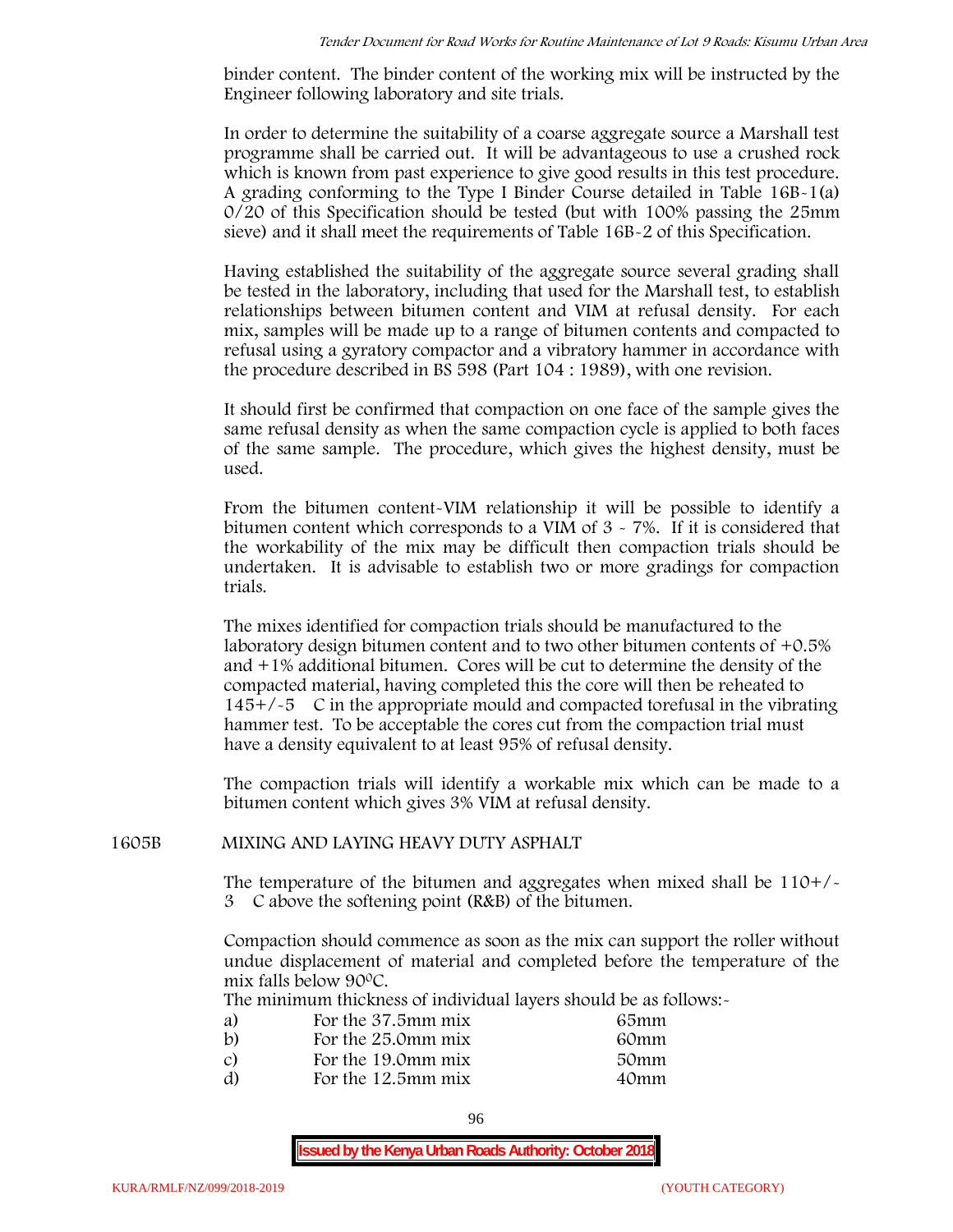binder content. The binder content of the working mix will be instructed by the Engineer following laboratory and site trials.

In order to determine the suitability of a coarse aggregate source a Marshall test programme shall be carried out. It will be advantageous to use a crushed rock which is known from past experience to give good results in this test procedure. A grading conforming to the Type I Binder Course detailed in Table 16B-1(a) 0/20 of this Specification should be tested (but with 100% passing the 25mm sieve) and it shall meet the requirements of Table 16B-2 of this Specification.

Having established the suitability of the aggregate source several grading shall be tested in the laboratory, including that used for the Marshall test, to establish relationships between bitumen content and VIM at refusal density. For each mix, samples will be made up to a range of bitumen contents and compacted to refusal using a gyratory compactor and a vibratory hammer in accordance with the procedure described in BS 598 (Part 104 : 1989), with one revision.

It should first be confirmed that compaction on one face of the sample gives the same refusal density as when the same compaction cycle is applied to both faces of the same sample. The procedure, which gives the highest density, must be used.

From the bitumen content-VIM relationship it will be possible to identify a bitumen content which corresponds to a VIM of 3 - 7%. If it is considered that the workability of the mix may be difficult then compaction trials should be undertaken. It is advisable to establish two or more gradings for compaction trials.

The mixes identified for compaction trials should be manufactured to the laboratory design bitumen content and to two other bitumen contents of +0.5% and +1% additional bitumen. Cores will be cut to determine the density of the compacted material, having completed this the core will then be reheated to 145+/-5 C in the appropriate mould and compacted torefusal in the vibrating hammer test. To be acceptable the cores cut from the compaction trial must have a density equivalent to at least 95% of refusal density.

The compaction trials will identify a workable mix which can be made to a bitumen content which gives 3% VIM at refusal density.

## 1605B MIXING AND LAYING HEAVY DUTY ASPHALT

The temperature of the bitumen and aggregates when mixed shall be 110+/-3 C above the softening point (R&B) of the bitumen.

Compaction should commence as soon as the mix can support the roller without undue displacement of material and completed before the temperature of the mix falls below 90$^{0}$C.

The minimum thickness of individual layers should be as follows:-

| | | |
|---|---|---|
| a) | For the 37.5mm mix | 65mm |
| b) | For the 25.0mm mix | 60mm |
| c) | For the 19.0mm mix | 50mm |
| d) | For the 12.5mm mix | 40mm |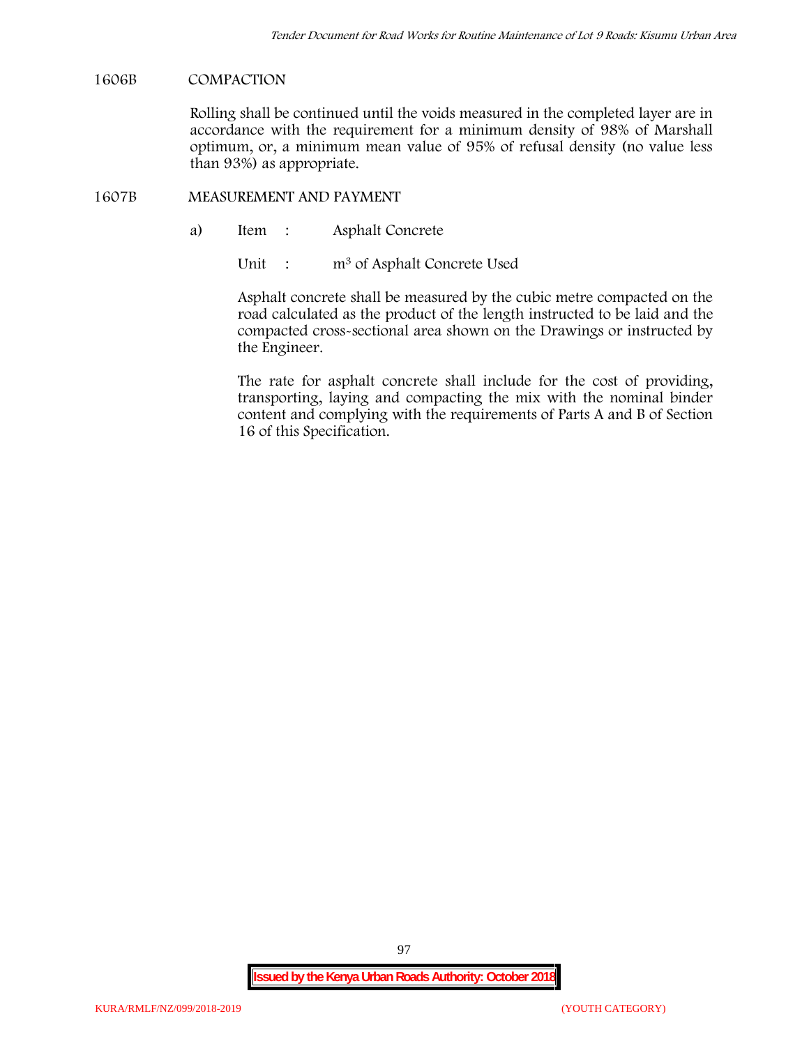## 1606B COMPACTION

Rolling shall be continued until the voids measured in the completed layer are in accordance with the requirement for a minimum density of 98% of Marshall optimum, or, a minimum mean value of 95% of refusal density (no value less than 93%) as appropriate.

## 1607B MEASUREMENT AND PAYMENT

a) Item : Asphalt Concrete

Unit : $m^3$ of Asphalt Concrete Used

Asphalt concrete shall be measured by the cubic metre compacted on the road calculated as the product of the length instructed to be laid and the compacted cross-sectional area shown on the Drawings or instructed by the Engineer.

The rate for asphalt concrete shall include for the cost of providing, transporting, laying and compacting the mix with the nominal binder content and complying with the requirements of Parts A and B of Section 16 of this Specification.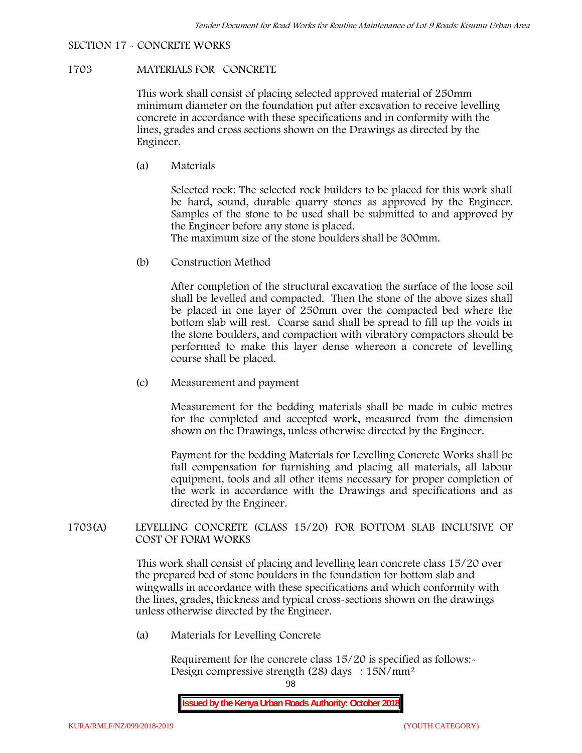SECTION 17 - CONCRETE WORKS

## 1703 MATERIALS FOR CONCRETE

This work shall consist of placing selected approved material of 250mm minimum diameter on the foundation put after excavation to receive levelling concrete in accordance with these specifications and in conformity with the lines, grades and cross sections shown on the Drawings as directed by the Engineer.

(a) Materials

Selected rock: The selected rock builders to be placed for this work shall be hard, sound, durable quarry stones as approved by the Engineer. Samples of the stone to be used shall be submitted to and approved by the Engineer before any stone is placed.
The maximum size of the stone boulders shall be 300mm.

(b) Construction Method

After completion of the structural excavation the surface of the loose soil shall be levelled and compacted. Then the stone of the above sizes shall be placed in one layer of 250mm over the compacted bed where the bottom slab will rest. Coarse sand shall be spread to fill up the voids in the stone boulders, and compaction with vibratory compactors should be performed to make this layer dense whereon a concrete of levelling course shall be placed.

(c) Measurement and payment

Measurement for the bedding materials shall be made in cubic metres for the completed and accepted work, measured from the dimension shown on the Drawings, unless otherwise directed by the Engineer.

Payment for the bedding Materials for Levelling Concrete Works shall be full compensation for furnishing and placing all materials, all labour equipment, tools and all other items necessary for proper completion of the work in accordance with the Drawings and specifications and as directed by the Engineer.

## 1703(A) LEVELLING CONCRETE (CLASS 15/20) FOR BOTTOM SLAB INCLUSIVE OF COST OF FORM WORKS

This work shall consist of placing and levelling lean concrete class 15/20 over the prepared bed of stone boulders in the foundation for bottom slab and wingwalls in accordance with these specifications and which conformity with the lines, grades, thickness and typical cross-sections shown on the drawings unless otherwise directed by the Engineer.

(a) Materials for Levelling Concrete

Requirement for the concrete class 15/20 is specified as follows:-
Design compressive strength (28) days : $15N/mm^2$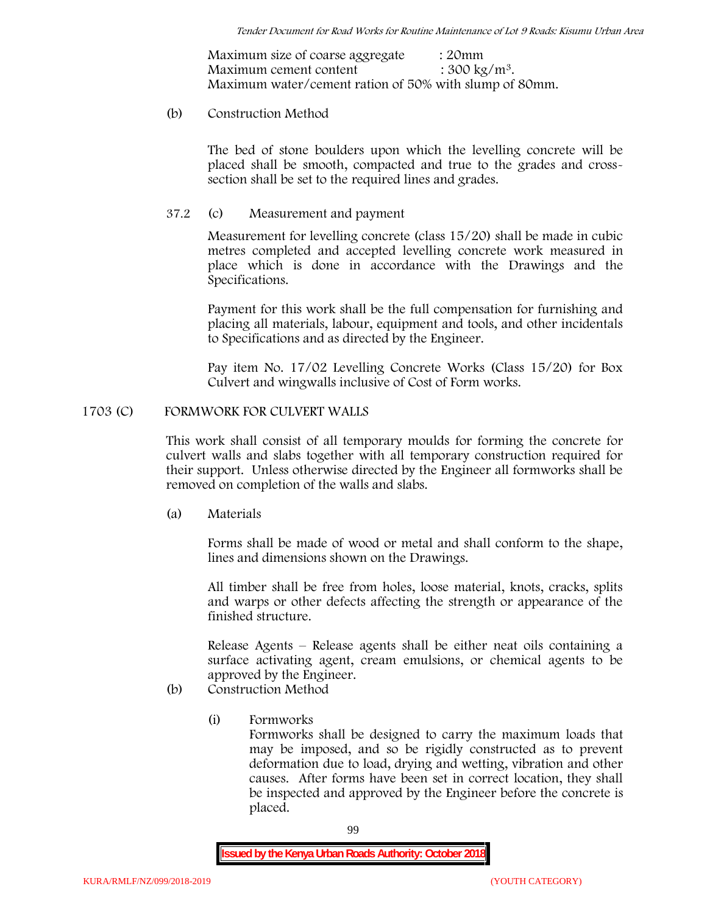Maximum size of coarse aggregate : 20mm
Maximum cement content : 300 kg/m$^3$.
Maximum water/cement ration of 50% with slump of 80mm.

(b) Construction Method

The bed of stone boulders upon which the levelling concrete will be placed shall be smooth, compacted and true to the grades and cross-section shall be set to the required lines and grades.

37.2 (c) Measurement and payment

Measurement for levelling concrete (class 15/20) shall be made in cubic metres completed and accepted levelling concrete work measured in place which is done in accordance with the Drawings and the Specifications.

Payment for this work shall be the full compensation for furnishing and placing all materials, labour, equipment and tools, and other incidentals to Specifications and as directed by the Engineer.

Pay item No. 17/02 Levelling Concrete Works (Class 15/20) for Box Culvert and wingwalls inclusive of Cost of Form works.

## 1703 (C) FORMWORK FOR CULVERT WALLS

This work shall consist of all temporary moulds for forming the concrete for culvert walls and slabs together with all temporary construction required for their support. Unless otherwise directed by the Engineer all formworks shall be removed on completion of the walls and slabs.

(a) Materials

Forms shall be made of wood or metal and shall conform to the shape, lines and dimensions shown on the Drawings.

All timber shall be free from holes, loose material, knots, cracks, splits and warps or other defects affecting the strength or appearance of the finished structure.

Release Agents – Release agents shall be either neat oils containing a surface activating agent, cream emulsions, or chemical agents to be approved by the Engineer.

(b) Construction Method

(i) Formworks
Formworks shall be designed to carry the maximum loads that may be imposed, and so be rigidly constructed as to prevent deformation due to load, drying and wetting, vibration and other causes. After forms have been set in correct location, they shall be inspected and approved by the Engineer before the concrete is placed.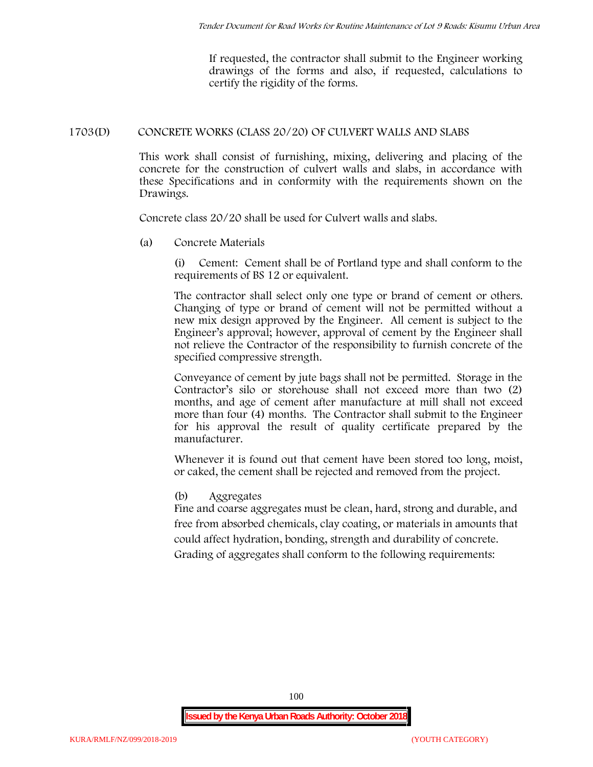If requested, the contractor shall submit to the Engineer working drawings of the forms and also, if requested, calculations to certify the rigidity of the forms.

## 1703(D) CONCRETE WORKS (CLASS 20/20) OF CULVERT WALLS AND SLABS

This work shall consist of furnishing, mixing, delivering and placing of the concrete for the construction of culvert walls and slabs, in accordance with these Specifications and in conformity with the requirements shown on the Drawings.

Concrete class 20/20 shall be used for Culvert walls and slabs.

(a) Concrete Materials

(i) Cement: Cement shall be of Portland type and shall conform to the requirements of BS 12 or equivalent.

The contractor shall select only one type or brand of cement or others. Changing of type or brand of cement will not be permitted without a new mix design approved by the Engineer. All cement is subject to the Engineer's approval; however, approval of cement by the Engineer shall not relieve the Contractor of the responsibility to furnish concrete of the specified compressive strength.

Conveyance of cement by jute bags shall not be permitted. Storage in the Contractor's silo or storehouse shall not exceed more than two (2) months, and age of cement after manufacture at mill shall not exceed more than four (4) months. The Contractor shall submit to the Engineer for his approval the result of quality certificate prepared by the manufacturer.

Whenever it is found out that cement have been stored too long, moist, or caked, the cement shall be rejected and removed from the project.

(b) Aggregates

Fine and coarse aggregates must be clean, hard, strong and durable, and free from absorbed chemicals, clay coating, or materials in amounts that could affect hydration, bonding, strength and durability of concrete.

Grading of aggregates shall conform to the following requirements: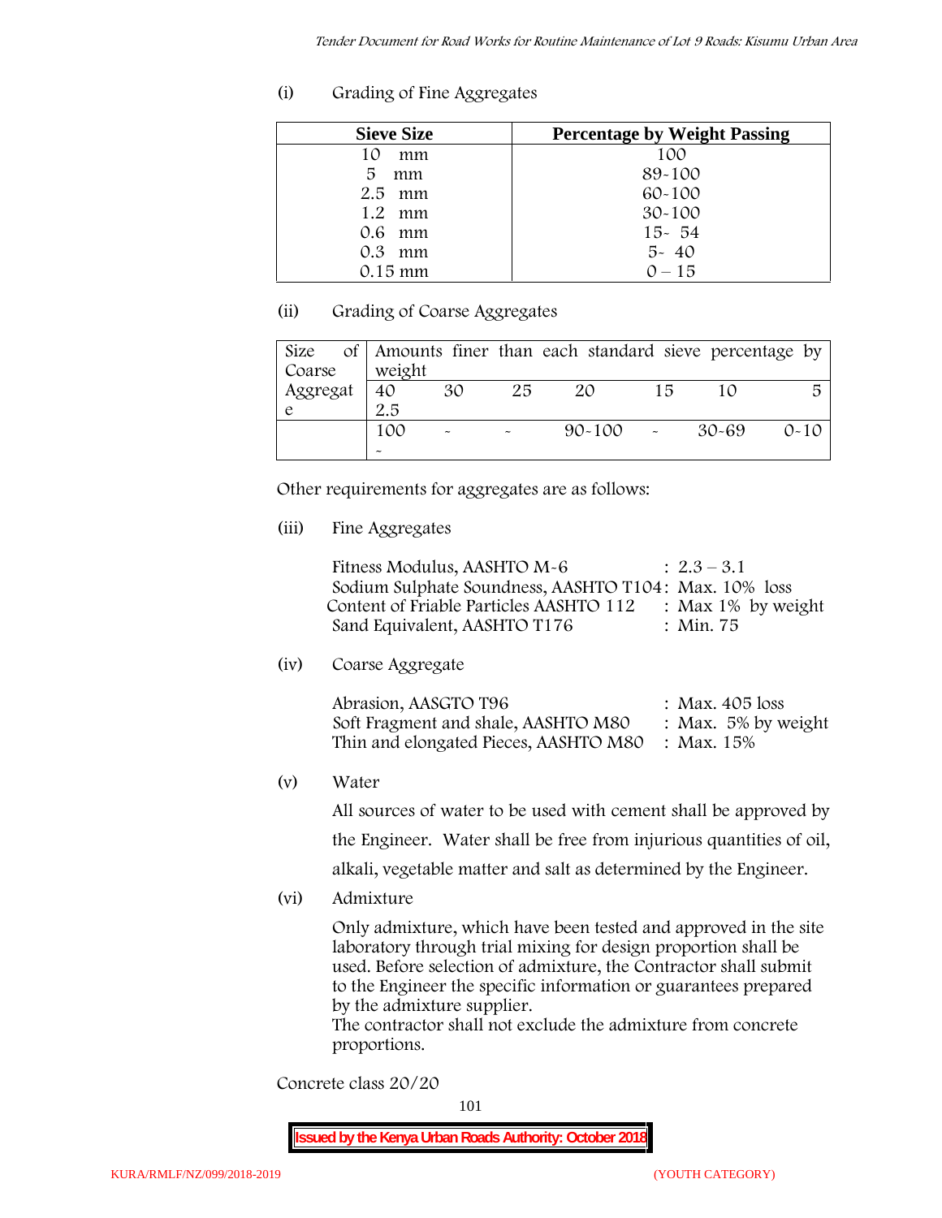(i) Grading of Fine Aggregates

| Sieve Size | Percentage by Weight Passing |
|---|---|
| 10 mm | 100 |
| 5 mm | 89-100 |
| 2.5 mm | 60-100 |
| 1.2 mm | 30-100 |
| 0.6 mm | 15- 54 |
| 0.3 mm | 5- 40 |
| 0.15 mm | 0 – 15 |

(ii) Grading of Coarse Aggregates

| Size of Coarse Aggregate | Amounts finer than each standard sieve percentage by weight | | | | | | |
|---|---|---|---|---|---|---|---|
| | 40 2.5 | 30 | 25 | 20 | 15 | 10 | 5 |
| | 100 - | - | - | 90-100 | - | 30-69 | 0-10 |

Other requirements for aggregates are as follows:

(iii) Fine Aggregates

Fitness Modulus, AASHTO M-6 : 2.3 – 3.1
Sodium Sulphate Soundness, AASHTO T104: Max. 10% loss
Content of Friable Particles AASHTO 112 : Max 1% by weight
Sand Equivalent, AASHTO T176 : Min. 75

(iv) Coarse Aggregate

Abrasion, AASGTO T96 : Max. 405 loss
Soft Fragment and shale, AASHTO M80 : Max. 5% by weight
Thin and elongated Pieces, AASHTO M80 : Max. 15%

(v) Water

All sources of water to be used with cement shall be approved by the Engineer. Water shall be free from injurious quantities of oil, alkali, vegetable matter and salt as determined by the Engineer.

(vi) Admixture

Only admixture, which have been tested and approved in the site laboratory through trial mixing for design proportion shall be used. Before selection of admixture, the Contractor shall submit to the Engineer the specific information or guarantees prepared by the admixture supplier.
The contractor shall not exclude the admixture from concrete proportions.

Concrete class 20/20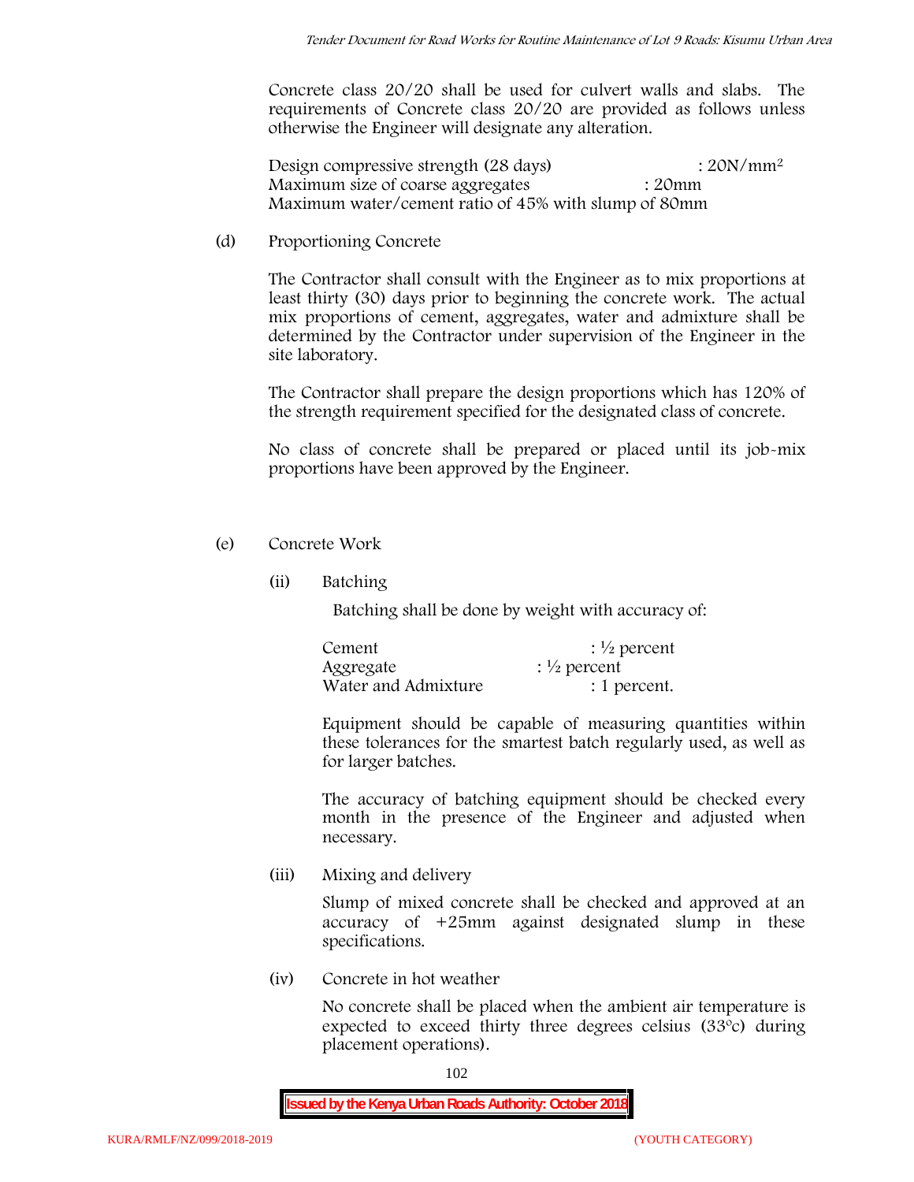Concrete class 20/20 shall be used for culvert walls and slabs. The requirements of Concrete class 20/20 are provided as follows unless otherwise the Engineer will designate any alteration.

Design compressive strength (28 days) : $20N/mm^2$
Maximum size of coarse aggregates : 20mm
Maximum water/cement ratio of 45% with slump of 80mm

(d) Proportioning Concrete

The Contractor shall consult with the Engineer as to mix proportions at least thirty (30) days prior to beginning the concrete work. The actual mix proportions of cement, aggregates, water and admixture shall be determined by the Contractor under supervision of the Engineer in the site laboratory.

The Contractor shall prepare the design proportions which has 120% of the strength requirement specified for the designated class of concrete.

No class of concrete shall be prepared or placed until its job-mix proportions have been approved by the Engineer.

(e) Concrete Work

(ii) Batching

Batching shall be done by weight with accuracy of:

Cement : ½ percent
Aggregate : ½ percent
Water and Admixture : 1 percent.

Equipment should be capable of measuring quantities within these tolerances for the smartest batch regularly used, as well as for larger batches.

The accuracy of batching equipment should be checked every month in the presence of the Engineer and adjusted when necessary.

(iii) Mixing and delivery

Slump of mixed concrete shall be checked and approved at an accuracy of +25mm against designated slump in these specifications.

(iv) Concrete in hot weather

No concrete shall be placed when the ambient air temperature is expected to exceed thirty three degrees celsius (33ºc) during placement operations).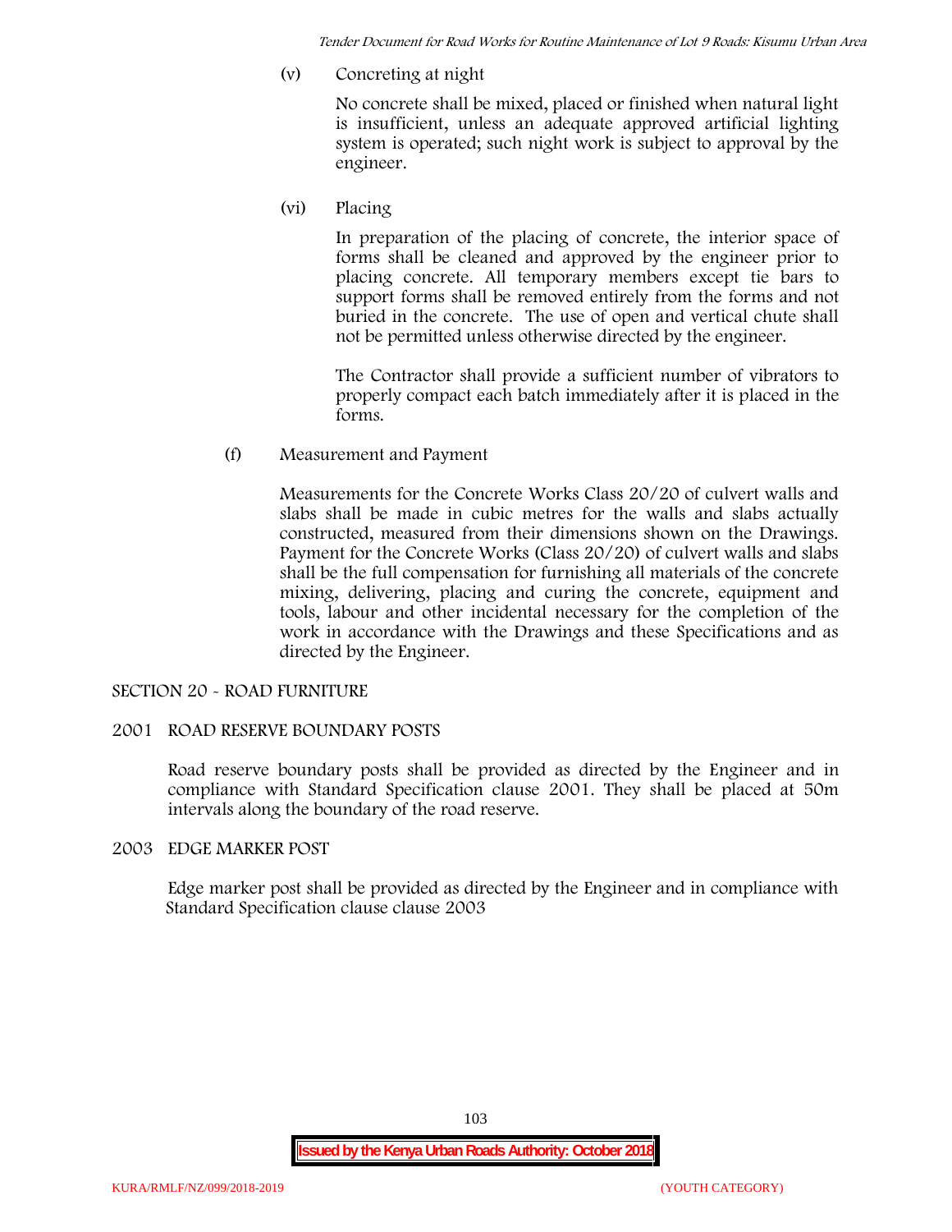(v) Concreting at night

No concrete shall be mixed, placed or finished when natural light is insufficient, unless an adequate approved artificial lighting system is operated; such night work is subject to approval by the engineer.

(vi) Placing

In preparation of the placing of concrete, the interior space of forms shall be cleaned and approved by the engineer prior to placing concrete. All temporary members except tie bars to support forms shall be removed entirely from the forms and not buried in the concrete. The use of open and vertical chute shall not be permitted unless otherwise directed by the engineer.

The Contractor shall provide a sufficient number of vibrators to properly compact each batch immediately after it is placed in the forms.

(f) Measurement and Payment

Measurements for the Concrete Works Class 20/20 of culvert walls and slabs shall be made in cubic metres for the walls and slabs actually constructed, measured from their dimensions shown on the Drawings. Payment for the Concrete Works (Class 20/20) of culvert walls and slabs shall be the full compensation for furnishing all materials of the concrete mixing, delivering, placing and curing the concrete, equipment and tools, labour and other incidental necessary for the completion of the work in accordance with the Drawings and these Specifications and as directed by the Engineer.

## SECTION 20 - ROAD FURNITURE

### 2001 ROAD RESERVE BOUNDARY POSTS

Road reserve boundary posts shall be provided as directed by the Engineer and in compliance with Standard Specification clause 2001. They shall be placed at 50m intervals along the boundary of the road reserve.

### 2003 EDGE MARKER POST

Edge marker post shall be provided as directed by the Engineer and in compliance with Standard Specification clause clause 2003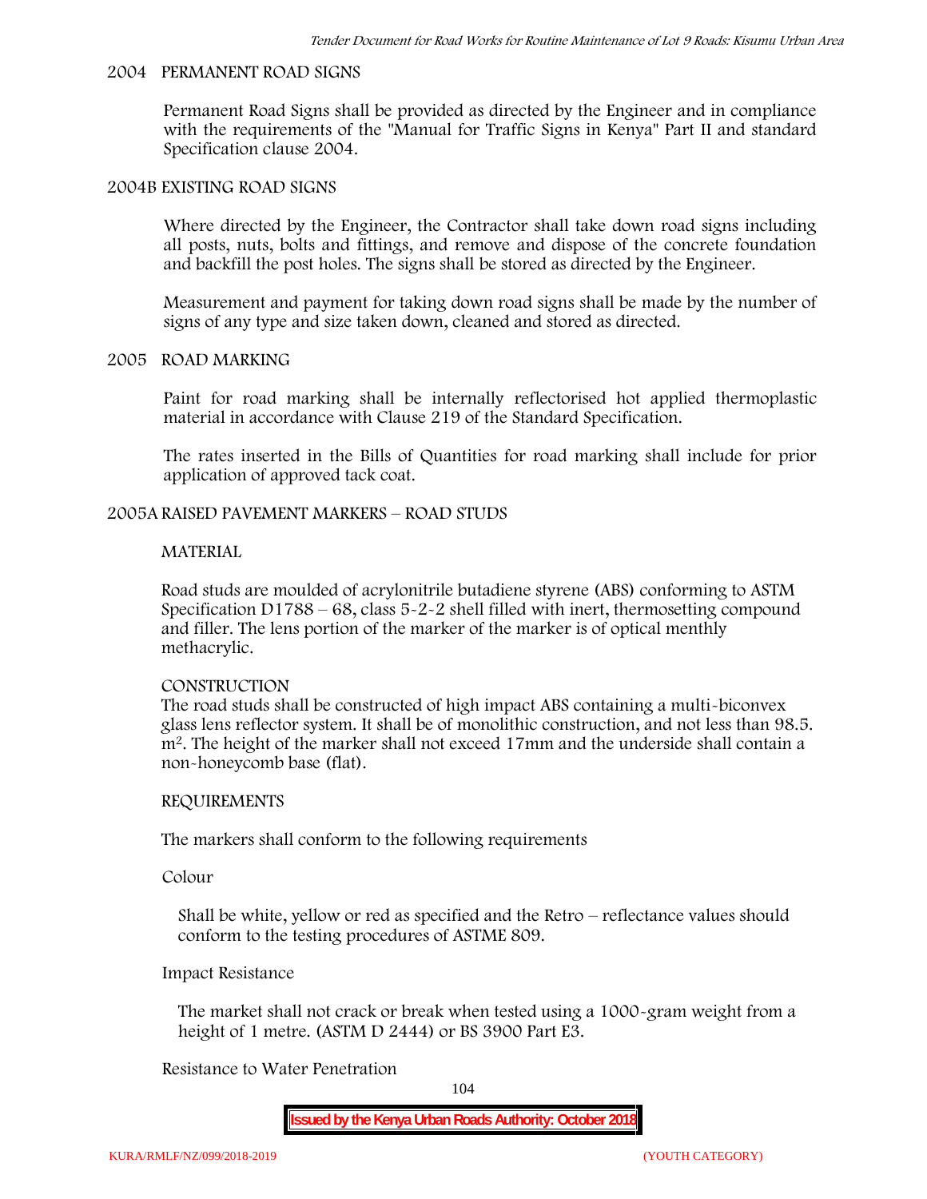## 2004 PERMANENT ROAD SIGNS

Permanent Road Signs shall be provided as directed by the Engineer and in compliance with the requirements of the "Manual for Traffic Signs in Kenya" Part II and standard Specification clause 2004.

## 2004B EXISTING ROAD SIGNS

Where directed by the Engineer, the Contractor shall take down road signs including all posts, nuts, bolts and fittings, and remove and dispose of the concrete foundation and backfill the post holes. The signs shall be stored as directed by the Engineer.

Measurement and payment for taking down road signs shall be made by the number of signs of any type and size taken down, cleaned and stored as directed.

## 2005 ROAD MARKING

Paint for road marking shall be internally reflectorised hot applied thermoplastic material in accordance with Clause 219 of the Standard Specification.

The rates inserted in the Bills of Quantities for road marking shall include for prior application of approved tack coat.

## 2005A RAISED PAVEMENT MARKERS – ROAD STUDS

### MATERIAL

Road studs are moulded of acrylonitrile butadiene styrene (ABS) conforming to ASTM Specification D1788 – 68, class 5-2-2 shell filled with inert, thermosetting compound and filler. The lens portion of the marker of the marker is of optical menthly methacrylic.

### CONSTRUCTION

The road studs shall be constructed of high impact ABS containing a multi-biconvex glass lens reflector system. It shall be of monolithic construction, and not less than 98.5. $m^2$. The height of the marker shall not exceed 17mm and the underside shall contain a non-honeycomb base (flat).

### REQUIREMENTS

The markers shall conform to the following requirements

Colour

Shall be white, yellow or red as specified and the Retro – reflectance values should conform to the testing procedures of ASTME 809.

Impact Resistance

The market shall not crack or break when tested using a 1000-gram weight from a height of 1 metre. (ASTM D 2444) or BS 3900 Part E3.

Resistance to Water Penetration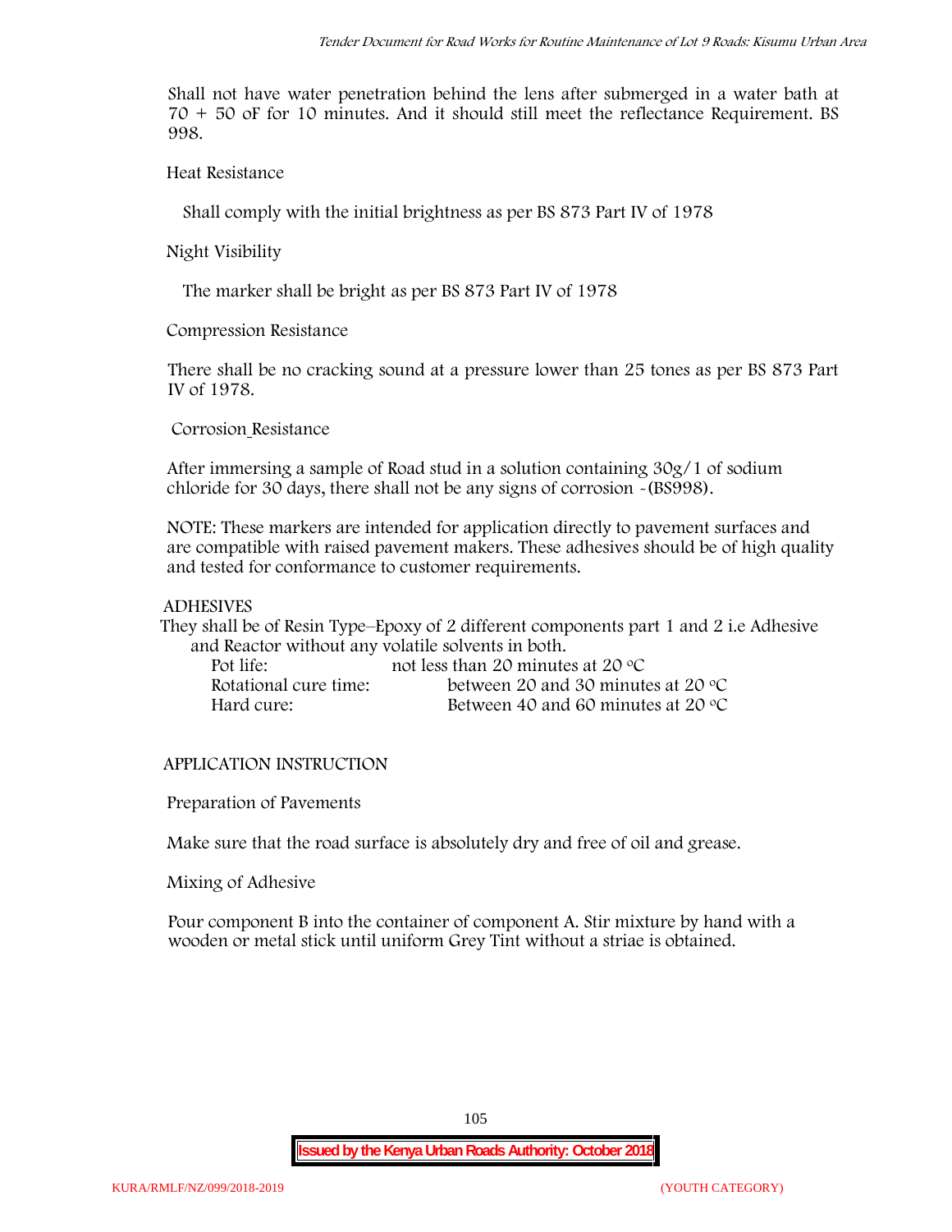Shall not have water penetration behind the lens after submerged in a water bath at 70 + 50 oF for 10 minutes. And it should still meet the reflectance Requirement. BS 998.

Heat Resistance

Shall comply with the initial brightness as per BS 873 Part IV of 1978

Night Visibility

The marker shall be bright as per BS 873 Part IV of 1978

Compression Resistance

There shall be no cracking sound at a pressure lower than 25 tones as per BS 873 Part IV of 1978.

Corrosion Resistance

After immersing a sample of Road stud in a solution containing 30g/1 of sodium chloride for 30 days, there shall not be any signs of corrosion -(BS998).

NOTE: These markers are intended for application directly to pavement surfaces and are compatible with raised pavement makers. These adhesives should be of high quality and tested for conformance to customer requirements.

ADHESIVES

They shall be of Resin Type–Epoxy of 2 different components part 1 and 2 i.e Adhesive and Reactor without any volatile solvents in both.

| | |
|---|---|
| Pot life: | not less than 20 minutes at 20 °C |
| Rotational cure time: | between 20 and 30 minutes at 20 °C |
| Hard cure: | Between 40 and 60 minutes at 20 °C |

APPLICATION INSTRUCTION

Preparation of Pavements

Make sure that the road surface is absolutely dry and free of oil and grease.

Mixing of Adhesive

Pour component B into the container of component A. Stir mixture by hand with a wooden or metal stick until uniform Grey Tint without a striae is obtained.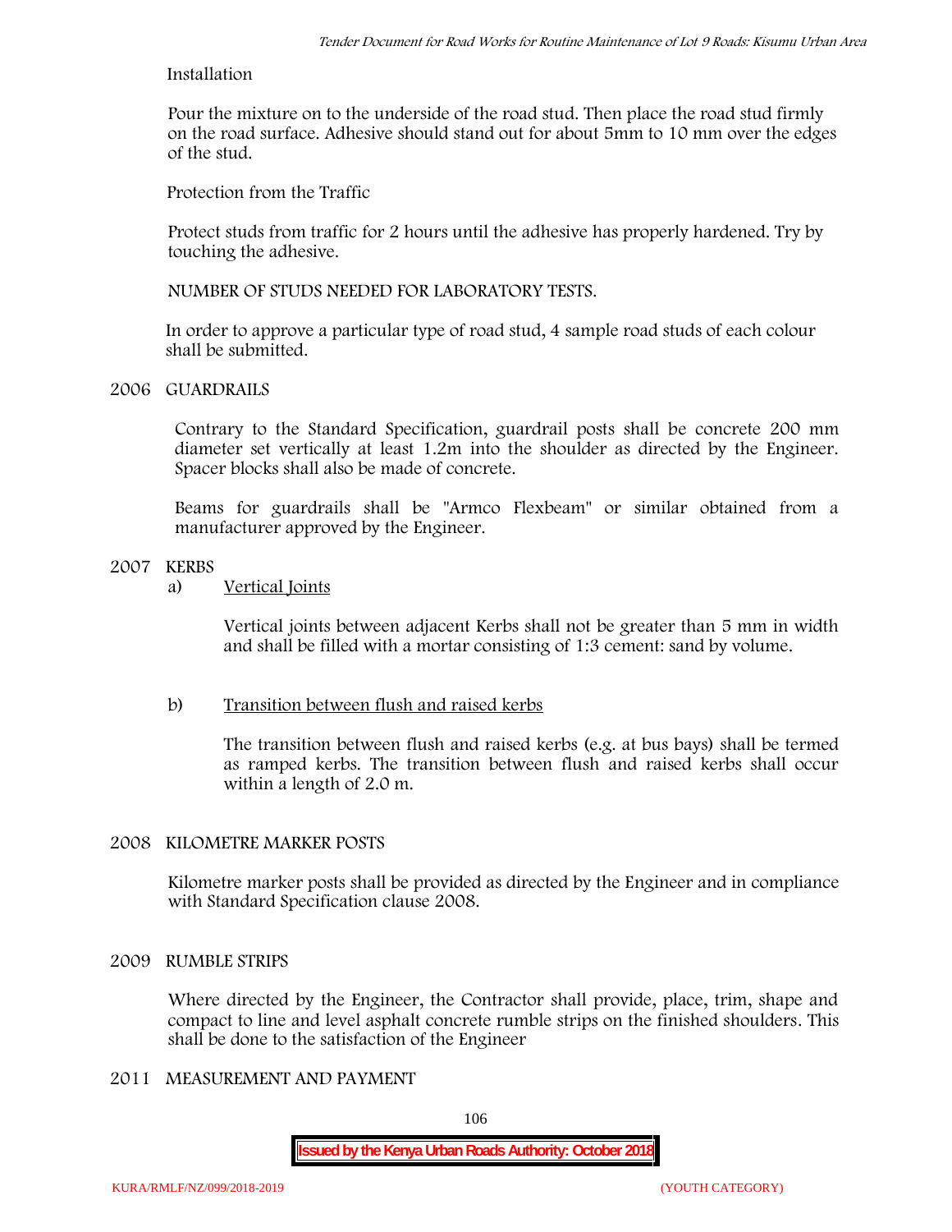Installation

Pour the mixture on to the underside of the road stud. Then place the road stud firmly on the road surface. Adhesive should stand out for about 5mm to 10 mm over the edges of the stud.

Protection from the Traffic

Protect studs from traffic for 2 hours until the adhesive has properly hardened. Try by touching the adhesive.

NUMBER OF STUDS NEEDED FOR LABORATORY TESTS.

In order to approve a particular type of road stud, 4 sample road studs of each colour shall be submitted.

## 2006 GUARDRAILS

Contrary to the Standard Specification, guardrail posts shall be concrete 200 mm diameter set vertically at least 1.2m into the shoulder as directed by the Engineer. Spacer blocks shall also be made of concrete.

Beams for guardrails shall be "Armco Flexbeam" or similar obtained from a manufacturer approved by the Engineer.

## 2007 KERBS

a) Vertical Joints

Vertical joints between adjacent Kerbs shall not be greater than 5 mm in width and shall be filled with a mortar consisting of 1:3 cement: sand by volume.

b) Transition between flush and raised kerbs

The transition between flush and raised kerbs (e.g. at bus bays) shall be termed as ramped kerbs. The transition between flush and raised kerbs shall occur within a length of 2.0 m.

## 2008 KILOMETRE MARKER POSTS

Kilometre marker posts shall be provided as directed by the Engineer and in compliance with Standard Specification clause 2008.

## 2009 RUMBLE STRIPS

Where directed by the Engineer, the Contractor shall provide, place, trim, shape and compact to line and level asphalt concrete rumble strips on the finished shoulders. This shall be done to the satisfaction of the Engineer

## 2011 MEASUREMENT AND PAYMENT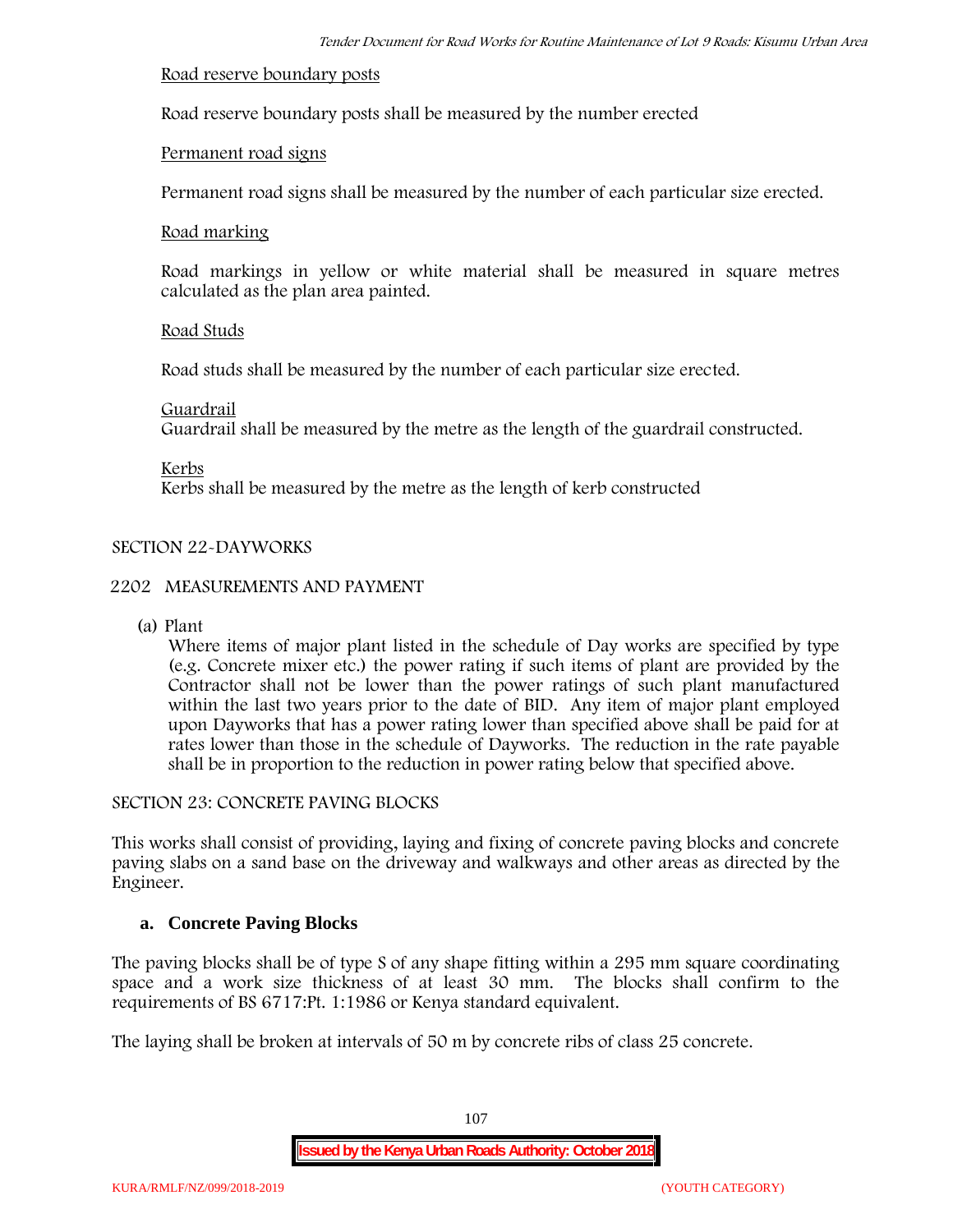Road reserve boundary posts

Road reserve boundary posts shall be measured by the number erected

Permanent road signs

Permanent road signs shall be measured by the number of each particular size erected.

Road marking

Road markings in yellow or white material shall be measured in square metres calculated as the plan area painted.

Road Studs

Road studs shall be measured by the number of each particular size erected.

Guardrail

Guardrail shall be measured by the metre as the length of the guardrail constructed.

Kerbs

Kerbs shall be measured by the metre as the length of kerb constructed

SECTION 22-DAYWORKS

2202 MEASUREMENTS AND PAYMENT

(a) Plant

Where items of major plant listed in the schedule of Day works are specified by type (e.g. Concrete mixer etc.) the power rating if such items of plant are provided by the Contractor shall not be lower than the power ratings of such plant manufactured within the last two years prior to the date of BID. Any item of major plant employed upon Dayworks that has a power rating lower than specified above shall be paid for at rates lower than those in the schedule of Dayworks. The reduction in the rate payable shall be in proportion to the reduction in power rating below that specified above.

SECTION 23: CONCRETE PAVING BLOCKS

This works shall consist of providing, laying and fixing of concrete paving blocks and concrete paving slabs on a sand base on the driveway and walkways and other areas as directed by the Engineer.

**a. Concrete Paving Blocks**

The paving blocks shall be of type S of any shape fitting within a 295 mm square coordinating space and a work size thickness of at least 30 mm. The blocks shall confirm to the requirements of BS 6717:Pt. 1:1986 or Kenya standard equivalent.

The laying shall be broken at intervals of 50 m by concrete ribs of class 25 concrete.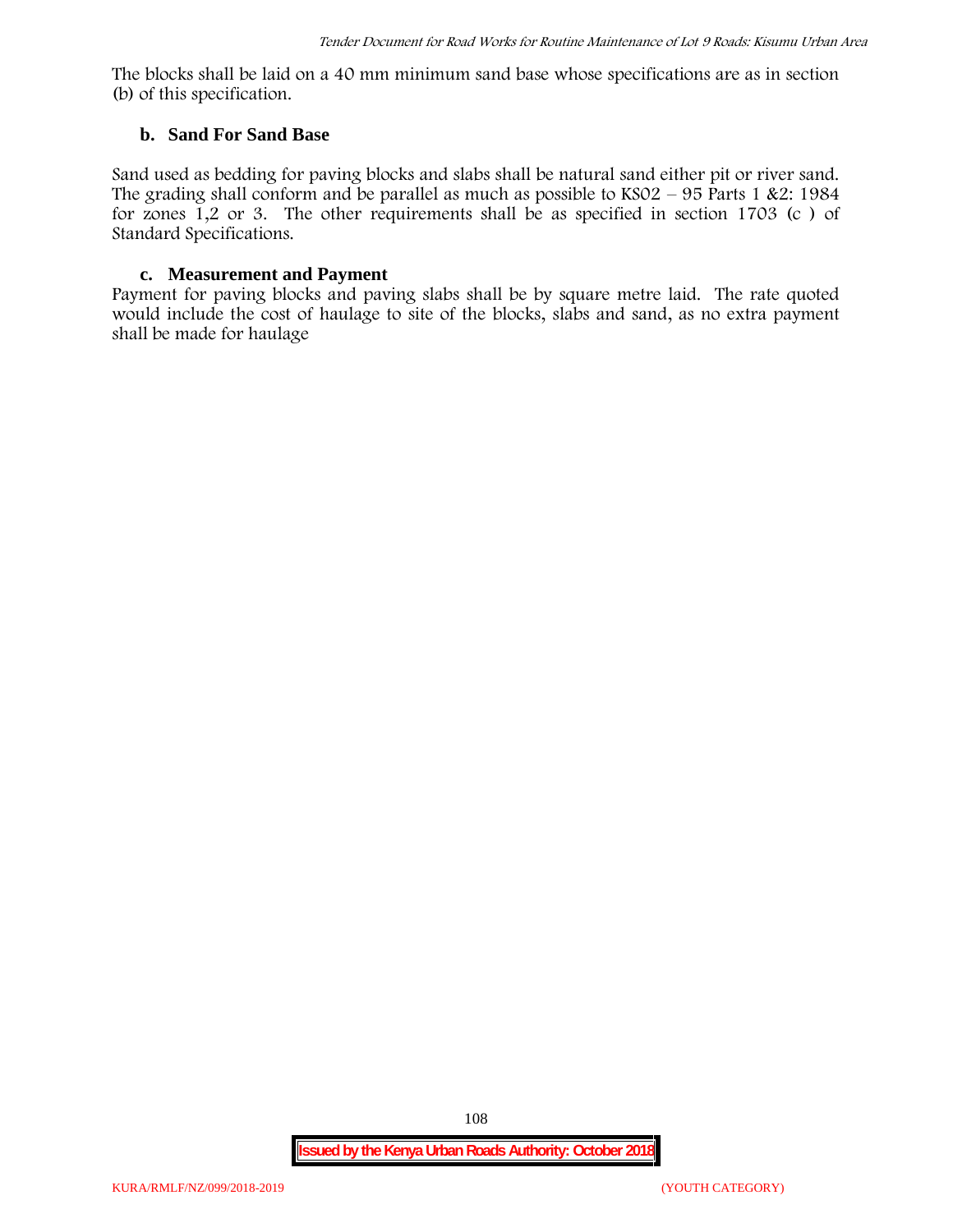The blocks shall be laid on a 40 mm minimum sand base whose specifications are as in section (b) of this specification.

### b. Sand For Sand Base

Sand used as bedding for paving blocks and slabs shall be natural sand either pit or river sand. The grading shall conform and be parallel as much as possible to KS02 – 95 Parts 1 &2: 1984 for zones 1,2 or 3. The other requirements shall be as specified in section 1703 (c ) of Standard Specifications.

### c. Measurement and Payment

Payment for paving blocks and paving slabs shall be by square metre laid. The rate quoted would include the cost of haulage to site of the blocks, slabs and sand, as no extra payment shall be made for haulage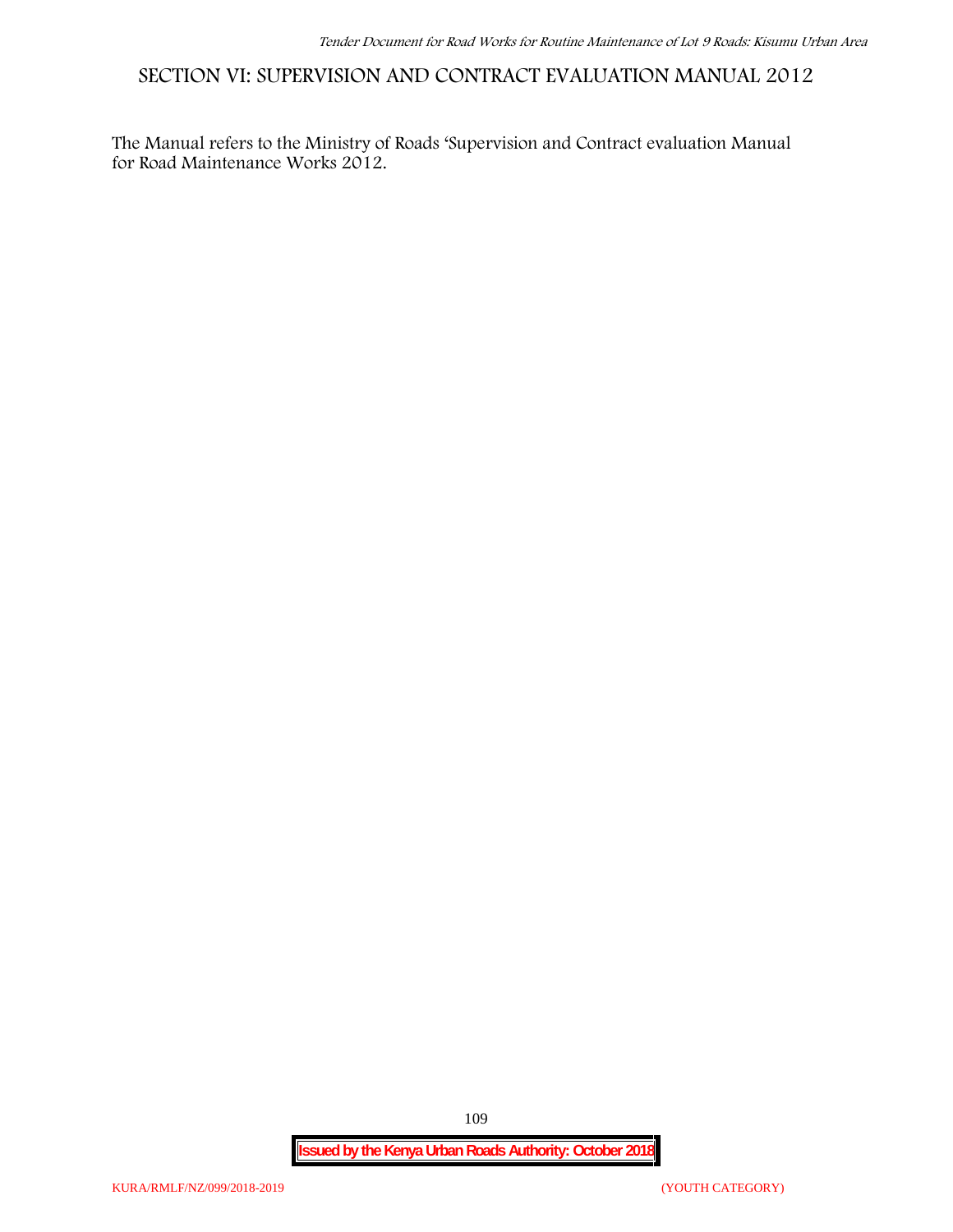# SECTION VI: SUPERVISION AND CONTRACT EVALUATION MANUAL 2012

The Manual refers to the Ministry of Roads 'Supervision and Contract evaluation Manual for Road Maintenance Works 2012.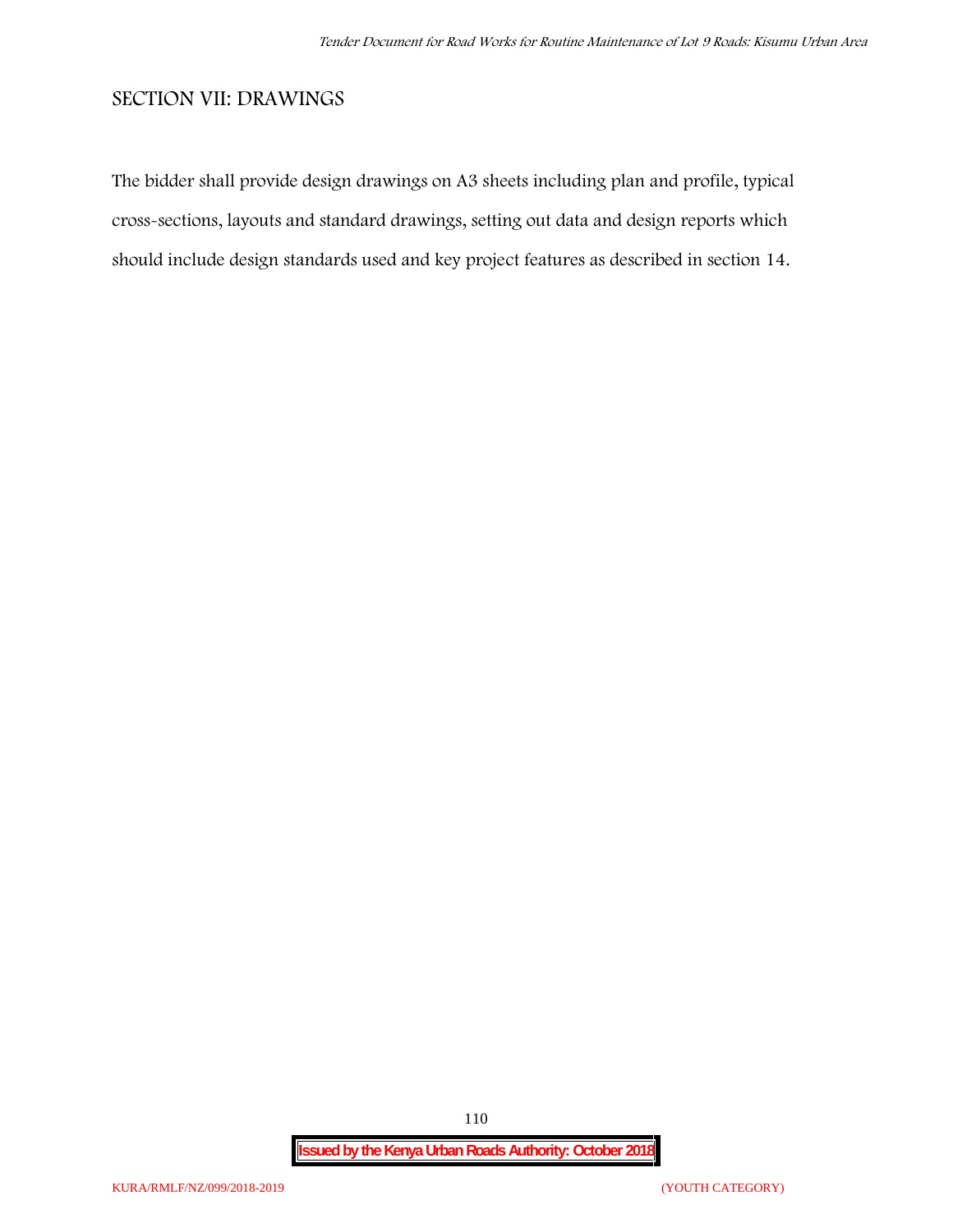## SECTION VII: DRAWINGS

The bidder shall provide design drawings on A3 sheets including plan and profile, typical cross-sections, layouts and standard drawings, setting out data and design reports which should include design standards used and key project features as described in section 14.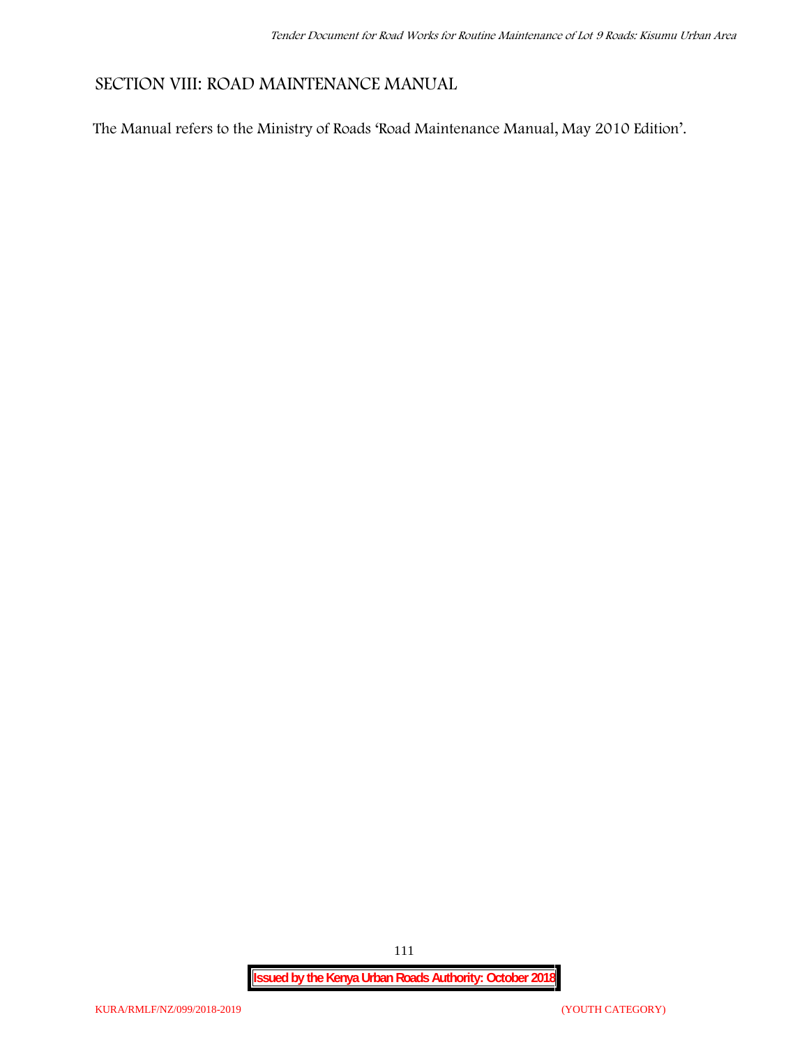# SECTION VIII: ROAD MAINTENANCE MANUAL

The Manual refers to the Ministry of Roads 'Road Maintenance Manual, May 2010 Edition'.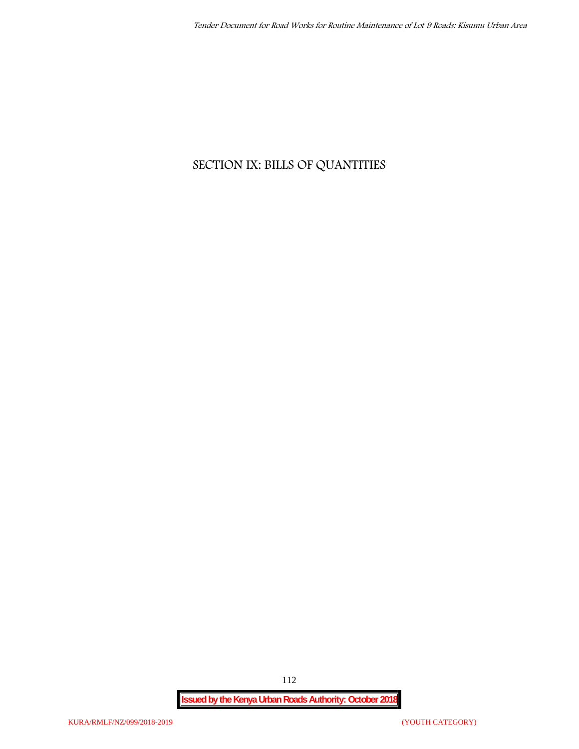# SECTION IX: BILLS OF QUANTITIES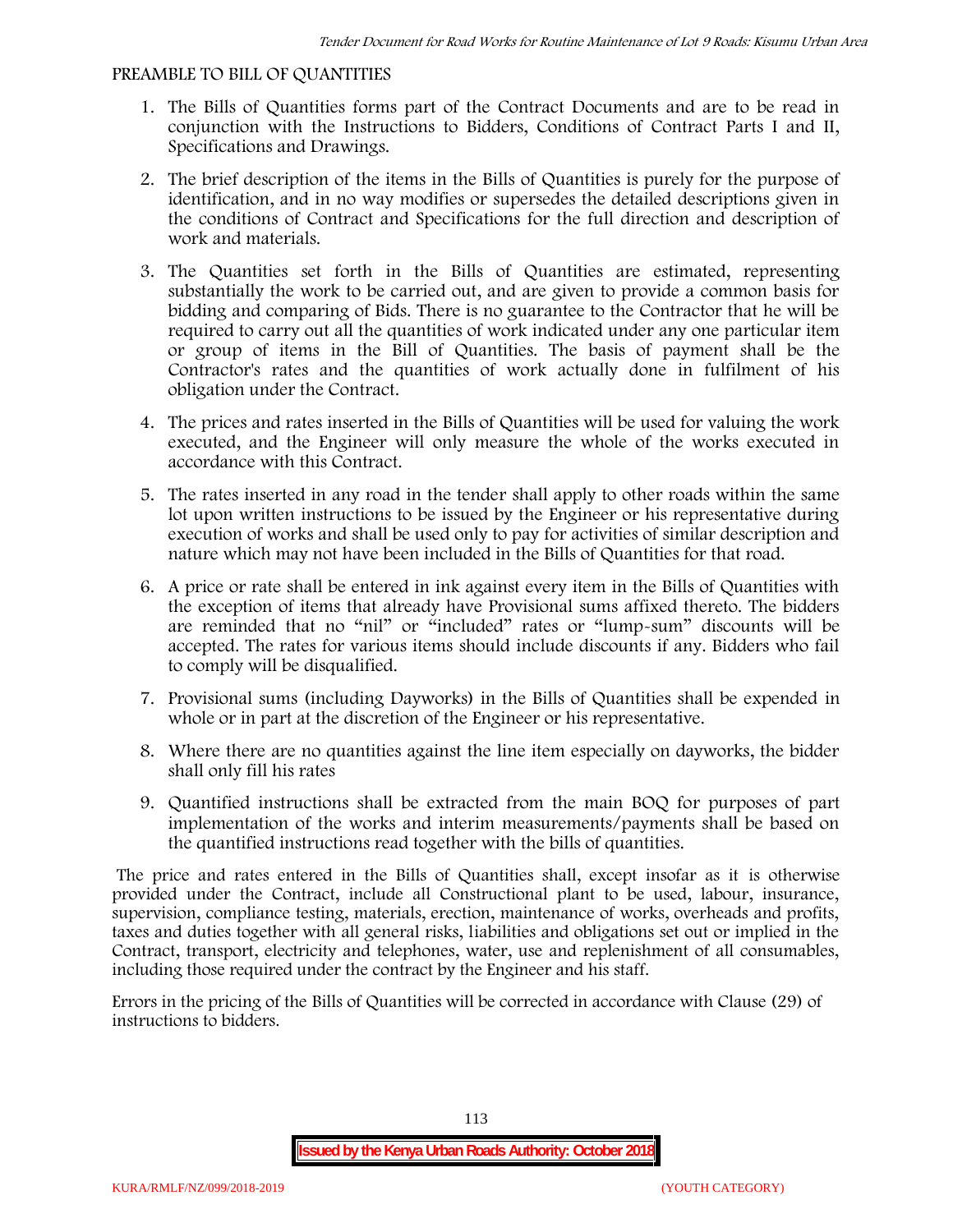## PREAMBLE TO BILL OF QUANTITIES

1. The Bills of Quantities forms part of the Contract Documents and are to be read in conjunction with the Instructions to Bidders, Conditions of Contract Parts I and II, Specifications and Drawings.
2. The brief description of the items in the Bills of Quantities is purely for the purpose of identification, and in no way modifies or supersedes the detailed descriptions given in the conditions of Contract and Specifications for the full direction and description of work and materials.
3. The Quantities set forth in the Bills of Quantities are estimated, representing substantially the work to be carried out, and are given to provide a common basis for bidding and comparing of Bids. There is no guarantee to the Contractor that he will be required to carry out all the quantities of work indicated under any one particular item or group of items in the Bill of Quantities. The basis of payment shall be the Contractor's rates and the quantities of work actually done in fulfilment of his obligation under the Contract.
4. The prices and rates inserted in the Bills of Quantities will be used for valuing the work executed, and the Engineer will only measure the whole of the works executed in accordance with this Contract.
5. The rates inserted in any road in the tender shall apply to other roads within the same lot upon written instructions to be issued by the Engineer or his representative during execution of works and shall be used only to pay for activities of similar description and nature which may not have been included in the Bills of Quantities for that road.
6. A price or rate shall be entered in ink against every item in the Bills of Quantities with the exception of items that already have Provisional sums affixed thereto. The bidders are reminded that no "nil" or "included" rates or "lump-sum" discounts will be accepted. The rates for various items should include discounts if any. Bidders who fail to comply will be disqualified.
7. Provisional sums (including Dayworks) in the Bills of Quantities shall be expended in whole or in part at the discretion of the Engineer or his representative.
8. Where there are no quantities against the line item especially on dayworks, the bidder shall only fill his rates
9. Quantified instructions shall be extracted from the main BOQ for purposes of part implementation of the works and interim measurements/payments shall be based on the quantified instructions read together with the bills of quantities.

The price and rates entered in the Bills of Quantities shall, except insofar as it is otherwise provided under the Contract, include all Constructional plant to be used, labour, insurance, supervision, compliance testing, materials, erection, maintenance of works, overheads and profits, taxes and duties together with all general risks, liabilities and obligations set out or implied in the Contract, transport, electricity and telephones, water, use and replenishment of all consumables, including those required under the contract by the Engineer and his staff.

Errors in the pricing of the Bills of Quantities will be corrected in accordance with Clause (29) of instructions to bidders.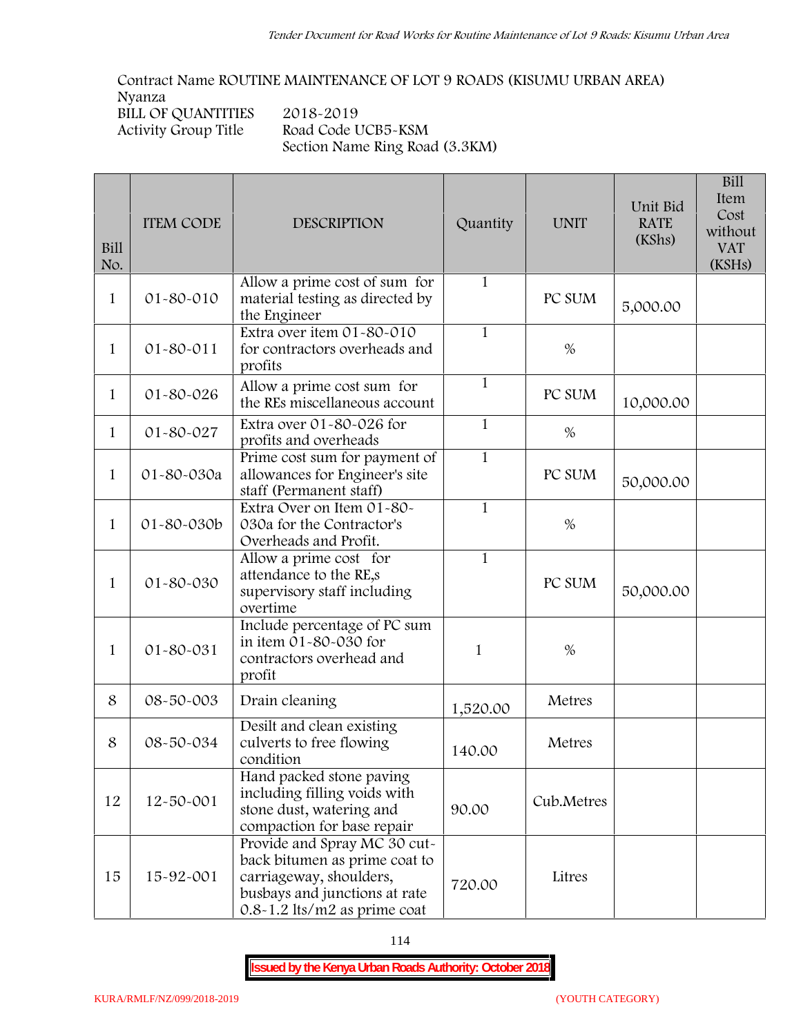Contract Name ROUTINE MAINTENANCE OF LOT 9 ROADS (KISUMU URBAN AREA)
Nyanza
BILL OF QUANTITIES 2018-2019
Activity Group Title Road Code UCB5-KSM
Section Name Ring Road (3.3KM)

| Bill No. | ITEM CODE | DESCRIPTION | Quantity | UNIT | Unit Bid RATE (KShs) | Bill Item Cost without VAT (KSHs) |
|---|---|---|---|---|---|---|
| 1 | 01-80-010 | Allow a prime cost of sum for material testing as directed by the Engineer | 1 | PC SUM | 5,000.00 | |
| 1 | 01-80-011 | Extra over item 01-80-010 for contractors overheads and profits | 1 | % | | |
| 1 | 01-80-026 | Allow a prime cost sum for the REs miscellaneous account | 1 | PC SUM | 10,000.00 | |
| 1 | 01-80-027 | Extra over 01-80-026 for profits and overheads | 1 | % | | |
| 1 | 01-80-030a | Prime cost sum for payment of allowances for Engineer's site staff (Permanent staff) | 1 | PC SUM | 50,000.00 | |
| 1 | 01-80-030b | Extra Over on Item 01-80-030a for the Contractor's Overheads and Profit. | 1 | % | | |
| 1 | 01-80-030 | Allow a prime cost for attendance to the RE,s supervisory staff including overtime | 1 | PC SUM | 50,000.00 | |
| 1 | 01-80-031 | Include percentage of PC sum in item 01-80-030 for contractors overhead and profit | 1 | % | | |
| 8 | 08-50-003 | Drain cleaning | 1,520.00 | Metres | | |
| 8 | 08-50-034 | Desilt and clean existing culverts to free flowing condition | 140.00 | Metres | | |
| 12 | 12-50-001 | Hand packed stone paving including filling voids with stone dust, watering and compaction for base repair | 90.00 | Cub.Metres | | |
| 15 | 15-92-001 | Provide and Spray MC 30 cut-back bitumen as prime coat to carriageway, shoulders, busbays and junctions at rate 0.8-1.2 lts/m2 as prime coat | 720.00 | Litres | | |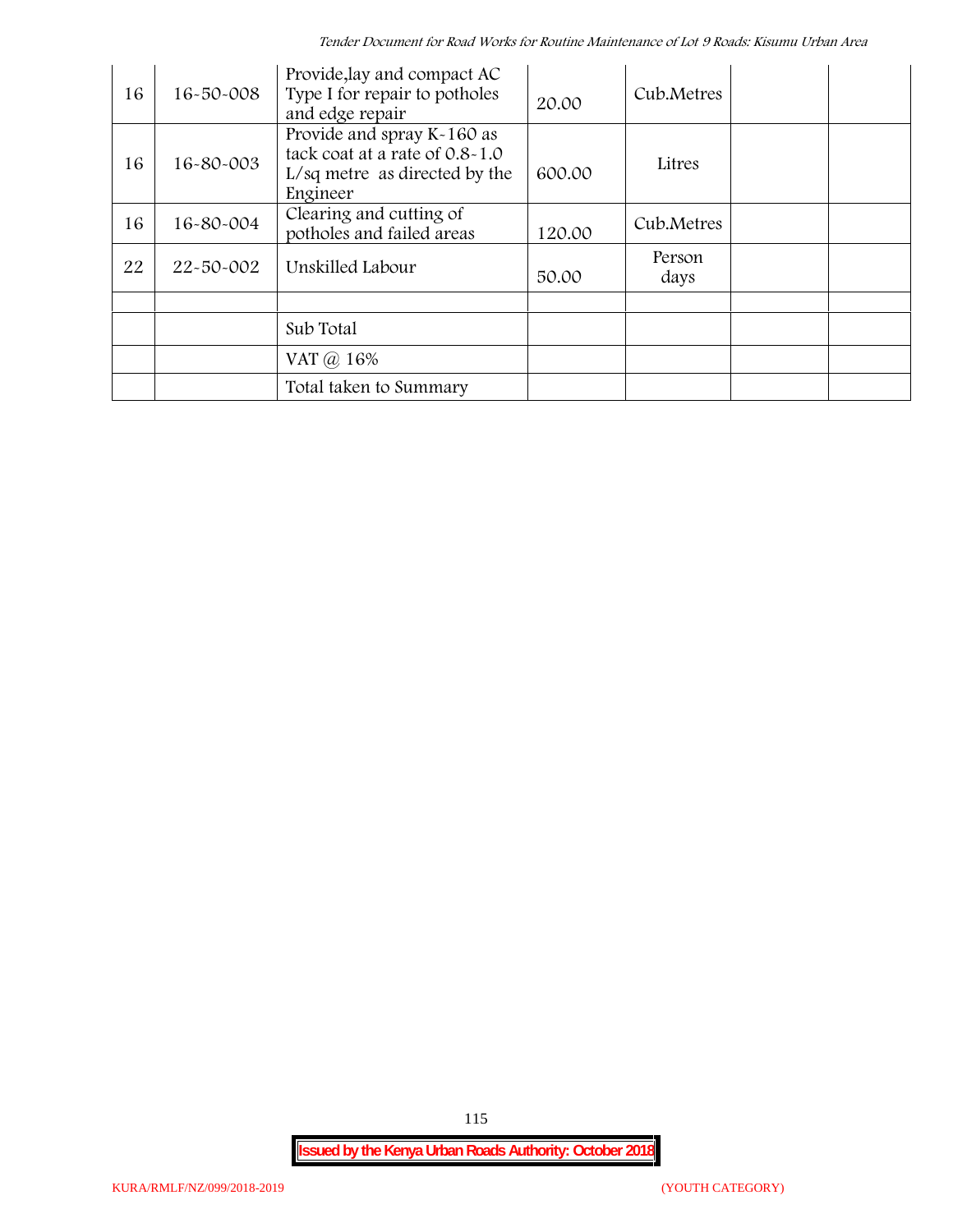| 16 | 16-50-008 | Provide,lay and compact AC Type I for repair to potholes and edge repair | 20.00 | Cub.Metres | | |
|---|---|---|---|---|---|---|
| 16 | 16-80-003 | Provide and spray K-160 as tack coat at a rate of 0.8-1.0 L/sq metre as directed by the Engineer | 600.00 | Litres | | |
| 16 | 16-80-004 | Clearing and cutting of potholes and failed areas | 120.00 | Cub.Metres | | |
| 22 | 22-50-002 | Unskilled Labour | 50.00 | Person days | | |
| | | | | | | |
| | | Sub Total | | | | |
| | | VAT @ 16% | | | | |
| | | Total taken to Summary | | | | |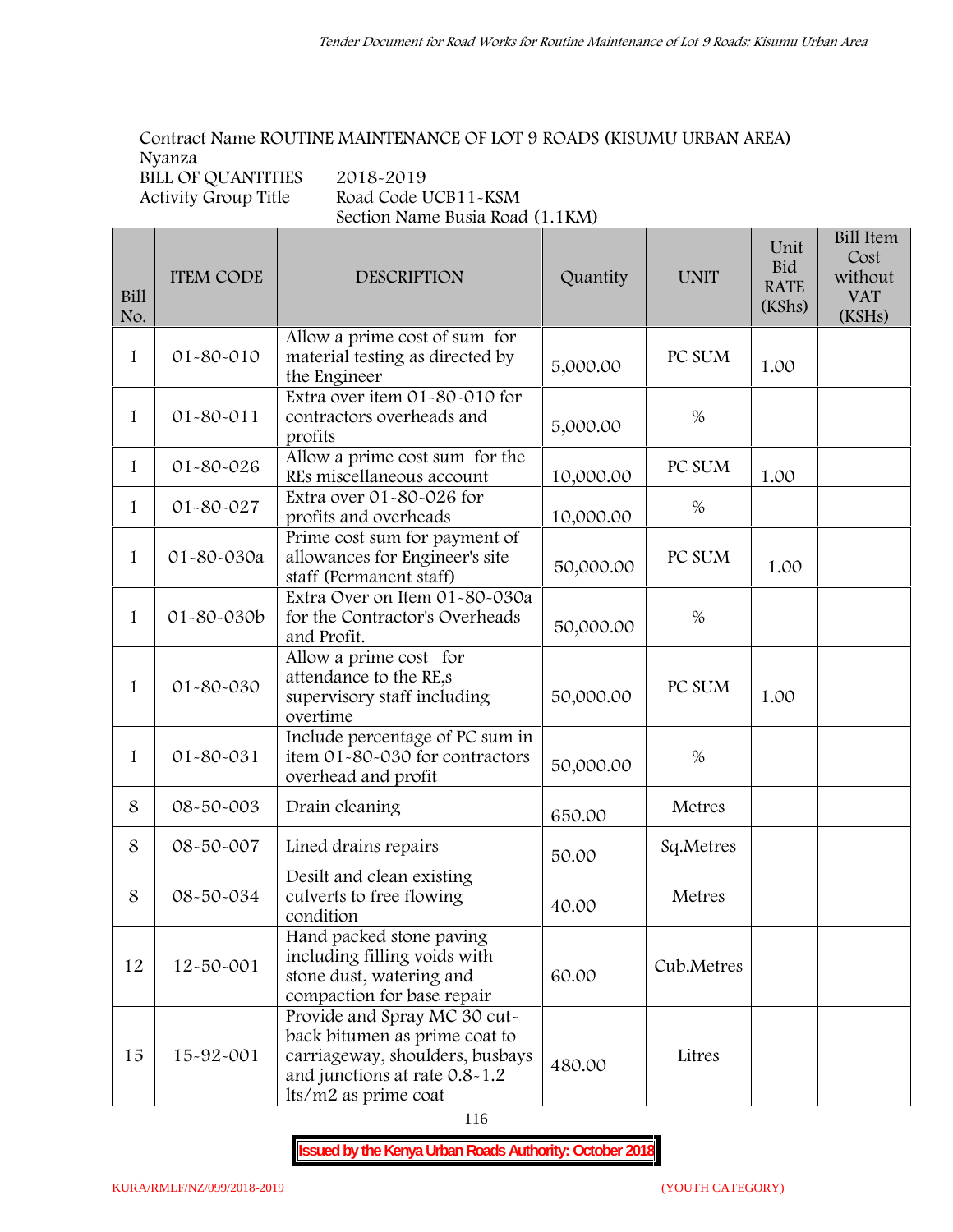Contract Name ROUTINE MAINTENANCE OF LOT 9 ROADS (KISUMU URBAN AREA)
Nyanza
BILL OF QUANTITIES 2018-2019
Activity Group Title Road Code UCB11-KSM
Section Name Busia Road (1.1KM)

| Bill No. | ITEM CODE | DESCRIPTION | Quantity | UNIT | Unit Bid RATE (KShs) | Bill Item Cost without VAT (KSHs) |
|---|---|---|---|---|---|---|
| 1 | 01-80-010 | Allow a prime cost of sum for material testing as directed by the Engineer | 5,000.00 | PC SUM | 1.00 | |
| 1 | 01-80-011 | Extra over item 01-80-010 for contractors overheads and profits | 5,000.00 | % | | |
| 1 | 01-80-026 | Allow a prime cost sum for the REs miscellaneous account | 10,000.00 | PC SUM | 1.00 | |
| 1 | 01-80-027 | Extra over 01-80-026 for profits and overheads | 10,000.00 | % | | |
| 1 | 01-80-030a | Prime cost sum for payment of allowances for Engineer's site staff (Permanent staff) | 50,000.00 | PC SUM | 1.00 | |
| 1 | 01-80-030b | Extra Over on Item 01-80-030a for the Contractor's Overheads and Profit. | 50,000.00 | % | | |
| 1 | 01-80-030 | Allow a prime cost for attendance to the RE,s supervisory staff including overtime | 50,000.00 | PC SUM | 1.00 | |
| 1 | 01-80-031 | Include percentage of PC sum in item 01-80-030 for contractors overhead and profit | 50,000.00 | % | | |
| 8 | 08-50-003 | Drain cleaning | 650.00 | Metres | | |
| 8 | 08-50-007 | Lined drains repairs | 50.00 | Sq.Metres | | |
| 8 | 08-50-034 | Desilt and clean existing culverts to free flowing condition | 40.00 | Metres | | |
| 12 | 12-50-001 | Hand packed stone paving including filling voids with stone dust, watering and compaction for base repair | 60.00 | Cub.Metres | | |
| 15 | 15-92-001 | Provide and Spray MC 30 cut-back bitumen as prime coat to carriageway, shoulders, busbays and junctions at rate 0.8-1.2 lts/m2 as prime coat | 480.00 | Litres | | |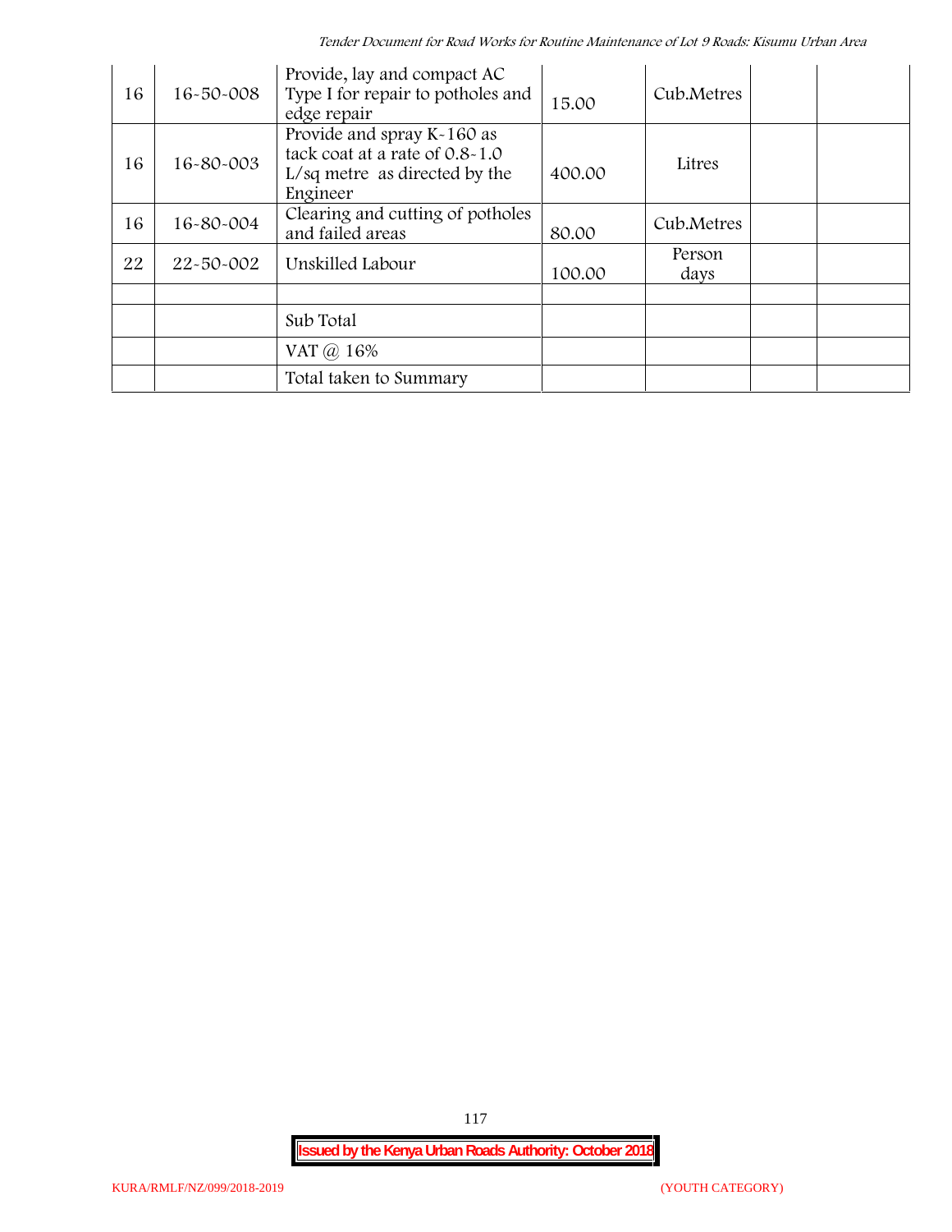| 16 | 16-50-008 | Provide, lay and compact AC Type I for repair to potholes and edge repair | 15.00 | Cub.Metres | | |
|---|---|---|---|---|---|---|
| 16 | 16-80-003 | Provide and spray K-160 as tack coat at a rate of 0.8-1.0 L/sq metre as directed by the Engineer | 400.00 | Litres | | |
| 16 | 16-80-004 | Clearing and cutting of potholes and failed areas | 80.00 | Cub.Metres | | |
| 22 | 22-50-002 | Unskilled Labour | 100.00 | Person days | | |
| | | | | | | |
| | | Sub Total | | | | |
| | | VAT @ 16% | | | | |
| | | Total taken to Summary | | | | |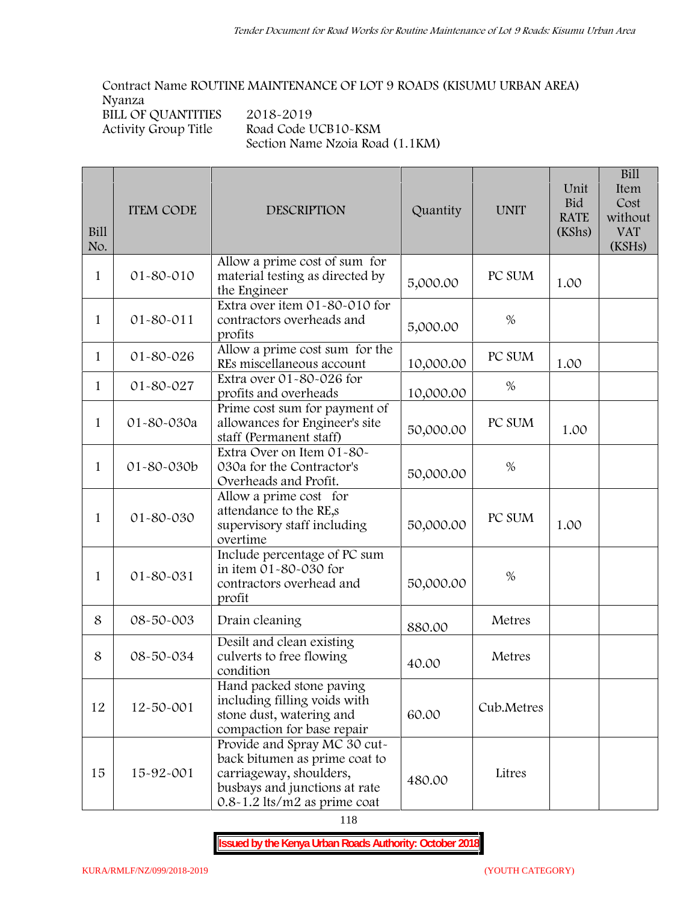Contract Name ROUTINE MAINTENANCE OF LOT 9 ROADS (KISUMU URBAN AREA)
Nyanza
BILL OF QUANTITIES 2018-2019
Activity Group Title Road Code UCB10-KSM
Section Name Nzoia Road (1.1KM)

| Bill No. | ITEM CODE | DESCRIPTION | Quantity | UNIT | Unit Bid RATE (KShs) | Bill Item Cost without VAT (KSHs) |
|---|---|---|---|---|---|---|
| 1 | 01-80-010 | Allow a prime cost of sum for material testing as directed by the Engineer | 5,000.00 | PC SUM | 1.00 | |
| 1 | 01-80-011 | Extra over item 01-80-010 for contractors overheads and profits | 5,000.00 | % | | |
| 1 | 01-80-026 | Allow a prime cost sum for the REs miscellaneous account | 10,000.00 | PC SUM | 1.00 | |
| 1 | 01-80-027 | Extra over 01-80-026 for profits and overheads | 10,000.00 | % | | |
| 1 | 01-80-030a | Prime cost sum for payment of allowances for Engineer's site staff (Permanent staff) | 50,000.00 | PC SUM | 1.00 | |
| 1 | 01-80-030b | Extra Over on Item 01-80-030a for the Contractor's Overheads and Profit. | 50,000.00 | % | | |
| 1 | 01-80-030 | Allow a prime cost for attendance to the RE,s supervisory staff including overtime | 50,000.00 | PC SUM | 1.00 | |
| 1 | 01-80-031 | Include percentage of PC sum in item 01-80-030 for contractors overhead and profit | 50,000.00 | % | | |
| 8 | 08-50-003 | Drain cleaning | 880.00 | Metres | | |
| 8 | 08-50-034 | Desilt and clean existing culverts to free flowing condition | 40.00 | Metres | | |
| 12 | 12-50-001 | Hand packed stone paving including filling voids with stone dust, watering and compaction for base repair | 60.00 | Cub.Metres | | |
| 15 | 15-92-001 | Provide and Spray MC 30 cut-back bitumen as prime coat to carriageway, shoulders, busbays and junctions at rate 0.8-1.2 lts/m2 as prime coat | 480.00 | Litres | | |

**Issued by the Kenya Urban Roads Authority: October 2018**

KURA/RMLF/NZ/099/2018-2019 (YOUTH CATEGORY)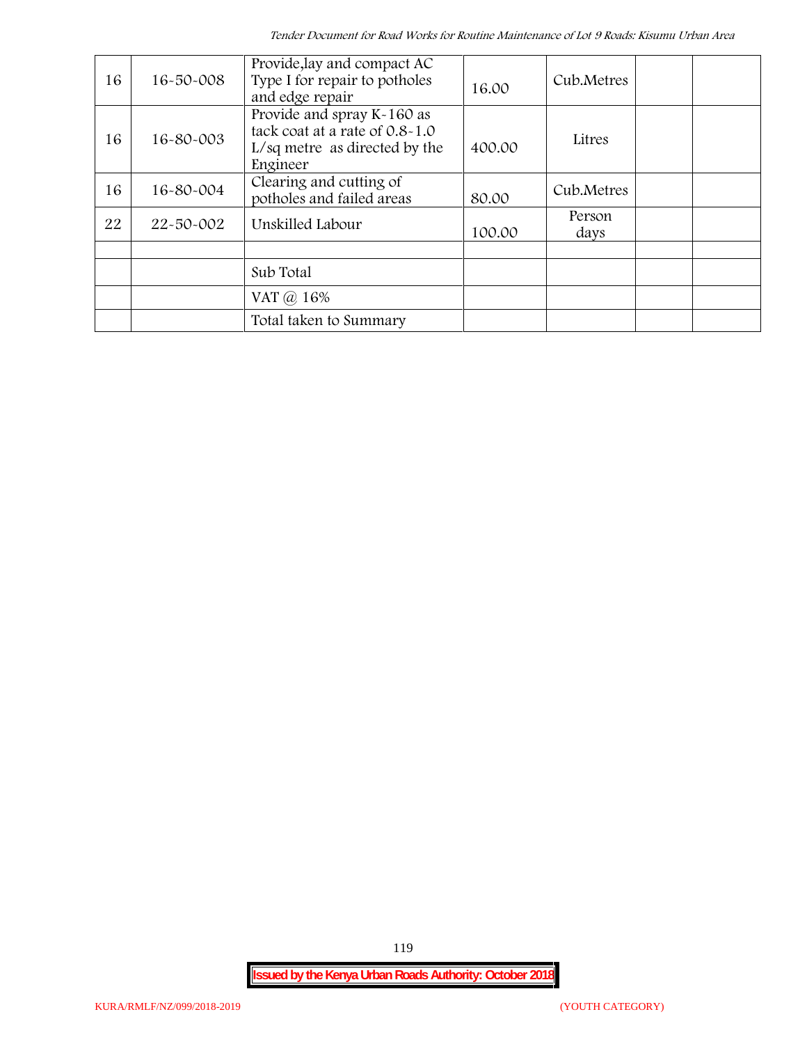| 16 | 16-50-008 | Provide,lay and compact AC Type I for repair to potholes and edge repair | 16.00 | Cub.Metres | | |
|---|---|---|---|---|---|---|
| 16 | 16-80-003 | Provide and spray K-160 as tack coat at a rate of 0.8-1.0 L/sq metre as directed by the Engineer | 400.00 | Litres | | |
| 16 | 16-80-004 | Clearing and cutting of potholes and failed areas | 80.00 | Cub.Metres | | |
| 22 | 22-50-002 | Unskilled Labour | 100.00 | Person days | | |
| | | | | | | |
| | | Sub Total | | | | |
| | | VAT @ 16% | | | | |
| | | Total taken to Summary | | | | |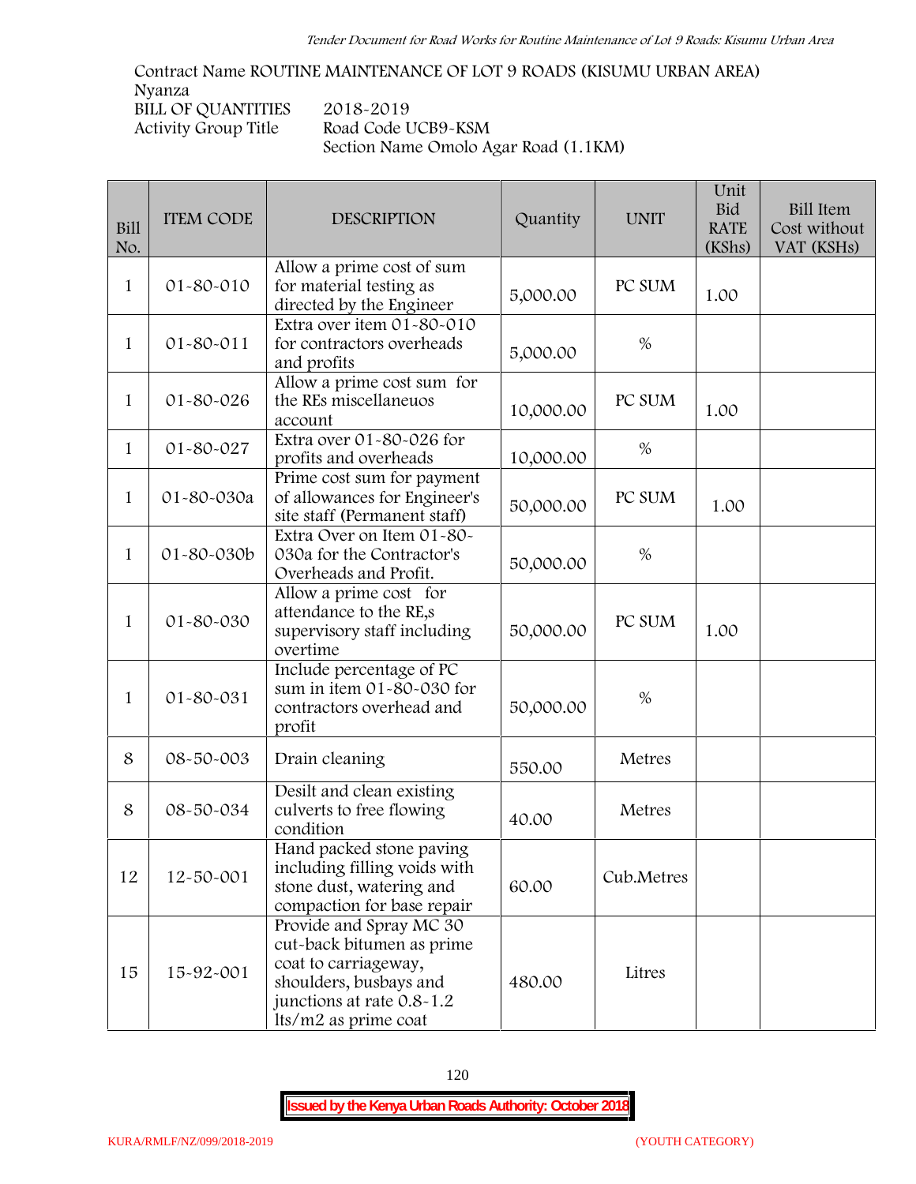Contract Name ROUTINE MAINTENANCE OF LOT 9 ROADS (KISUMU URBAN AREA)
Nyanza
BILL OF QUANTITIES 2018-2019
Activity Group Title Road Code UCB9-KSM
Section Name Omolo Agar Road (1.1KM)

| Bill No. | ITEM CODE | DESCRIPTION | Quantity | UNIT | Unit Bid RATE (KShs) | Bill Item Cost without VAT (KSHs) |
|---|---|---|---|---|---|---|
| 1 | 01-80-010 | Allow a prime cost of sum for material testing as directed by the Engineer | 5,000.00 | PC SUM | 1.00 | |
| 1 | 01-80-011 | Extra over item 01-80-010 for contractors overheads and profits | 5,000.00 | % | | |
| 1 | 01-80-026 | Allow a prime cost sum for the REs miscellaneuos account | 10,000.00 | PC SUM | 1.00 | |
| 1 | 01-80-027 | Extra over 01-80-026 for profits and overheads | 10,000.00 | % | | |
| 1 | 01-80-030a | Prime cost sum for payment of allowances for Engineer's site staff (Permanent staff) | 50,000.00 | PC SUM | 1.00 | |
| 1 | 01-80-030b | Extra Over on Item 01-80-030a for the Contractor's Overheads and Profit. | 50,000.00 | % | | |
| 1 | 01-80-030 | Allow a prime cost for attendance to the RE,s supervisory staff including overtime | 50,000.00 | PC SUM | 1.00 | |
| 1 | 01-80-031 | Include percentage of PC sum in item 01-80-030 for contractors overhead and profit | 50,000.00 | % | | |
| 8 | 08-50-003 | Drain cleaning | 550.00 | Metres | | |
| 8 | 08-50-034 | Desilt and clean existing culverts to free flowing condition | 40.00 | Metres | | |
| 12 | 12-50-001 | Hand packed stone paving including filling voids with stone dust, watering and compaction for base repair | 60.00 | Cub.Metres | | |
| 15 | 15-92-001 | Provide and Spray MC 30 cut-back bitumen as prime coat to carriageway, shoulders, busbays and junctions at rate 0.8-1.2 lts/m2 as prime coat | 480.00 | Litres | | |

**Issued by the Kenya Urban Roads Authority: October 2018**

KURA/RMLF/NZ/099/2018-2019 (YOUTH CATEGORY)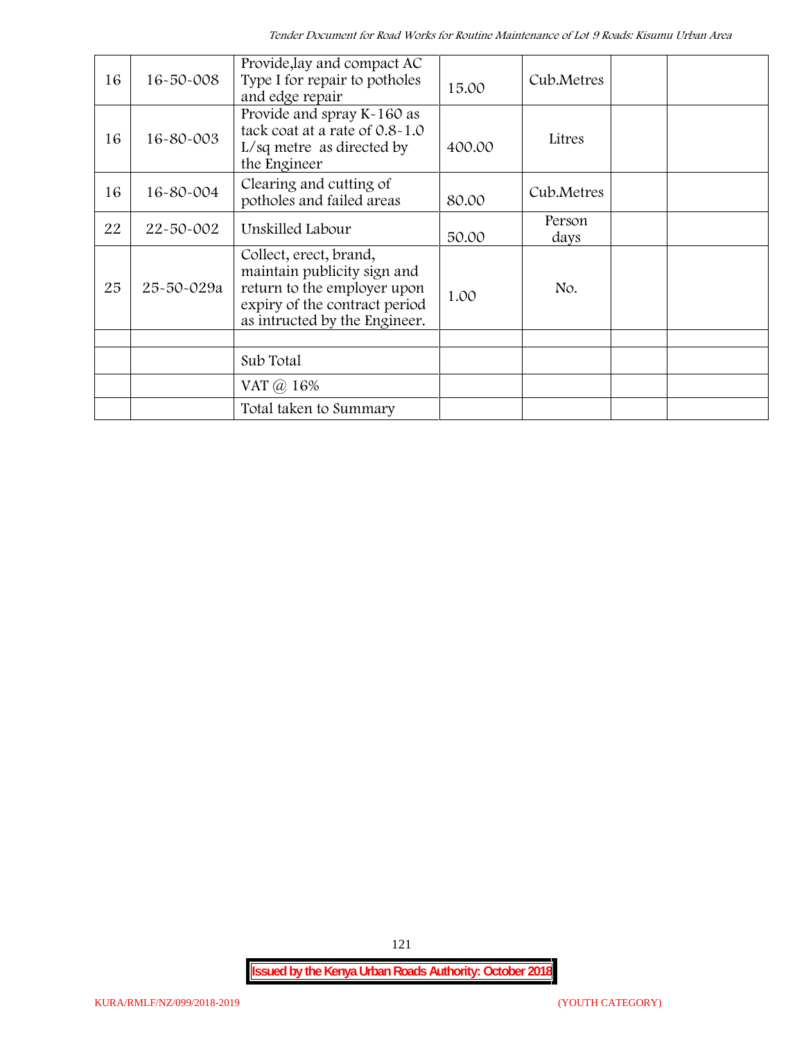| 16 | 16-50-008 | Provide,lay and compact AC Type I for repair to potholes and edge repair | 15.00 | Cub.Metres | | |
|---|---|---|---|---|---|---|
| 16 | 16-80-003 | Provide and spray K-160 as tack coat at a rate of 0.8-1.0 L/sq metre as directed by the Engineer | 400.00 | Litres | | |
| 16 | 16-80-004 | Clearing and cutting of potholes and failed areas | 80.00 | Cub.Metres | | |
| 22 | 22-50-002 | Unskilled Labour | 50.00 | Person days | | |
| 25 | 25-50-029a | Collect, erect, brand, maintain publicity sign and return to the employer upon expiry of the contract period as intructed by the Engineer. | 1.00 | No. | | |
| | | | | | | |
| | | Sub Total | | | | |
| | | VAT @ 16% | | | | |
| | | Total taken to Summary | | | | |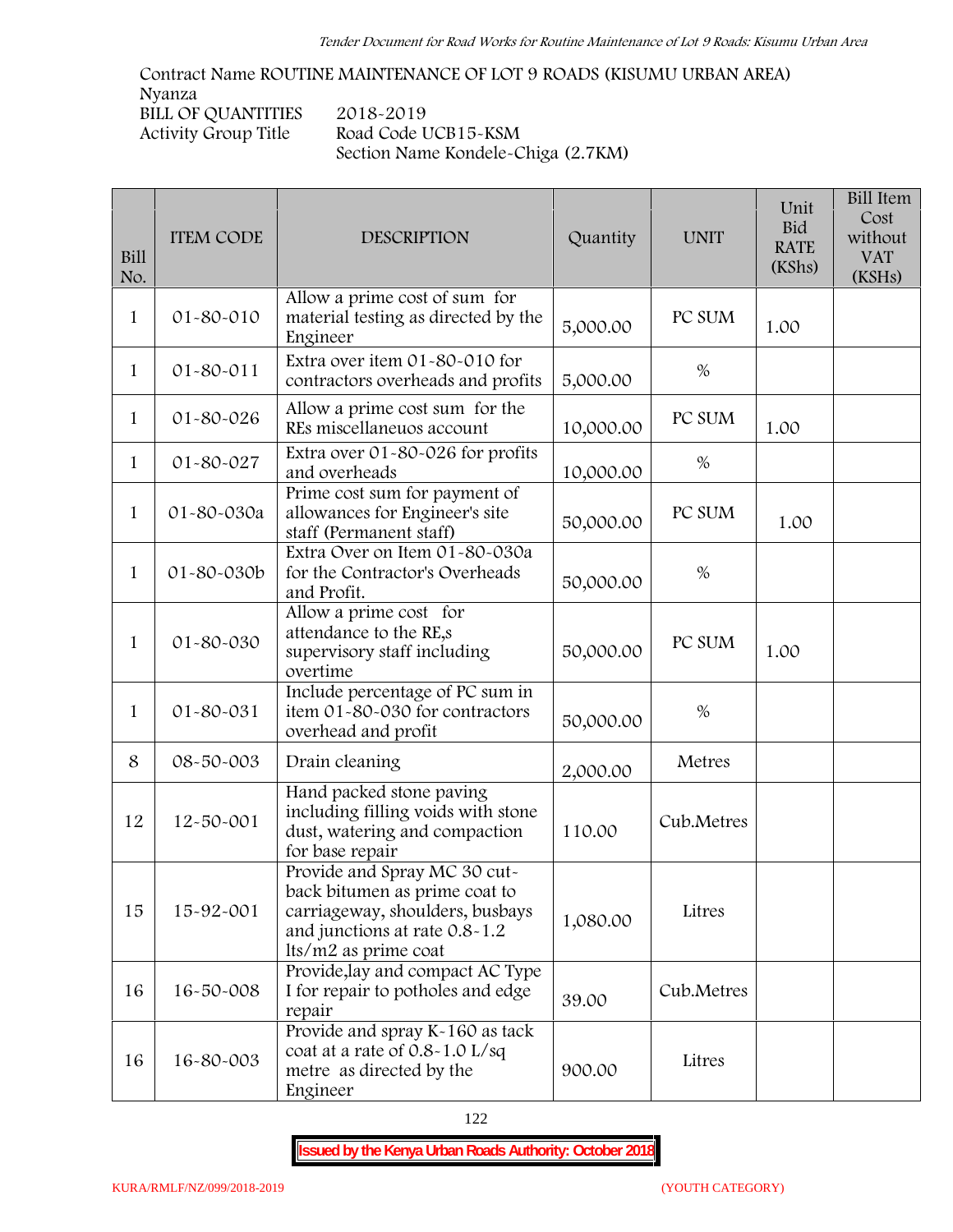Contract Name ROUTINE MAINTENANCE OF LOT 9 ROADS (KISUMU URBAN AREA)
Nyanza
BILL OF QUANTITIES 2018-2019
Activity Group Title Road Code UCB15-KSM
Section Name Kondele-Chiga (2.7KM)

| Bill No. | ITEM CODE | DESCRIPTION | Quantity | UNIT | Unit Bid RATE (KShs) | Bill Item Cost without VAT (KSHs) |
|---|---|---|---|---|---|---|
| 1 | 01-80-010 | Allow a prime cost of sum for material testing as directed by the Engineer | 5,000.00 | PC SUM | 1.00 | |
| 1 | 01-80-011 | Extra over item 01-80-010 for contractors overheads and profits | 5,000.00 | % | | |
| 1 | 01-80-026 | Allow a prime cost sum for the REs miscellaneuos account | 10,000.00 | PC SUM | 1.00 | |
| 1 | 01-80-027 | Extra over 01-80-026 for profits and overheads | 10,000.00 | % | | |
| 1 | 01-80-030a | Prime cost sum for payment of allowances for Engineer's site staff (Permanent staff) | 50,000.00 | PC SUM | 1.00 | |
| 1 | 01-80-030b | Extra Over on Item 01-80-030a for the Contractor's Overheads and Profit. | 50,000.00 | % | | |
| 1 | 01-80-030 | Allow a prime cost for attendance to the RE,s supervisory staff including overtime | 50,000.00 | PC SUM | 1.00 | |
| 1 | 01-80-031 | Include percentage of PC sum in item 01-80-030 for contractors overhead and profit | 50,000.00 | % | | |
| 8 | 08-50-003 | Drain cleaning | 2,000.00 | Metres | | |
| 12 | 12-50-001 | Hand packed stone paving including filling voids with stone dust, watering and compaction for base repair | 110.00 | Cub.Metres | | |
| 15 | 15-92-001 | Provide and Spray MC 30 cut-back bitumen as prime coat to carriageway, shoulders, busbays and junctions at rate 0.8-1.2 lts/m2 as prime coat | 1,080.00 | Litres | | |
| 16 | 16-50-008 | Provide,lay and compact AC Type I for repair to potholes and edge repair | 39.00 | Cub.Metres | | |
| 16 | 16-80-003 | Provide and spray K-160 as tack coat at a rate of 0.8-1.0 L/sq metre as directed by the Engineer | 900.00 | Litres | | |

**Issued by the Kenya Urban Roads Authority: October 2018**

KURA/RMLF/NZ/099/2018-2019 (YOUTH CATEGORY)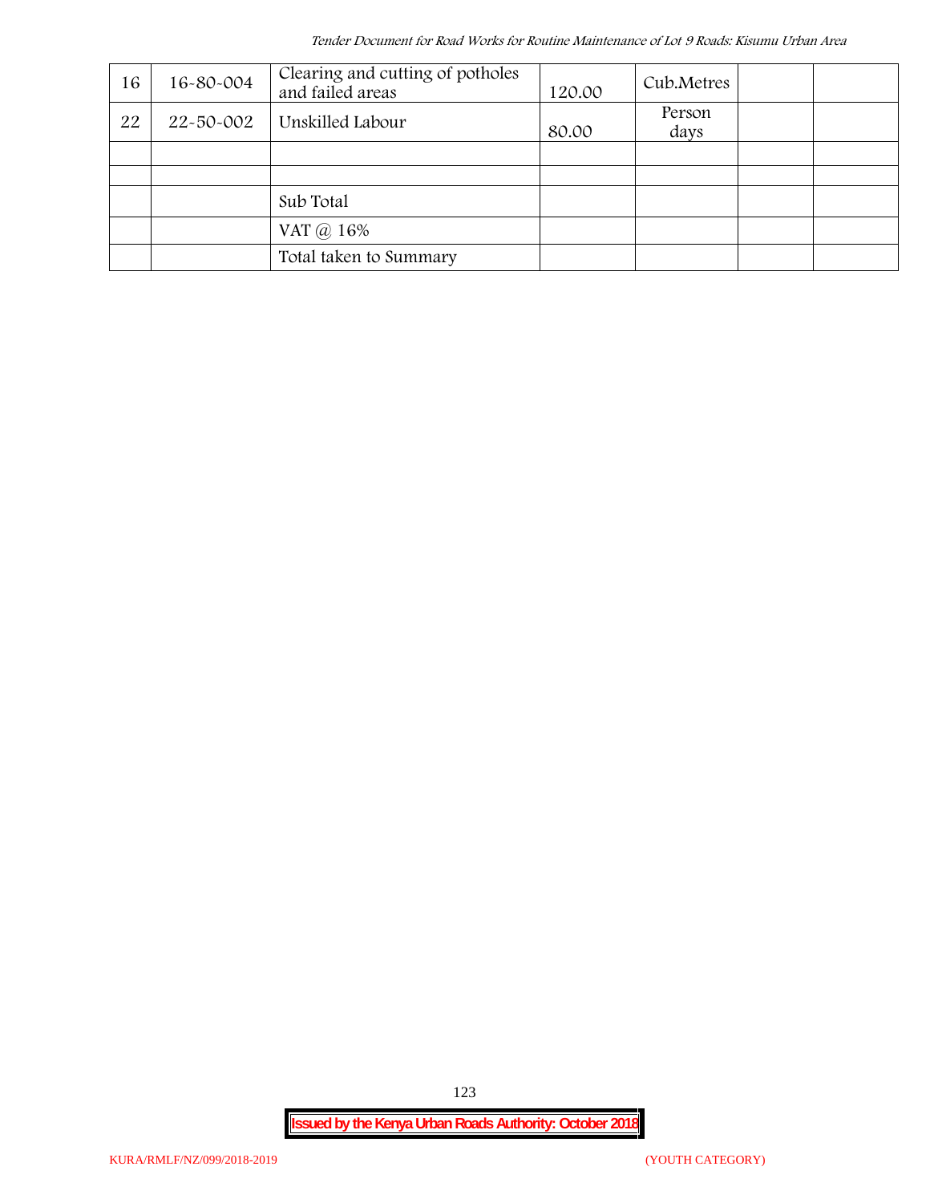| 16 | 16-80-004 | Clearing and cutting of potholes and failed areas | 120.00 | Cub.Metres | | |
|---|---|---|---|---|---|---|
| 22 | 22-50-002 | Unskilled Labour | 80.00 | Person days | | |
| | | | | | | |
| | | | | | | |
| | | Sub Total | | | | |
| | | VAT @ 16% | | | | |
| | | Total taken to Summary | | | | |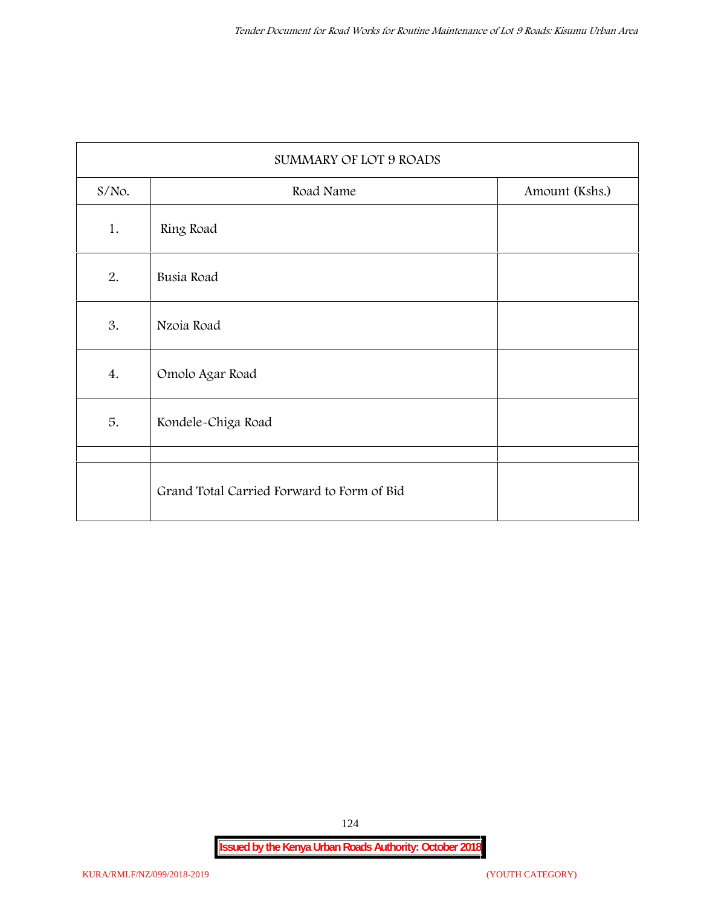| SUMMARY OF LOT 9 ROADS | | |
|---|---|---|
| S/No. | Road Name | Amount (Kshs.) |
| 1. | Ring Road | |
| 2. | Busia Road | |
| 3. | Nzoia Road | |
| 4. | Omolo Agar Road | |
| 5. | Kondele-Chiga Road | |
| | | |
| | Grand Total Carried Forward to Form of Bid | |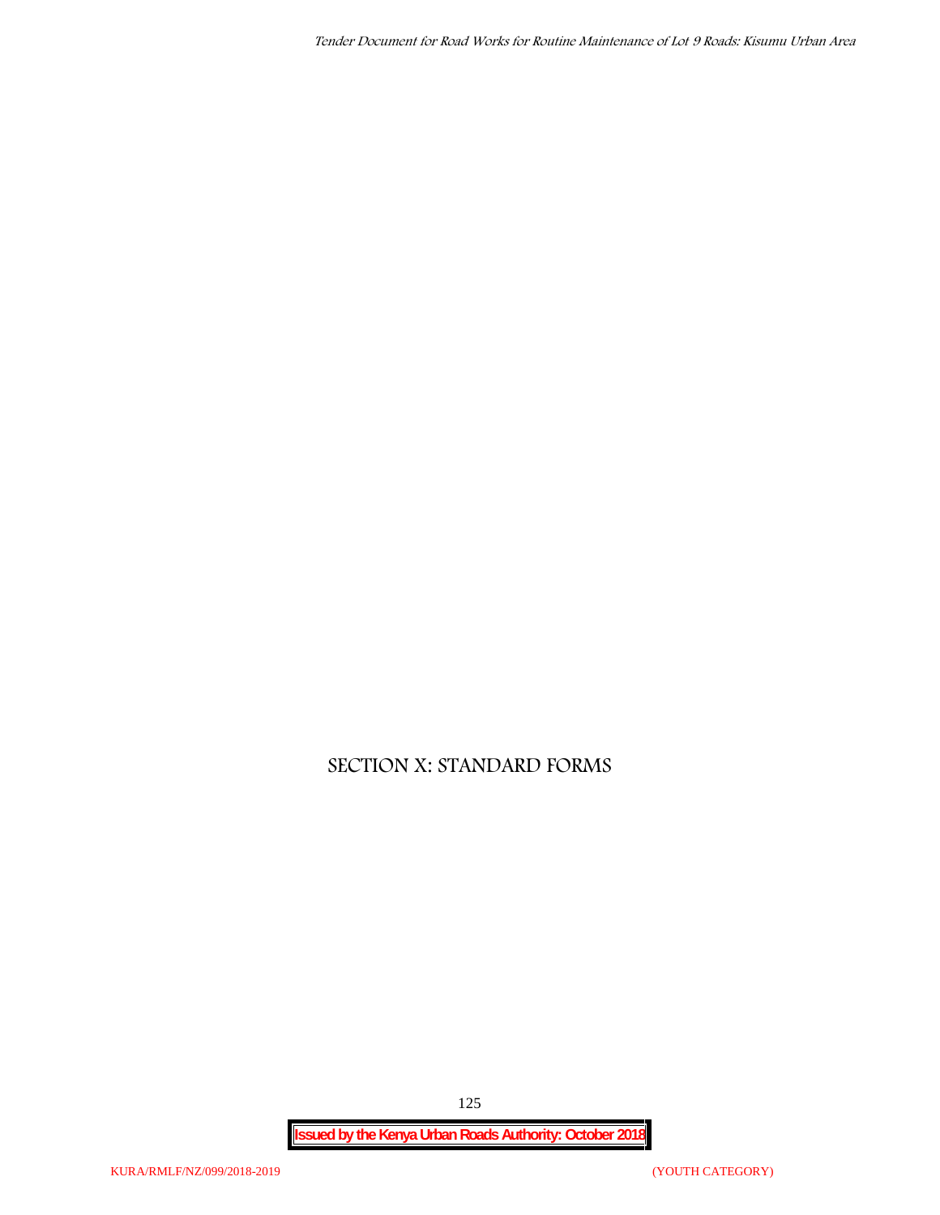# SECTION X: STANDARD FORMS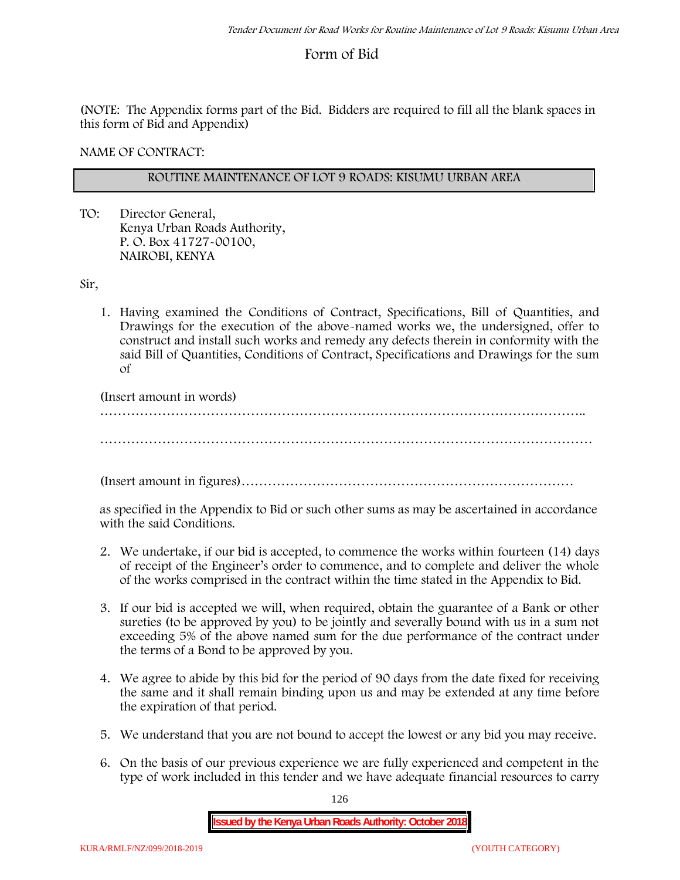# Form of Bid

(NOTE: The Appendix forms part of the Bid. Bidders are required to fill all the blank spaces in this form of Bid and Appendix)

NAME OF CONTRACT:

| ROUTINE MAINTENANCE OF LOT 9 ROADS: KISUMU URBAN AREA |
|---|

TO: Director General,
Kenya Urban Roads Authority,
P. O. Box 41727-00100,
NAIROBI, KENYA

Sir,

1. Having examined the Conditions of Contract, Specifications, Bill of Quantities, and Drawings for the execution of the above-named works we, the undersigned, offer to construct and install such works and remedy any defects therein in conformity with the said Bill of Quantities, Conditions of Contract, Specifications and Drawings for the sum of

   (Insert amount in words)
   ………………………………………………………………………………………………..

   …………………………………………………………………………………………………

   (Insert amount in figures)…………………………………………………………………

   as specified in the Appendix to Bid or such other sums as may be ascertained in accordance with the said Conditions.

2. We undertake, if our bid is accepted, to commence the works within fourteen (14) days of receipt of the Engineer's order to commence, and to complete and deliver the whole of the works comprised in the contract within the time stated in the Appendix to Bid.

3. If our bid is accepted we will, when required, obtain the guarantee of a Bank or other sureties (to be approved by you) to be jointly and severally bound with us in a sum not exceeding 5% of the above named sum for the due performance of the contract under the terms of a Bond to be approved by you.

4. We agree to abide by this bid for the period of 90 days from the date fixed for receiving the same and it shall remain binding upon us and may be extended at any time before the expiration of that period.

5. We understand that you are not bound to accept the lowest or any bid you may receive.

6. On the basis of our previous experience we are fully experienced and competent in the type of work included in this tender and we have adequate financial resources to carry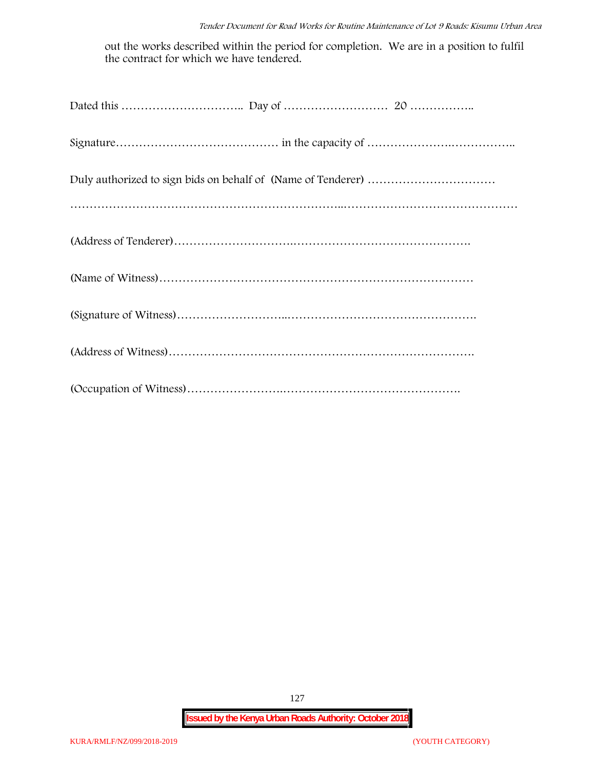out the works described within the period for completion. We are in a position to fulfil the contract for which we have tendered.

Dated this ………………………….. Day of ……………………… 20 ……………..

Signature…………………………………… in the capacity of ………………….……………..

Duly authorized to sign bids on behalf of (Name of Tenderer) ……………………………

………………………………………………………..………………………………………

(Address of Tenderer)………………………….……………………………………….

(Name of Witness)………………………………………………………………………

(Signature of Witness)……………………...………………………………………….

(Address of Witness)…………………………………………………………………….

(Occupation of Witness)…………………….……………………………………….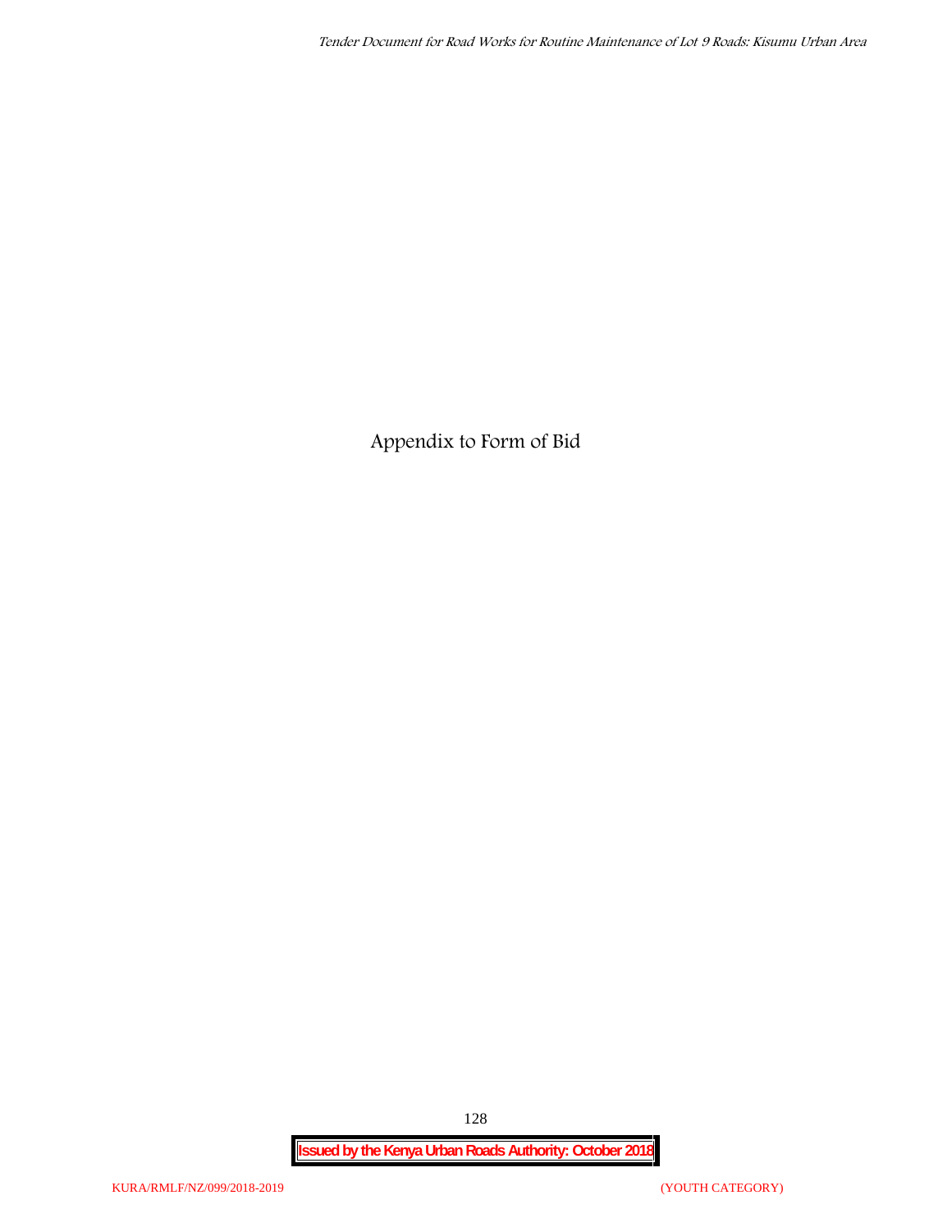# Appendix to Form of Bid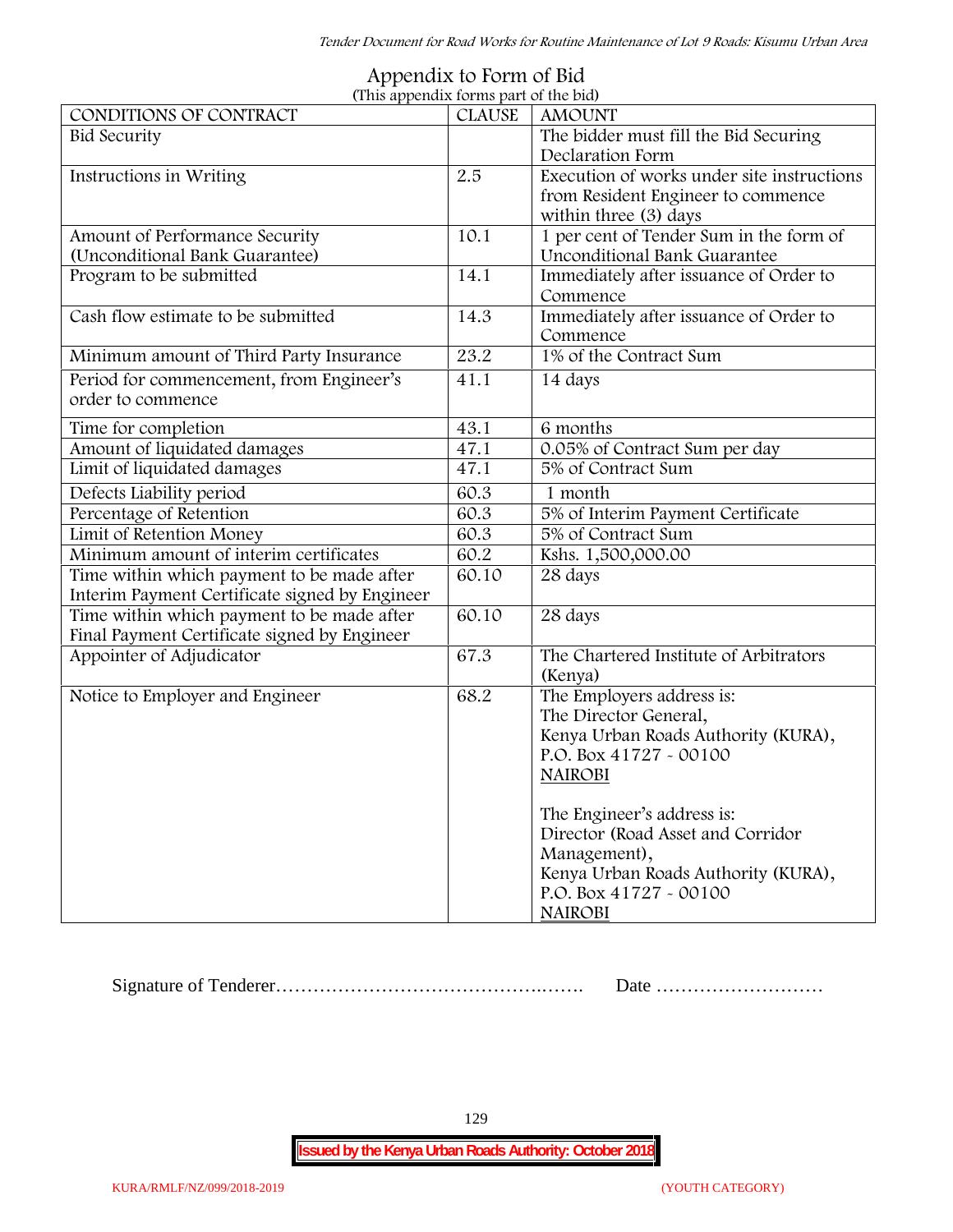## Appendix to Form of Bid

(This appendix forms part of the bid)

| CONDITIONS OF CONTRACT | CLAUSE | AMOUNT |
|---|---|---|
| Bid Security | | The bidder must fill the Bid Securing Declaration Form |
| Instructions in Writing | 2.5 | Execution of works under site instructions from Resident Engineer to commence within three (3) days |
| Amount of Performance Security (Unconditional Bank Guarantee) | 10.1 | 1 per cent of Tender Sum in the form of Unconditional Bank Guarantee |
| Program to be submitted | 14.1 | Immediately after issuance of Order to Commence |
| Cash flow estimate to be submitted | 14.3 | Immediately after issuance of Order to Commence |
| Minimum amount of Third Party Insurance | 23.2 | 1% of the Contract Sum |
| Period for commencement, from Engineer's order to commence | 41.1 | 14 days |
| Time for completion | 43.1 | 6 months |
| Amount of liquidated damages | 47.1 | 0.05% of Contract Sum per day |
| Limit of liquidated damages | 47.1 | 5% of Contract Sum |
| Defects Liability period | 60.3 | 1 month |
| Percentage of Retention | 60.3 | 5% of Interim Payment Certificate |
| Limit of Retention Money | 60.3 | 5% of Contract Sum |
| Minimum amount of interim certificates | 60.2 | Kshs. 1,500,000.00 |
| Time within which payment to be made after Interim Payment Certificate signed by Engineer | 60.10 | 28 days |
| Time within which payment to be made after Final Payment Certificate signed by Engineer | 60.10 | 28 days |
| Appointer of Adjudicator | 67.3 | The Chartered Institute of Arbitrators (Kenya) |
| Notice to Employer and Engineer | 68.2 | The Employers address is:<br>The Director General,<br>Kenya Urban Roads Authority (KURA),<br>P.O. Box 41727 - 00100<br>NAIROBI<br><br>The Engineer's address is:<br>Director (Road Asset and Corridor Management),<br>Kenya Urban Roads Authority (KURA),<br>P.O. Box 41727 - 00100<br>NAIROBI |

Signature of Tenderer………………………………………..……. Date ………………………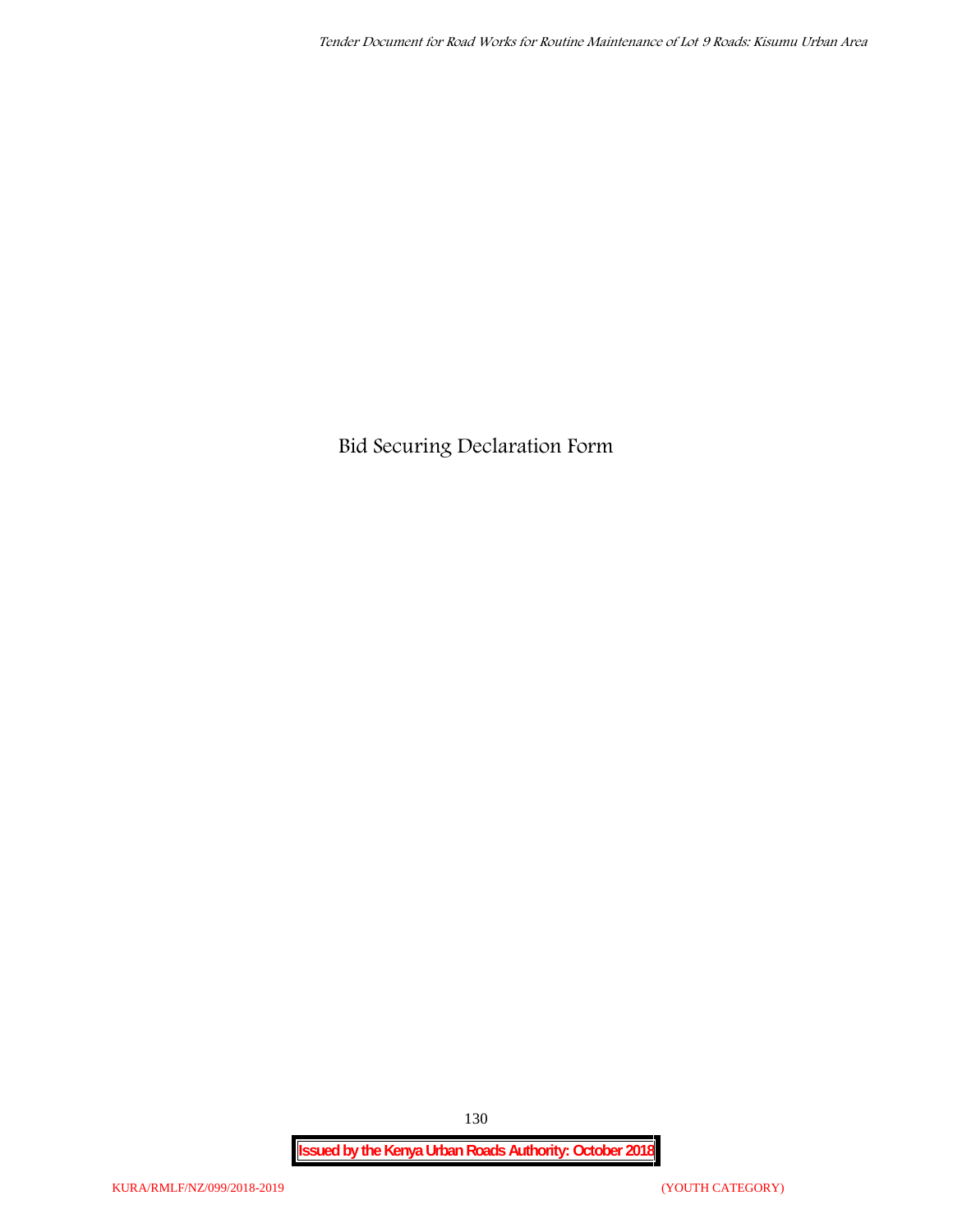# Bid Securing Declaration Form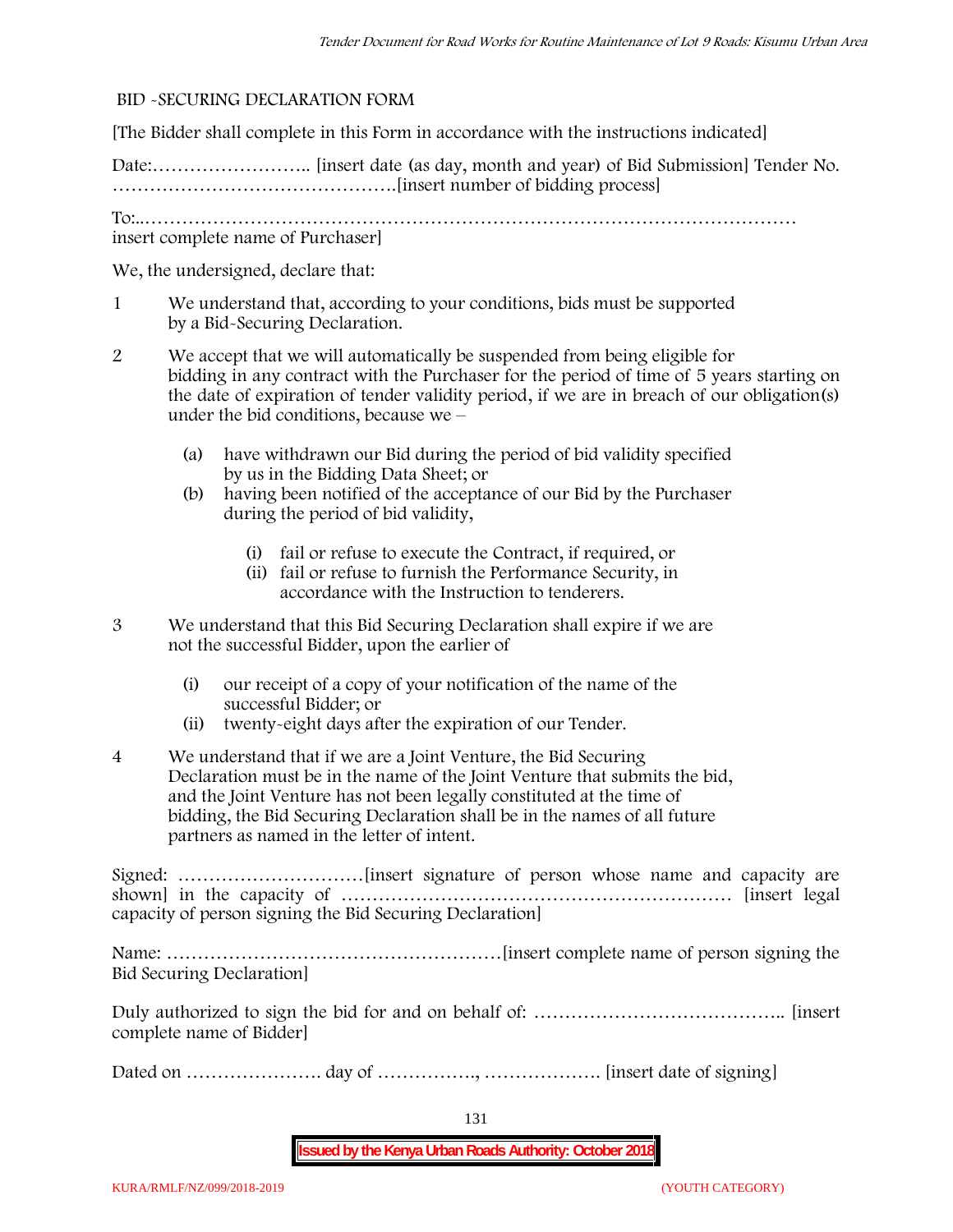## BID -SECURING DECLARATION FORM

[The Bidder shall complete in this Form in accordance with the instructions indicated]

Date:…………………….. [insert date (as day, month and year) of Bid Submission] Tender No. ……………………………………….[insert number of bidding process]

To:..……………………………………………………………………………………… insert complete name of Purchaser]

We, the undersigned, declare that:

1. We understand that, according to your conditions, bids must be supported by a Bid-Securing Declaration.
2. We accept that we will automatically be suspended from being eligible for bidding in any contract with the Purchaser for the period of time of 5 years starting on the date of expiration of tender validity period, if we are in breach of our obligation(s) under the bid conditions, because we –
   - (a) have withdrawn our Bid during the period of bid validity specified by us in the Bidding Data Sheet; or
   - (b) having been notified of the acceptance of our Bid by the Purchaser during the period of bid validity,
     - (i) fail or refuse to execute the Contract, if required, or
     - (ii) fail or refuse to furnish the Performance Security, in accordance with the Instruction to tenderers.
3. We understand that this Bid Securing Declaration shall expire if we are not the successful Bidder, upon the earlier of
   - (i) our receipt of a copy of your notification of the name of the successful Bidder; or
   - (ii) twenty-eight days after the expiration of our Tender.
4. We understand that if we are a Joint Venture, the Bid Securing Declaration must be in the name of the Joint Venture that submits the bid, and the Joint Venture has not been legally constituted at the time of bidding, the Bid Securing Declaration shall be in the names of all future partners as named in the letter of intent.

Signed: …………………………[insert signature of person whose name and capacity are shown] in the capacity of ……………………………………………………… [insert legal capacity of person signing the Bid Securing Declaration]

Name: ………………………………………………[insert complete name of person signing the Bid Securing Declaration]

Duly authorized to sign the bid for and on behalf of: ………………………………….. [insert complete name of Bidder]

Dated on …………………. day of ……………., ………………. [insert date of signing]

**Issued by the Kenya Urban Roads Authority: October 2018**

KURA/RMLF/NZ/099/2018-2019 (YOUTH CATEGORY)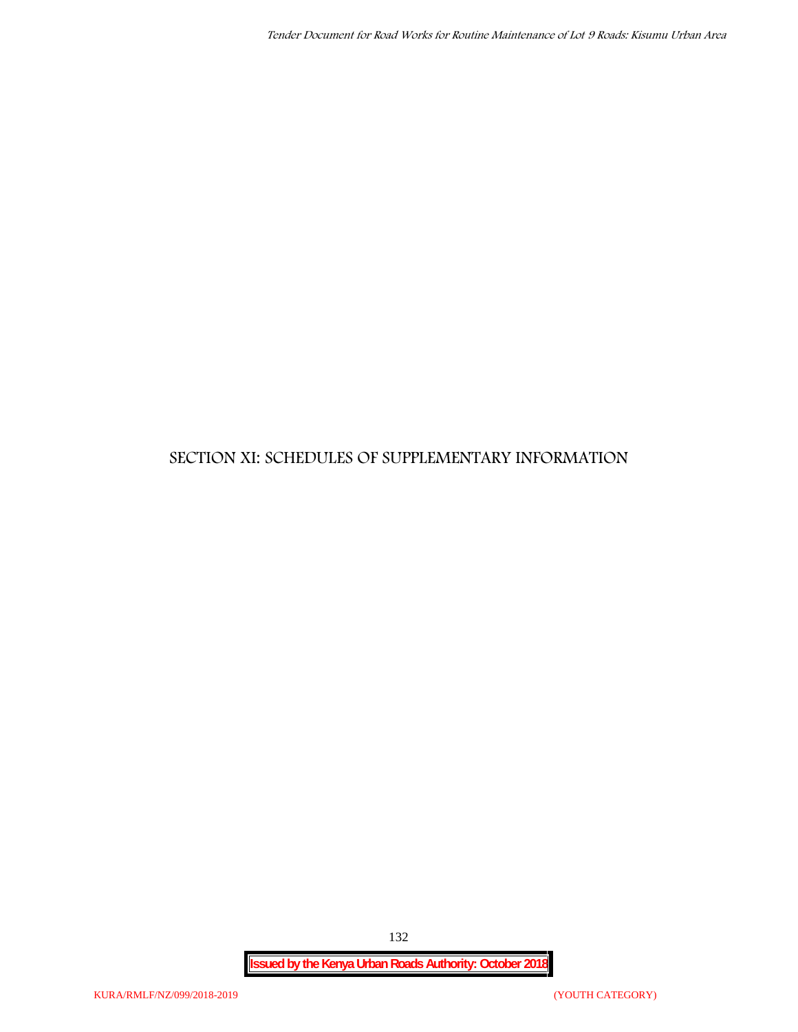# SECTION XI: SCHEDULES OF SUPPLEMENTARY INFORMATION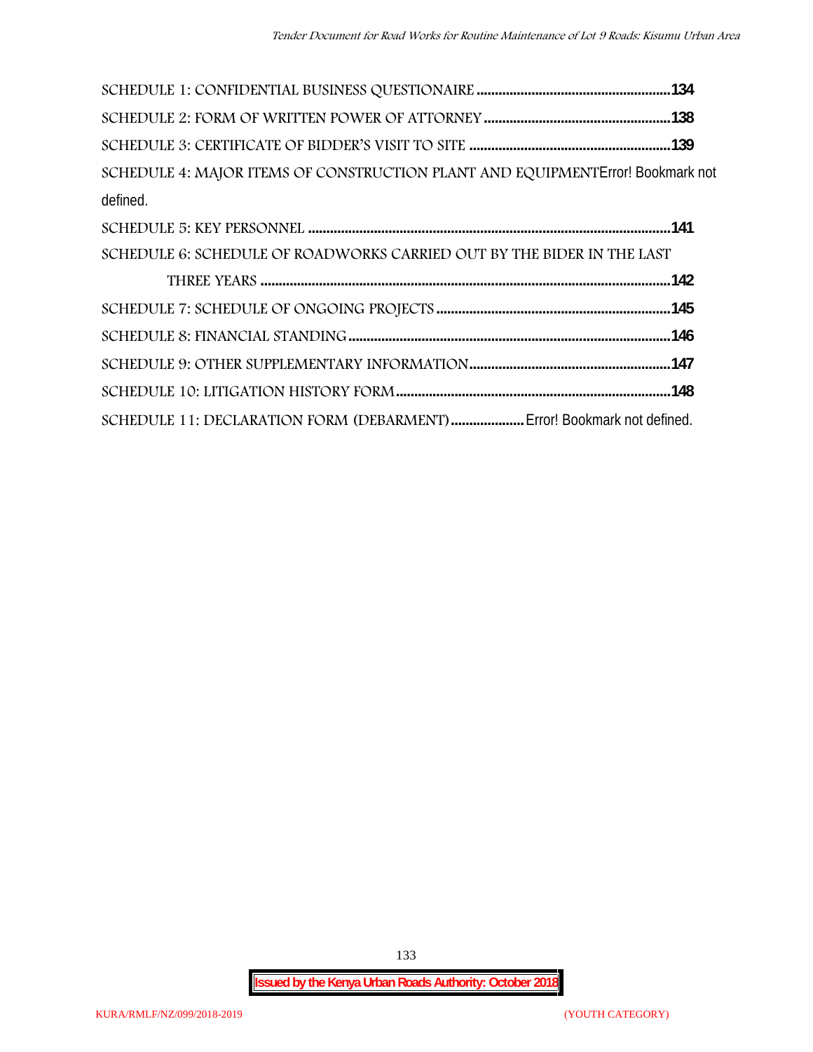SCHEDULE 1: CONFIDENTIAL BUSINESS QUESTIONAIRE ....................................................134

SCHEDULE 2: FORM OF WRITTEN POWER OF ATTORNEY ..................................................138

SCHEDULE 3: CERTIFICATE OF BIDDER'S VISIT TO SITE ......................................................139

SCHEDULE 4: MAJOR ITEMS OF CONSTRUCTION PLANT AND EQUIPMENTError! Bookmark not defined.

SCHEDULE 5: KEY PERSONNEL ..................................................................................................141

SCHEDULE 6: SCHEDULE OF ROADWORKS CARRIED OUT BY THE BIDER IN THE LAST THREE YEARS ...............................................................................................................142

SCHEDULE 7: SCHEDULE OF ONGOING PROJECTS ...............................................................145

SCHEDULE 8: FINANCIAL STANDING .......................................................................................146

SCHEDULE 9: OTHER SUPPLEMENTARY INFORMATION......................................................147

SCHEDULE 10: LITIGATION HISTORY FORM...........................................................................148

SCHEDULE 11: DECLARATION FORM (DEBARMENT) .................... Error! Bookmark not defined.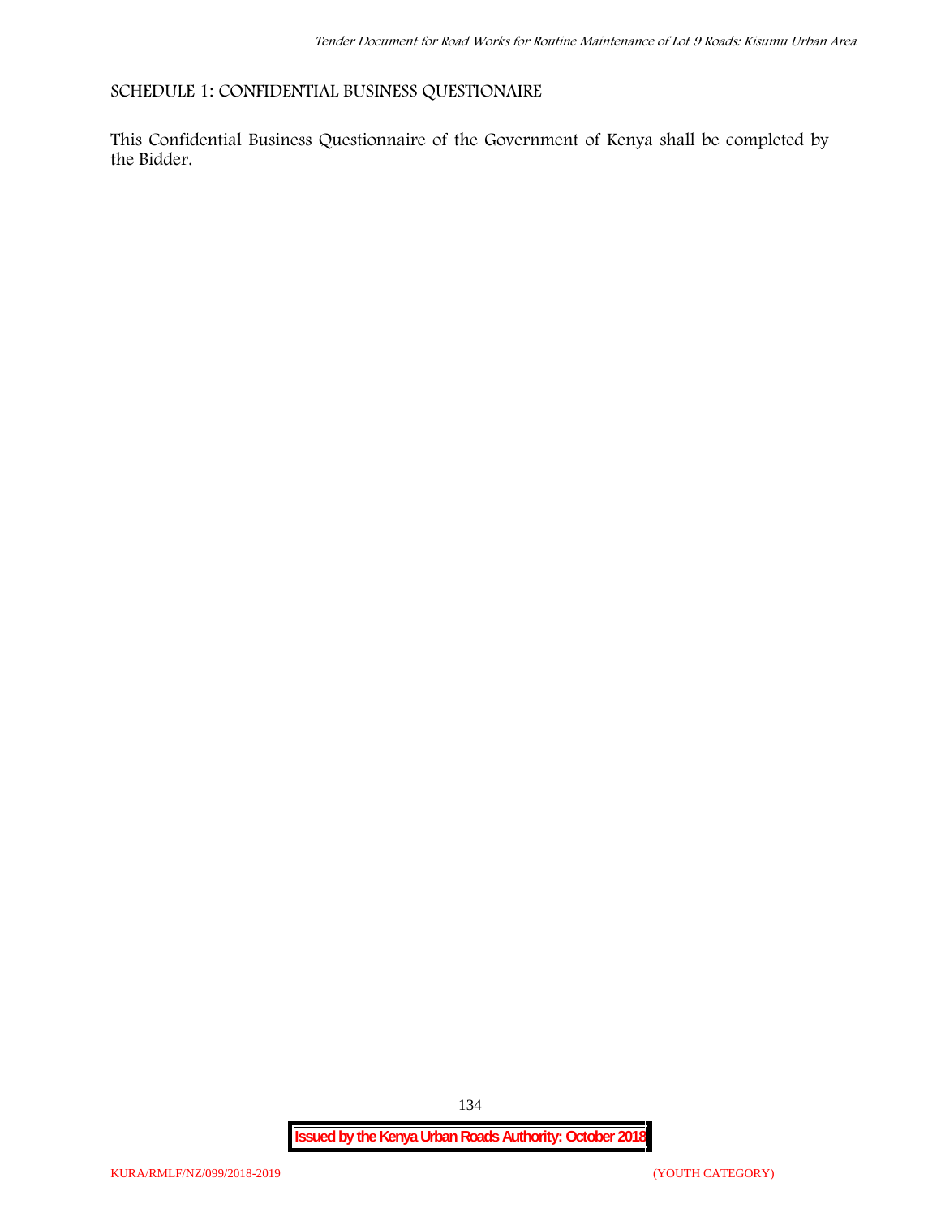## SCHEDULE 1: CONFIDENTIAL BUSINESS QUESTIONAIRE

This Confidential Business Questionnaire of the Government of Kenya shall be completed by the Bidder.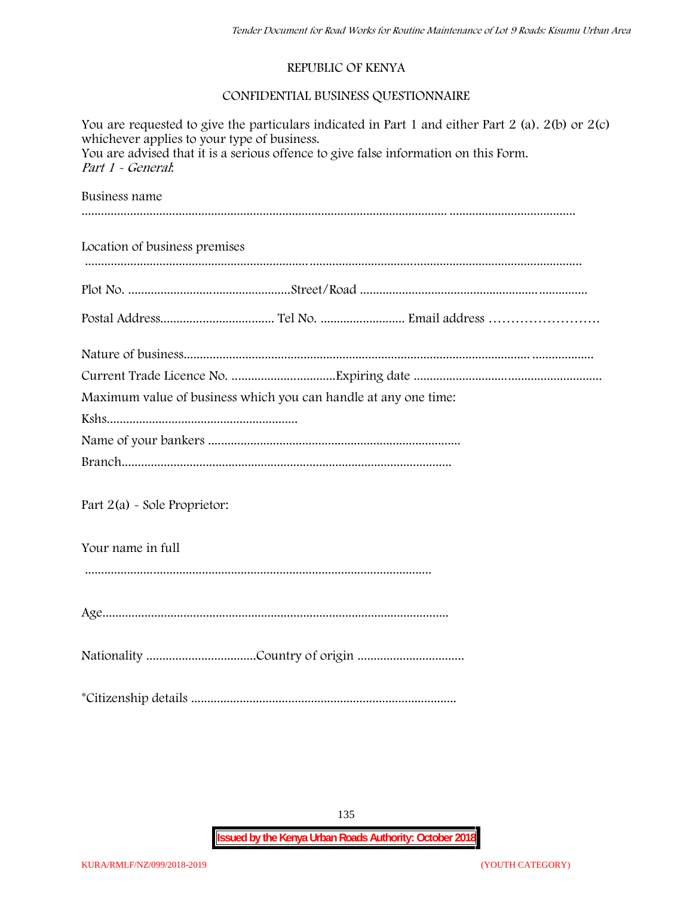REPUBLIC OF KENYA

CONFIDENTIAL BUSINESS QUESTIONNAIRE

You are requested to give the particulars indicated in Part 1 and either Part 2 (a). 2(b) or 2(c) whichever applies to your type of business.
You are advised that it is a serious offence to give false information on this Form.
*Part 1 - General*:

Business name

.............................................................................................................................................................

Location of business premises

.............................................................................................................................................................

Plot No. .................................................Street/Road .....................................................................

Postal Address.................................. Tel No. ......................... Email address …………………….

Nature of business.............................................................................................................................

Current Trade Licence No. ...............................Expiring date ........................................................

Maximum value of business which you can handle at any one time:

Kshs..........................................................

Name of your bankers ............................................................................

Branch.....................................................................................................

Part 2(a) - Sole Proprietor:

Your name in full

..........................................................................................................

Age.........................................................................................................

Nationality .................................Country of origin ................................

*Citizenship details ................................................................................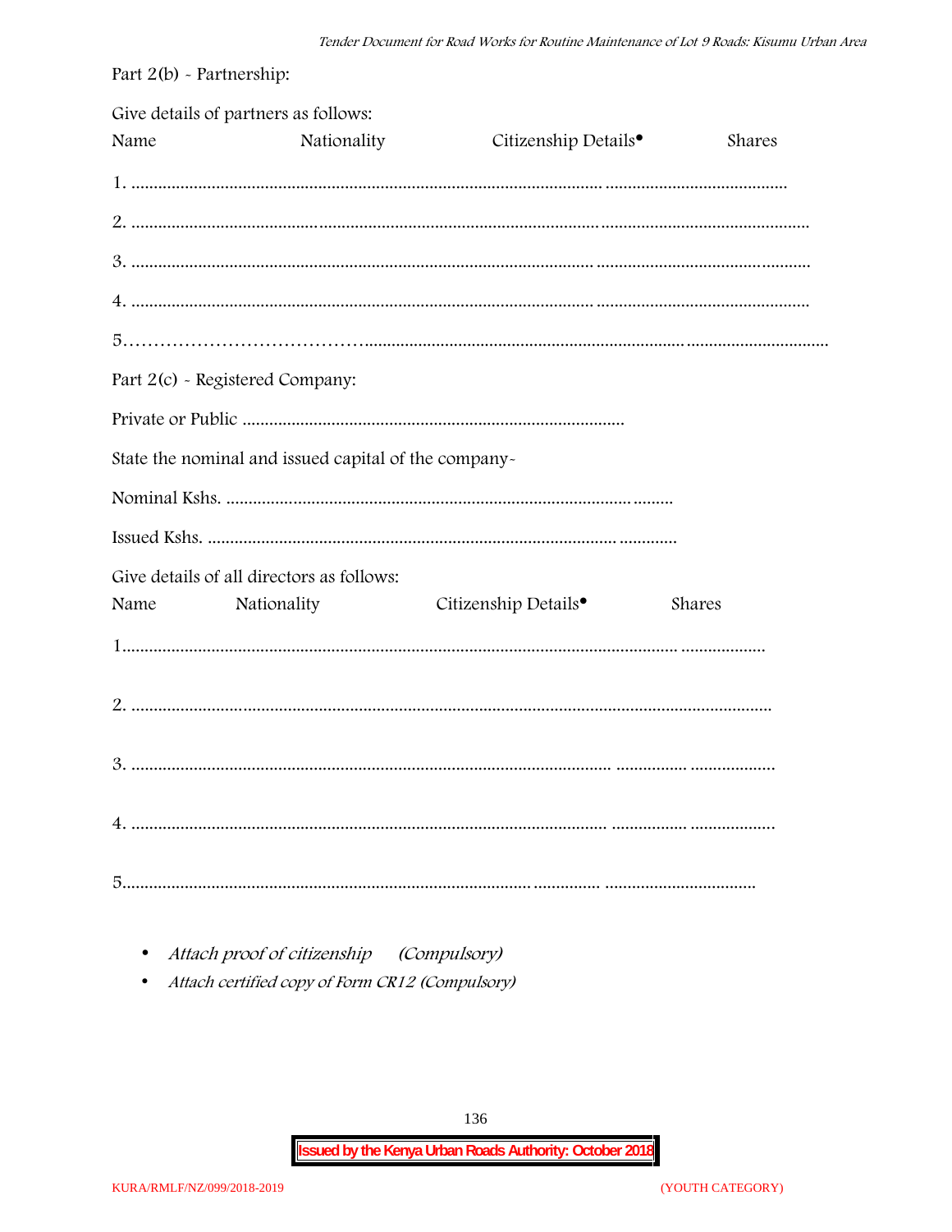Part 2(b) - Partnership:

Give details of partners as follows:

| Name | Nationality | Citizenship Details• | Shares |
|---|---|---|---|

1. .......................................................................................................................................................................

2. .......................................................................................................................................................................

3. .......................................................................................................................................................................

4. .......................................................................................................................................................................

5. .......................................................................................................................................................................

Part 2(c) - Registered Company:

Private or Public .....................................................................................

State the nominal and issued capital of the company-

Nominal Kshs. ...............................................................................................

Issued Kshs. ...................................................................................................

Give details of all directors as follows:

| Name | Nationality | Citizenship Details• | Shares |
|---|---|---|---|

1. .......................................................................................................................................................................

2. .......................................................................................................................................................................

3. .......................................................................................................................................................................

4. .......................................................................................................................................................................

5. .......................................................................................................................................................................

- *Attach proof of citizenship (Compulsory)*
- *Attach certified copy of Form CR12 (Compulsory)*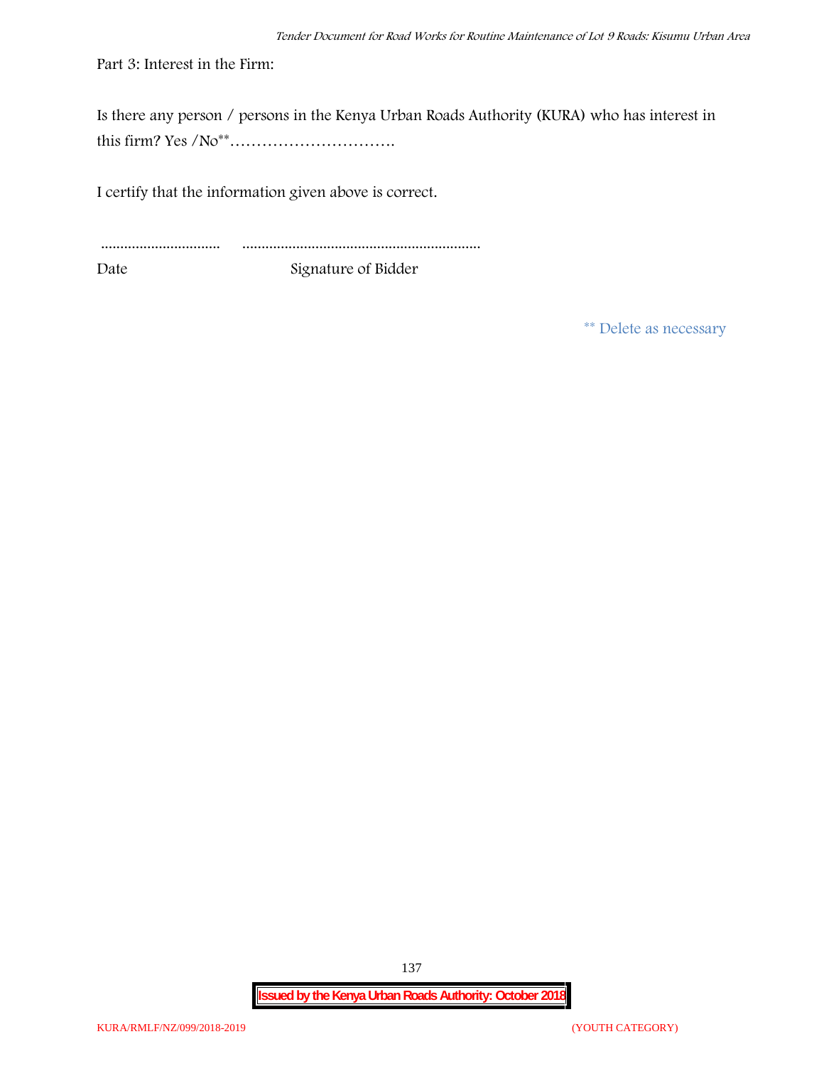Part 3: Interest in the Firm:

Is there any person / persons in the Kenya Urban Roads Authority (KURA) who has interest in this firm? Yes /No** ………………………….

I certify that the information given above is correct.

............................... ..............................................................

Date Signature of Bidder

** Delete as necessary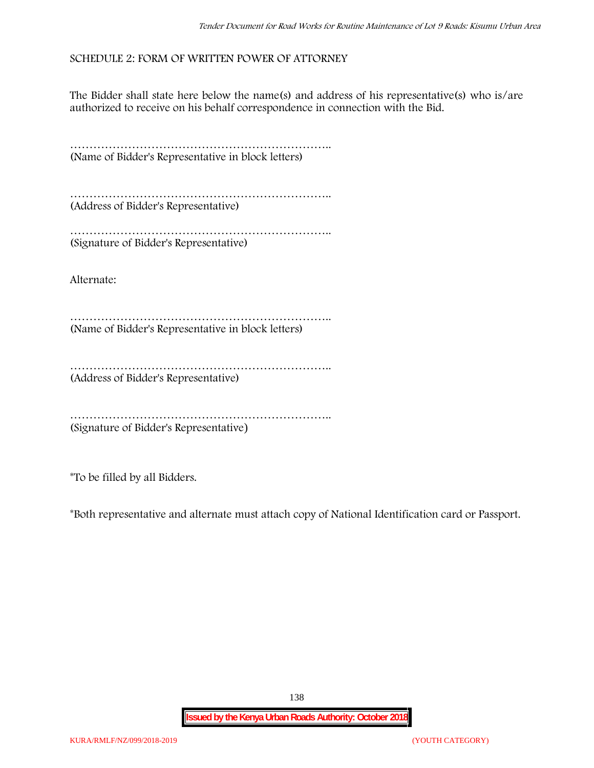## SCHEDULE 2: FORM OF WRITTEN POWER OF ATTORNEY

The Bidder shall state here below the name(s) and address of his representative(s) who is/are authorized to receive on his behalf correspondence in connection with the Bid.

…………………………………………………………..
(Name of Bidder's Representative in block letters)

…………………………………………………………..
(Address of Bidder's Representative)

…………………………………………………………..
(Signature of Bidder's Representative)

Alternate:

…………………………………………………………..
(Name of Bidder's Representative in block letters)

…………………………………………………………..
(Address of Bidder's Representative)

…………………………………………………………..
(Signature of Bidder's Representative)

*To be filled by all Bidders.

*Both representative and alternate must attach copy of National Identification card or Passport.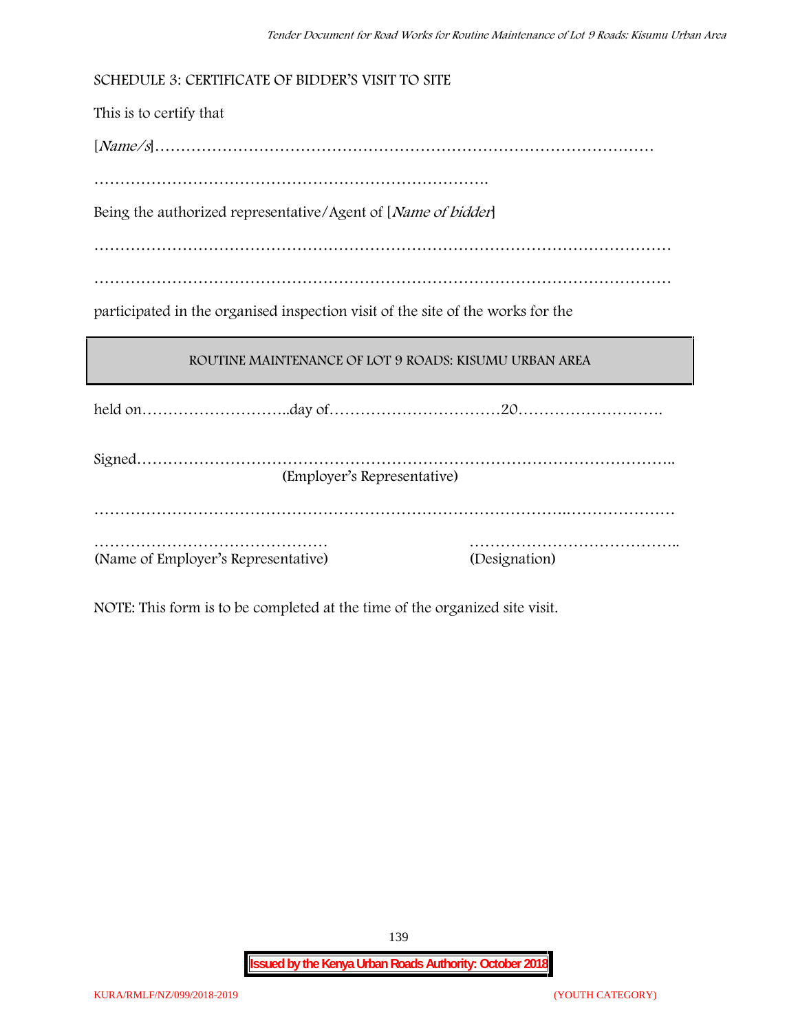SCHEDULE 3: CERTIFICATE OF BIDDER'S VISIT TO SITE

This is to certify that

[*Name/s*]……………………………………………………………………………………

………………………………………………………………….

Being the authorized representative/Agent of [*Name of bidder*]

…………………………………………………………………………………………………

…………………………………………………………………………………………………

participated in the organised inspection visit of the site of the works for the

| ROUTINE MAINTENANCE OF LOT 9 ROADS: KISUMU URBAN AREA |
|---|

held on………………………..day of……………………………20……………………….

Signed………………………………………………………………………………………..
(Employer's Representative)

…………………………………………………………………………..…………………

……………………………………… (Name of Employer's Representative)

………………………………….. (Designation)

NOTE: This form is to be completed at the time of the organized site visit.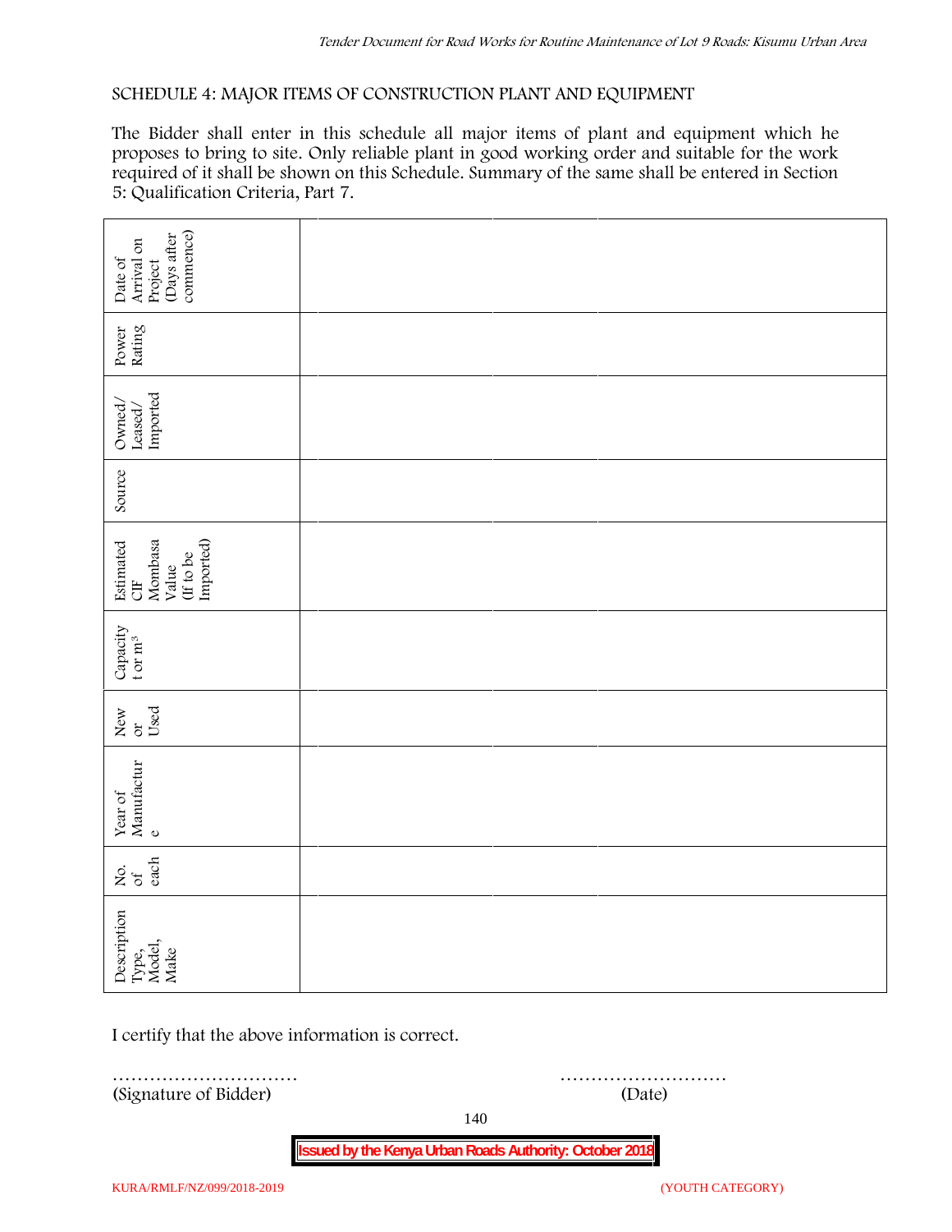SCHEDULE 4: MAJOR ITEMS OF CONSTRUCTION PLANT AND EQUIPMENT

The Bidder shall enter in this schedule all major items of plant and equipment which he proposes to bring to site. Only reliable plant in good working order and suitable for the work required of it shall be shown on this Schedule. Summary of the same shall be entered in Section 5: Qualification Criteria, Part 7.

| Description Type, Model, Make | No. of each | Year of Manufacture | New or Used | Capacity t or $m^3$ | Estimated CIF Mombasa Value (If to be Imported) | Source | Owned/ Leased/ Imported | Power Rating | Date of Arrival on Project (Days after commence) |
|---|---|---|---|---|---|---|---|---|---|
| | | | | | | | | | |
| | | | | | | | | | |
| | | | | | | | | | |

I certify that the above information is correct.

………………………… (Signature of Bidder)

……………………… (Date)

KURA/RMLF/NZ/099/2018-2019 (YOUTH CATEGORY)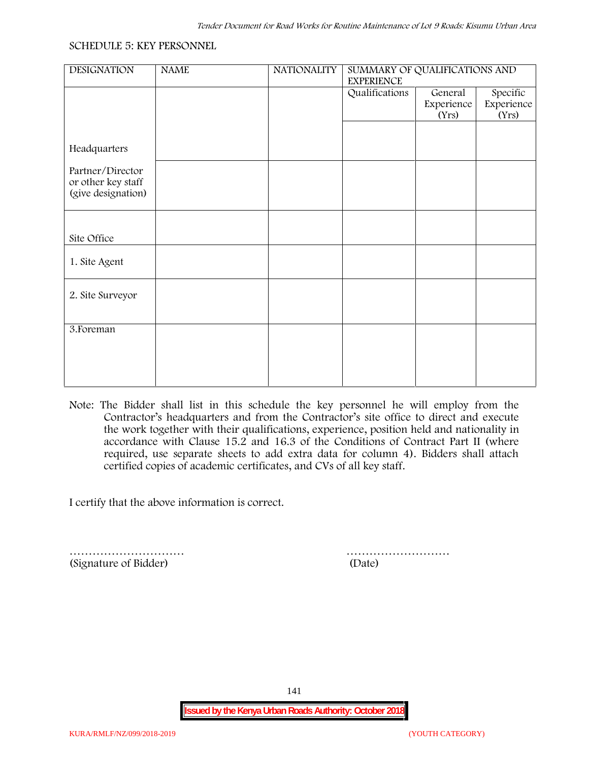SCHEDULE 5: KEY PERSONNEL

| DESIGNATION | NAME | NATIONALITY | SUMMARY OF QUALIFICATIONS AND EXPERIENCE | | |
|---|---|---|---|---|---|
| | | | Qualifications | General Experience (Yrs) | Specific Experience (Yrs) |
| Headquarters | | | | | |
| Partner/Director or other key staff (give designation) | | | | | |
| Site Office | | | | | |
| 1. Site Agent | | | | | |
| 2. Site Surveyor | | | | | |
| 3.Foreman | | | | | |

Note: The Bidder shall list in this schedule the key personnel he will employ from the Contractor's headquarters and from the Contractor's site office to direct and execute the work together with their qualifications, experience, position held and nationality in accordance with Clause 15.2 and 16.3 of the Conditions of Contract Part II (where required, use separate sheets to add extra data for column 4). Bidders shall attach certified copies of academic certificates, and CVs of all key staff.

I certify that the above information is correct.

………………………… (Signature of Bidder)

……………………… (Date)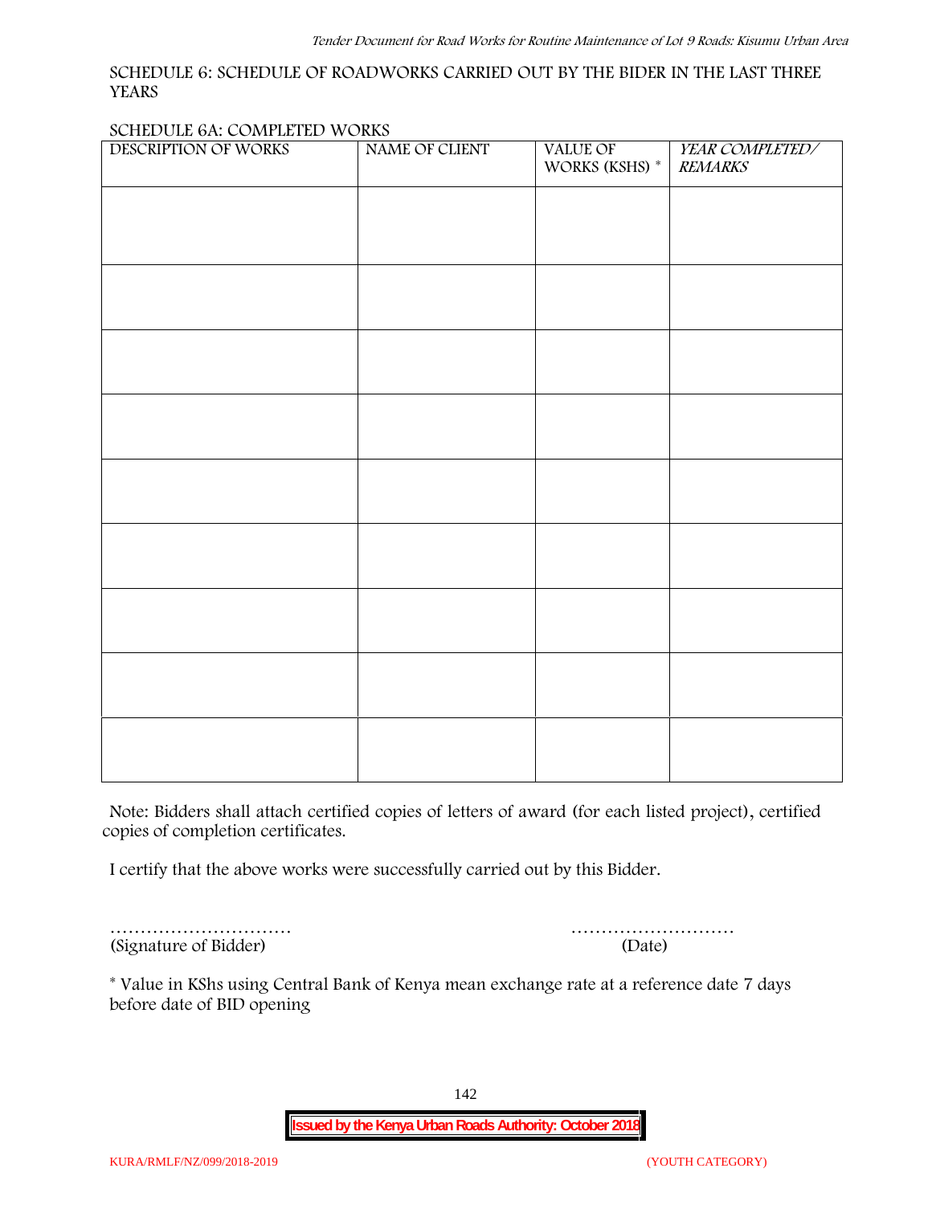SCHEDULE 6: SCHEDULE OF ROADWORKS CARRIED OUT BY THE BIDER IN THE LAST THREE YEARS

SCHEDULE 6A: COMPLETED WORKS

| DESCRIPTION OF WORKS | NAME OF CLIENT | VALUE OF WORKS (KSHS) * | *YEAR COMPLETED/ REMARKS* |
|---|---|---|---|
| | | | |
| | | | |
| | | | |
| | | | |
| | | | |
| | | | |
| | | | |
| | | | |
| | | | |

Note: Bidders shall attach certified copies of letters of award (for each listed project), certified copies of completion certificates.

I certify that the above works were successfully carried out by this Bidder.

………………………… (Signature of Bidder)

……………………… (Date)

* Value in KShs using Central Bank of Kenya mean exchange rate at a reference date 7 days before date of BID opening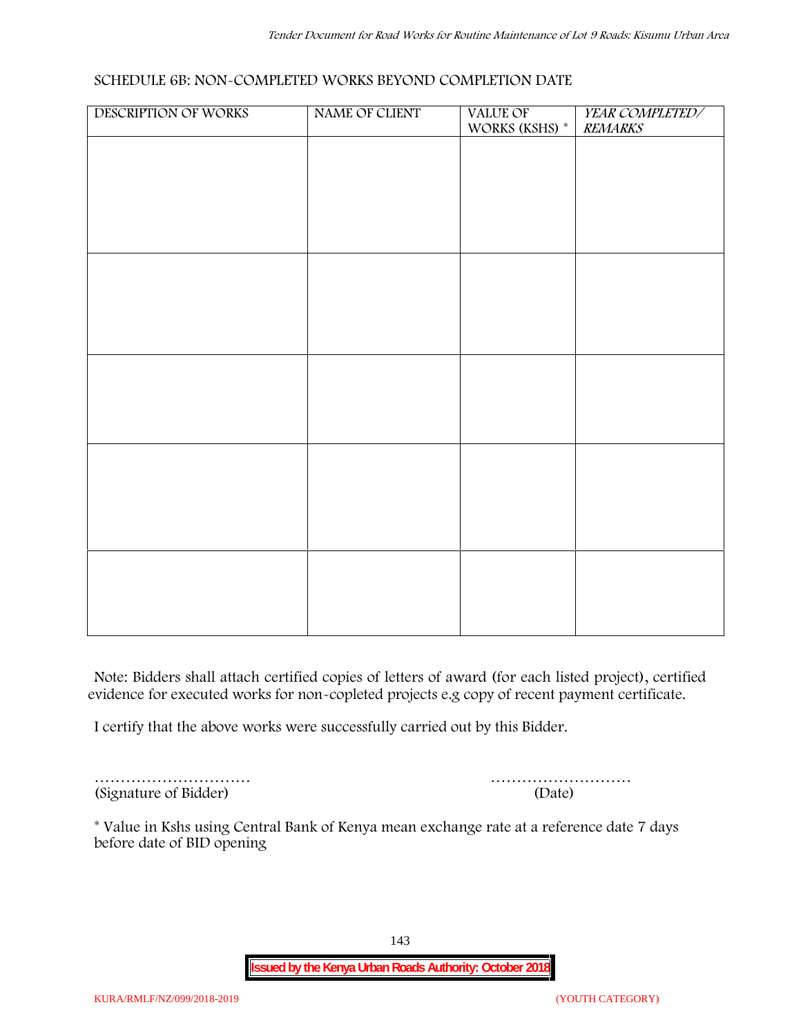SCHEDULE 6B: NON-COMPLETED WORKS BEYOND COMPLETION DATE

| DESCRIPTION OF WORKS | NAME OF CLIENT | VALUE OF WORKS (KSHS) * | *YEAR COMPLETED/ REMARKS* |
|---|---|---|---|
| | | | |
| | | | |
| | | | |
| | | | |
| | | | |

Note: Bidders shall attach certified copies of letters of award (for each listed project), certified evidence for executed works for non-copleted projects e.g copy of recent payment certificate.

I certify that the above works were successfully carried out by this Bidder.

………………………… ………………………
(Signature of Bidder) (Date)

* Value in Kshs using Central Bank of Kenya mean exchange rate at a reference date 7 days before date of BID opening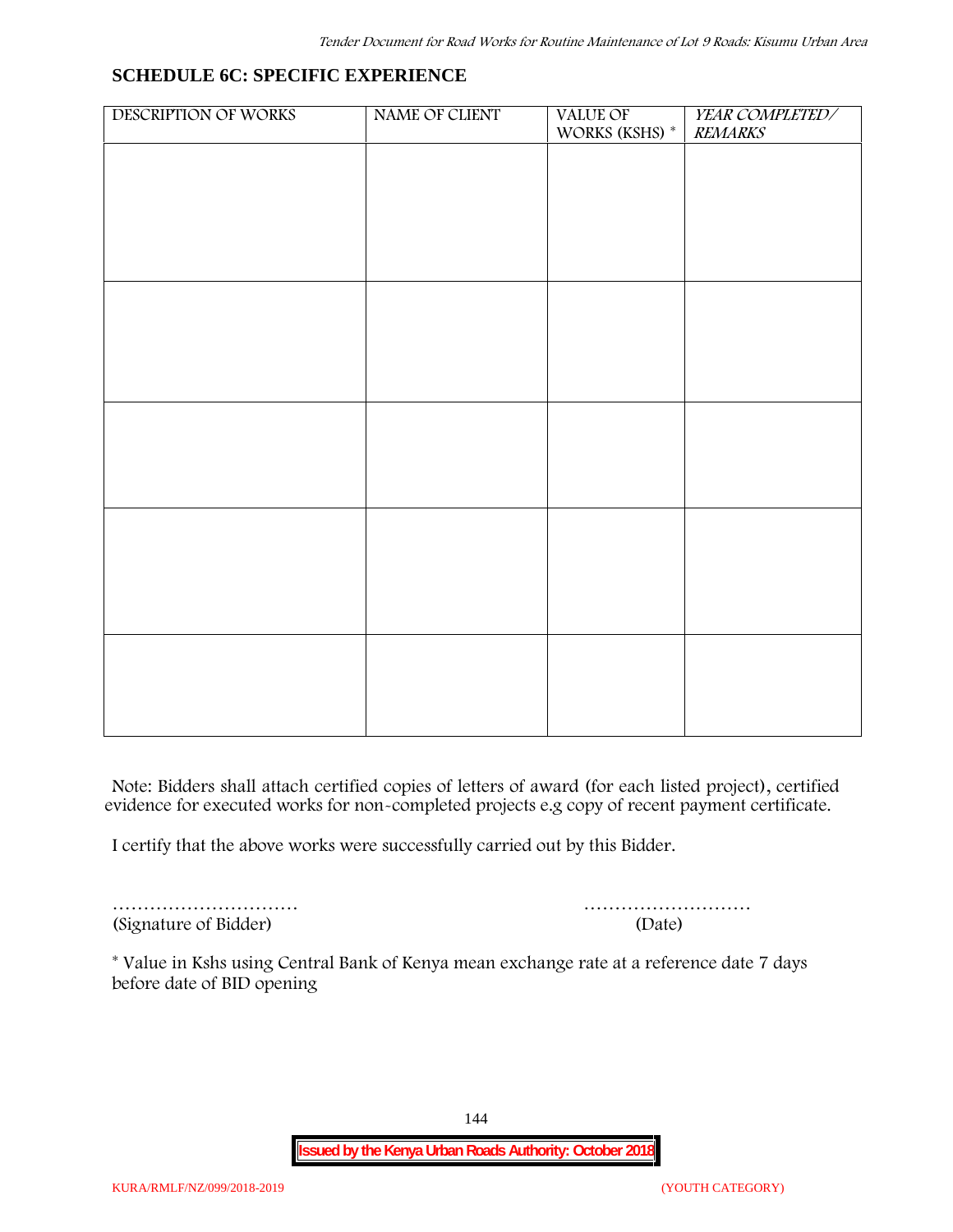## SCHEDULE 6C: SPECIFIC EXPERIENCE

| DESCRIPTION OF WORKS | NAME OF CLIENT | VALUE OF WORKS (KSHS) * | *YEAR COMPLETED/ REMARKS* |
|---|---|---|---|
| | | | |
| | | | |
| | | | |
| | | | |
| | | | |

Note: Bidders shall attach certified copies of letters of award (for each listed project), certified evidence for executed works for non-completed projects e.g copy of recent payment certificate.

I certify that the above works were successfully carried out by this Bidder.

………………………… ………………………

(Signature of Bidder) (Date)

* Value in Kshs using Central Bank of Kenya mean exchange rate at a reference date 7 days before date of BID opening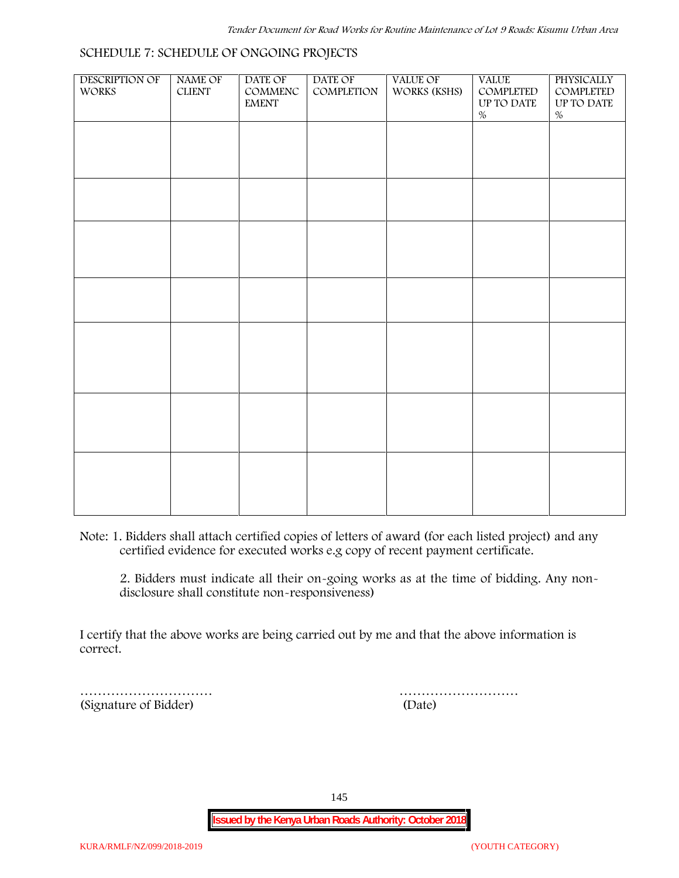## SCHEDULE 7: SCHEDULE OF ONGOING PROJECTS

| DESCRIPTION OF WORKS | NAME OF CLIENT | DATE OF COMMENCEMENT | DATE OF COMPLETION | VALUE OF WORKS (KSHS) | VALUE COMPLETED UP TO DATE % | PHYSICALLY COMPLETED UP TO DATE % |
|---|---|---|---|---|---|---|
| | | | | | | |
| | | | | | | |
| | | | | | | |
| | | | | | | |
| | | | | | | |
| | | | | | | |
| | | | | | | |

Note: 1. Bidders shall attach certified copies of letters of award (for each listed project) and any certified evidence for executed works e.g copy of recent payment certificate.

2. Bidders must indicate all their on-going works as at the time of bidding. Any non-disclosure shall constitute non-responsiveness)

I certify that the above works are being carried out by me and that the above information is correct.

………………………… ………………………

(Signature of Bidder) (Date)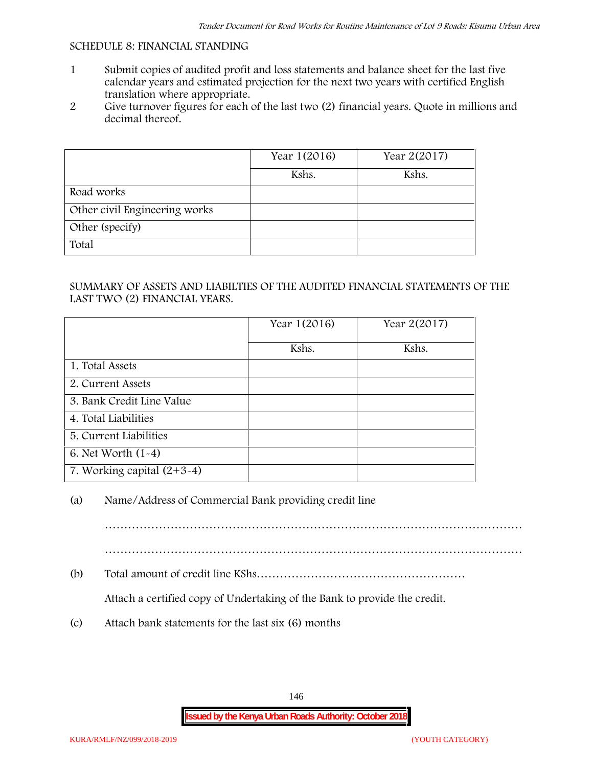SCHEDULE 8: FINANCIAL STANDING

1. Submit copies of audited profit and loss statements and balance sheet for the last five calendar years and estimated projection for the next two years with certified English translation where appropriate.
2. Give turnover figures for each of the last two (2) financial years. Quote in millions and decimal thereof.

| | Year 1(2016) | Year 2(2017) |
|---|---|---|
| | Kshs. | Kshs. |
| Road works | | |
| Other civil Engineering works | | |
| Other (specify) | | |
| Total | | |

SUMMARY OF ASSETS AND LIABILTIES OF THE AUDITED FINANCIAL STATEMENTS OF THE LAST TWO (2) FINANCIAL YEARS.

| | Year 1(2016) | Year 2(2017) |
|---|---|---|
| | Kshs. | Kshs. |
| 1. Total Assets | | |
| 2. Current Assets | | |
| 3. Bank Credit Line Value | | |
| 4. Total Liabilities | | |
| 5. Current Liabilities | | |
| 6. Net Worth (1-4) | | |
| 7. Working capital (2+3-4) | | |

(a) Name/Address of Commercial Bank providing credit line

……………………………………………………………………………………………

……………………………………………………………………………………………

(b) Total amount of credit line KShs………………………………………………

Attach a certified copy of Undertaking of the Bank to provide the credit.

(c) Attach bank statements for the last six (6) months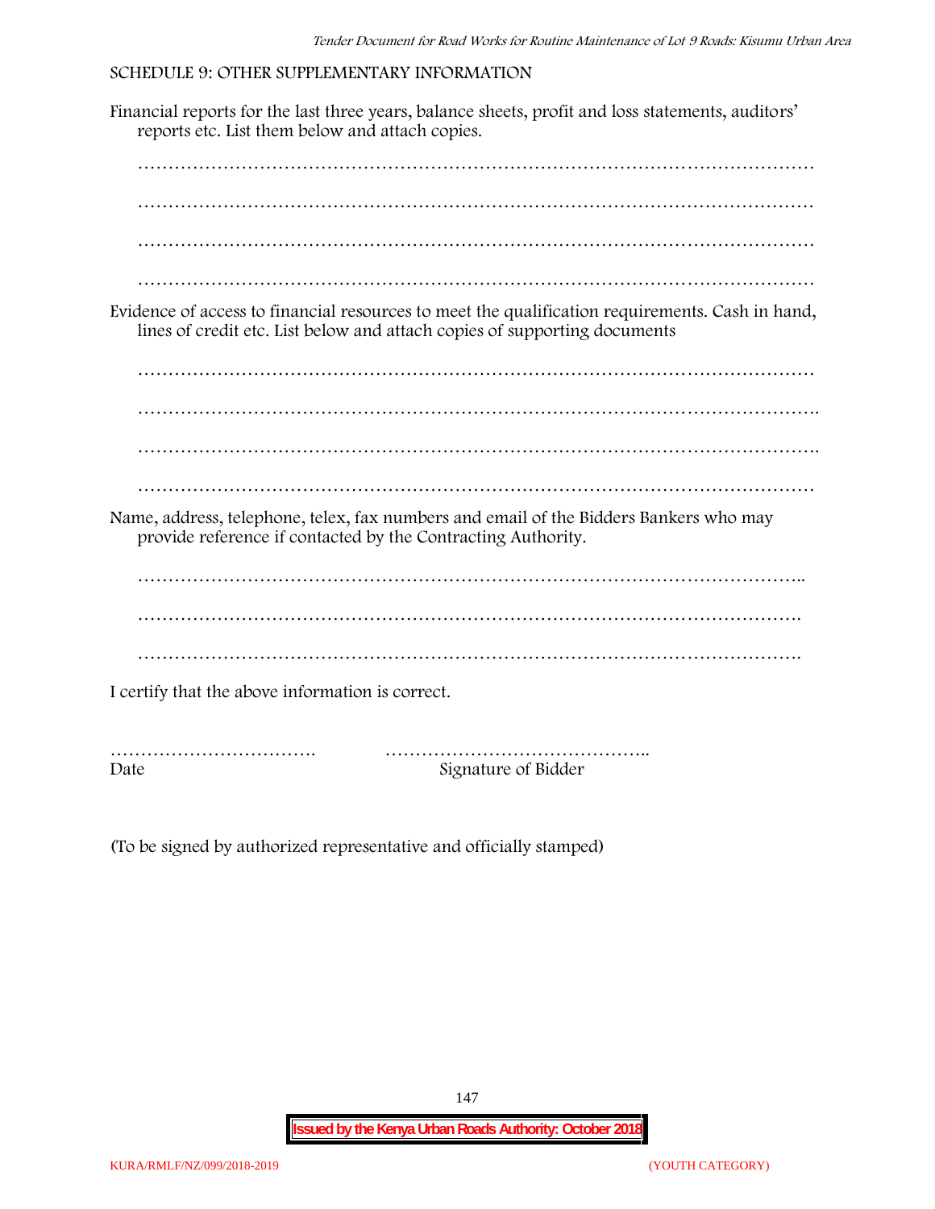SCHEDULE 9: OTHER SUPPLEMENTARY INFORMATION

Financial reports for the last three years, balance sheets, profit and loss statements, auditors' reports etc. List them below and attach copies.

…………………………………………………………………………………………………

…………………………………………………………………………………………………

…………………………………………………………………………………………………

…………………………………………………………………………………………………

Evidence of access to financial resources to meet the qualification requirements. Cash in hand, lines of credit etc. List below and attach copies of supporting documents

…………………………………………………………………………………………………

…………………………………………………………………………………………………

…………………………………………………………………………………………………

…………………………………………………………………………………………………

Name, address, telephone, telex, fax numbers and email of the Bidders Bankers who may provide reference if contacted by the Contracting Authority.

…………………………………………………………………………………………………

…………………………………………………………………………………………………

…………………………………………………………………………………………………

I certify that the above information is correct.

……………………………. ……………………………………..

Date Signature of Bidder

(To be signed by authorized representative and officially stamped)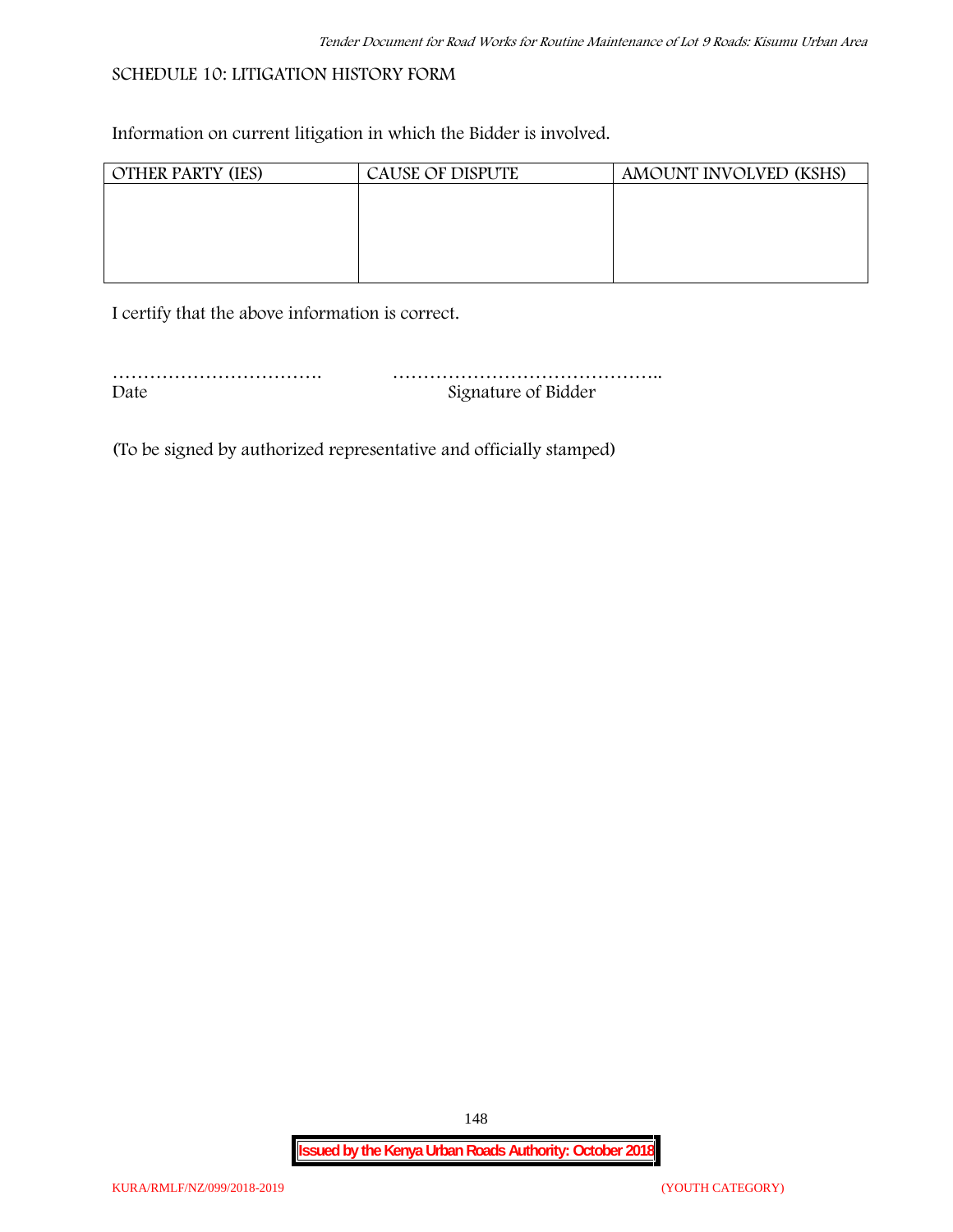SCHEDULE 10: LITIGATION HISTORY FORM

Information on current litigation in which the Bidder is involved.

| OTHER PARTY (IES) | CAUSE OF DISPUTE | AMOUNT INVOLVED (KSHS) |
|---|---|---|
| | | |

I certify that the above information is correct.

……………………………. ……………………………………..

Date Signature of Bidder

(To be signed by authorized representative and officially stamped)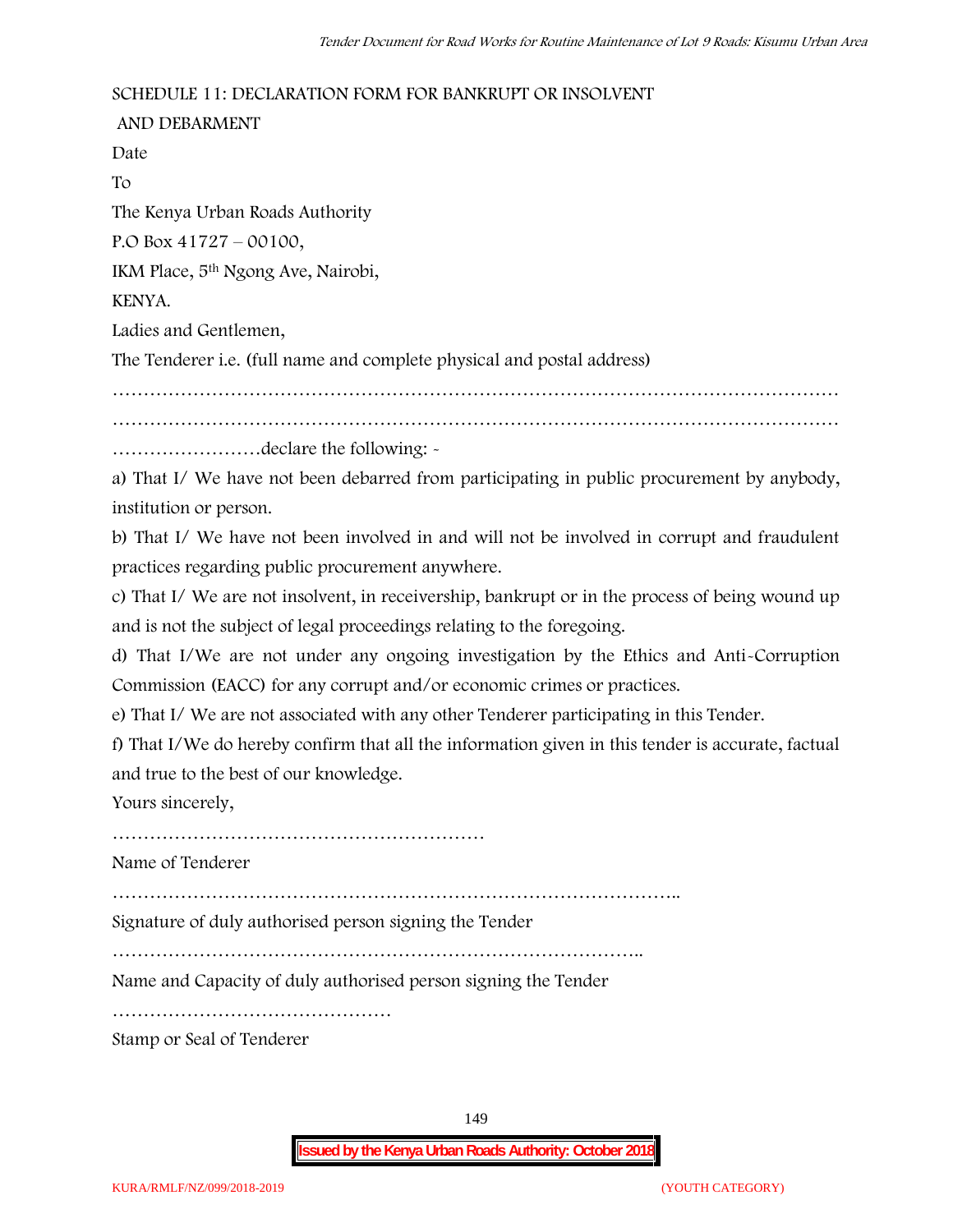SCHEDULE 11: DECLARATION FORM FOR BANKRUPT OR INSOLVENT AND DEBARMENT

Date

To

The Kenya Urban Roads Authority

P.O Box 41727 – 00100,

IKM Place, 5th Ngong Ave, Nairobi,

KENYA.

Ladies and Gentlemen,

The Tenderer i.e. (full name and complete physical and postal address)

……………………………………………………………………………………………………………

……………………………………………………………………………………………………………

……………………declare the following: -

a) That I/ We have not been debarred from participating in public procurement by anybody, institution or person.

b) That I/ We have not been involved in and will not be involved in corrupt and fraudulent practices regarding public procurement anywhere.

c) That I/ We are not insolvent, in receivership, bankrupt or in the process of being wound up and is not the subject of legal proceedings relating to the foregoing.

d) That I/We are not under any ongoing investigation by the Ethics and Anti-Corruption Commission (EACC) for any corrupt and/or economic crimes or practices.

e) That I/ We are not associated with any other Tenderer participating in this Tender.

f) That I/We do hereby confirm that all the information given in this tender is accurate, factual and true to the best of our knowledge.

Yours sincerely,

……………………………………………………

Name of Tenderer

………………………………………………………………………………..

Signature of duly authorised person signing the Tender

…………………………………………………………………………..

Name and Capacity of duly authorised person signing the Tender

………………………………………

Stamp or Seal of Tenderer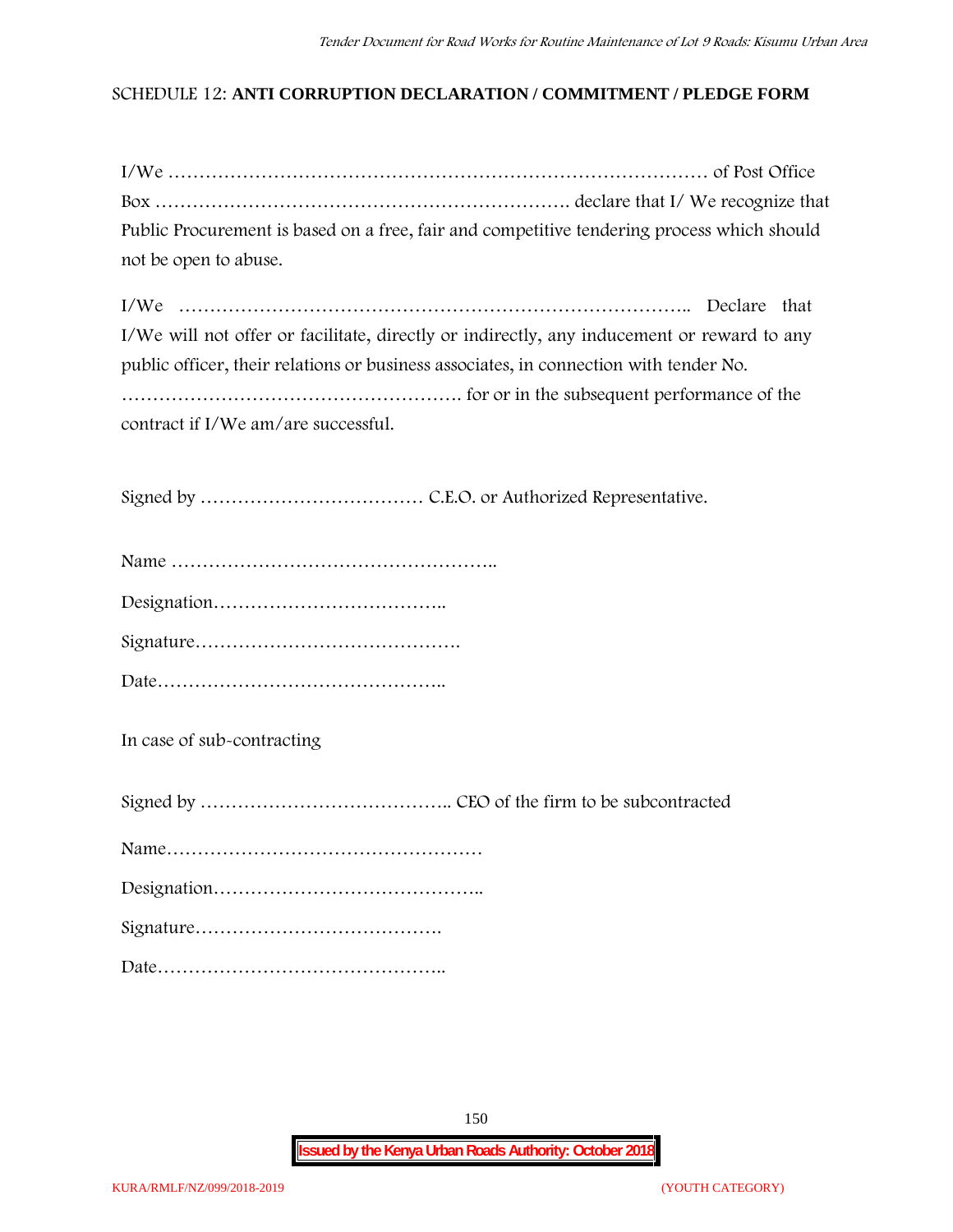SCHEDULE 12: **ANTI CORRUPTION DECLARATION / COMMITMENT / PLEDGE FORM**

I/We ……………………………………………………………………………… of Post Office Box ………………………………………………………… declare that I/ We recognize that Public Procurement is based on a free, fair and competitive tendering process which should not be open to abuse.

I/We ……………………………………………………………………….. Declare that I/We will not offer or facilitate, directly or indirectly, any inducement or reward to any public officer, their relations or business associates, in connection with tender No. ………………………………………………. for or in the subsequent performance of the contract if I/We am/are successful.

Signed by ……………………………… C.E.O. or Authorized Representative.

Name ……………………………………………..

Designation………………………………..

Signature…………………………………….

Date………………………………………..

In case of sub-contracting

Signed by ………………………………….. CEO of the firm to be subcontracted

Name……………………………………………

Designation……………………………………..

Signature………………………………….

Date………………………………………..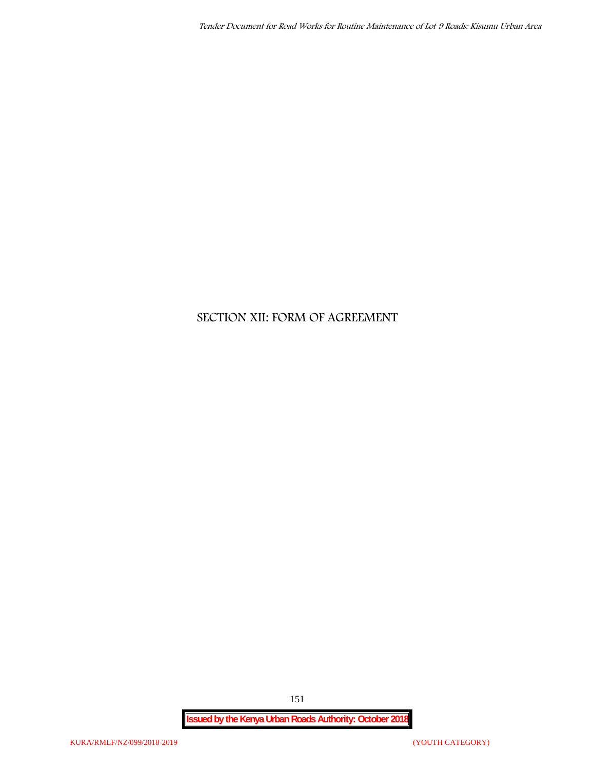# SECTION XII: FORM OF AGREEMENT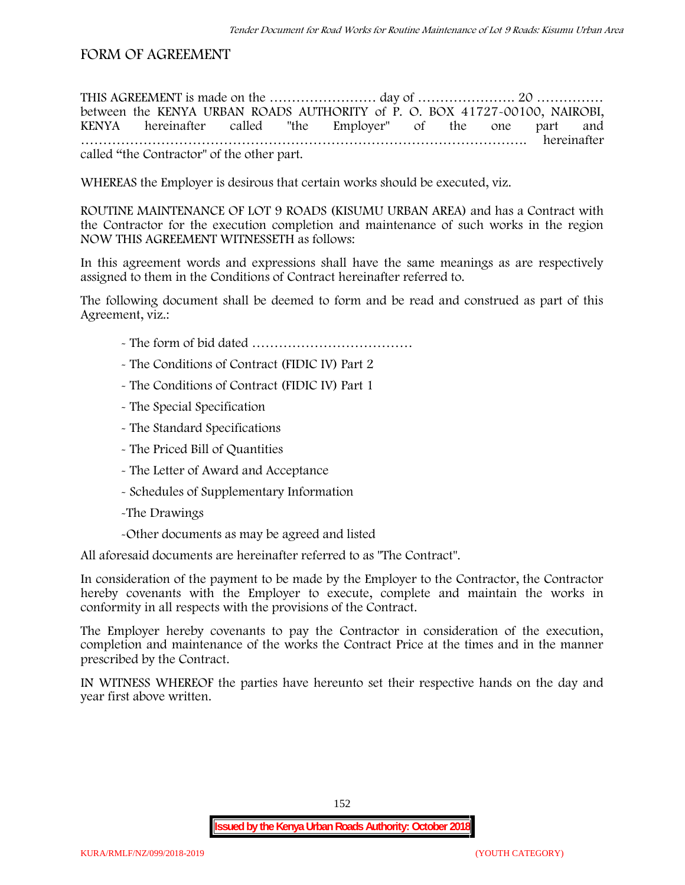## FORM OF AGREEMENT

THIS AGREEMENT is made on the …………………… day of …………………. 20 …………… between the KENYA URBAN ROADS AUTHORITY of P. O. BOX 41727-00100, NAIROBI, KENYA hereinafter called "the Employer" of the one part and ………………………………………………………………………………………. hereinafter called "the Contractor" of the other part.

WHEREAS the Employer is desirous that certain works should be executed, viz.

ROUTINE MAINTENANCE OF LOT 9 ROADS (KISUMU URBAN AREA) and has a Contract with the Contractor for the execution completion and maintenance of such works in the region NOW THIS AGREEMENT WITNESSETH as follows:

In this agreement words and expressions shall have the same meanings as are respectively assigned to them in the Conditions of Contract hereinafter referred to.

The following document shall be deemed to form and be read and construed as part of this Agreement, viz.:

- The form of bid dated ………………………………
- The Conditions of Contract (FIDIC IV) Part 2
- The Conditions of Contract (FIDIC IV) Part 1
- The Special Specification
- The Standard Specifications
- The Priced Bill of Quantities
- The Letter of Award and Acceptance
- Schedules of Supplementary Information
- The Drawings
- Other documents as may be agreed and listed

All aforesaid documents are hereinafter referred to as "The Contract".

In consideration of the payment to be made by the Employer to the Contractor, the Contractor hereby covenants with the Employer to execute, complete and maintain the works in conformity in all respects with the provisions of the Contract.

The Employer hereby covenants to pay the Contractor in consideration of the execution, completion and maintenance of the works the Contract Price at the times and in the manner prescribed by the Contract.

IN WITNESS WHEREOF the parties have hereunto set their respective hands on the day and year first above written.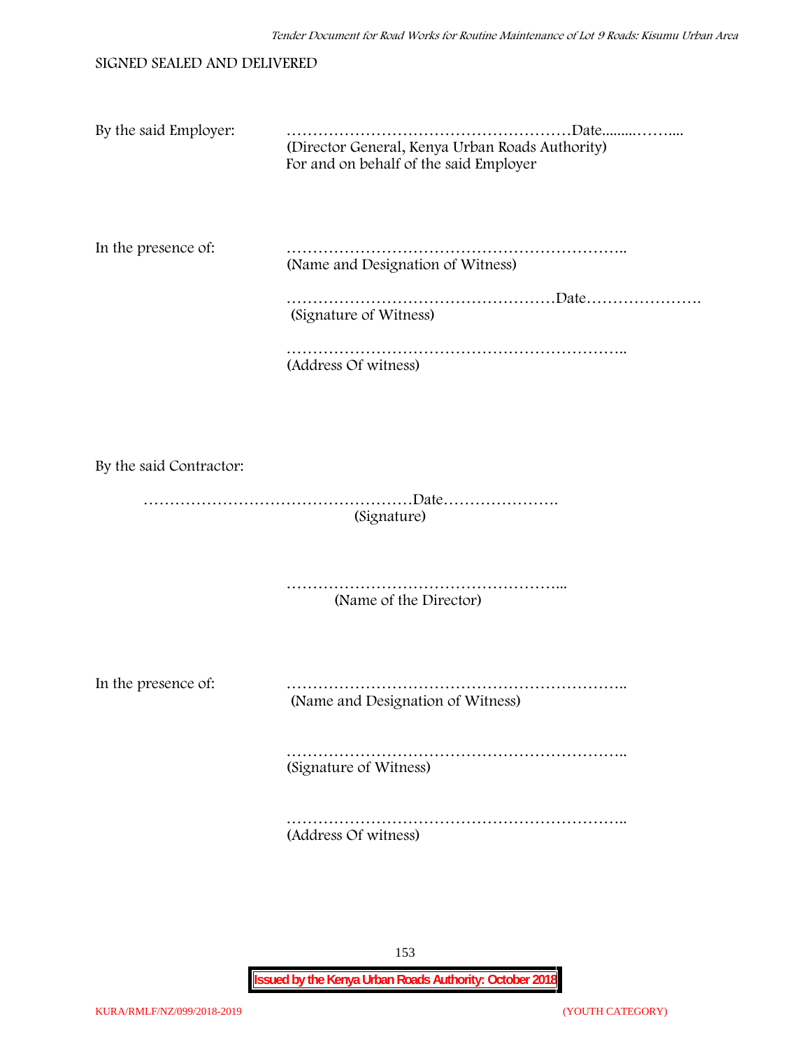SIGNED SEALED AND DELIVERED

By the said Employer: ………………………………………………Date.........……....
(Director General, Kenya Urban Roads Authority)
For and on behalf of the said Employer

In the presence of: ………………………………………………………..
(Name and Designation of Witness)

……………………………………………Date………………….
(Signature of Witness)

………………………………………………………..
(Address Of witness)

By the said Contractor:

……………………………………………Date………………….
(Signature)

……………………………………………...
(Name of the Director)

In the presence of: ………………………………………………………..
(Name and Designation of Witness)

………………………………………………………..
(Signature of Witness)

………………………………………………………..
(Address Of witness)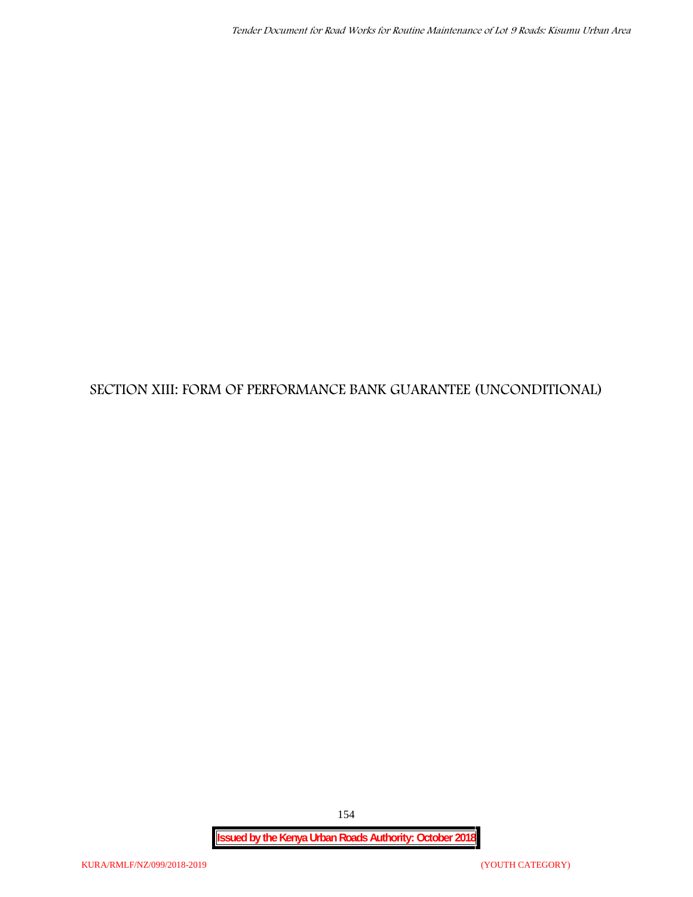# SECTION XIII: FORM OF PERFORMANCE BANK GUARANTEE (UNCONDITIONAL)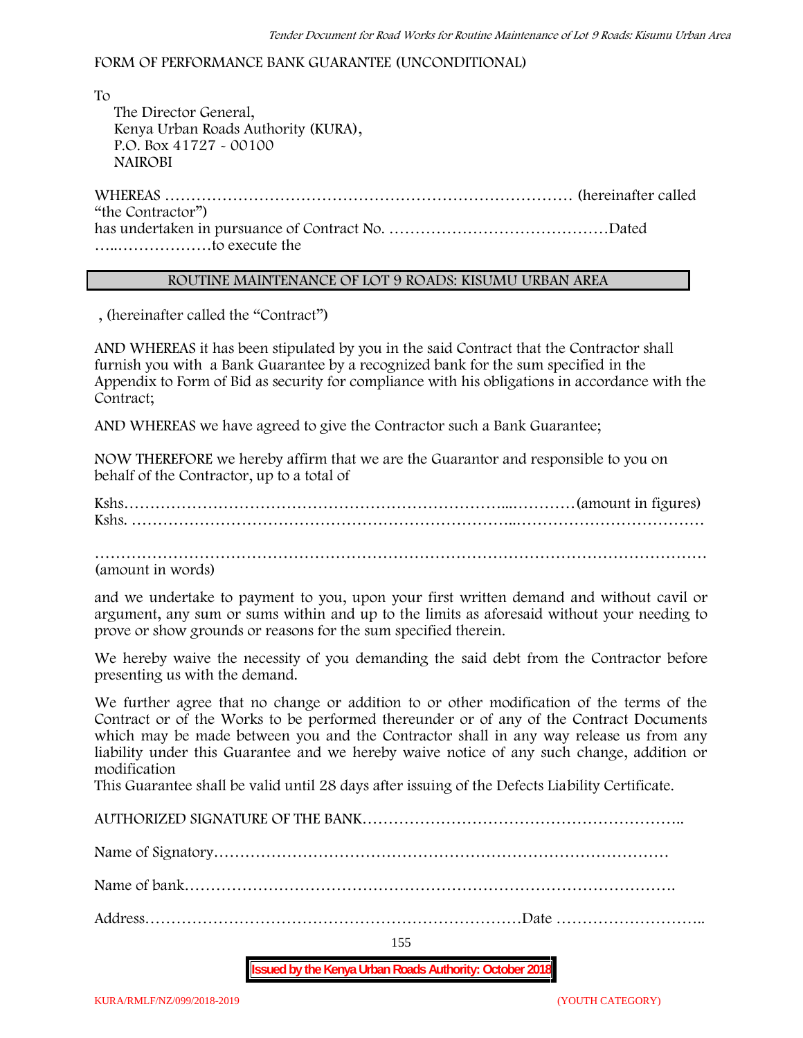FORM OF PERFORMANCE BANK GUARANTEE (UNCONDITIONAL)

To

The Director General,
Kenya Urban Roads Authority (KURA),
P.O. Box 41727 - 00100
NAIROBI

WHEREAS …………………………………………………………………… (hereinafter called "the Contractor")
has undertaken in pursuance of Contract No. ……………………………………Dated …..………………to execute the

ROUTINE MAINTENANCE OF LOT 9 ROADS: KISUMU URBAN AREA

, (hereinafter called the "Contract")

AND WHEREAS it has been stipulated by you in the said Contract that the Contractor shall furnish you with a Bank Guarantee by a recognized bank for the sum specified in the Appendix to Form of Bid as security for compliance with his obligations in accordance with the Contract;

AND WHEREAS we have agreed to give the Contractor such a Bank Guarantee;

NOW THEREFORE we hereby affirm that we are the Guarantor and responsible to you on behalf of the Contractor, up to a total of

Kshs……………………………………………………………...…………(amount in figures)
Kshs. …………………………………………………………...………………………………

………………………………………………………………………………………………………
(amount in words)

and we undertake to payment to you, upon your first written demand and without cavil or argument, any sum or sums within and up to the limits as aforesaid without your needing to prove or show grounds or reasons for the sum specified therein.

We hereby waive the necessity of you demanding the said debt from the Contractor before presenting us with the demand.

We further agree that no change or addition to or other modification of the terms of the Contract or of the Works to be performed thereunder or of any of the Contract Documents which may be made between you and the Contractor shall in any way release us from any liability under this Guarantee and we hereby waive notice of any such change, addition or modification
This Guarantee shall be valid until 28 days after issuing of the Defects Liability Certificate.

AUTHORIZED SIGNATURE OF THE BANK……………………………………………………..

Name of Signatory…………………………………………………………………………

Name of bank……………………………………………………………………………….

Address………………………………………………………………Date ………………………..